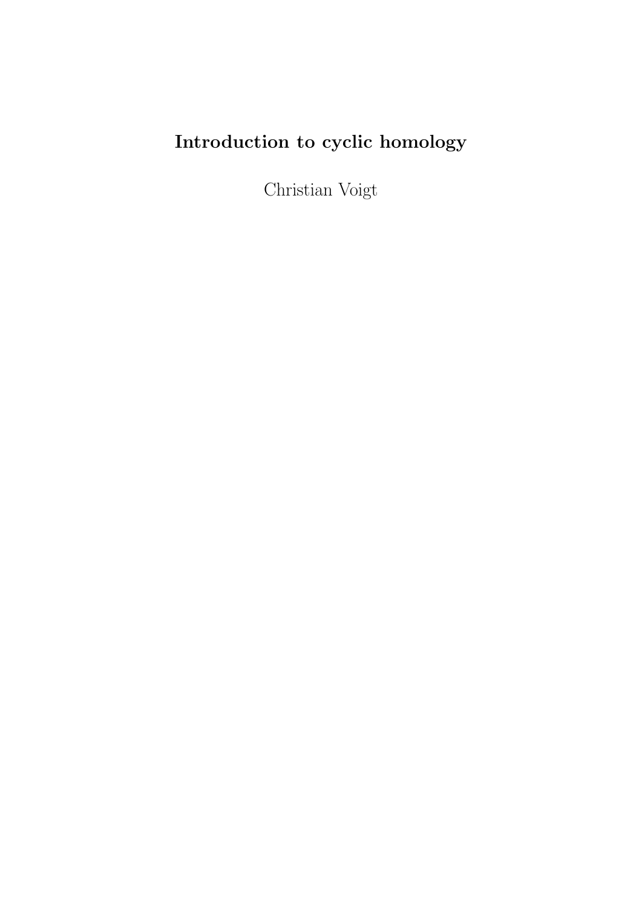# Introduction to cyclic homology

Christian Voigt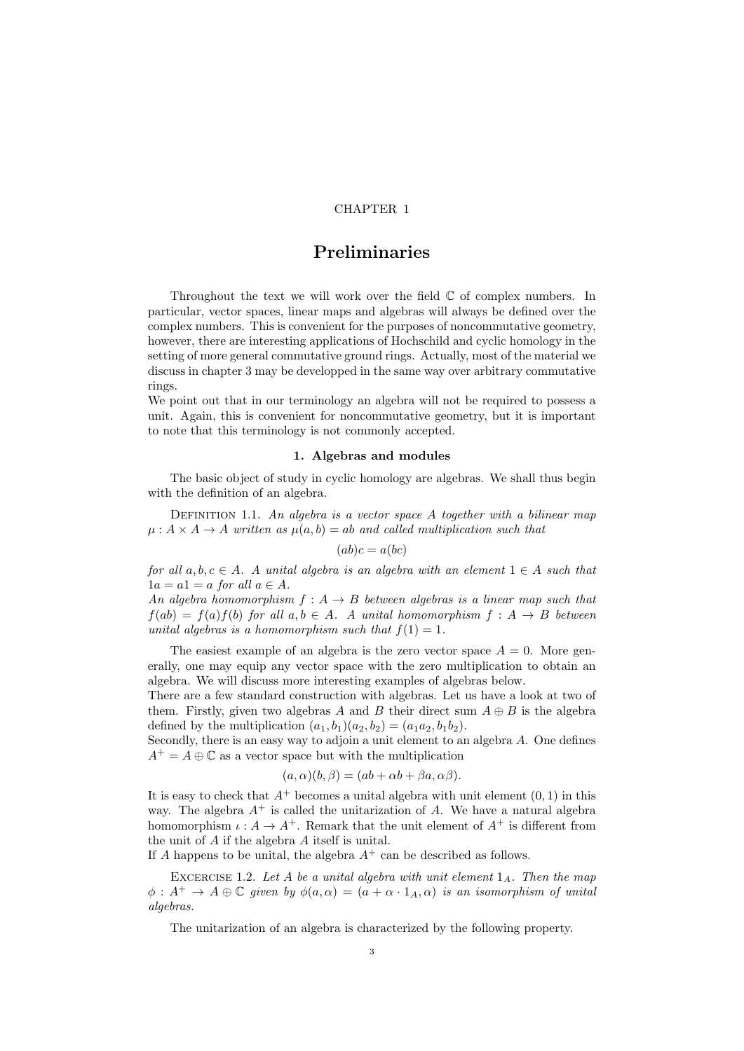CHAPTER 1

# Preliminaries

Throughout the text we will work over the field $\mathbb{C}$ of complex numbers. In particular, vector spaces, linear maps and algebras will always be defined over the complex numbers. This is convenient for the purposes of noncommutative geometry, however, there are interesting applications of Hochschild and cyclic homology in the setting of more general commutative ground rings. Actually, most of the material we discuss in chapter 3 may be developped in the same way over arbitrary commutative rings.

We point out that in our terminology an algebra will not be required to possess a unit. Again, this is convenient for noncommutative geometry, but it is important to note that this terminology is not commonly accepted.

## 1. Algebras and modules

The basic object of study in cyclic homology are algebras. We shall thus begin with the definition of an algebra.

Definition 1.1. *An algebra is a vector space $A$ together with a bilinear map $\mu : A \times A \to A$ written as $\mu(a, b) = ab$ and called multiplication such that*

$$(ab)c = a(bc)$$

*for all $a, b, c \in A$. A unital algebra is an algebra with an element $1 \in A$ such that $1a = a1 = a$ for all $a \in A$.*

*An algebra homomorphism $f : A \to B$ between algebras is a linear map such that $f(ab) = f(a)f(b)$ for all $a, b \in A$. A unital homomorphism $f : A \to B$ between unital algebras is a homomorphism such that $f(1) = 1$.*

The easiest example of an algebra is the zero vector space $A = 0$. More generally, one may equip any vector space with the zero multiplication to obtain an algebra. We will discuss more interesting examples of algebras below.

There are a few standard construction with algebras. Let us have a look at two of them. Firstly, given two algebras $A$ and $B$ their direct sum $A \oplus B$ is the algebra defined by the multiplication $(a_1, b_1)(a_2, b_2) = (a_1a_2, b_1b_2)$.

Secondly, there is an easy way to adjoin a unit element to an algebra $A$. One defines $A^+ = A \oplus \mathbb{C}$ as a vector space but with the multiplication

$$(a, \alpha)(b, \beta) = (ab + \alpha b + \beta a, \alpha\beta).$$

It is easy to check that $A^+$ becomes a unital algebra with unit element $(0, 1)$ in this way. The algebra $A^+$ is called the unitarization of $A$. We have a natural algebra homomorphism $\iota : A \to A^+$. Remark that the unit element of $A^+$ is different from the unit of $A$ if the algebra $A$ itself is unital.

If $A$ happens to be unital, the algebra $A^+$ can be described as follows.

Excercise 1.2. *Let $A$ be a unital algebra with unit element $1_A$. Then the map $\phi : A^+ \to A \oplus \mathbb{C}$ given by $\phi(a, \alpha) = (a + \alpha \cdot 1_A, \alpha)$ is an isomorphism of unital algebras.*

The unitarization of an algebra is characterized by the following property.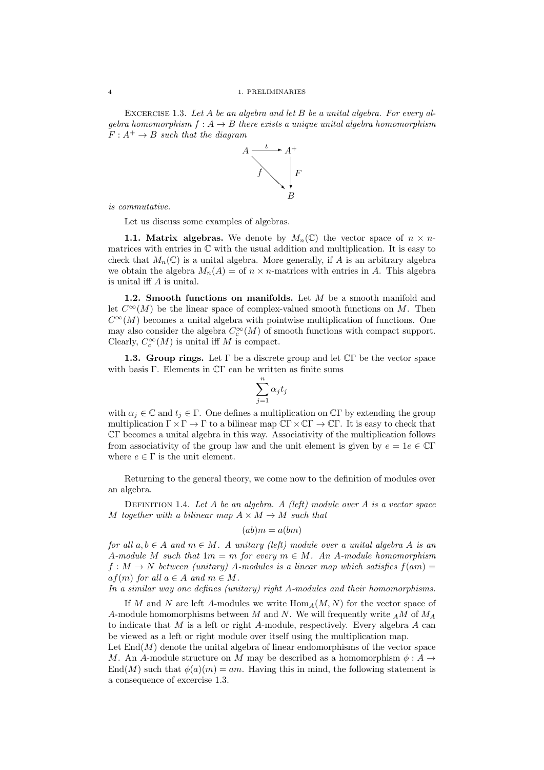Excercise 1.3. *Let $A$ be an algebra and let $B$ be a unital algebra. For every algebra homomorphism $f : A \to B$ there exists a unique unital algebra homomorphism $F : A^+ \to B$ such that the diagram*

$$\begin{array}{ccc} A & \xrightarrow{\iota} & A^+ \\ & \searrow^{f} & \downarrow F \\ & & B \end{array}$$

*is commutative.*

Let us discuss some examples of algebras.

**1.1. Matrix algebras.** We denote by $M_n(\mathbb{C})$ the vector space of $n \times n$-matrices with entries in $\mathbb{C}$ with the usual addition and multiplication. It is easy to check that $M_n(\mathbb{C})$ is a unital algebra. More generally, if $A$ is an arbitrary algebra we obtain the algebra $M_n(A) =$ of $n \times n$-matrices with entries in $A$. This algebra is unital iff $A$ is unital.

**1.2. Smooth functions on manifolds.** Let $M$ be a smooth manifold and let $C^\infty(M)$ be the linear space of complex-valued smooth functions on $M$. Then $C^\infty(M)$ becomes a unital algebra with pointwise multiplication of functions. One may also consider the algebra $C_c^\infty(M)$ of smooth functions with compact support. Clearly, $C_c^\infty(M)$ is unital iff $M$ is compact.

**1.3. Group rings.** Let $\Gamma$ be a discrete group and let $\mathbb{C}\Gamma$ be the vector space with basis $\Gamma$. Elements in $\mathbb{C}\Gamma$ can be written as finite sums

$$\sum_{j=1}^{n} \alpha_j t_j$$

with $\alpha_j \in \mathbb{C}$ and $t_j \in \Gamma$. One defines a multiplication on $\mathbb{C}\Gamma$ by extending the group multiplication $\Gamma \times \Gamma \to \Gamma$ to a bilinear map $\mathbb{C}\Gamma \times \mathbb{C}\Gamma \to \mathbb{C}\Gamma$. It is easy to check that $\mathbb{C}\Gamma$ becomes a unital algebra in this way. Associativity of the multiplication follows from associativity of the group law and the unit element is given by $e = 1e \in \mathbb{C}\Gamma$ where $e \in \Gamma$ is the unit element.

Returning to the general theory, we come now to the definition of modules over an algebra.

Definition 1.4. *Let $A$ be an algebra. A (left) module over $A$ is a vector space $M$ together with a bilinear map $A \times M \to M$ such that*

$$(ab)m = a(bm)$$

*for all $a, b \in A$ and $m \in M$. A unitary (left) module over a unital algebra $A$ is an $A$-module $M$ such that $1m = m$ for every $m \in M$. An $A$-module homomorphism $f : M \to N$ between (unitary) $A$-modules is a linear map which satisfies $f(am) = af(m)$ for all $a \in A$ and $m \in M$.*
*In a similar way one defines (unitary) right $A$-modules and their homomorphisms.*

If $M$ and $N$ are left $A$-modules we write $\mathrm{Hom}_A(M, N)$ for the vector space of $A$-module homomorphisms between $M$ and $N$. We will frequently write ${}_AM$ of $M_A$ to indicate that $M$ is a left or right $A$-module, respectively. Every algebra $A$ can be viewed as a left or right module over itself using the multiplication map.
Let $\mathrm{End}(M)$ denote the unital algebra of linear endomorphisms of the vector space $M$. An $A$-module structure on $M$ may be described as a homomorphism $\phi : A \to \mathrm{End}(M)$ such that $\phi(a)(m) = am$. Having this in mind, the following statement is a consequence of excercise 1.3.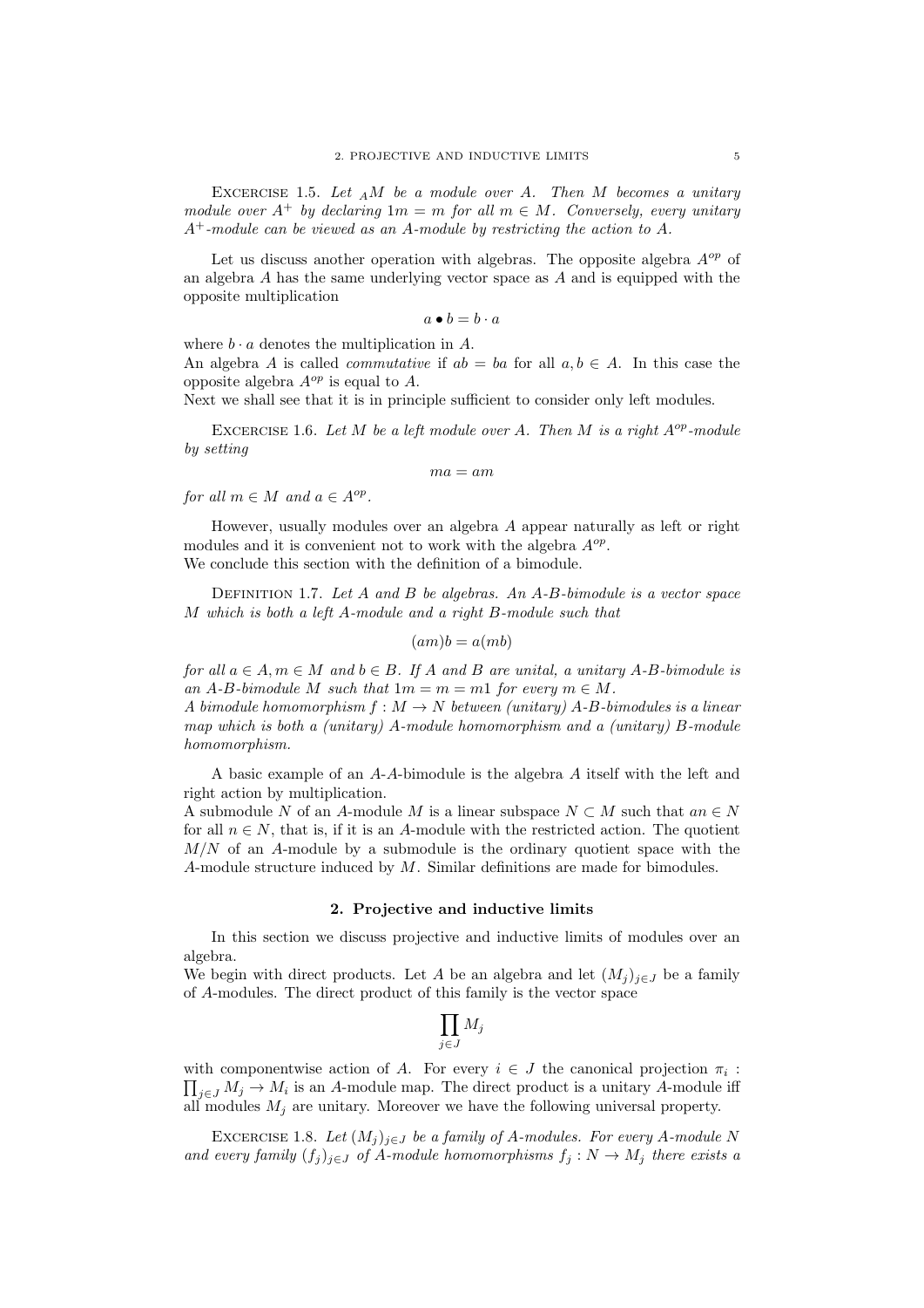Excercise 1.5. *Let ${}_AM$ be a module over $A$. Then $M$ becomes a unitary module over $A^+$ by declaring $1m = m$ for all $m \in M$. Conversely, every unitary $A^+$-module can be viewed as an $A$-module by restricting the action to $A$.*

Let us discuss another operation with algebras. The opposite algebra $A^{op}$ of an algebra $A$ has the same underlying vector space as $A$ and is equipped with the opposite multiplication

$$a \bullet b = b \cdot a$$

where $b \cdot a$ denotes the multiplication in $A$.
An algebra $A$ is called *commutative* if $ab = ba$ for all $a, b \in A$. In this case the opposite algebra $A^{op}$ is equal to $A$.
Next we shall see that it is in principle sufficient to consider only left modules.

Excercise 1.6. *Let $M$ be a left module over $A$. Then $M$ is a right $A^{op}$-module by setting*

$$ma = am$$

*for all $m \in M$ and $a \in A^{op}$.*

However, usually modules over an algebra $A$ appear naturally as left or right modules and it is convenient not to work with the algebra $A^{op}$.
We conclude this section with the definition of a bimodule.

Definition 1.7. *Let $A$ and $B$ be algebras. An $A$-$B$-bimodule is a vector space $M$ which is both a left $A$-module and a right $B$-module such that*

$$(am)b = a(mb)$$

*for all $a \in A, m \in M$ and $b \in B$. If $A$ and $B$ are unital, a unitary $A$-$B$-bimodule is an $A$-$B$-bimodule $M$ such that $1m = m = m1$ for every $m \in M$.*
*A bimodule homomorphism $f : M \to N$ between (unitary) $A$-$B$-bimodules is a linear map which is both a (unitary) $A$-module homomorphism and a (unitary) $B$-module homomorphism.*

A basic example of an $A$-$A$-bimodule is the algebra $A$ itself with the left and right action by multiplication.
A submodule $N$ of an $A$-module $M$ is a linear subspace $N \subset M$ such that $an \in N$ for all $n \in N$, that is, if it is an $A$-module with the restricted action. The quotient $M/N$ of an $A$-module by a submodule is the ordinary quotient space with the $A$-module structure induced by $M$. Similar definitions are made for bimodules.

## 2. Projective and inductive limits

In this section we discuss projective and inductive limits of modules over an algebra.
We begin with direct products. Let $A$ be an algebra and let $(M_j)_{j \in J}$ be a family of $A$-modules. The direct product of this family is the vector space

$$\prod_{j \in J} M_j$$

with componentwise action of $A$. For every $i \in J$ the canonical projection $\pi_i : \prod_{j \in J} M_j \to M_i$ is an $A$-module map. The direct product is a unitary $A$-module iff all modules $M_j$ are unitary. Moreover we have the following universal property.

Excercise 1.8. *Let $(M_j)_{j \in J}$ be a family of $A$-modules. For every $A$-module $N$ and every family $(f_j)_{j \in J}$ of $A$-module homomorphisms $f_j : N \to M_j$ there exists a*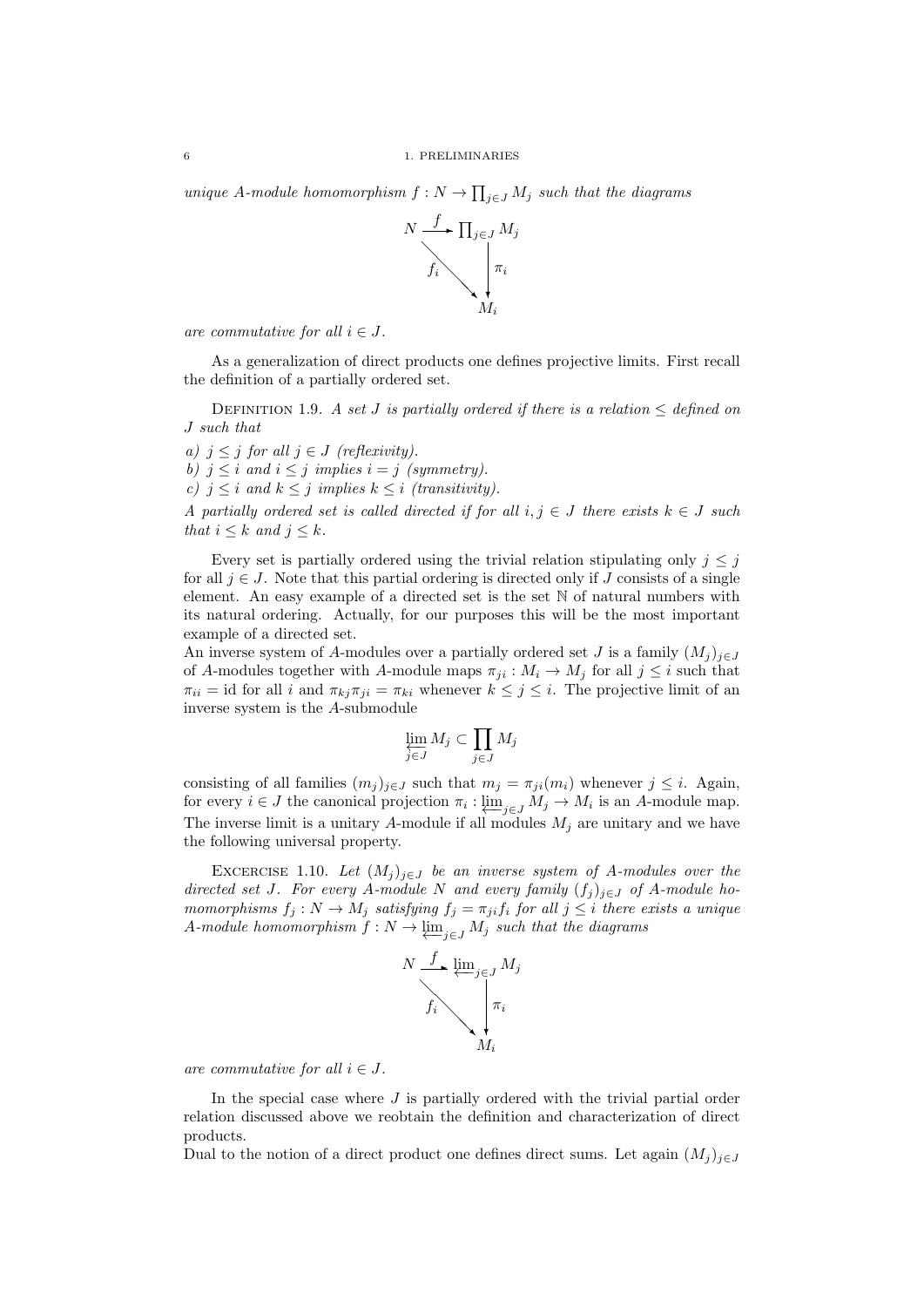*unique $A$-module homomorphism $f : N \to \prod_{j \in J} M_j$ such that the diagrams*

$$\begin{array}{ccc} N & \xrightarrow{f} & \prod_{j\in J} M_j \\ & \searrow^{f_i} & \downarrow \pi_i \\ & & M_i \end{array}$$

*are commutative for all $i \in J$.*

As a generalization of direct products one defines projective limits. First recall the definition of a partially ordered set.

Definition 1.9. *A set $J$ is partially ordered if there is a relation $\leq$ defined on $J$ such that*

*a) $j \leq j$ for all $j \in J$ (reflexivity).*
*b) $j \leq i$ and $i \leq j$ implies $i = j$ (symmetry).*
*c) $j \leq i$ and $k \leq j$ implies $k \leq i$ (transitivity).*

*A partially ordered set is called directed if for all $i, j \in J$ there exists $k \in J$ such that $i \leq k$ and $j \leq k$.*

Every set is partially ordered using the trivial relation stipulating only $j \leq j$ for all $j \in J$. Note that this partial ordering is directed only if $J$ consists of a single element. An easy example of a directed set is the set $\mathbb{N}$ of natural numbers with its natural ordering. Actually, for our purposes this will be the most important example of a directed set.

An inverse system of $A$-modules over a partially ordered set $J$ is a family $(M_j)_{j\in J}$ of $A$-modules together with $A$-module maps $\pi_{ji} : M_i \to M_j$ for all $j \leq i$ such that $\pi_{ii} = \mathrm{id}$ for all $i$ and $\pi_{kj}\pi_{ji} = \pi_{ki}$ whenever $k \leq j \leq i$. The projective limit of an inverse system is the $A$-submodule

$$\varprojlim_{j\in J} M_j \subset \prod_{j\in J} M_j$$

consisting of all families $(m_j)_{j\in J}$ such that $m_j = \pi_{ji}(m_i)$ whenever $j \leq i$. Again, for every $i \in J$ the canonical projection $\pi_i : \varprojlim_{j\in J} M_j \to M_i$ is an $A$-module map. The inverse limit is a unitary $A$-module if all modules $M_j$ are unitary and we have the following universal property.

Excercise 1.10. *Let $(M_j)_{j\in J}$ be an inverse system of $A$-modules over the directed set $J$. For every $A$-module $N$ and every family $(f_j)_{j\in J}$ of $A$-module homomorphisms $f_j : N \to M_j$ satisfying $f_j = \pi_{ji} f_i$ for all $j \leq i$ there exists a unique $A$-module homomorphism $f : N \to \varprojlim_{j\in J} M_j$ such that the diagrams*

$$\begin{array}{ccc} N & \xrightarrow{f} & \varprojlim_{j\in J} M_j \\ & \searrow^{f_i} & \downarrow \pi_i \\ & & M_i \end{array}$$

*are commutative for all $i \in J$.*

In the special case where $J$ is partially ordered with the trivial partial order relation discussed above we reobtain the definition and characterization of direct products.

Dual to the notion of a direct product one defines direct sums. Let again $(M_j)_{j\in J}$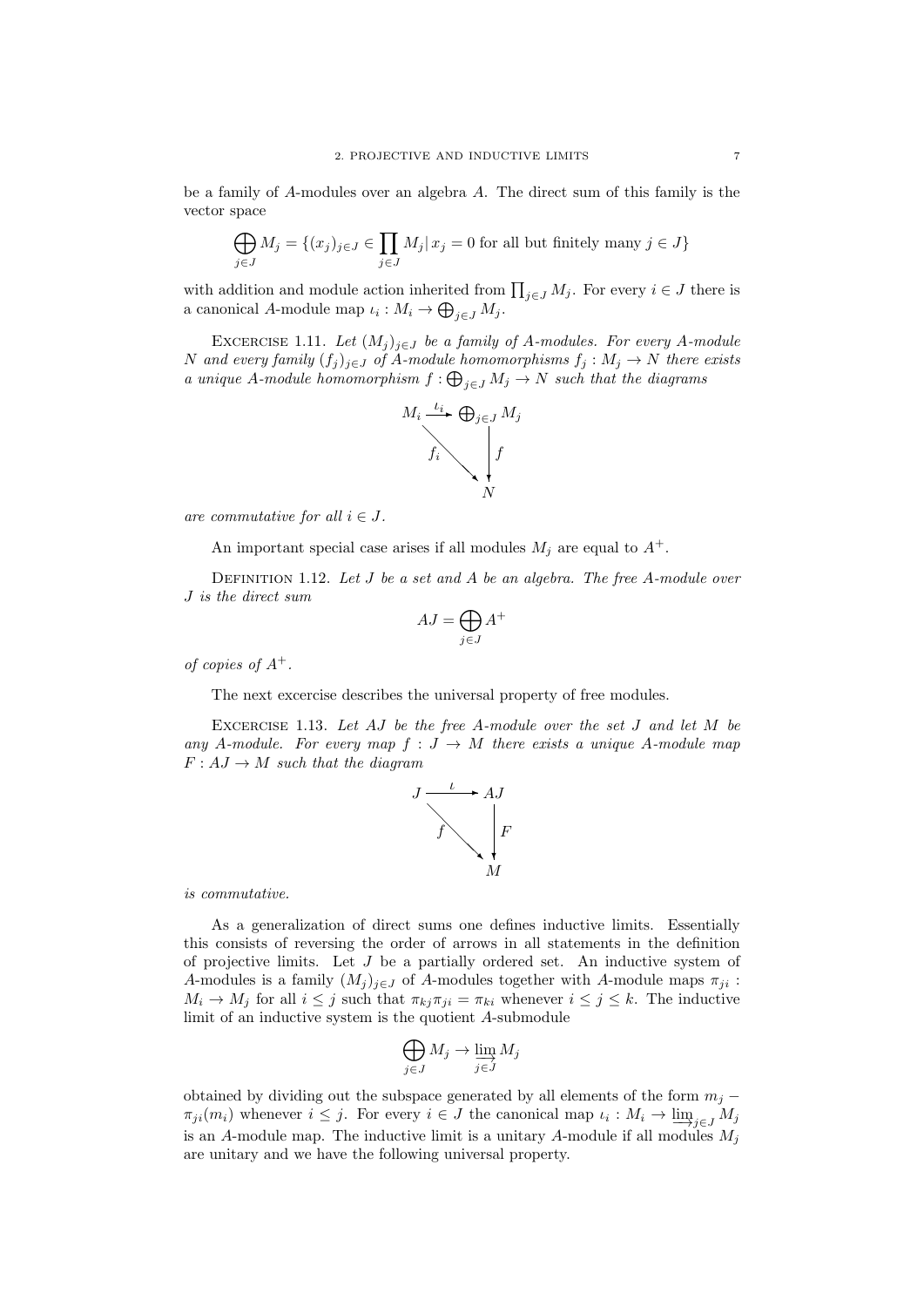be a family of $A$-modules over an algebra $A$. The direct sum of this family is the vector space

$$\bigoplus_{j\in J} M_j = \{(x_j)_{j\in J} \in \prod_{j\in J} M_j |\, x_j = 0 \text{ for all but finitely many } j \in J\}$$

with addition and module action inherited from $\prod_{j\in J} M_j$. For every $i \in J$ there is a canonical $A$-module map $\iota_i : M_i \to \bigoplus_{j\in J} M_j$.

EXCERCISE 1.11. *Let $(M_j)_{j\in J}$ be a family of $A$-modules. For every $A$-module $N$ and every family $(f_j)_{j\in J}$ of $A$-module homomorphisms $f_j : M_j \to N$ there exists a unique $A$-module homomorphism $f : \bigoplus_{j\in J} M_j \to N$ such that the diagrams*

$$\begin{array}{ccc} M_i & \xrightarrow{\iota_i} & \bigoplus_{j\in J} M_j \\ & \searrow^{f_i} & \downarrow f \\ & & N \end{array}$$

*are commutative for all $i \in J$.*

An important special case arises if all modules $M_j$ are equal to $A^+$.

DEFINITION 1.12. *Let $J$ be a set and $A$ be an algebra. The free $A$-module over $J$ is the direct sum*

$$AJ = \bigoplus_{j\in J} A^+$$

*of copies of $A^+$.*

The next excercise describes the universal property of free modules.

EXCERCISE 1.13. *Let $AJ$ be the free $A$-module over the set $J$ and let $M$ be any $A$-module. For every map $f : J \to M$ there exists a unique $A$-module map $F : AJ \to M$ such that the diagram*

$$\begin{array}{ccc} J & \xrightarrow{\iota} & AJ \\ & \searrow^{f} & \downarrow F \\ & & M \end{array}$$

*is commutative.*

As a generalization of direct sums one defines inductive limits. Essentially this consists of reversing the order of arrows in all statements in the definition of projective limits. Let $J$ be a partially ordered set. An inductive system of $A$-modules is a family $(M_j)_{j\in J}$ of $A$-modules together with $A$-module maps $\pi_{ji} : M_i \to M_j$ for all $i \le j$ such that $\pi_{kj}\pi_{ji} = \pi_{ki}$ whenever $i \le j \le k$. The inductive limit of an inductive system is the quotient $A$-submodule

$$\bigoplus_{j\in J} M_j \to \varinjlim_{j\in J} M_j$$

obtained by dividing out the subspace generated by all elements of the form $m_j - \pi_{ji}(m_i)$ whenever $i \le j$. For every $i \in J$ the canonical map $\iota_i : M_i \to \varinjlim_{j\in J} M_j$ is an $A$-module map. The inductive limit is a unitary $A$-module if all modules $M_j$ are unitary and we have the following universal property.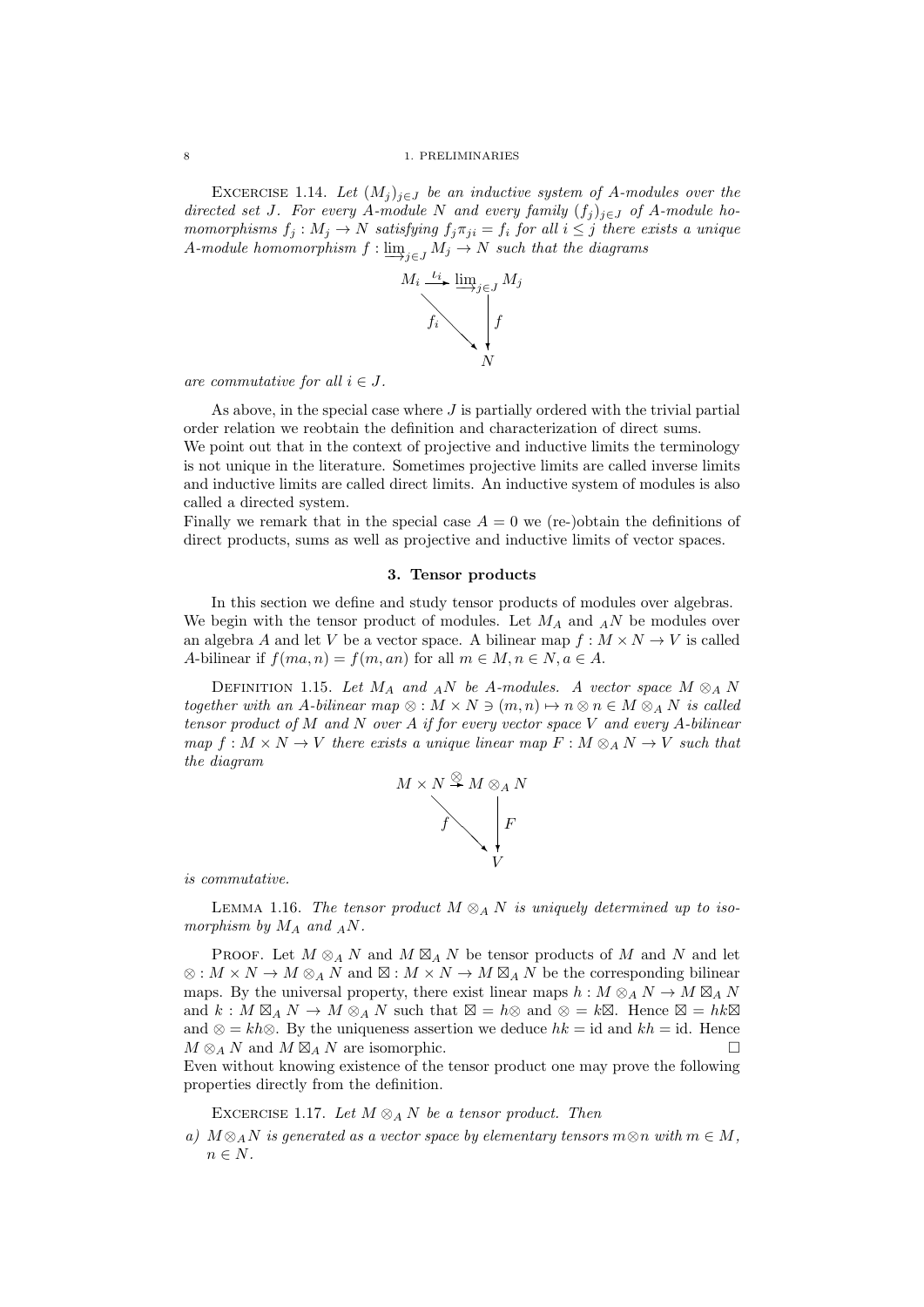Excercise 1.14. *Let $(M_j)_{j\in J}$ be an inductive system of $A$-modules over the directed set $J$. For every $A$-module $N$ and every family $(f_j)_{j\in J}$ of $A$-module homomorphisms $f_j : M_j \to N$ satisfying $f_j \pi_{ji} = f_i$ for all $i \leq j$ there exists a unique $A$-module homomorphism $f : \varinjlim_{j\in J} M_j \to N$ such that the diagrams*

$$\begin{array}{ccc} M_i & \xrightarrow{\iota_i} & \varinjlim_{j\in J} M_j \\ & \searrow^{f_i} & \downarrow f \\ & & N \end{array}$$

*are commutative for all $i \in J$.*

As above, in the special case where $J$ is partially ordered with the trivial partial order relation we reobtain the definition and characterization of direct sums.
We point out that in the context of projective and inductive limits the terminology is not unique in the literature. Sometimes projective limits are called inverse limits and inductive limits are called direct limits. An inductive system of modules is also called a directed system.
Finally we remark that in the special case $A = 0$ we (re-)obtain the definitions of direct products, sums as well as projective and inductive limits of vector spaces.

### 3. Tensor products

In this section we define and study tensor products of modules over algebras. We begin with the tensor product of modules. Let $M_A$ and ${}_AN$ be modules over an algebra $A$ and let $V$ be a vector space. A bilinear map $f : M \times N \to V$ is called $A$-bilinear if $f(ma, n) = f(m, an)$ for all $m \in M, n \in N, a \in A$.

Definition 1.15. *Let $M_A$ and ${}_AN$ be $A$-modules. A vector space $M \otimes_A N$ together with an $A$-bilinear map $\otimes : M \times N \ni (m, n) \mapsto n \otimes n \in M \otimes_A N$ is called tensor product of $M$ and $N$ over $A$ if for every vector space $V$ and every $A$-bilinear map $f : M \times N \to V$ there exists a unique linear map $F : M \otimes_A N \to V$ such that the diagram*

$$\begin{array}{ccc} M \times N & \xrightarrow{\otimes} & M \otimes_A N \\ & \searrow^{f} & \downarrow F \\ & & V \end{array}$$

*is commutative.*

Lemma 1.16. *The tensor product $M \otimes_A N$ is uniquely determined up to isomorphism by $M_A$ and ${}_AN$.*

Proof. Let $M \otimes_A N$ and $M \boxtimes_A N$ be tensor products of $M$ and $N$ and let $\otimes : M \times N \to M \otimes_A N$ and $\boxtimes : M \times N \to M \boxtimes_A N$ be the corresponding bilinear maps. By the universal property, there exist linear maps $h : M \otimes_A N \to M \boxtimes_A N$ and $k : M \boxtimes_A N \to M \otimes_A N$ such that $\boxtimes = h\otimes$ and $\otimes = k\boxtimes$. Hence $\boxtimes = hk\boxtimes$ and $\otimes = kh\otimes$. By the uniqueness assertion we deduce $hk = \mathrm{id}$ and $kh = \mathrm{id}$. Hence $M \otimes_A N$ and $M \boxtimes_A N$ are isomorphic. □

Even without knowing existence of the tensor product one may prove the following properties directly from the definition.

Excercise 1.17. *Let $M \otimes_A N$ be a tensor product. Then*

*a) $M \otimes_A N$ is generated as a vector space by elementary tensors $m \otimes n$ with $m \in M$, $n \in N$.*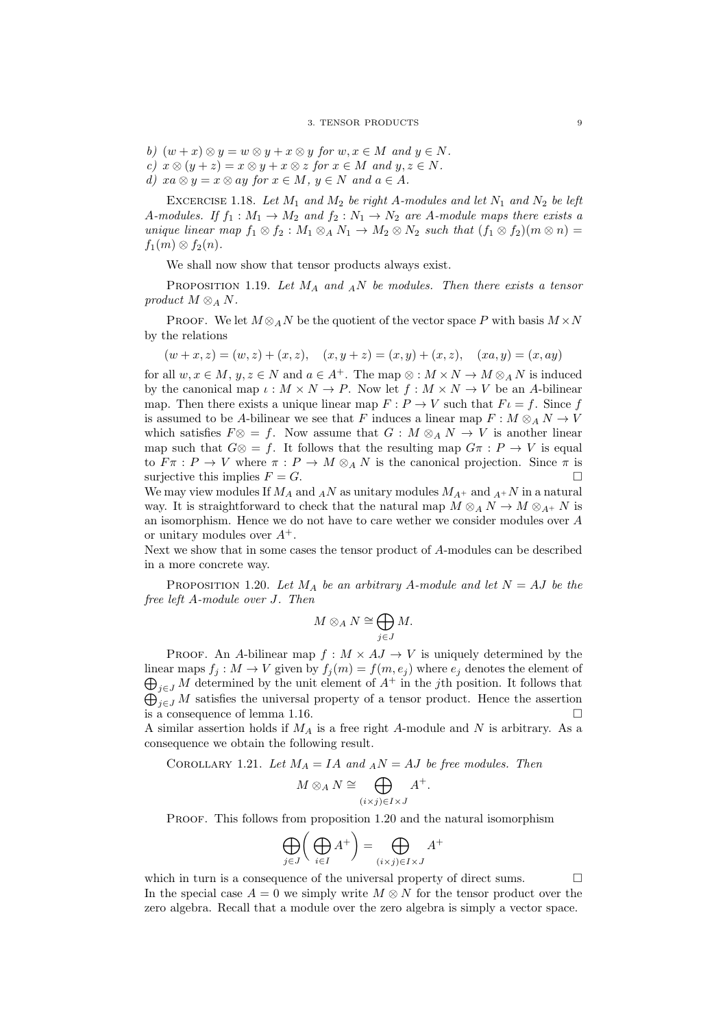*b)* $(w + x) \otimes y = w \otimes y + x \otimes y$ *for* $w, x \in M$ *and* $y \in N$.
*c)* $x \otimes (y + z) = x \otimes y + x \otimes z$ *for* $x \in M$ *and* $y, z \in N$.
*d)* $xa \otimes y = x \otimes ay$ *for* $x \in M$*,* $y \in N$ *and* $a \in A$.

Excercise 1.18. *Let* $M_1$ *and* $M_2$ *be right* $A$*-modules and let* $N_1$ *and* $N_2$ *be left* $A$*-modules. If* $f_1 : M_1 \to M_2$ *and* $f_2 : N_1 \to N_2$ *are* $A$*-module maps there exists a unique linear map* $f_1 \otimes f_2 : M_1 \otimes_A N_1 \to M_2 \otimes N_2$ *such that* $(f_1 \otimes f_2)(m \otimes n) = f_1(m) \otimes f_2(n)$.

We shall now show that tensor products always exist.

Proposition 1.19. *Let* $M_A$ *and* ${}_AN$ *be modules. Then there exists a tensor product* $M \otimes_A N$.

Proof. We let $M \otimes_A N$ be the quotient of the vector space $P$ with basis $M \times N$ by the relations

$$(w + x, z) = (w, z) + (x, z), \quad (x, y + z) = (x, y) + (x, z), \quad (xa, y) = (x, ay)$$

for all $w, x \in M$, $y, z \in N$ and $a \in A^+$. The map $\otimes : M \times N \to M \otimes_A N$ is induced by the canonical map $\iota : M \times N \to P$. Now let $f : M \times N \to V$ be an $A$-bilinear map. Then there exists a unique linear map $F : P \to V$ such that $F\iota = f$. Since $f$ is assumed to be $A$-bilinear we see that $F$ induces a linear map $F : M \otimes_A N \to V$ which satisfies $F\otimes = f$. Now assume that $G : M \otimes_A N \to V$ is another linear map such that $G\otimes = f$. It follows that the resulting map $G\pi : P \to V$ is equal to $F\pi : P \to V$ where $\pi : P \to M \otimes_A N$ is the canonical projection. Since $\pi$ is surjective this implies $F = G$. □

We may view modules If $M_A$ and ${}_AN$ as unitary modules $M_{A^+}$ and ${}_{A^+}N$ in a natural way. It is straightforward to check that the natural map $M \otimes_A N \to M \otimes_{A^+} N$ is an isomorphism. Hence we do not have to care wether we consider modules over $A$ or unitary modules over $A^+$.

Next we show that in some cases the tensor product of $A$-modules can be described in a more concrete way.

Proposition 1.20. *Let* $M_A$ *be an arbitrary* $A$*-module and let* $N = AJ$ *be the free left* $A$*-module over* $J$*. Then*

$$M \otimes_A N \cong \bigoplus_{j \in J} M.$$

Proof. An $A$-bilinear map $f : M \times AJ \to V$ is uniquely determined by the linear maps $f_j : M \to V$ given by $f_j(m) = f(m, e_j)$ where $e_j$ denotes the element of $\bigoplus_{j \in J} M$ determined by the unit element of $A^+$ in the $j$th position. It follows that $\bigoplus_{j \in J} M$ satisfies the universal property of a tensor product. Hence the assertion is a consequence of lemma 1.16. □

A similar assertion holds if $M_A$ is a free right $A$-module and $N$ is arbitrary. As a consequence we obtain the following result.

Corollary 1.21. *Let* $M_A = IA$ *and* ${}_AN = AJ$ *be free modules. Then*

$$M \otimes_A N \cong \bigoplus_{(i \times j) \in I \times J} A^+.$$

Proof. This follows from proposition 1.20 and the natural isomorphism

$$\bigoplus_{j \in J} \Big( \bigoplus_{i \in I} A^+ \Big) = \bigoplus_{(i \times j) \in I \times J} A^+$$

which in turn is a consequence of the universal property of direct sums. □

In the special case $A = 0$ we simply write $M \otimes N$ for the tensor product over the zero algebra. Recall that a module over the zero algebra is simply a vector space.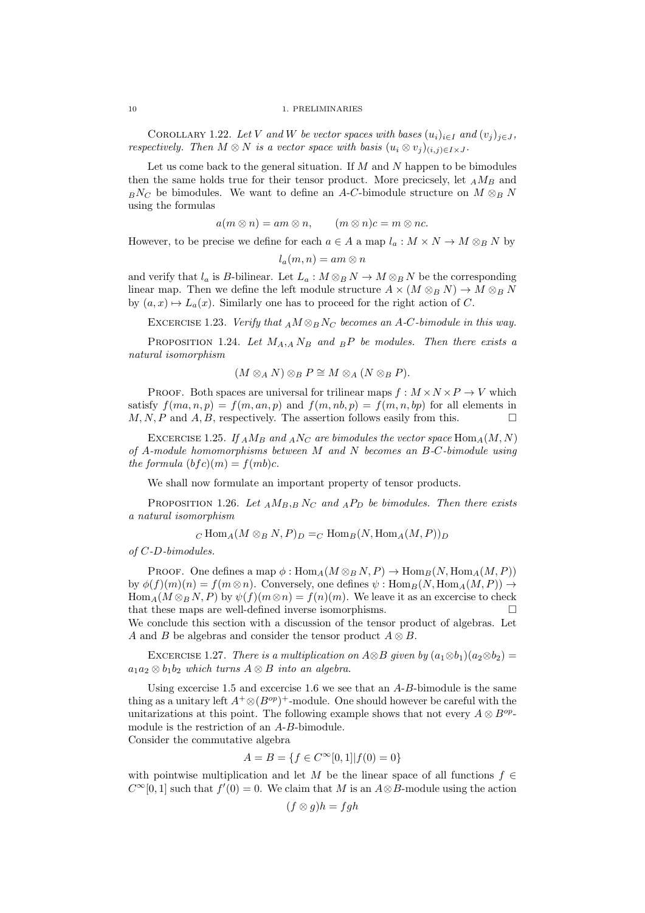COROLLARY 1.22. *Let $V$ and $W$ be vector spaces with bases $(u_i)_{i \in I}$ and $(v_j)_{j \in J}$, respectively. Then $M \otimes N$ is a vector space with basis $(u_i \otimes v_j)_{(i,j) \in I \times J}$.*

Let us come back to the general situation. If $M$ and $N$ happen to be bimodules then the same holds true for their tensor product. More precicsely, let ${}_A M_B$ and ${}_B N_C$ be bimodules. We want to define an $A$-$C$-bimodule structure on $M \otimes_B N$ using the formulas

$$a(m \otimes n) = am \otimes n, \qquad (m \otimes n)c = m \otimes nc.$$

However, to be precise we define for each $a \in A$ a map $l_a : M \times N \to M \otimes_B N$ by

$$l_a(m, n) = am \otimes n$$

and verify that $l_a$ is $B$-bilinear. Let $L_a : M \otimes_B N \to M \otimes_B N$ be the corresponding linear map. Then we define the left module structure $A \times (M \otimes_B N) \to M \otimes_B N$ by $(a, x) \mapsto L_a(x)$. Similarly one has to proceed for the right action of $C$.

EXCERCISE 1.23. *Verify that ${}_A M \otimes_B N_C$ becomes an $A$-$C$-bimodule in this way.*

PROPOSITION 1.24. *Let $M_A$, ${}_A N_B$ and ${}_B P$ be modules. Then there exists a natural isomorphism*

$$(M \otimes_A N) \otimes_B P \cong M \otimes_A (N \otimes_B P).$$

PROOF. Both spaces are universal for trilinear maps $f : M \times N \times P \to V$ which satisfy $f(ma, n, p) = f(m, an, p)$ and $f(m, nb, p) = f(m, n, bp)$ for all elements in $M, N, P$ and $A, B$, respectively. The assertion follows easily from this. $\square$

EXCERCISE 1.25. *If ${}_A M_B$ and ${}_A N_C$ are bimodules the vector space $\mathrm{Hom}_A(M, N)$ of $A$-module homomorphisms between $M$ and $N$ becomes an $B$-$C$-bimodule using the formula $(bfc)(m) = f(mb)c$.*

We shall now formulate an important property of tensor products.

PROPOSITION 1.26. *Let ${}_A M_B$, ${}_B N_C$ and ${}_A P_D$ be bimodules. Then there exists a natural isomorphism*

$${}_C \mathrm{Hom}_A(M \otimes_B N, P)_D = {}_C \mathrm{Hom}_B(N, \mathrm{Hom}_A(M, P))_D$$

*of $C$-$D$-bimodules.*

PROOF. One defines a map $\phi : \mathrm{Hom}_A(M \otimes_B N, P) \to \mathrm{Hom}_B(N, \mathrm{Hom}_A(M, P))$ by $\phi(f)(m)(n) = f(m \otimes n)$. Conversely, one defines $\psi : \mathrm{Hom}_B(N, \mathrm{Hom}_A(M, P)) \to \mathrm{Hom}_A(M \otimes_B N, P)$ by $\psi(f)(m \otimes n) = f(n)(m)$. We leave it as an excercise to check that these maps are well-defined inverse isomorphisms. $\square$

We conclude this section with a discussion of the tensor product of algebras. Let $A$ and $B$ be algebras and consider the tensor product $A \otimes B$.

EXCERCISE 1.27. *There is a multiplication on $A \otimes B$ given by $(a_1 \otimes b_1)(a_2 \otimes b_2) = a_1 a_2 \otimes b_1 b_2$ which turns $A \otimes B$ into an algebra.*

Using excercise 1.5 and excercise 1.6 we see that an $A$-$B$-bimodule is the same thing as a unitary left $A^+ \otimes (B^{op})^+$-module. One should however be careful with the unitarizations at this point. The following example shows that not every $A \otimes B^{op}$-module is the restriction of an $A$-$B$-bimodule.

Consider the commutative algebra

$$A = B = \{f \in C^\infty[0, 1] | f(0) = 0\}$$

with pointwise multiplication and let $M$ be the linear space of all functions $f \in C^\infty[0, 1]$ such that $f'(0) = 0$. We claim that $M$ is an $A \otimes B$-module using the action

$$(f \otimes g)h = fgh$$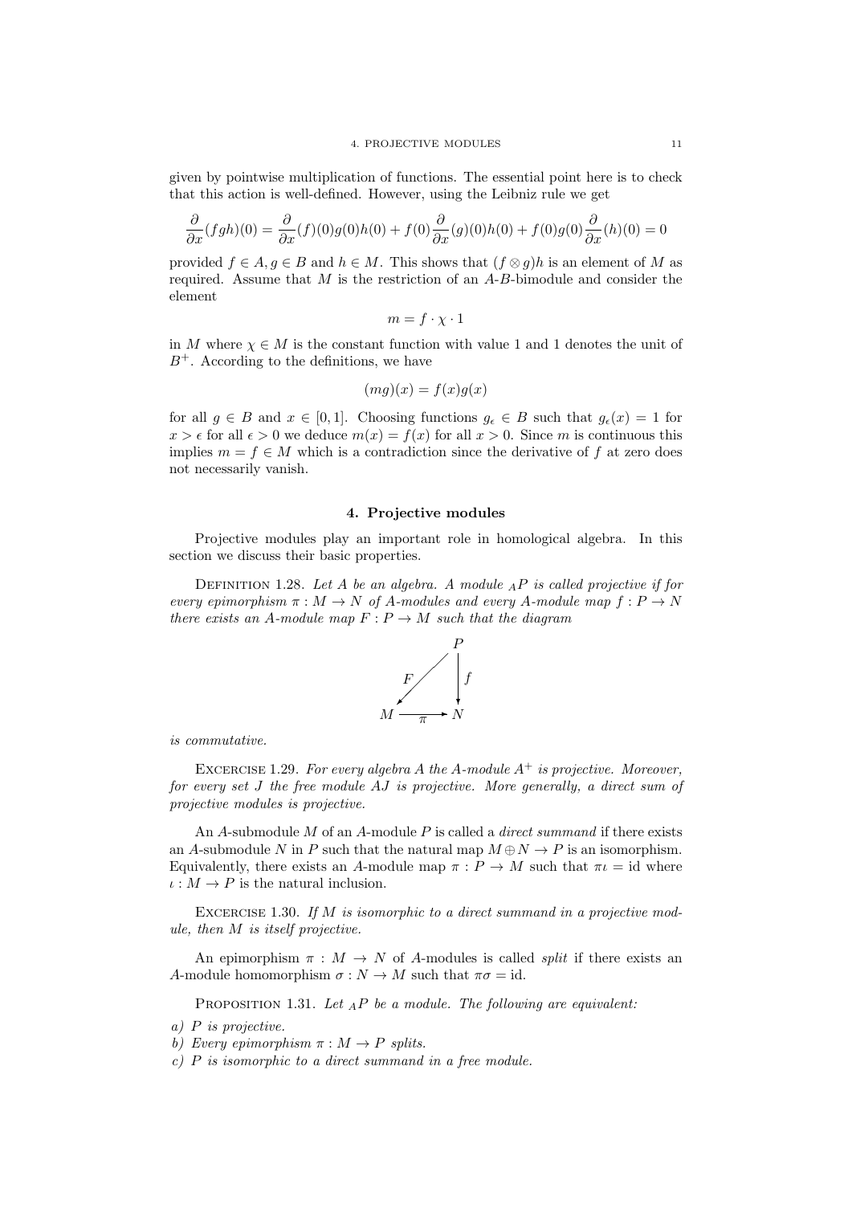given by pointwise multiplication of functions. The essential point here is to check that this action is well-defined. However, using the Leibniz rule we get

$$\frac{\partial}{\partial x}(fgh)(0) = \frac{\partial}{\partial x}(f)(0)g(0)h(0) + f(0)\frac{\partial}{\partial x}(g)(0)h(0) + f(0)g(0)\frac{\partial}{\partial x}(h)(0) = 0$$

provided $f \in A, g \in B$ and $h \in M$. This shows that $(f \otimes g)h$ is an element of $M$ as required. Assume that $M$ is the restriction of an $A$-$B$-bimodule and consider the element

$$m = f \cdot \chi \cdot 1$$

in $M$ where $\chi \in M$ is the constant function with value 1 and 1 denotes the unit of $B^+$. According to the definitions, we have

$$(mg)(x) = f(x)g(x)$$

for all $g \in B$ and $x \in [0, 1]$. Choosing functions $g_\epsilon \in B$ such that $g_\epsilon(x) = 1$ for $x > \epsilon$ for all $\epsilon > 0$ we deduce $m(x) = f(x)$ for all $x > 0$. Since $m$ is continuous this implies $m = f \in M$ which is a contradiction since the derivative of $f$ at zero does not necessarily vanish.

## 4. Projective modules

Projective modules play an important role in homological algebra. In this section we discuss their basic properties.

Definition 1.28. *Let $A$ be an algebra. A module ${}_AP$ is called projective if for every epimorphism $\pi : M \to N$ of $A$-modules and every $A$-module map $f : P \to N$ there exists an $A$-module map $F : P \to M$ such that the diagram*

$$\begin{array}{ccc} & & P \\ & \overset{F}{\swarrow} & \downarrow f \\ M & \xrightarrow{\pi} & N \end{array}$$

*is commutative.*

Excercise 1.29. *For every algebra $A$ the $A$-module $A^+$ is projective. Moreover, for every set $J$ the free module $AJ$ is projective. More generally, a direct sum of projective modules is projective.*

An $A$-submodule $M$ of an $A$-module $P$ is called a *direct summand* if there exists an $A$-submodule $N$ in $P$ such that the natural map $M \oplus N \to P$ is an isomorphism. Equivalently, there exists an $A$-module map $\pi : P \to M$ such that $\pi\iota = \mathrm{id}$ where $\iota : M \to P$ is the natural inclusion.

Excercise 1.30. *If $M$ is isomorphic to a direct summand in a projective module, then $M$ is itself projective.*

An epimorphism $\pi : M \to N$ of $A$-modules is called *split* if there exists an $A$-module homomorphism $\sigma : N \to M$ such that $\pi\sigma = \mathrm{id}$.

Proposition 1.31. *Let ${}_AP$ be a module. The following are equivalent:*

*a) $P$ is projective.*
*b) Every epimorphism $\pi : M \to P$ splits.*
*c) $P$ is isomorphic to a direct summand in a free module.*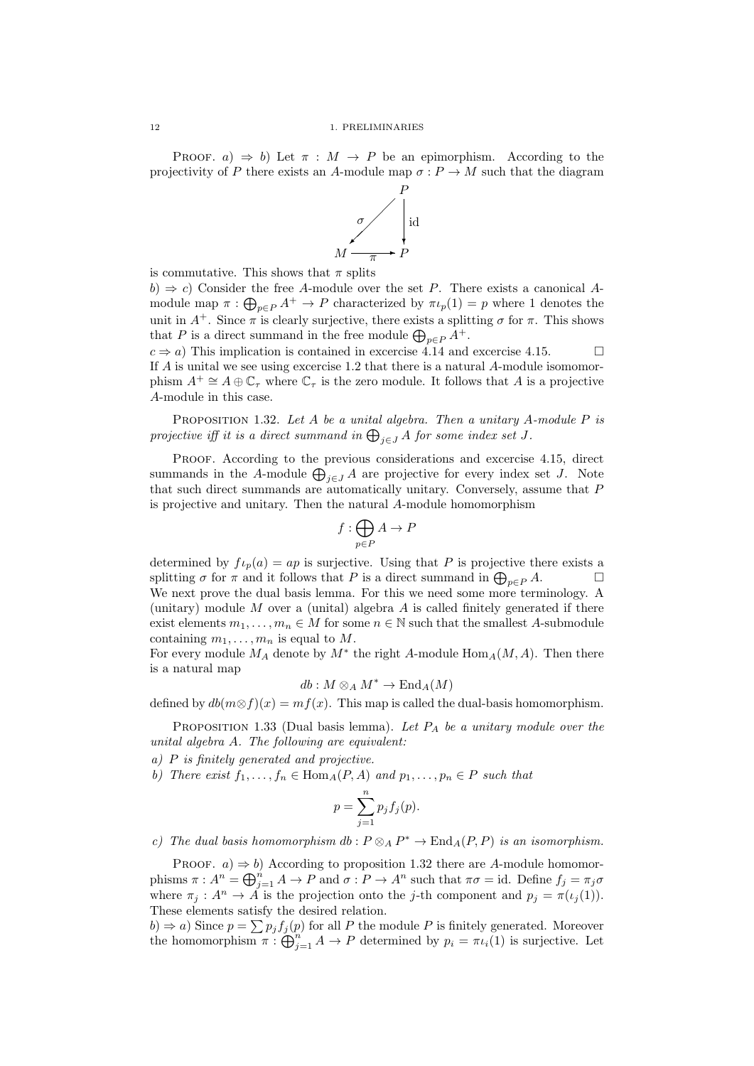PROOF. $a) \Rightarrow b)$ Let $\pi : M \to P$ be an epimorphism. According to the projectivity of $P$ there exists an $A$-module map $\sigma : P \to M$ such that the diagram

$$\begin{array}{ccc} & & P \\ & \swarrow^{\sigma} & \downarrow \text{id} \\ M & \xrightarrow{\pi} & P \end{array}$$

is commutative. This shows that $\pi$ splits

$b) \Rightarrow c)$ Consider the free $A$-module over the set $P$. There exists a canonical $A$-module map $\pi : \bigoplus_{p \in P} A^+ \to P$ characterized by $\pi\iota_p(1) = p$ where 1 denotes the unit in $A^+$. Since $\pi$ is clearly surjective, there exists a splitting $\sigma$ for $\pi$. This shows that $P$ is a direct summand in the free module $\bigoplus_{p \in P} A^+$.

$c \Rightarrow a)$ This implication is contained in excercise 4.14 and excercise 4.15. $\square$

If $A$ is unital we see using excercise 1.2 that there is a natural $A$-module isomomorphism $A^+ \cong A \oplus \mathbb{C}_\tau$ where $\mathbb{C}_\tau$ is the zero module. It follows that $A$ is a projective $A$-module in this case.

PROPOSITION 1.32. *Let $A$ be a unital algebra. Then a unitary $A$-module $P$ is projective iff it is a direct summand in $\bigoplus_{j \in J} A$ for some index set $J$.*

PROOF. According to the previous considerations and excercise 4.15, direct summands in the $A$-module $\bigoplus_{j \in J} A$ are projective for every index set $J$. Note that such direct summands are automatically unitary. Conversely, assume that $P$ is projective and unitary. Then the natural $A$-module homomorphism

$$f : \bigoplus_{p \in P} A \to P$$

determined by $f\iota_p(a) = ap$ is surjective. Using that $P$ is projective there exists a splitting $\sigma$ for $\pi$ and it follows that $P$ is a direct summand in $\bigoplus_{p \in P} A$. $\square$

We next prove the dual basis lemma. For this we need some more terminology. A (unitary) module $M$ over a (unital) algebra $A$ is called finitely generated if there exist elements $m_1, \ldots, m_n \in M$ for some $n \in \mathbb{N}$ such that the smallest $A$-submodule containing $m_1, \ldots, m_n$ is equal to $M$.

For every module $M_A$ denote by $M^*$ the right $A$-module $\mathrm{Hom}_A(M, A)$. Then there is a natural map

$$db : M \otimes_A M^* \to \mathrm{End}_A(M)$$

defined by $db(m \otimes f)(x) = mf(x)$. This map is called the dual-basis homomorphism.

PROPOSITION 1.33 (Dual basis lemma). *Let $P_A$ be a unitary module over the unital algebra $A$. The following are equivalent:*

*a) $P$ is finitely generated and projective.*

*b) There exist $f_1, \ldots, f_n \in \mathrm{Hom}_A(P, A)$ and $p_1, \ldots, p_n \in P$ such that*

$$p = \sum_{j=1}^{n} p_j f_j(p).$$

*c) The dual basis homomorphism $db : P \otimes_A P^* \to \mathrm{End}_A(P, P)$ is an isomorphism.*

PROOF. $a) \Rightarrow b)$ According to proposition 1.32 there are $A$-module homomorphisms $\pi : A^n = \bigoplus_{j=1}^n A \to P$ and $\sigma : P \to A^n$ such that $\pi\sigma = \mathrm{id}$. Define $f_j = \pi_j \sigma$ where $\pi_j : A^n \to A$ is the projection onto the $j$-th component and $p_j = \pi(\iota_j(1))$. These elements satisfy the desired relation.

$b) \Rightarrow a)$ Since $p = \sum p_j f_j(p)$ for all $P$ the module $P$ is finitely generated. Moreover the homomorphism $\pi : \bigoplus_{j=1}^n A \to P$ determined by $p_i = \pi\iota_i(1)$ is surjective. Let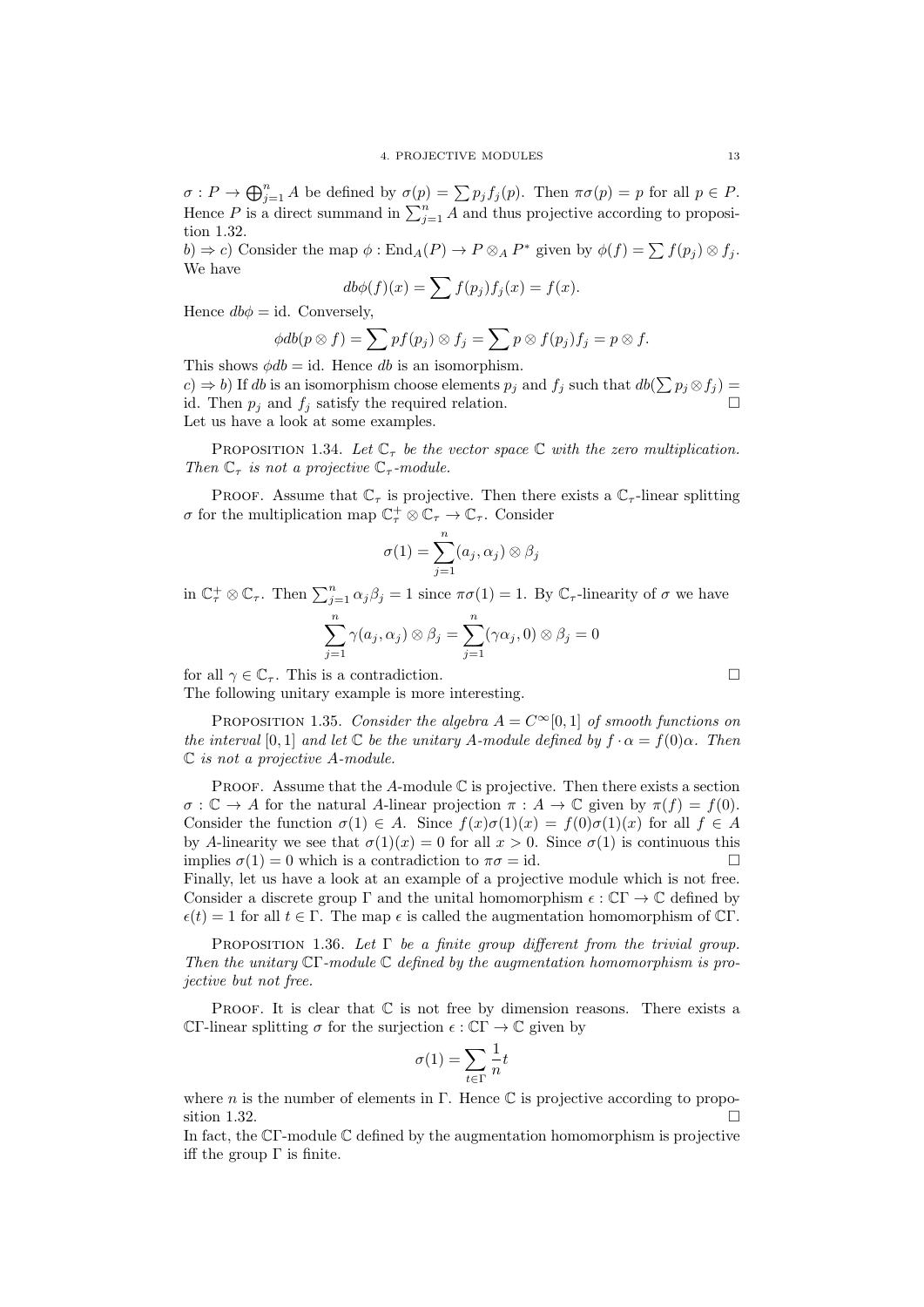$\sigma : P \to \bigoplus_{j=1}^{n} A$ be defined by $\sigma(p) = \sum p_j f_j(p)$. Then $\pi\sigma(p) = p$ for all $p \in P$. Hence $P$ is a direct summand in $\sum_{j=1}^{n} A$ and thus projective according to proposition 1.32.

*b)* $\Rightarrow$ *c)* Consider the map $\phi : \mathrm{End}_A(P) \to P \otimes_A P^*$ given by $\phi(f) = \sum f(p_j) \otimes f_j$. We have

$$db\phi(f)(x) = \sum f(p_j)f_j(x) = f(x).$$

Hence $db\phi = \mathrm{id}$. Conversely,

$$\phi db(p \otimes f) = \sum pf(p_j) \otimes f_j = \sum p \otimes f(p_j)f_j = p \otimes f.$$

This shows $\phi db = \mathrm{id}$. Hence $db$ is an isomorphism.

*c)* $\Rightarrow$ *b)* If $db$ is an isomorphism choose elements $p_j$ and $f_j$ such that $db(\sum p_j \otimes f_j) = \mathrm{id}$. Then $p_j$ and $f_j$ satisfy the required relation. □

Let us have a look at some examples.

Proposition 1.34. *Let $\mathbb{C}_\tau$ be the vector space $\mathbb{C}$ with the zero multiplication. Then $\mathbb{C}_\tau$ is not a projective $\mathbb{C}_\tau$-module.*

Proof. Assume that $\mathbb{C}_\tau$ is projective. Then there exists a $\mathbb{C}_\tau$-linear splitting $\sigma$ for the multiplication map $\mathbb{C}_\tau^+ \otimes \mathbb{C}_\tau \to \mathbb{C}_\tau$. Consider

$$\sigma(1) = \sum_{j=1}^{n} (a_j, \alpha_j) \otimes \beta_j$$

in $\mathbb{C}_\tau^+ \otimes \mathbb{C}_\tau$. Then $\sum_{j=1}^{n} \alpha_j \beta_j = 1$ since $\pi\sigma(1) = 1$. By $\mathbb{C}_\tau$-linearity of $\sigma$ we have

$$\sum_{j=1}^{n} \gamma(a_j, \alpha_j) \otimes \beta_j = \sum_{j=1}^{n} (\gamma\alpha_j, 0) \otimes \beta_j = 0$$

for all $\gamma \in \mathbb{C}_\tau$. This is a contradiction. □

The following unitary example is more interesting.

Proposition 1.35. *Consider the algebra $A = C^\infty[0,1]$ of smooth functions on the interval $[0,1]$ and let $\mathbb{C}$ be the unitary $A$-module defined by $f \cdot \alpha = f(0)\alpha$. Then $\mathbb{C}$ is not a projective $A$-module.*

Proof. Assume that the $A$-module $\mathbb{C}$ is projective. Then there exists a section $\sigma : \mathbb{C} \to A$ for the natural $A$-linear projection $\pi : A \to \mathbb{C}$ given by $\pi(f) = f(0)$. Consider the function $\sigma(1) \in A$. Since $f(x)\sigma(1)(x) = f(0)\sigma(1)(x)$ for all $f \in A$ by $A$-linearity we see that $\sigma(1)(x) = 0$ for all $x > 0$. Since $\sigma(1)$ is continuous this implies $\sigma(1) = 0$ which is a contradiction to $\pi\sigma = \mathrm{id}$. □

Finally, let us have a look at an example of a projective module which is not free. Consider a discrete group $\Gamma$ and the unital homomorphism $\epsilon : \mathbb{C}\Gamma \to \mathbb{C}$ defined by $\epsilon(t) = 1$ for all $t \in \Gamma$. The map $\epsilon$ is called the augmentation homomorphism of $\mathbb{C}\Gamma$.

Proposition 1.36. *Let $\Gamma$ be a finite group different from the trivial group. Then the unitary $\mathbb{C}\Gamma$-module $\mathbb{C}$ defined by the augmentation homomorphism is projective but not free.*

Proof. It is clear that $\mathbb{C}$ is not free by dimension reasons. There exists a $\mathbb{C}\Gamma$-linear splitting $\sigma$ for the surjection $\epsilon : \mathbb{C}\Gamma \to \mathbb{C}$ given by

$$\sigma(1) = \sum_{t \in \Gamma} \frac{1}{n} t$$

where $n$ is the number of elements in $\Gamma$. Hence $\mathbb{C}$ is projective according to proposition 1.32. □

In fact, the $\mathbb{C}\Gamma$-module $\mathbb{C}$ defined by the augmentation homomorphism is projective iff the group $\Gamma$ is finite.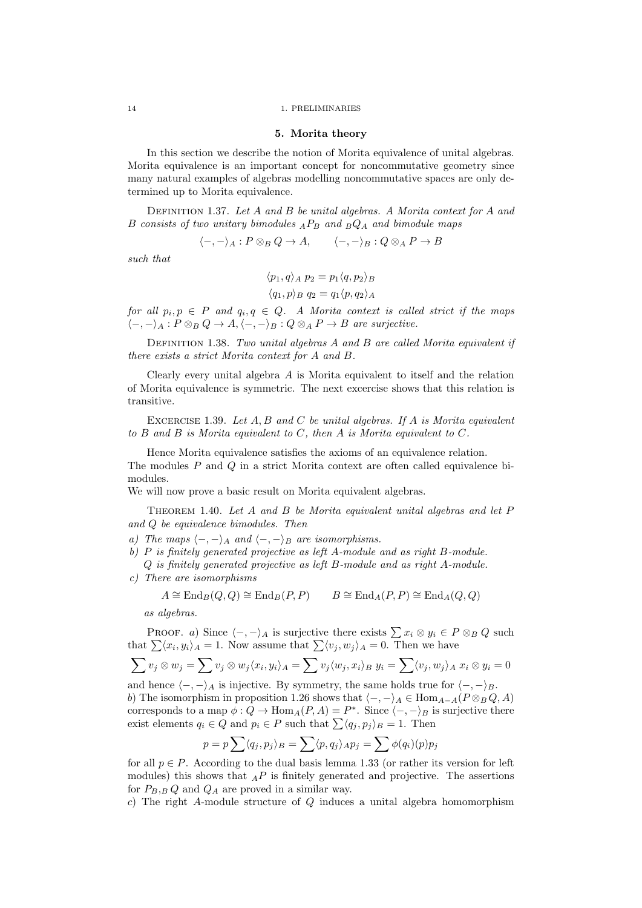## 5. Morita theory

In this section we describe the notion of Morita equivalence of unital algebras. Morita equivalence is an important concept for noncommutative geometry since many natural examples of algebras modelling noncommutative spaces are only determined up to Morita equivalence.

Definition 1.37. *Let $A$ and $B$ be unital algebras. A Morita context for $A$ and $B$ consists of two unitary bimodules ${}_AP_B$ and ${}_BQ_A$ and bimodule maps*

$$\langle -, - \rangle_A : P \otimes_B Q \to A, \qquad \langle -, - \rangle_B : Q \otimes_A P \to B$$

*such that*

$$\langle p_1, q \rangle_A \, p_2 = p_1 \langle q, p_2 \rangle_B$$
$$\langle q_1, p \rangle_B \, q_2 = q_1 \langle p, q_2 \rangle_A$$

*for all $p_i, p \in P$ and $q_i, q \in Q$. A Morita context is called strict if the maps $\langle -, - \rangle_A : P \otimes_B Q \to A, \langle -, - \rangle_B : Q \otimes_A P \to B$ are surjective.*

Definition 1.38. *Two unital algebras $A$ and $B$ are called Morita equivalent if there exists a strict Morita context for $A$ and $B$.*

Clearly every unital algebra $A$ is Morita equivalent to itself and the relation of Morita equivalence is symmetric. The next excercise shows that this relation is transitive.

Excercise 1.39. *Let $A, B$ and $C$ be unital algebras. If $A$ is Morita equivalent to $B$ and $B$ is Morita equivalent to $C$, then $A$ is Morita equivalent to $C$.*

Hence Morita equivalence satisfies the axioms of an equivalence relation.
The modules $P$ and $Q$ in a strict Morita context are often called equivalence bimodules.
We will now prove a basic result on Morita equivalent algebras.

Theorem 1.40. *Let $A$ and $B$ be Morita equivalent unital algebras and let $P$ and $Q$ be equivalence bimodules. Then*

*a) The maps $\langle -, - \rangle_A$ and $\langle -, - \rangle_B$ are isomorphisms.*
*b) $P$ is finitely generated projective as left $A$-module and as right $B$-module. $Q$ is finitely generated projective as left $B$-module and as right $A$-module.*
*c) There are isomorphisms*

$$A \cong \mathrm{End}_B(Q, Q) \cong \mathrm{End}_B(P, P) \qquad B \cong \mathrm{End}_A(P, P) \cong \mathrm{End}_A(Q, Q)$$

*as algebras.*

Proof. *a*) Since $\langle -, - \rangle_A$ is surjective there exists $\sum x_i \otimes y_i \in P \otimes_B Q$ such that $\sum \langle x_i, y_i \rangle_A = 1$. Now assume that $\sum \langle v_j, w_j \rangle_A = 0$. Then we have

$$\sum v_j \otimes w_j = \sum v_j \otimes w_j \langle x_i, y_i \rangle_A = \sum v_j \langle w_j, x_i \rangle_B \, y_i = \sum \langle v_j, w_j \rangle_A \, x_i \otimes y_i = 0$$

and hence $\langle -, - \rangle_A$ is injective. By symmetry, the same holds true for $\langle -, - \rangle_B$.
*b*) The isomorphism in proposition 1.26 shows that $\langle -, - \rangle_A \in \mathrm{Hom}_{A-A}(P \otimes_B Q, A)$ corresponds to a map $\phi : Q \to \mathrm{Hom}_A(P, A) = P^*$. Since $\langle -, - \rangle_B$ is surjective there exist elements $q_i \in Q$ and $p_i \in P$ such that $\sum \langle q_j, p_j \rangle_B = 1$. Then

$$p = p \sum \langle q_j, p_j \rangle_B = \sum \langle p, q_j \rangle_A p_j = \sum \phi(q_i)(p) p_j$$

for all $p \in P$. According to the dual basis lemma 1.33 (or rather its version for left modules) this shows that ${}_AP$ is finitely generated and projective. The assertions for $P_B, {}_BQ$ and $Q_A$ are proved in a similar way.
*c*) The right $A$-module structure of $Q$ induces a unital algebra homomorphism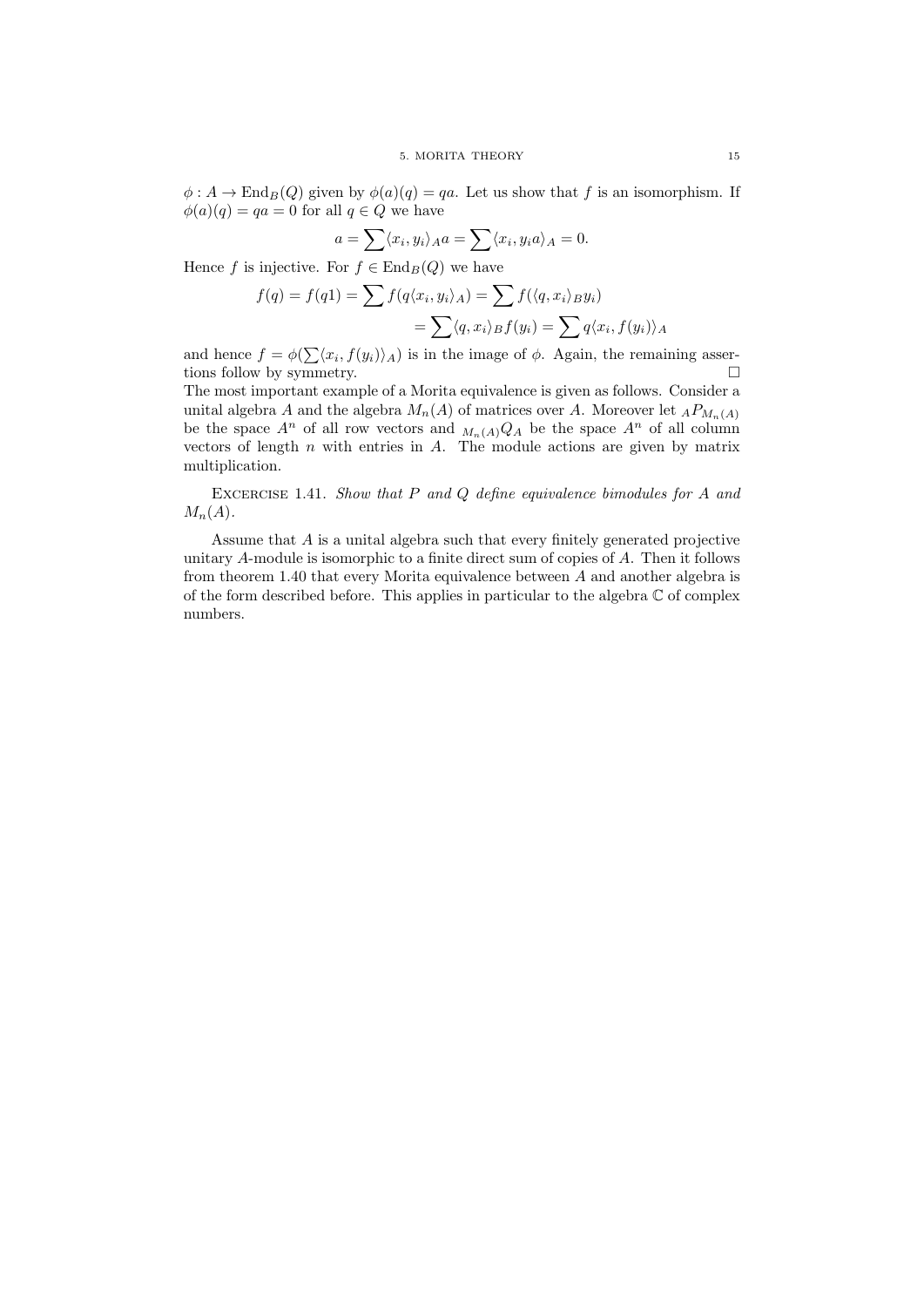$\phi : A \to \mathrm{End}_B(Q)$ given by $\phi(a)(q) = qa$. Let us show that $f$ is an isomorphism. If $\phi(a)(q) = qa = 0$ for all $q \in Q$ we have

$$a = \sum \langle x_i, y_i \rangle_A a = \sum \langle x_i, y_i a \rangle_A = 0.$$

Hence $f$ is injective. For $f \in \mathrm{End}_B(Q)$ we have

$$\begin{aligned} f(q) = f(q1) = \sum f(q\langle x_i, y_i \rangle_A) &= \sum f(\langle q, x_i \rangle_B y_i) \\ &= \sum \langle q, x_i \rangle_B f(y_i) = \sum q \langle x_i, f(y_i) \rangle_A \end{aligned}$$

and hence $f = \phi(\sum \langle x_i, f(y_i) \rangle_A)$ is in the image of $\phi$. Again, the remaining assertions follow by symmetry. □

The most important example of a Morita equivalence is given as follows. Consider a unital algebra $A$ and the algebra $M_n(A)$ of matrices over $A$. Moreover let ${}_A P_{M_n(A)}$ be the space $A^n$ of all row vectors and ${}_{M_n(A)} Q_A$ be the space $A^n$ of all column vectors of length $n$ with entries in $A$. The module actions are given by matrix multiplication.

EXCERCISE 1.41. *Show that $P$ and $Q$ define equivalence bimodules for $A$ and $M_n(A)$.*

Assume that $A$ is a unital algebra such that every finitely generated projective unitary $A$-module is isomorphic to a finite direct sum of copies of $A$. Then it follows from theorem 1.40 that every Morita equivalence between $A$ and another algebra is of the form described before. This applies in particular to the algebra $\mathbb{C}$ of complex numbers.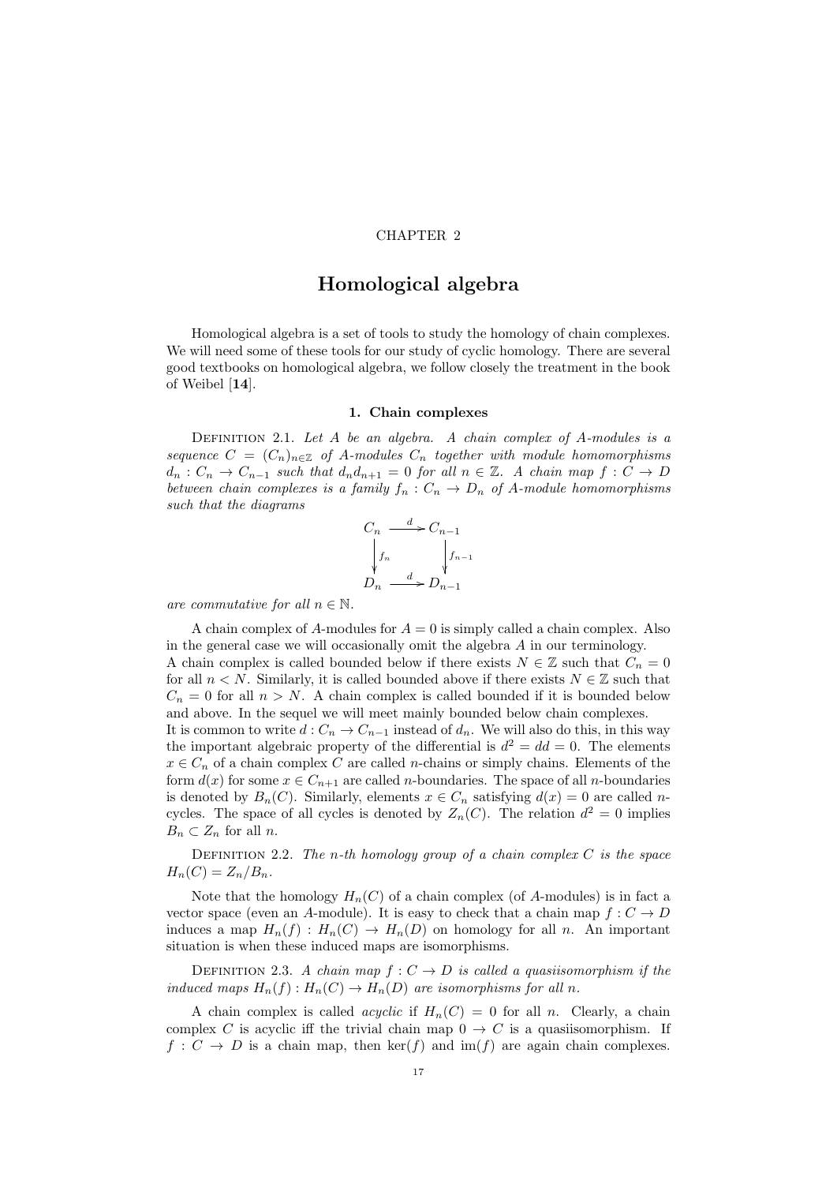CHAPTER 2

# Homological algebra

Homological algebra is a set of tools to study the homology of chain complexes. We will need some of these tools for our study of cyclic homology. There are several good textbooks on homological algebra, we follow closely the treatment in the book of Weibel [**14**].

## 1. Chain complexes

Definition 2.1. *Let $A$ be an algebra. A chain complex of $A$-modules is a sequence $C = (C_n)_{n\in\mathbb{Z}}$ of $A$-modules $C_n$ together with module homomorphisms $d_n : C_n \to C_{n-1}$ such that $d_n d_{n+1} = 0$ for all $n \in \mathbb{Z}$. A chain map $f : C \to D$ between chain complexes is a family $f_n : C_n \to D_n$ of $A$-module homomorphisms such that the diagrams*

$$
\begin{array}{ccc}
C_n & \xrightarrow{\;d\;} & C_{n-1} \\
\big\downarrow{\scriptstyle f_n} & & \big\downarrow{\scriptstyle f_{n-1}} \\
D_n & \xrightarrow{\;d\;} & D_{n-1}
\end{array}
$$

*are commutative for all $n \in \mathbb{N}$.*

A chain complex of $A$-modules for $A = 0$ is simply called a chain complex. Also in the general case we will occasionally omit the algebra $A$ in our terminology.
A chain complex is called bounded below if there exists $N \in \mathbb{Z}$ such that $C_n = 0$ for all $n < N$. Similarly, it is called bounded above if there exists $N \in \mathbb{Z}$ such that $C_n = 0$ for all $n > N$. A chain complex is called bounded if it is bounded below and above. In the sequel we will meet mainly bounded below chain complexes.
It is common to write $d : C_n \to C_{n-1}$ instead of $d_n$. We will also do this, in this way the important algebraic property of the differential is $d^2 = dd = 0$. The elements $x \in C_n$ of a chain complex $C$ are called $n$-chains or simply chains. Elements of the form $d(x)$ for some $x \in C_{n+1}$ are called $n$-boundaries. The space of all $n$-boundaries is denoted by $B_n(C)$. Similarly, elements $x \in C_n$ satisfying $d(x) = 0$ are called $n$-cycles. The space of all cycles is denoted by $Z_n(C)$. The relation $d^2 = 0$ implies $B_n \subset Z_n$ for all $n$.

Definition 2.2. *The $n$-th homology group of a chain complex $C$ is the space $H_n(C) = Z_n/B_n$.*

Note that the homology $H_n(C)$ of a chain complex (of $A$-modules) is in fact a vector space (even an $A$-module). It is easy to check that a chain map $f : C \to D$ induces a map $H_n(f) : H_n(C) \to H_n(D)$ on homology for all $n$. An important situation is when these induced maps are isomorphisms.

Definition 2.3. *A chain map $f : C \to D$ is called a quasiisomorphism if the induced maps $H_n(f) : H_n(C) \to H_n(D)$ are isomorphisms for all $n$.*

A chain complex is called *acyclic* if $H_n(C) = 0$ for all $n$. Clearly, a chain complex $C$ is acyclic iff the trivial chain map $0 \to C$ is a quasiisomorphism. If $f : C \to D$ is a chain map, then $\ker(f)$ and $\operatorname{im}(f)$ are again chain complexes.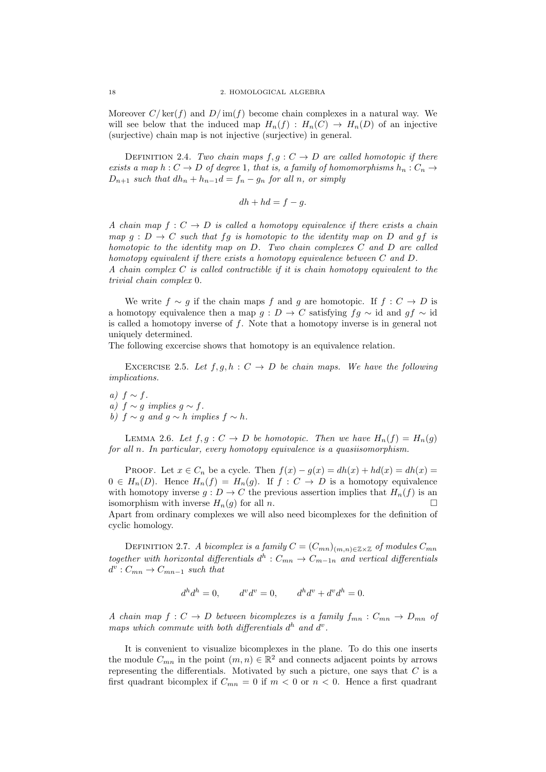Moreover $C/\ker(f)$ and $D/\operatorname{im}(f)$ become chain complexes in a natural way. We will see below that the induced map $H_n(f) : H_n(C) \to H_n(D)$ of an injective (surjective) chain map is not injective (surjective) in general.

Definition 2.4. *Two chain maps $f, g : C \to D$ are called homotopic if there exists a map $h : C \to D$ of degree 1, that is, a family of homomorphisms $h_n : C_n \to D_{n+1}$ such that $dh_n + h_{n-1}d = f_n - g_n$ for all $n$, or simply*

$$dh + hd = f - g.$$

*A chain map $f : C \to D$ is called a homotopy equivalence if there exists a chain map $g : D \to C$ such that $fg$ is homotopic to the identity map on $D$ and $gf$ is homotopic to the identity map on $D$. Two chain complexes $C$ and $D$ are called homotopy equivalent if there exists a homotopy equivalence between $C$ and $D$.*
*A chain complex $C$ is called contractible if it is chain homotopy equivalent to the trivial chain complex 0.*

We write $f \sim g$ if the chain maps $f$ and $g$ are homotopic. If $f : C \to D$ is a homotopy equivalence then a map $g : D \to C$ satisfying $fg \sim \mathrm{id}$ and $gf \sim \mathrm{id}$ is called a homotopy inverse of $f$. Note that a homotopy inverse is in general not uniquely determined.
The following excercise shows that homotopy is an equivalence relation.

Excercise 2.5. *Let $f, g, h : C \to D$ be chain maps. We have the following implications.*

*a) $f \sim f$.*
*a) $f \sim g$ implies $g \sim f$.*
*b) $f \sim g$ and $g \sim h$ implies $f \sim h$.*

Lemma 2.6. *Let $f, g : C \to D$ be homotopic. Then we have $H_n(f) = H_n(g)$ for all $n$. In particular, every homotopy equivalence is a quasiisomorphism.*

Proof. Let $x \in C_n$ be a cycle. Then $f(x) - g(x) = dh(x) + hd(x) = dh(x) = 0 \in H_n(D)$. Hence $H_n(f) = H_n(g)$. If $f : C \to D$ is a homotopy equivalence with homotopy inverse $g : D \to C$ the previous assertion implies that $H_n(f)$ is an isomorphism with inverse $H_n(g)$ for all $n$. □

Apart from ordinary complexes we will also need bicomplexes for the definition of cyclic homology.

Definition 2.7. *A bicomplex is a family $C = (C_{mn})_{(m,n)\in\mathbb{Z}\times\mathbb{Z}}$ of modules $C_{mn}$ together with horizontal differentials $d^h : C_{mn} \to C_{m-1n}$ and vertical differentials $d^v : C_{mn} \to C_{mn-1}$ such that*

$$d^h d^h = 0, \qquad d^v d^v = 0, \qquad d^h d^v + d^v d^h = 0.$$

*A chain map $f : C \to D$ between bicomplexes is a family $f_{mn} : C_{mn} \to D_{mn}$ of maps which commute with both differentials $d^h$ and $d^v$.*

It is convenient to visualize bicomplexes in the plane. To do this one inserts the module $C_{mn}$ in the point $(m, n) \in \mathbb{R}^2$ and connects adjacent points by arrows representing the differentials. Motivated by such a picture, one says that $C$ is a first quadrant bicomplex if $C_{mn} = 0$ if $m < 0$ or $n < 0$. Hence a first quadrant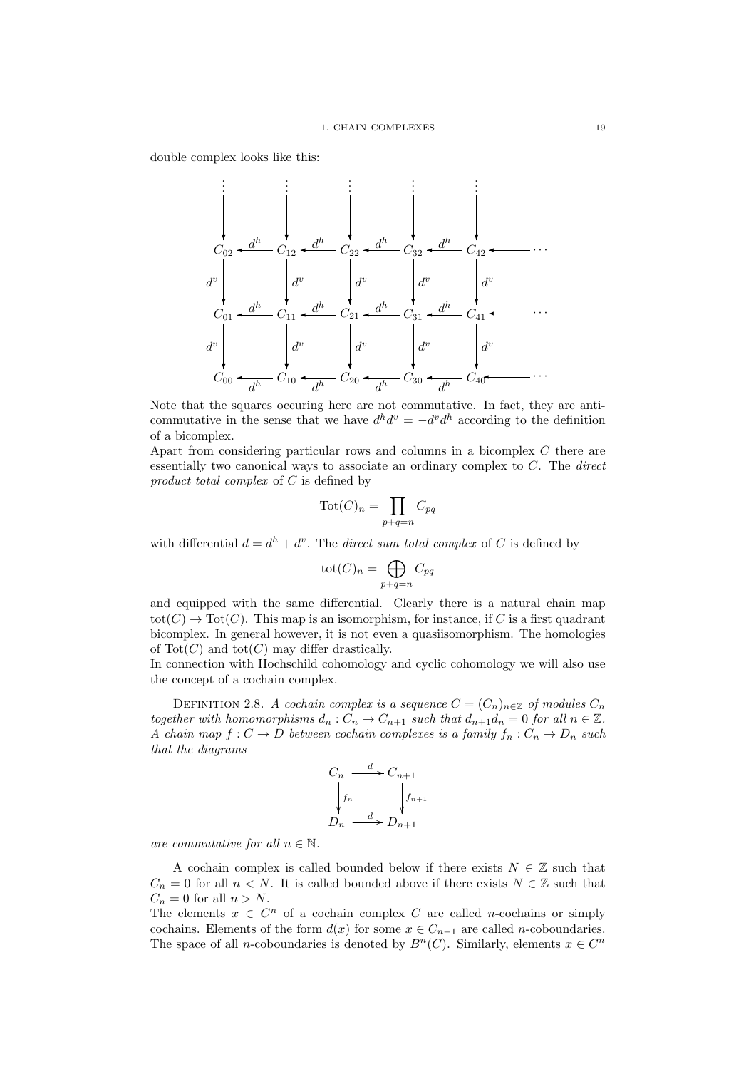double complex looks like this:

$$
\begin{array}{ccccccccccc}
\vdots & & \vdots & & \vdots & & \vdots & & \vdots & & \\
\downarrow & & \downarrow & & \downarrow & & \downarrow & & \downarrow & & \\
C_{02} & \xleftarrow{d^h} & C_{12} & \xleftarrow{d^h} & C_{22} & \xleftarrow{d^h} & C_{32} & \xleftarrow{d^h} & C_{42} & \longleftarrow & \cdots \\
\downarrow d^v & & \downarrow d^v & & \downarrow d^v & & \downarrow d^v & & \downarrow d^v & & \\
C_{01} & \xleftarrow{d^h} & C_{11} & \xleftarrow{d^h} & C_{21} & \xleftarrow{d^h} & C_{31} & \xleftarrow{d^h} & C_{41} & \longleftarrow & \cdots \\
\downarrow d^v & & \downarrow d^v & & \downarrow d^v & & \downarrow d^v & & \downarrow d^v & & \\
C_{00} & \xleftarrow{d^h} & C_{10} & \xleftarrow{d^h} & C_{20} & \xleftarrow{d^h} & C_{30} & \xleftarrow{d^h} & C_{40} & \longleftarrow & \cdots
\end{array}
$$

Note that the squares occuring here are not commutative. In fact, they are anticommutative in the sense that we have $d^h d^v = -d^v d^h$ according to the definition of a bicomplex.

Apart from considering particular rows and columns in a bicomplex $C$ there are essentially two canonical ways to associate an ordinary complex to $C$. The *direct product total complex* of $C$ is defined by

$$\mathrm{Tot}(C)_n = \prod_{p+q=n} C_{pq}$$

with differential $d = d^h + d^v$. The *direct sum total complex* of $C$ is defined by

$$\mathrm{tot}(C)_n = \bigoplus_{p+q=n} C_{pq}$$

and equipped with the same differential. Clearly there is a natural chain map $\mathrm{tot}(C) \to \mathrm{Tot}(C)$. This map is an isomorphism, for instance, if $C$ is a first quadrant bicomplex. In general however, it is not even a quasiisomorphism. The homologies of $\mathrm{Tot}(C)$ and $\mathrm{tot}(C)$ may differ drastically.

In connection with Hochschild cohomology and cyclic cohomology we will also use the concept of a cochain complex.

Definition 2.8. *A cochain complex is a sequence $C = (C_n)_{n\in\mathbb{Z}}$ of modules $C_n$ together with homomorphisms $d_n : C_n \to C_{n+1}$ such that $d_{n+1}d_n = 0$ for all $n \in \mathbb{Z}$. A chain map $f : C \to D$ between cochain complexes is a family $f_n : C_n \to D_n$ such that the diagrams*

$$
\begin{array}{ccc}
C_n & \xrightarrow{d} & C_{n+1} \\
\downarrow f_n & & \downarrow f_{n+1} \\
D_n & \xrightarrow{d} & D_{n+1}
\end{array}
$$

*are commutative for all $n \in \mathbb{N}$.*

A cochain complex is called bounded below if there exists $N \in \mathbb{Z}$ such that $C_n = 0$ for all $n < N$. It is called bounded above if there exists $N \in \mathbb{Z}$ such that $C_n = 0$ for all $n > N$.

The elements $x \in C^n$ of a cochain complex $C$ are called $n$-cochains or simply cochains. Elements of the form $d(x)$ for some $x \in C_{n-1}$ are called $n$-coboundaries. The space of all $n$-coboundaries is denoted by $B^n(C)$. Similarly, elements $x \in C^n$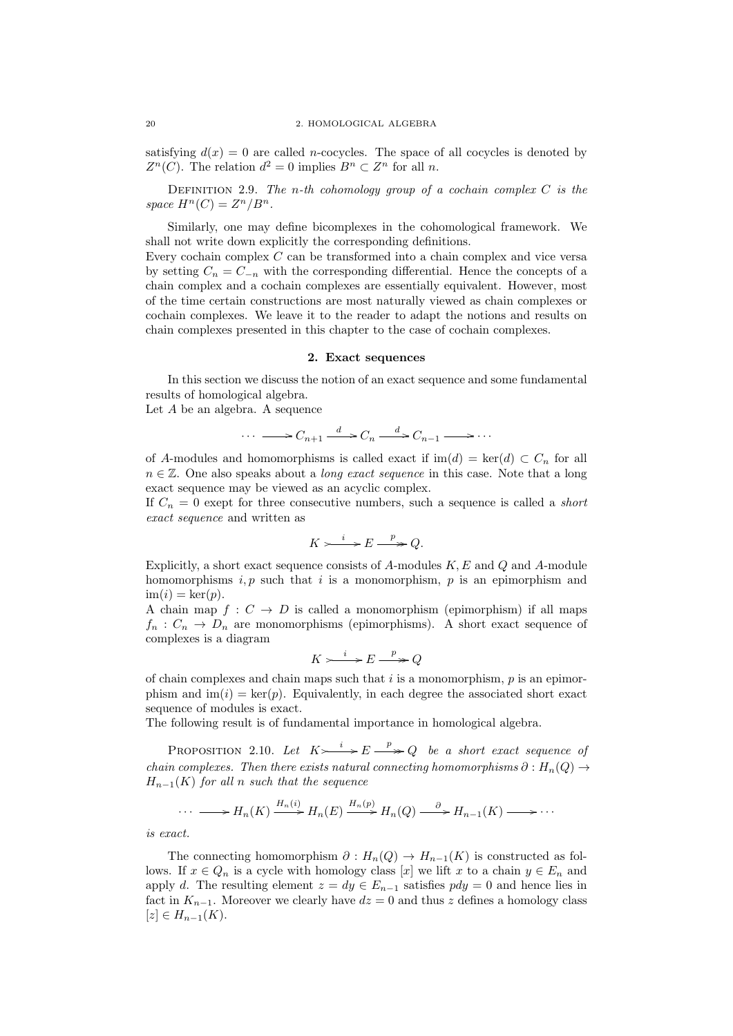satisfying $d(x) = 0$ are called $n$-cocycles. The space of all cocycles is denoted by $Z^n(C)$. The relation $d^2 = 0$ implies $B^n \subset Z^n$ for all $n$.

Definition 2.9. *The $n$-th cohomology group of a cochain complex $C$ is the space $H^n(C) = Z^n/B^n$.*

Similarly, one may define bicomplexes in the cohomological framework. We shall not write down explicitly the corresponding definitions.
Every cochain complex $C$ can be transformed into a chain complex and vice versa by setting $C_n = C_{-n}$ with the corresponding differential. Hence the concepts of a chain complex and a cochain complexes are essentially equivalent. However, most of the time certain constructions are most naturally viewed as chain complexes or cochain complexes. We leave it to the reader to adapt the notions and results on chain complexes presented in this chapter to the case of cochain complexes.

## 2. Exact sequences

In this section we discuss the notion of an exact sequence and some fundamental results of homological algebra.
Let $A$ be an algebra. A sequence

$$\cdots \longrightarrow C_{n+1} \xrightarrow{d} C_n \xrightarrow{d} C_{n-1} \longrightarrow \cdots$$

of $A$-modules and homomorphisms is called exact if $\mathrm{im}(d) = \ker(d) \subset C_n$ for all $n \in \mathbb{Z}$. One also speaks about a *long exact sequence* in this case. Note that a long exact sequence may be viewed as an acyclic complex.
If $C_n = 0$ exept for three consecutive numbers, such a sequence is called a *short exact sequence* and written as

$$K \xrightarrow{i} E \xrightarrow{p} Q.$$

Explicitly, a short exact sequence consists of $A$-modules $K, E$ and $Q$ and $A$-module homomorphisms $i, p$ such that $i$ is a monomorphism, $p$ is an epimorphism and $\mathrm{im}(i) = \ker(p)$.
A chain map $f : C \to D$ is called a monomorphism (epimorphism) if all maps $f_n : C_n \to D_n$ are monomorphisms (epimorphisms). A short exact sequence of complexes is a diagram

$$K \xrightarrow{i} E \xrightarrow{p} Q$$

of chain complexes and chain maps such that $i$ is a monomorphism, $p$ is an epimorphism and $\mathrm{im}(i) = \ker(p)$. Equivalently, in each degree the associated short exact sequence of modules is exact.
The following result is of fundamental importance in homological algebra.

Proposition 2.10. *Let $K \xrightarrow{i} E \xrightarrow{p} Q$ be a short exact sequence of chain complexes. Then there exists natural connecting homomorphisms $\partial : H_n(Q) \to H_{n-1}(K)$ for all $n$ such that the sequence*

$$\cdots \longrightarrow H_n(K) \xrightarrow{H_n(i)} H_n(E) \xrightarrow{H_n(p)} H_n(Q) \xrightarrow{\partial} H_{n-1}(K) \longrightarrow \cdots$$

*is exact.*

The connecting homomorphism $\partial : H_n(Q) \to H_{n-1}(K)$ is constructed as follows. If $x \in Q_n$ is a cycle with homology class $[x]$ we lift $x$ to a chain $y \in E_n$ and apply $d$. The resulting element $z = dy \in E_{n-1}$ satisfies $pdy = 0$ and hence lies in fact in $K_{n-1}$. Moreover we clearly have $dz = 0$ and thus $z$ defines a homology class $[z] \in H_{n-1}(K)$.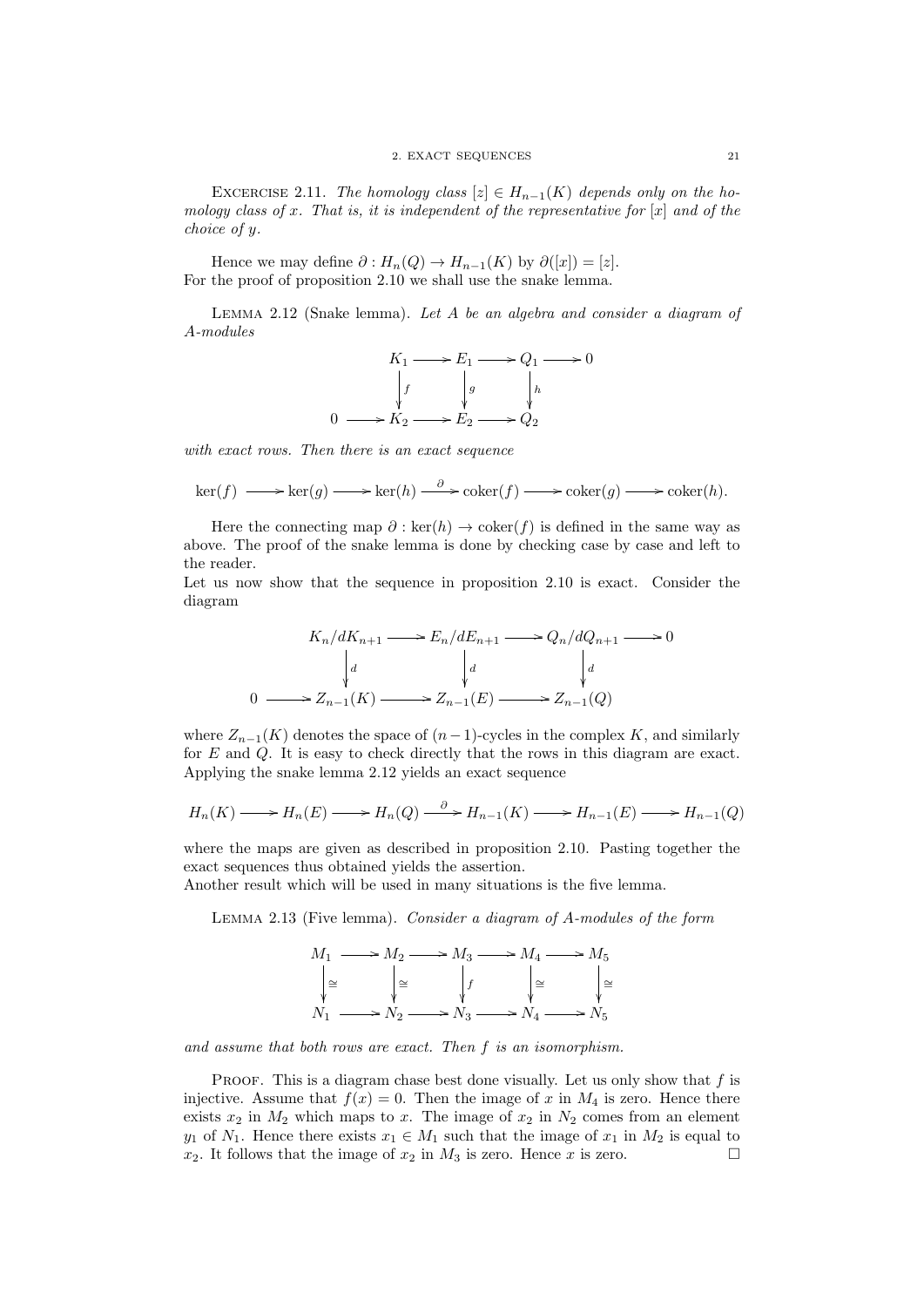EXCERCISE 2.11. *The homology class $[z] \in H_{n-1}(K)$ depends only on the homology class of $x$. That is, it is independent of the representative for $[x]$ and of the choice of $y$.*

Hence we may define $\partial : H_n(Q) \to H_{n-1}(K)$ by $\partial([x]) = [z]$.
For the proof of proposition 2.10 we shall use the snake lemma.

LEMMA 2.12 (Snake lemma). *Let $A$ be an algebra and consider a diagram of $A$-modules*

$$\begin{array}{ccccccc} & & K_1 & \longrightarrow & E_1 & \longrightarrow & Q_1 & \longrightarrow & 0 \\ & & \downarrow f & & \downarrow g & & \downarrow h & & \\ 0 & \longrightarrow & K_2 & \longrightarrow & E_2 & \longrightarrow & Q_2 & & \end{array}$$

*with exact rows. Then there is an exact sequence*

$$\ker(f) \longrightarrow \ker(g) \longrightarrow \ker(h) \xrightarrow{\partial} \operatorname{coker}(f) \longrightarrow \operatorname{coker}(g) \longrightarrow \operatorname{coker}(h).$$

Here the connecting map $\partial : \ker(h) \to \operatorname{coker}(f)$ is defined in the same way as above. The proof of the snake lemma is done by checking case by case and left to the reader.
Let us now show that the sequence in proposition 2.10 is exact. Consider the diagram

$$\begin{array}{ccccccc} & & K_n/dK_{n+1} & \longrightarrow & E_n/dE_{n+1} & \longrightarrow & Q_n/dQ_{n+1} & \longrightarrow & 0 \\ & & \downarrow d & & \downarrow d & & \downarrow d & & \\ 0 & \longrightarrow & Z_{n-1}(K) & \longrightarrow & Z_{n-1}(E) & \longrightarrow & Z_{n-1}(Q) & & \end{array}$$

where $Z_{n-1}(K)$ denotes the space of $(n-1)$-cycles in the complex $K$, and similarly for $E$ and $Q$. It is easy to check directly that the rows in this diagram are exact. Applying the snake lemma 2.12 yields an exact sequence

$$H_n(K) \longrightarrow H_n(E) \longrightarrow H_n(Q) \xrightarrow{\partial} H_{n-1}(K) \longrightarrow H_{n-1}(E) \longrightarrow H_{n-1}(Q)$$

where the maps are given as described in proposition 2.10. Pasting together the exact sequences thus obtained yields the assertion.
Another result which will be used in many situations is the five lemma.

LEMMA 2.13 (Five lemma). *Consider a diagram of $A$-modules of the form*

$$\begin{array}{ccccccccc} M_1 & \longrightarrow & M_2 & \longrightarrow & M_3 & \longrightarrow & M_4 & \longrightarrow & M_5 \\ \downarrow \cong & & \downarrow \cong & & \downarrow f & & \downarrow \cong & & \downarrow \cong \\ N_1 & \longrightarrow & N_2 & \longrightarrow & N_3 & \longrightarrow & N_4 & \longrightarrow & N_5 \end{array}$$

*and assume that both rows are exact. Then $f$ is an isomorphism.*

PROOF. This is a diagram chase best done visually. Let us only show that $f$ is injective. Assume that $f(x) = 0$. Then the image of $x$ in $M_4$ is zero. Hence there exists $x_2$ in $M_2$ which maps to $x$. The image of $x_2$ in $N_2$ comes from an element $y_1$ of $N_1$. Hence there exists $x_1 \in M_1$ such that the image of $x_1$ in $M_2$ is equal to $x_2$. It follows that the image of $x_2$ in $M_3$ is zero. Hence $x$ is zero. □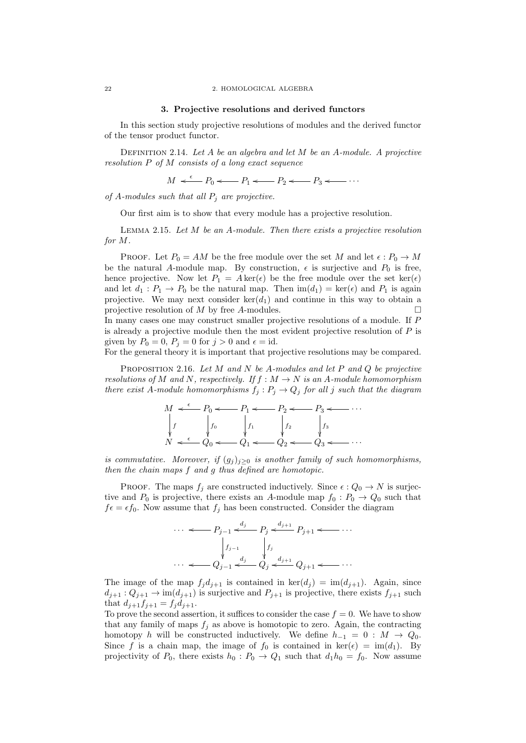## 3. Projective resolutions and derived functors

In this section study projective resolutions of modules and the derived functor of the tensor product functor.

Definition 2.14. *Let $A$ be an algebra and let $M$ be an $A$-module. A projective resolution $P$ of $M$ consists of a long exact sequence*

$$M \xleftarrow{\epsilon} P_0 \longleftarrow P_1 \longleftarrow P_2 \longleftarrow P_3 \longleftarrow \cdots$$

*of $A$-modules such that all $P_j$ are projective.*

Our first aim is to show that every module has a projective resolution.

Lemma 2.15. *Let $M$ be an $A$-module. Then there exists a projective resolution for $M$.*

Proof. Let $P_0 = AM$ be the free module over the set $M$ and let $\epsilon : P_0 \to M$ be the natural $A$-module map. By construction, $\epsilon$ is surjective and $P_0$ is free, hence projective. Now let $P_1 = A\ker(\epsilon)$ be the free module over the set $\ker(\epsilon)$ and let $d_1 : P_1 \to P_0$ be the natural map. Then $\mathrm{im}(d_1) = \ker(\epsilon)$ and $P_1$ is again projective. We may next consider $\ker(d_1)$ and continue in this way to obtain a projective resolution of $M$ by free $A$-modules. □

In many cases one may construct smaller projective resolutions of a module. If $P$ is already a projective module then the most evident projective resolution of $P$ is given by $P_0 = 0$, $P_j = 0$ for $j > 0$ and $\epsilon = \mathrm{id}$.

For the general theory it is important that projective resolutions may be compared.

Proposition 2.16. *Let $M$ and $N$ be $A$-modules and let $P$ and $Q$ be projective resolutions of $M$ and $N$, respectively. If $f : M \to N$ is an $A$-module homomorphism there exist $A$-module homomorphisms $f_j : P_j \to Q_j$ for all $j$ such that the diagram*

$$\begin{array}{ccccccccccc}
M & \xleftarrow{\epsilon} & P_0 & \longleftarrow & P_1 & \longleftarrow & P_2 & \longleftarrow & P_3 & \longleftarrow & \cdots \\
\downarrow f & & \downarrow f_0 & & \downarrow f_1 & & \downarrow f_2 & & \downarrow f_3 & & \\
N & \xleftarrow{\epsilon} & Q_0 & \longleftarrow & Q_1 & \longleftarrow & Q_2 & \longleftarrow & Q_3 & \longleftarrow & \cdots
\end{array}$$

*is commutative. Moreover, if $(g_j)_{j\geq 0}$ is another family of such homomorphisms, then the chain maps $f$ and $g$ thus defined are homotopic.*

Proof. The maps $f_j$ are constructed inductively. Since $\epsilon : Q_0 \to N$ is surjective and $P_0$ is projective, there exists an $A$-module map $f_0 : P_0 \to Q_0$ such that $f\epsilon = \epsilon f_0$. Now assume that $f_j$ has been constructed. Consider the diagram

$$\begin{array}{ccccccc}
\cdots & \longleftarrow & P_{j-1} & \xleftarrow{d_j} & P_j & \xleftarrow{d_{j+1}} & P_{j+1} \longleftarrow \cdots \\
 & & \downarrow f_{j-1} & & \downarrow f_j & & \\
\cdots & \longleftarrow & Q_{j-1} & \xleftarrow{d_j} & Q_j & \xleftarrow{d_{j+1}} & Q_{j+1} \longleftarrow \cdots
\end{array}$$

The image of the map $f_j d_{j+1}$ is contained in $\ker(d_j) = \mathrm{im}(d_{j+1})$. Again, since $d_{j+1} : Q_{j+1} \to \mathrm{im}(d_{j+1})$ is surjective and $P_{j+1}$ is projective, there exists $f_{j+1}$ such that $d_{j+1}f_{j+1} = f_j d_{j+1}$.

To prove the second assertion, it suffices to consider the case $f = 0$. We have to show that any family of maps $f_j$ as above is homotopic to zero. Again, the contracting homotopy $h$ will be constructed inductively. We define $h_{-1} = 0 : M \to Q_0$. Since $f$ is a chain map, the image of $f_0$ is contained in $\ker(\epsilon) = \mathrm{im}(d_1)$. By projectivity of $P_0$, there exists $h_0 : P_0 \to Q_1$ such that $d_1 h_0 = f_0$. Now assume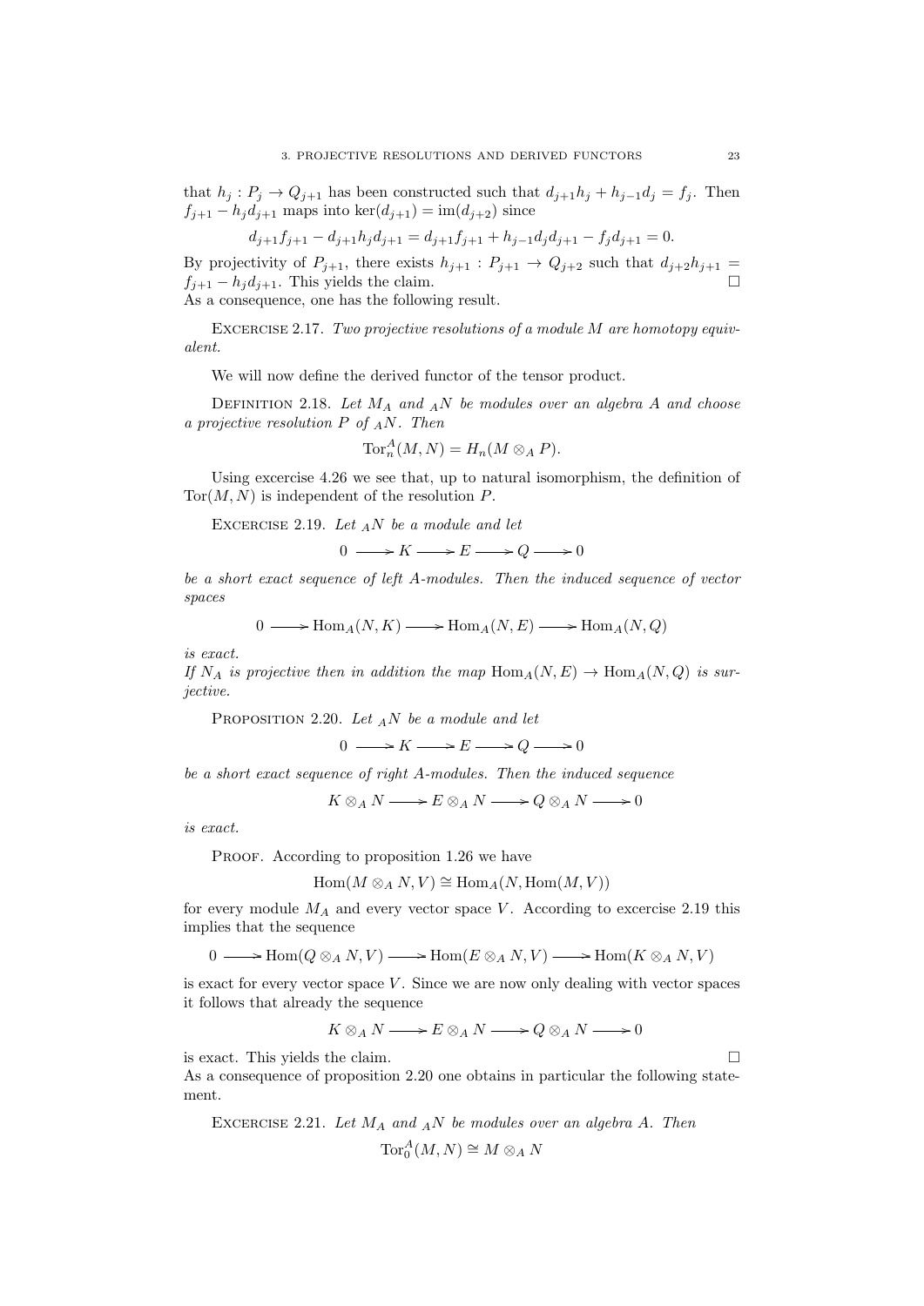that $h_j : P_j \to Q_{j+1}$ has been constructed such that $d_{j+1}h_j + h_{j-1}d_j = f_j$. Then $f_{j+1} - h_j d_{j+1}$ maps into $\ker(d_{j+1}) = \mathrm{im}(d_{j+2})$ since

$$d_{j+1}f_{j+1} - d_{j+1}h_j d_{j+1} = d_{j+1}f_{j+1} + h_{j-1}d_j d_{j+1} - f_j d_{j+1} = 0.$$

By projectivity of $P_{j+1}$, there exists $h_{j+1} : P_{j+1} \to Q_{j+2}$ such that $d_{j+2}h_{j+1} = f_{j+1} - h_j d_{j+1}$. This yields the claim. □

As a consequence, one has the following result.

Excercise 2.17. *Two projective resolutions of a module $M$ are homotopy equivalent.*

We will now define the derived functor of the tensor product.

Definition 2.18. *Let $M_A$ and ${}_AN$ be modules over an algebra $A$ and choose a projective resolution $P$ of ${}_AN$. Then*

$$\mathrm{Tor}_n^A(M, N) = H_n(M \otimes_A P).$$

Using excercise 4.26 we see that, up to natural isomorphism, the definition of $\mathrm{Tor}(M, N)$ is independent of the resolution $P$.

Excercise 2.19. *Let ${}_AN$ be a module and let*

$$0 \longrightarrow K \longrightarrow E \longrightarrow Q \longrightarrow 0$$

*be a short exact sequence of left $A$-modules. Then the induced sequence of vector spaces*

$$0 \longrightarrow \mathrm{Hom}_A(N, K) \longrightarrow \mathrm{Hom}_A(N, E) \longrightarrow \mathrm{Hom}_A(N, Q)$$

*is exact.*
*If $N_A$ is projective then in addition the map $\mathrm{Hom}_A(N, E) \to \mathrm{Hom}_A(N, Q)$ is surjective.*

Proposition 2.20. *Let ${}_AN$ be a module and let*

$$0 \longrightarrow K \longrightarrow E \longrightarrow Q \longrightarrow 0$$

*be a short exact sequence of right $A$-modules. Then the induced sequence*

$$K \otimes_A N \longrightarrow E \otimes_A N \longrightarrow Q \otimes_A N \longrightarrow 0$$

*is exact.*

Proof. According to proposition 1.26 we have

$$\mathrm{Hom}(M \otimes_A N, V) \cong \mathrm{Hom}_A(N, \mathrm{Hom}(M, V))$$

for every module $M_A$ and every vector space $V$. According to excercise 2.19 this implies that the sequence

$$0 \longrightarrow \mathrm{Hom}(Q \otimes_A N, V) \longrightarrow \mathrm{Hom}(E \otimes_A N, V) \longrightarrow \mathrm{Hom}(K \otimes_A N, V)$$

is exact for every vector space $V$. Since we are now only dealing with vector spaces it follows that already the sequence

$$K \otimes_A N \longrightarrow E \otimes_A N \longrightarrow Q \otimes_A N \longrightarrow 0$$

is exact. This yields the claim. □

As a consequence of proposition 2.20 one obtains in particular the following statement.

Excercise 2.21. *Let $M_A$ and ${}_AN$ be modules over an algebra $A$. Then*

$$\mathrm{Tor}_0^A(M, N) \cong M \otimes_A N$$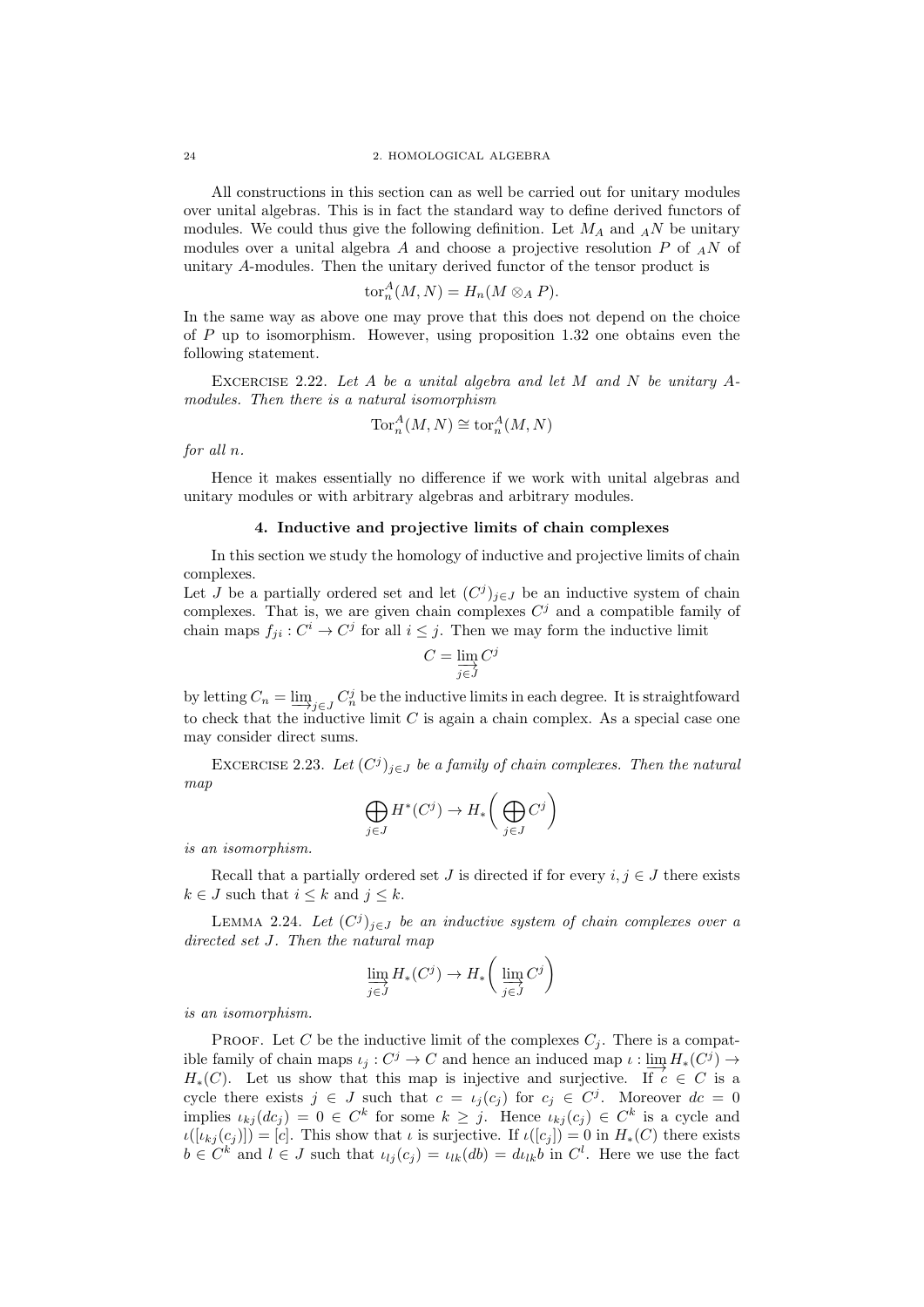All constructions in this section can as well be carried out for unitary modules over unital algebras. This is in fact the standard way to define derived functors of modules. We could thus give the following definition. Let $M_A$ and ${}_AN$ be unitary modules over a unital algebra $A$ and choose a projective resolution $P$ of ${}_AN$ of unitary $A$-modules. Then the unitary derived functor of the tensor product is

$$\mathrm{tor}_n^A(M,N) = H_n(M \otimes_A P).$$

In the same way as above one may prove that this does not depend on the choice of $P$ up to isomorphism. However, using proposition 1.32 one obtains even the following statement.

Excercise 2.22. *Let $A$ be a unital algebra and let $M$ and $N$ be unitary $A$-modules. Then there is a natural isomorphism*

$$\mathrm{Tor}_n^A(M,N) \cong \mathrm{tor}_n^A(M,N)$$

*for all $n$.*

Hence it makes essentially no difference if we work with unital algebras and unitary modules or with arbitrary algebras and arbitrary modules.

## 4. Inductive and projective limits of chain complexes

In this section we study the homology of inductive and projective limits of chain complexes.

Let $J$ be a partially ordered set and let $(C^j)_{j\in J}$ be an inductive system of chain complexes. That is, we are given chain complexes $C^j$ and a compatible family of chain maps $f_{ji} : C^i \to C^j$ for all $i \leq j$. Then we may form the inductive limit

$$C = \varinjlim_{j\in J} C^j$$

by letting $C_n = \varinjlim_{j\in J} C_n^j$ be the inductive limits in each degree. It is straightfoward to check that the inductive limit $C$ is again a chain complex. As a special case one may consider direct sums.

Excercise 2.23. *Let $(C^j)_{j\in J}$ be a family of chain complexes. Then the natural map*

$$\bigoplus_{j\in J} H^*(C^j) \to H_*\bigg(\bigoplus_{j\in J} C^j\bigg)$$

*is an isomorphism.*

Recall that a partially ordered set $J$ is directed if for every $i,j \in J$ there exists $k \in J$ such that $i \leq k$ and $j \leq k$.

Lemma 2.24. *Let $(C^j)_{j\in J}$ be an inductive system of chain complexes over a directed set $J$. Then the natural map*

$$\varinjlim_{j\in J} H_*(C^j) \to H_*\bigg(\varinjlim_{j\in J} C^j\bigg)$$

*is an isomorphism.*

Proof. Let $C$ be the inductive limit of the complexes $C_j$. There is a compatible family of chain maps $\iota_j : C^j \to C$ and hence an induced map $\iota : \varinjlim H_*(C^j) \to H_*(C)$. Let us show that this map is injective and surjective. If $c \in C$ is a cycle there exists $j \in J$ such that $c = \iota_j(c_j)$ for $c_j \in C^j$. Moreover $dc = 0$ implies $\iota_{kj}(dc_j) = 0 \in C^k$ for some $k \geq j$. Hence $\iota_{kj}(c_j) \in C^k$ is a cycle and $\iota([\iota_{kj}(c_j)]) = [c]$. This show that $\iota$ is surjective. If $\iota([c_j]) = 0$ in $H_*(C)$ there exists $b \in C^k$ and $l \in J$ such that $\iota_{lj}(c_j) = \iota_{lk}(db) = d\iota_{lk}b$ in $C^l$. Here we use the fact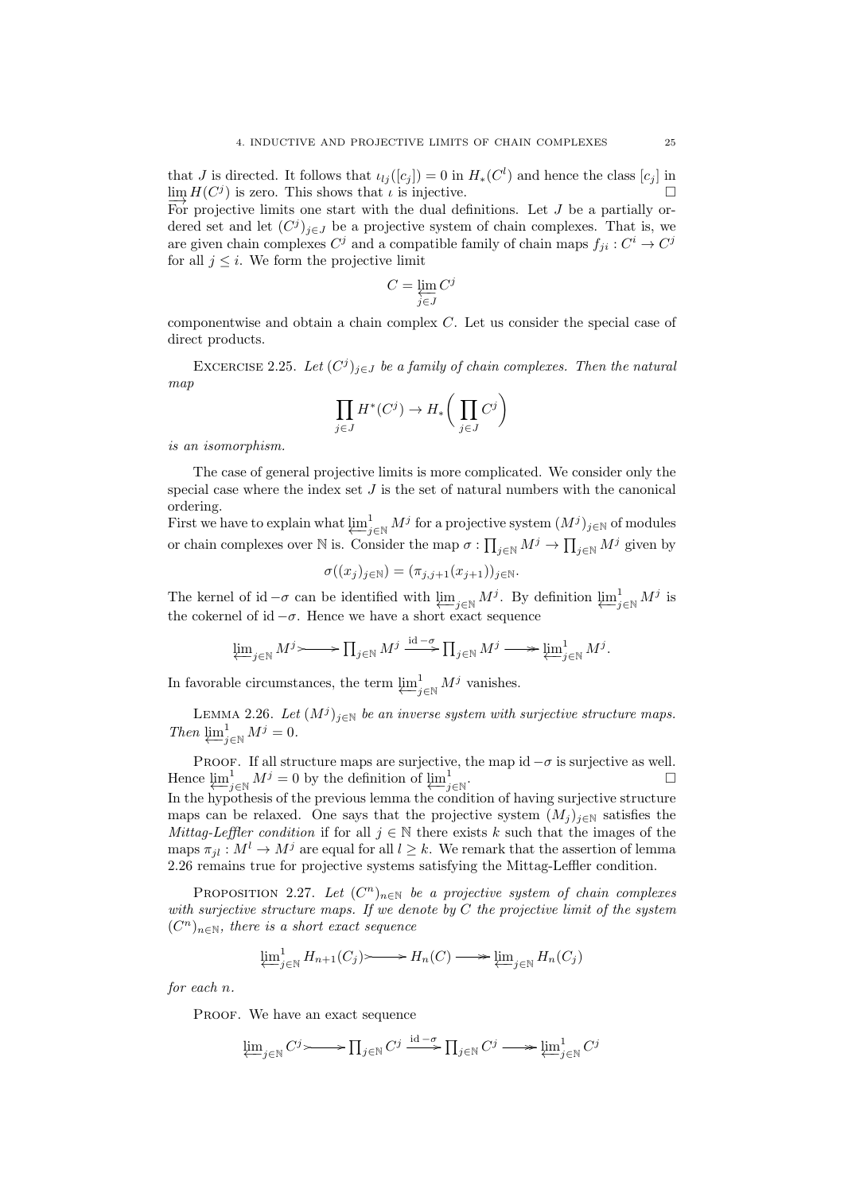that $J$ is directed. It follows that $\iota_{lj}([c_j]) = 0$ in $H_*(C^l)$ and hence the class $[c_j]$ in $\varinjlim H(C^j)$ is zero. This shows that $\iota$ is injective. $\square$

For projective limits one start with the dual definitions. Let $J$ be a partially ordered set and let $(C^j)_{j\in J}$ be a projective system of chain complexes. That is, we are given chain complexes $C^j$ and a compatible family of chain maps $f_{ji} : C^i \to C^j$ for all $j \leq i$. We form the projective limit

$$C = \varprojlim_{j\in J} C^j$$

componentwise and obtain a chain complex $C$. Let us consider the special case of direct products.

Excercise 2.25. *Let $(C^j)_{j\in J}$ be a family of chain complexes. Then the natural map*

$$\prod_{j\in J} H^*(C^j) \to H_*\bigg(\prod_{j\in J} C^j\bigg)$$

*is an isomorphism.*

The case of general projective limits is more complicated. We consider only the special case where the index set $J$ is the set of natural numbers with the canonical ordering.

First we have to explain what $\varprojlim^1_{j\in\mathbb{N}} M^j$ for a projective system $(M^j)_{j\in\mathbb{N}}$ of modules or chain complexes over $\mathbb{N}$ is. Consider the map $\sigma : \prod_{j\in\mathbb{N}} M^j \to \prod_{j\in\mathbb{N}} M^j$ given by

$$\sigma((x_j)_{j\in\mathbb{N}}) = (\pi_{j,j+1}(x_{j+1}))_{j\in\mathbb{N}}.$$

The kernel of $\mathrm{id} - \sigma$ can be identified with $\varprojlim_{j\in\mathbb{N}} M^j$. By definition $\varprojlim^1_{j\in\mathbb{N}} M^j$ is the cokernel of $\mathrm{id} - \sigma$. Hence we have a short exact sequence

$$\varprojlim_{j\in\mathbb{N}} M^j \rightarrowtail \prod_{j\in\mathbb{N}} M^j \xrightarrow{\mathrm{id}-\sigma} \prod_{j\in\mathbb{N}} M^j \twoheadrightarrow \varprojlim^1_{j\in\mathbb{N}} M^j.$$

In favorable circumstances, the term $\varprojlim^1_{j\in\mathbb{N}} M^j$ vanishes.

Lemma 2.26. *Let $(M^j)_{j\in\mathbb{N}}$ be an inverse system with surjective structure maps. Then $\varprojlim^1_{j\in\mathbb{N}} M^j = 0$.*

Proof. If all structure maps are surjective, the map $\mathrm{id} - \sigma$ is surjective as well. Hence $\varprojlim^1_{j\in\mathbb{N}} M^j = 0$ by the definition of $\varprojlim^1_{j\in\mathbb{N}}$. $\square$

In the hypothesis of the previous lemma the condition of having surjective structure maps can be relaxed. One says that the projective system $(M_j)_{j\in\mathbb{N}}$ satisfies the *Mittag-Leffler condition* if for all $j \in \mathbb{N}$ there exists $k$ such that the images of the maps $\pi_{jl} : M^l \to M^j$ are equal for all $l \geq k$. We remark that the assertion of lemma 2.26 remains true for projective systems satisfying the Mittag-Leffler condition.

Proposition 2.27. *Let $(C^n)_{n\in\mathbb{N}}$ be a projective system of chain complexes with surjective structure maps. If we denote by $C$ the projective limit of the system $(C^n)_{n\in\mathbb{N}}$, there is a short exact sequence*

$$\varprojlim^1_{j\in\mathbb{N}} H_{n+1}(C_j) \rightarrowtail H_n(C) \twoheadrightarrow \varprojlim_{j\in\mathbb{N}} H_n(C_j)$$

*for each $n$.*

Proof. We have an exact sequence

$$\varprojlim_{j\in\mathbb{N}} C^j \rightarrowtail \prod_{j\in\mathbb{N}} C^j \xrightarrow{\mathrm{id}-\sigma} \prod_{j\in\mathbb{N}} C^j \twoheadrightarrow \varprojlim^1_{j\in\mathbb{N}} C^j$$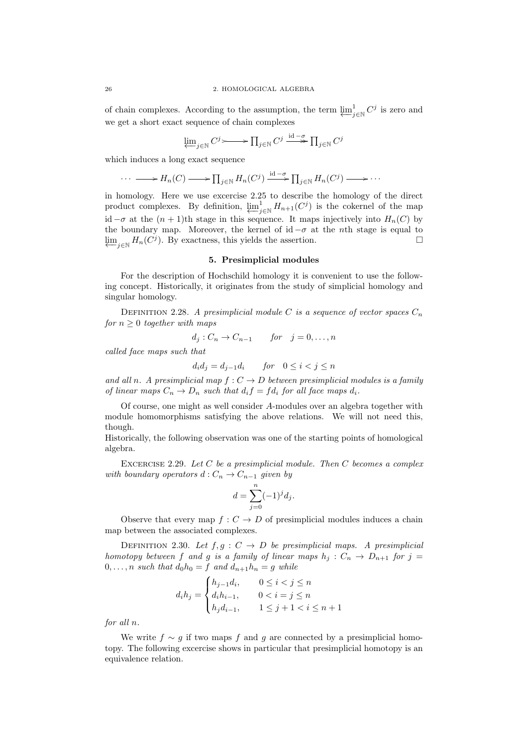of chain complexes. According to the assumption, the term $\varprojlim^1_{j\in\mathbb{N}} C^j$ is zero and we get a short exact sequence of chain complexes

$$\varprojlim_{j\in\mathbb{N}} C^j \rightarrowtail \prod_{j\in\mathbb{N}} C^j \xrightarrow{\mathrm{id}-\sigma} \prod_{j\in\mathbb{N}} C^j$$

which induces a long exact sequence

$$\cdots \longrightarrow H_n(C) \longrightarrow \prod_{j\in\mathbb{N}} H_n(C^j) \xrightarrow{\mathrm{id}-\sigma} \prod_{j\in\mathbb{N}} H_n(C^j) \longrightarrow \cdots$$

in homology. Here we use excercise 2.25 to describe the homology of the direct product complexes. By definition, $\varprojlim^1_{j\in\mathbb{N}} H_{n+1}(C^j)$ is the cokernel of the map $\mathrm{id}-\sigma$ at the $(n+1)$th stage in this sequence. It maps injectively into $H_n(C)$ by the boundary map. Moreover, the kernel of $\mathrm{id}-\sigma$ at the $n$th stage is equal to $\varprojlim_{j\in\mathbb{N}} H_n(C^j)$. By exactness, this yields the assertion. □

## 5. Presimplicial modules

For the description of Hochschild homology it is convenient to use the following concept. Historically, it originates from the study of simplicial homology and singular homology.

Definition 2.28. *A presimplicial module $C$ is a sequence of vector spaces $C_n$ for $n \geq 0$ together with maps*

$$d_j : C_n \to C_{n-1} \qquad \text{for} \quad j = 0, \ldots, n$$

*called face maps such that*

$$d_i d_j = d_{j-1} d_i \qquad \text{for} \quad 0 \leq i < j \leq n$$

*and all $n$. A presimplicial map $f : C \to D$ between presimplicial modules is a family of linear maps $C_n \to D_n$ such that $d_i f = f d_i$ for all face maps $d_i$.*

Of course, one might as well consider $A$-modules over an algebra together with module homomorphisms satisfying the above relations. We will not need this, though.
Historically, the following observation was one of the starting points of homological algebra.

Excercise 2.29. *Let $C$ be a presimplicial module. Then $C$ becomes a complex with boundary operators $d : C_n \to C_{n-1}$ given by*

$$d = \sum_{j=0}^{n} (-1)^j d_j.$$

Observe that every map $f : C \to D$ of presimplicial modules induces a chain map between the associated complexes.

Definition 2.30. *Let $f, g : C \to D$ be presimplicial maps. A presimplicial homotopy between $f$ and $g$ is a family of linear maps $h_j : C_n \to D_{n+1}$ for $j = 0, \ldots, n$ such that $d_0 h_0 = f$ and $d_{n+1} h_n = g$ while*

$$d_i h_j = \begin{cases} h_{j-1} d_i, & 0 \leq i < j \leq n \\ d_i h_{i-1}, & 0 < i = j \leq n \\ h_j d_{i-1}, & 1 \leq j+1 < i \leq n+1 \end{cases}$$

*for all $n$.*

We write $f \sim g$ if two maps $f$ and $g$ are connected by a presimplicial homotopy. The following excercise shows in particular that presimplicial homotopy is an equivalence relation.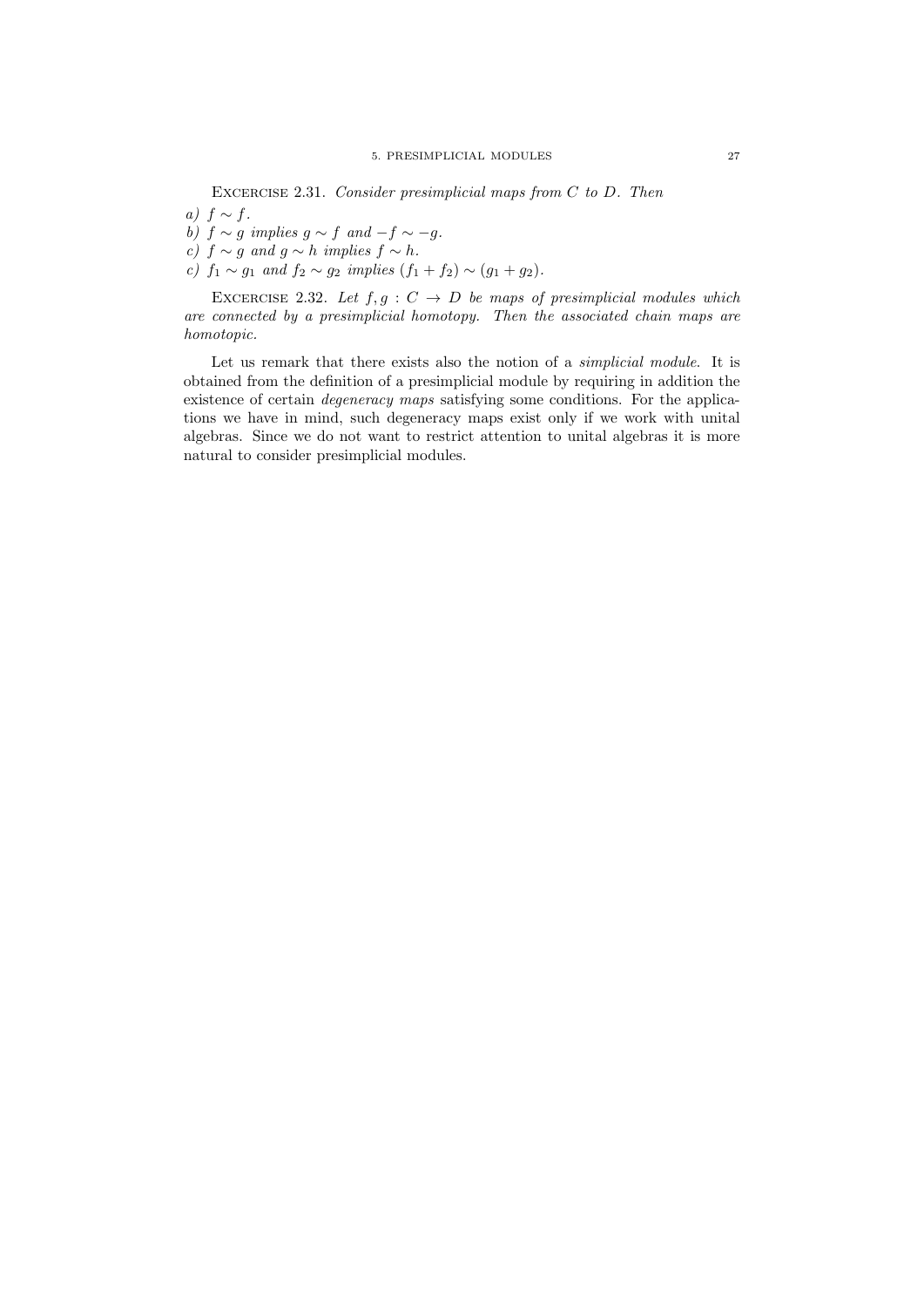Excercise 2.31. *Consider presimplicial maps from $C$ to $D$. Then*

*a)* $f \sim f$.
*b)* $f \sim g$ *implies* $g \sim f$ *and* $-f \sim -g$.
*c)* $f \sim g$ *and* $g \sim h$ *implies* $f \sim h$.
*c)* $f_1 \sim g_1$ *and* $f_2 \sim g_2$ *implies* $(f_1 + f_2) \sim (g_1 + g_2)$.

Excercise 2.32. *Let $f, g : C \to D$ be maps of presimplicial modules which are connected by a presimplicial homotopy. Then the associated chain maps are homotopic.*

Let us remark that there exists also the notion of a *simplicial module*. It is obtained from the definition of a presimplicial module by requiring in addition the existence of certain *degeneracy maps* satisfying some conditions. For the applications we have in mind, such degeneracy maps exist only if we work with unital algebras. Since we do not want to restrict attention to unital algebras it is more natural to consider presimplicial modules.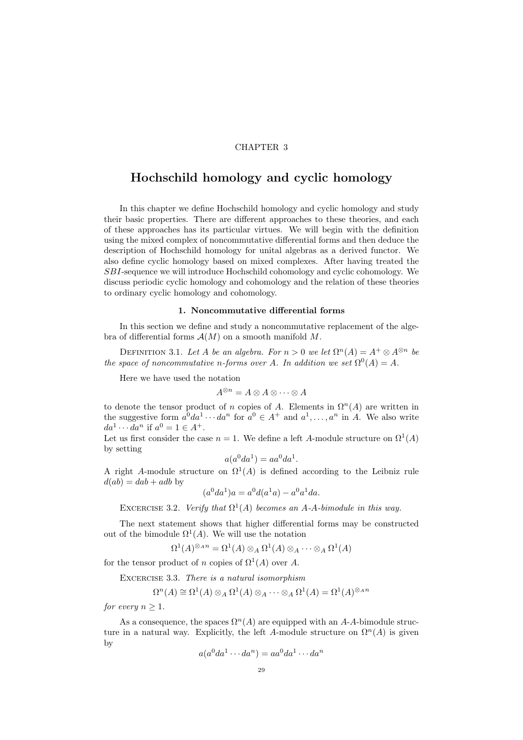CHAPTER 3

# Hochschild homology and cyclic homology

In this chapter we define Hochschild homology and cyclic homology and study their basic properties. There are different approaches to these theories, and each of these approaches has its particular virtues. We will begin with the definition using the mixed complex of noncommutative differential forms and then deduce the description of Hochschild homology for unital algebras as a derived functor. We also define cyclic homology based on mixed complexes. After having treated the $SBI$-sequence we will introduce Hochschild cohomology and cyclic cohomology. We discuss periodic cyclic homology and cohomology and the relation of these theories to ordinary cyclic homology and cohomology.

## 1. Noncommutative differential forms

In this section we define and study a noncommutative replacement of the algebra of differential forms $\mathcal{A}(M)$ on a smooth manifold $M$.

Definition 3.1. *Let $A$ be an algebra. For $n > 0$ we let $\Omega^n(A) = A^+ \otimes A^{\otimes n}$ be the space of noncommutative $n$-forms over $A$. In addition we set $\Omega^0(A) = A$.*

Here we have used the notation

$$A^{\otimes n} = A \otimes A \otimes \cdots \otimes A$$

to denote the tensor product of $n$ copies of $A$. Elements in $\Omega^n(A)$ are written in the suggestive form $a^0 da^1 \cdots da^n$ for $a^0 \in A^+$ and $a^1, \ldots, a^n$ in $A$. We also write $da^1 \cdots da^n$ if $a^0 = 1 \in A^+$.
Let us first consider the case $n = 1$. We define a left $A$-module structure on $\Omega^1(A)$ by setting

$$a(a^0 da^1) = aa^0 da^1.$$

A right $A$-module structure on $\Omega^1(A)$ is defined according to the Leibniz rule $d(ab) = dab + adb$ by

$$(a^0 da^1)a = a^0 d(a^1 a) - a^0 a^1 da.$$

Excercise 3.2. *Verify that $\Omega^1(A)$ becomes an $A$-$A$-bimodule in this way.*

The next statement shows that higher differential forms may be constructed out of the bimodule $\Omega^1(A)$. We will use the notation

$$\Omega^1(A)^{\otimes_A n} = \Omega^1(A) \otimes_A \Omega^1(A) \otimes_A \cdots \otimes_A \Omega^1(A)$$

for the tensor product of $n$ copies of $\Omega^1(A)$ over $A$.

Excercise 3.3. *There is a natural isomorphism*

$$\Omega^n(A) \cong \Omega^1(A) \otimes_A \Omega^1(A) \otimes_A \cdots \otimes_A \Omega^1(A) = \Omega^1(A)^{\otimes_A n}$$

*for every $n \geq 1$.*

As a consequence, the spaces $\Omega^n(A)$ are equipped with an $A$-$A$-bimodule structure in a natural way. Explicitly, the left $A$-module structure on $\Omega^n(A)$ is given by

$$a(a^0 da^1 \cdots da^n) = aa^0 da^1 \cdots da^n$$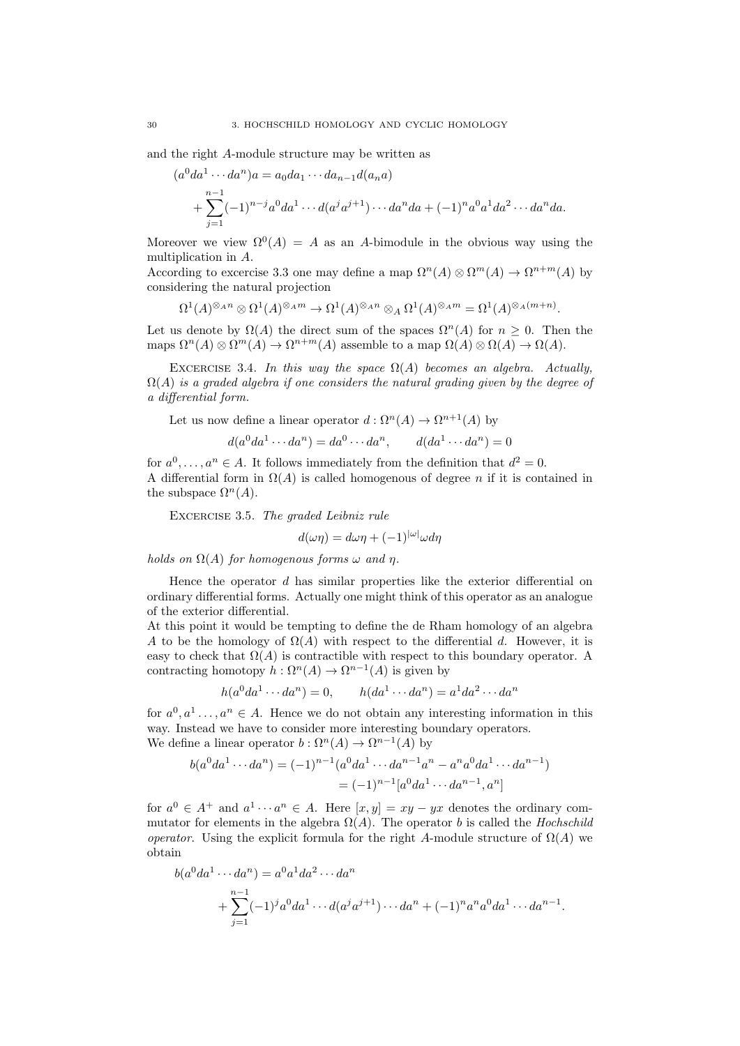and the right $A$-module structure may be written as

$$(a^0 da^1 \cdots da^n)a = a_0 da_1 \cdots da_{n-1} d(a_n a)$$
$$+ \sum_{j=1}^{n-1} (-1)^{n-j} a^0 da^1 \cdots d(a^j a^{j+1}) \cdots da^n da + (-1)^n a^0 a^1 da^2 \cdots da^n da.$$

Moreover we view $\Omega^0(A) = A$ as an $A$-bimodule in the obvious way using the multiplication in $A$.
According to excercise 3.3 one may define a map $\Omega^n(A) \otimes \Omega^m(A) \to \Omega^{n+m}(A)$ by considering the natural projection

$$\Omega^1(A)^{\otimes_A n} \otimes \Omega^1(A)^{\otimes_A m} \to \Omega^1(A)^{\otimes_A n} \otimes_A \Omega^1(A)^{\otimes_A m} = \Omega^1(A)^{\otimes_A (m+n)}.$$

Let us denote by $\Omega(A)$ the direct sum of the spaces $\Omega^n(A)$ for $n \geq 0$. Then the maps $\Omega^n(A) \otimes \Omega^m(A) \to \Omega^{n+m}(A)$ assemble to a map $\Omega(A) \otimes \Omega(A) \to \Omega(A)$.

Excercise 3.4. *In this way the space $\Omega(A)$ becomes an algebra. Actually, $\Omega(A)$ is a graded algebra if one considers the natural grading given by the degree of a differential form.*

Let us now define a linear operator $d : \Omega^n(A) \to \Omega^{n+1}(A)$ by

$$d(a^0 da^1 \cdots da^n) = da^0 \cdots da^n, \qquad d(da^1 \cdots da^n) = 0$$

for $a^0, \ldots, a^n \in A$. It follows immediately from the definition that $d^2 = 0$.
A differential form in $\Omega(A)$ is called homogenous of degree $n$ if it is contained in the subspace $\Omega^n(A)$.

Excercise 3.5. *The graded Leibniz rule*

$$d(\omega\eta) = d\omega\eta + (-1)^{|\omega|}\omega d\eta$$

*holds on $\Omega(A)$ for homogenous forms $\omega$ and $\eta$.*

Hence the operator $d$ has similar properties like the exterior differential on ordinary differential forms. Actually one might think of this operator as an analogue of the exterior differential.
At this point it would be tempting to define the de Rham homology of an algebra $A$ to be the homology of $\Omega(A)$ with respect to the differential $d$. However, it is easy to check that $\Omega(A)$ is contractible with respect to this boundary operator. A contracting homotopy $h : \Omega^n(A) \to \Omega^{n-1}(A)$ is given by

$$h(a^0 da^1 \cdots da^n) = 0, \qquad h(da^1 \cdots da^n) = a^1 da^2 \cdots da^n$$

for $a^0, a^1 \ldots, a^n \in A$. Hence we do not obtain any interesting information in this way. Instead we have to consider more interesting boundary operators.
We define a linear operator $b : \Omega^n(A) \to \Omega^{n-1}(A)$ by

$$b(a^0 da^1 \cdots da^n) = (-1)^{n-1}(a^0 da^1 \cdots da^{n-1} a^n - a^n a^0 da^1 \cdots da^{n-1})$$
$$= (-1)^{n-1}[a^0 da^1 \cdots da^{n-1}, a^n]$$

for $a^0 \in A^+$ and $a^1 \cdots a^n \in A$. Here $[x, y] = xy - yx$ denotes the ordinary commutator for elements in the algebra $\Omega(A)$. The operator $b$ is called the *Hochschild operator*. Using the explicit formula for the right $A$-module structure of $\Omega(A)$ we obtain

$$b(a^0 da^1 \cdots da^n) = a^0 a^1 da^2 \cdots da^n$$
$$+ \sum_{j=1}^{n-1} (-1)^j a^0 da^1 \cdots d(a^j a^{j+1}) \cdots da^n + (-1)^n a^n a^0 da^1 \cdots da^{n-1}.$$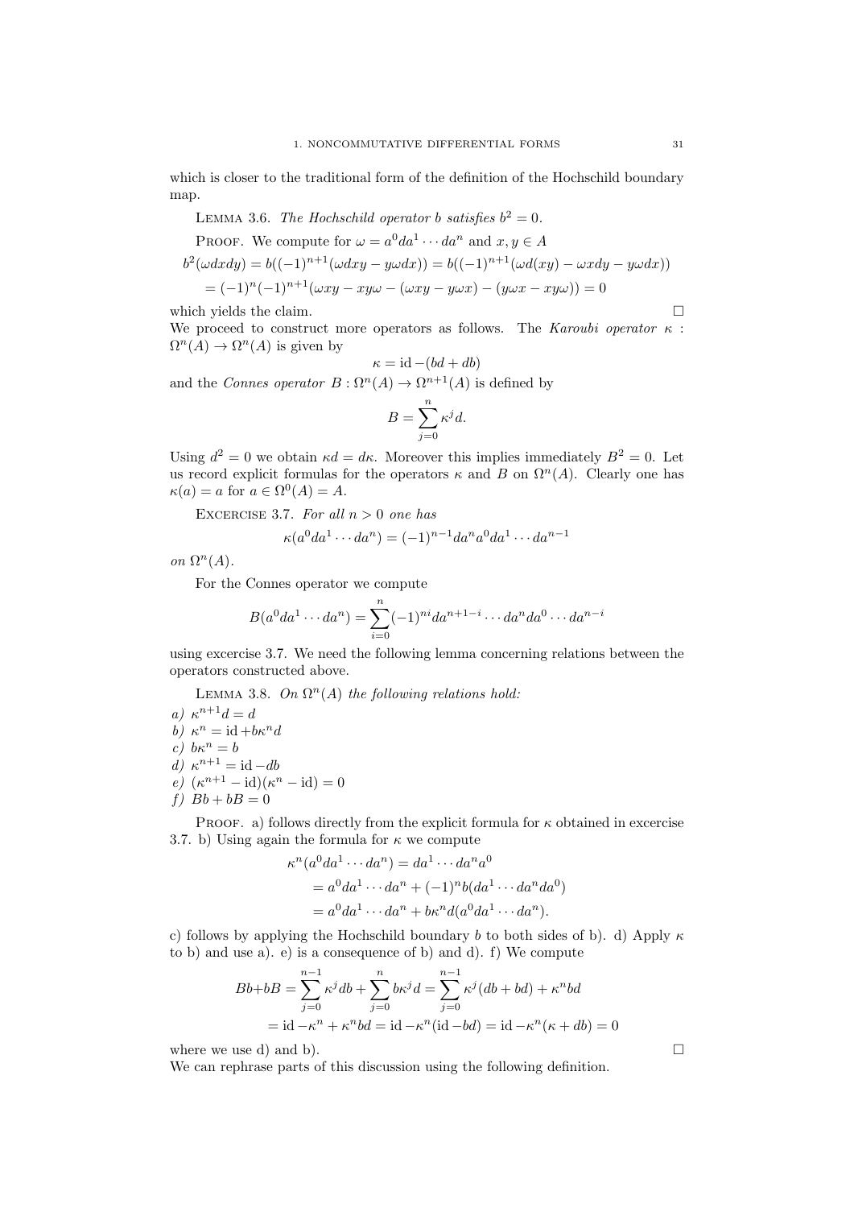which is closer to the traditional form of the definition of the Hochschild boundary map.

Lemma 3.6. *The Hochschild operator $b$ satisfies $b^2 = 0$.*

Proof. We compute for $\omega = a^0 da^1 \cdots da^n$ and $x, y \in A$

$$b^2(\omega dxdy) = b((-1)^{n+1}(\omega dxy - y\omega dx)) = b((-1)^{n+1}(\omega d(xy) - \omega xdy - y\omega dx))$$
$$= (-1)^n(-1)^{n+1}(\omega xy - xy\omega - (\omega xy - y\omega x) - (y\omega x - xy\omega)) = 0$$

which yields the claim. $\square$

We proceed to construct more operators as follows. The *Karoubi operator* $\kappa : \Omega^n(A) \to \Omega^n(A)$ is given by

$$\kappa = \mathrm{id} - (bd + db)$$

and the *Connes operator* $B : \Omega^n(A) \to \Omega^{n+1}(A)$ is defined by

$$B = \sum_{j=0}^{n} \kappa^j d.$$

Using $d^2 = 0$ we obtain $\kappa d = d\kappa$. Moreover this implies immediately $B^2 = 0$. Let us record explicit formulas for the operators $\kappa$ and $B$ on $\Omega^n(A)$. Clearly one has $\kappa(a) = a$ for $a \in \Omega^0(A) = A$.

Excercise 3.7. *For all $n > 0$ one has*

$$\kappa(a^0 da^1 \cdots da^n) = (-1)^{n-1} da^n a^0 da^1 \cdots da^{n-1}$$

*on $\Omega^n(A)$.*

For the Connes operator we compute

$$B(a^0 da^1 \cdots da^n) = \sum_{i=0}^{n} (-1)^{ni} da^{n+1-i} \cdots da^n da^0 \cdots da^{n-i}$$

using excercise 3.7. We need the following lemma concerning relations between the operators constructed above.

Lemma 3.8. *On $\Omega^n(A)$ the following relations hold:*

*a)* $\kappa^{n+1} d = d$

*b)* $\kappa^n = \mathrm{id} + b\kappa^n d$

*c)* $b\kappa^n = b$

*d)* $\kappa^{n+1} = \mathrm{id} - db$

*e)* $(\kappa^{n+1} - \mathrm{id})(\kappa^n - \mathrm{id}) = 0$

*f)* $Bb + bB = 0$

Proof. a) follows directly from the explicit formula for $\kappa$ obtained in excercise 3.7. b) Using again the formula for $\kappa$ we compute

$$\kappa^n(a^0 da^1 \cdots da^n) = da^1 \cdots da^n a^0$$
$$= a^0 da^1 \cdots da^n + (-1)^n b(da^1 \cdots da^n da^0)$$
$$= a^0 da^1 \cdots da^n + b\kappa^n d(a^0 da^1 \cdots da^n).$$

c) follows by applying the Hochschild boundary $b$ to both sides of b). d) Apply $\kappa$ to b) and use a). e) is a consequence of b) and d). f) We compute

$$Bb + bB = \sum_{j=0}^{n-1} \kappa^j db + \sum_{j=0}^{n} b\kappa^j d = \sum_{j=0}^{n-1} \kappa^j (db + bd) + \kappa^n bd$$
$$= \mathrm{id} - \kappa^n + \kappa^n bd = \mathrm{id} - \kappa^n(\mathrm{id} - bd) = \mathrm{id} - \kappa^n(\kappa + db) = 0$$

where we use d) and b). $\square$

We can rephrase parts of this discussion using the following definition.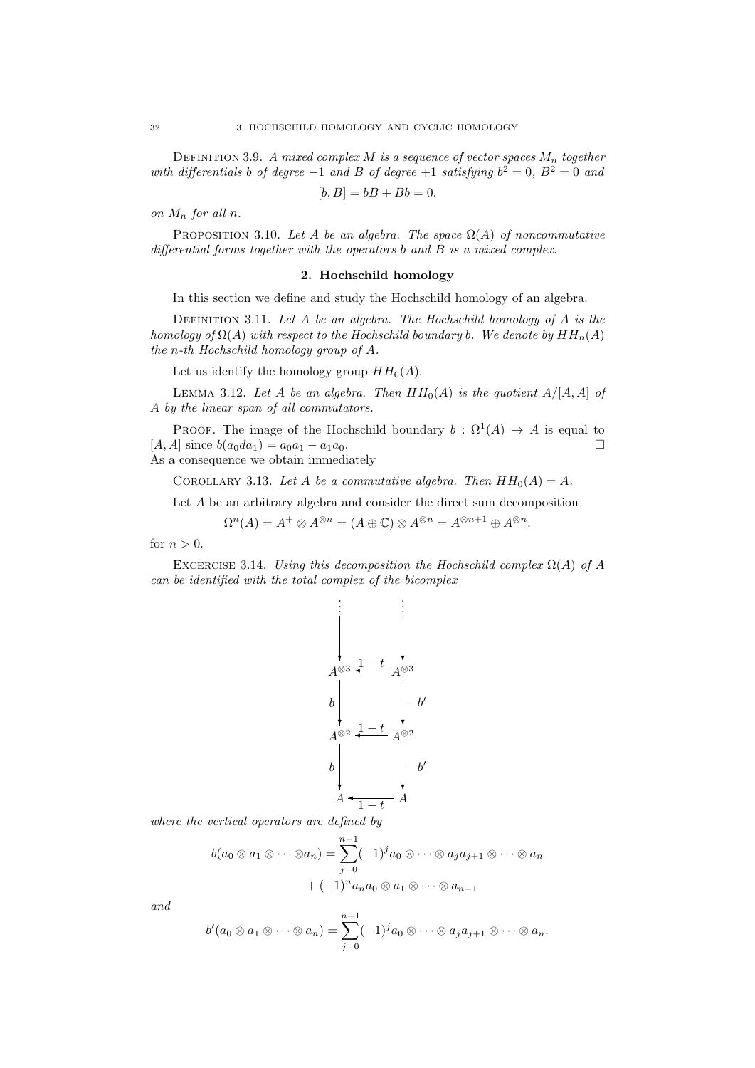Definition 3.9. *A mixed complex $M$ is a sequence of vector spaces $M_n$ together with differentials $b$ of degree $-1$ and $B$ of degree $+1$ satisfying $b^2 = 0$, $B^2 = 0$ and*

$$[b, B] = bB + Bb = 0.$$

*on $M_n$ for all $n$.*

Proposition 3.10. *Let $A$ be an algebra. The space $\Omega(A)$ of noncommutative differential forms together with the operators $b$ and $B$ is a mixed complex.*

## 2. Hochschild homology

In this section we define and study the Hochschild homology of an algebra.

Definition 3.11. *Let $A$ be an algebra. The Hochschild homology of $A$ is the homology of $\Omega(A)$ with respect to the Hochschild boundary $b$. We denote by $HH_n(A)$ the $n$-th Hochschild homology group of $A$.*

Let us identify the homology group $HH_0(A)$.

Lemma 3.12. *Let $A$ be an algebra. Then $HH_0(A)$ is the quotient $A/[A, A]$ of $A$ by the linear span of all commutators.*

Proof. The image of the Hochschild boundary $b : \Omega^1(A) \to A$ is equal to $[A, A]$ since $b(a_0 da_1) = a_0 a_1 - a_1 a_0$. □

As a consequence we obtain immediately

Corollary 3.13. *Let $A$ be a commutative algebra. Then $HH_0(A) = A$.*

Let $A$ be an arbitrary algebra and consider the direct sum decomposition

$$\Omega^n(A) = A^+ \otimes A^{\otimes n} = (A \oplus \mathbb{C}) \otimes A^{\otimes n} = A^{\otimes n+1} \oplus A^{\otimes n}.$$

for $n > 0$.

Excercise 3.14. *Using this decomposition the Hochschild complex $\Omega(A)$ of $A$ can be identified with the total complex of the bicomplex*

$$\begin{array}{ccc}
\vdots & & \vdots \\
\downarrow & & \downarrow \\
A^{\otimes 3} & \xleftarrow{1-t} & A^{\otimes 3} \\
b \downarrow & & \downarrow -b' \\
A^{\otimes 2} & \xleftarrow{1-t} & A^{\otimes 2} \\
b \downarrow & & \downarrow -b' \\
A & \xleftarrow{1-t} & A
\end{array}$$

*where the vertical operators are defined by*

$$b(a_0 \otimes a_1 \otimes \cdots \otimes a_n) = \sum_{j=0}^{n-1} (-1)^j a_0 \otimes \cdots \otimes a_j a_{j+1} \otimes \cdots \otimes a_n + (-1)^n a_n a_0 \otimes a_1 \otimes \cdots \otimes a_{n-1}$$

*and*

$$b'(a_0 \otimes a_1 \otimes \cdots \otimes a_n) = \sum_{j=0}^{n-1} (-1)^j a_0 \otimes \cdots \otimes a_j a_{j+1} \otimes \cdots \otimes a_n.$$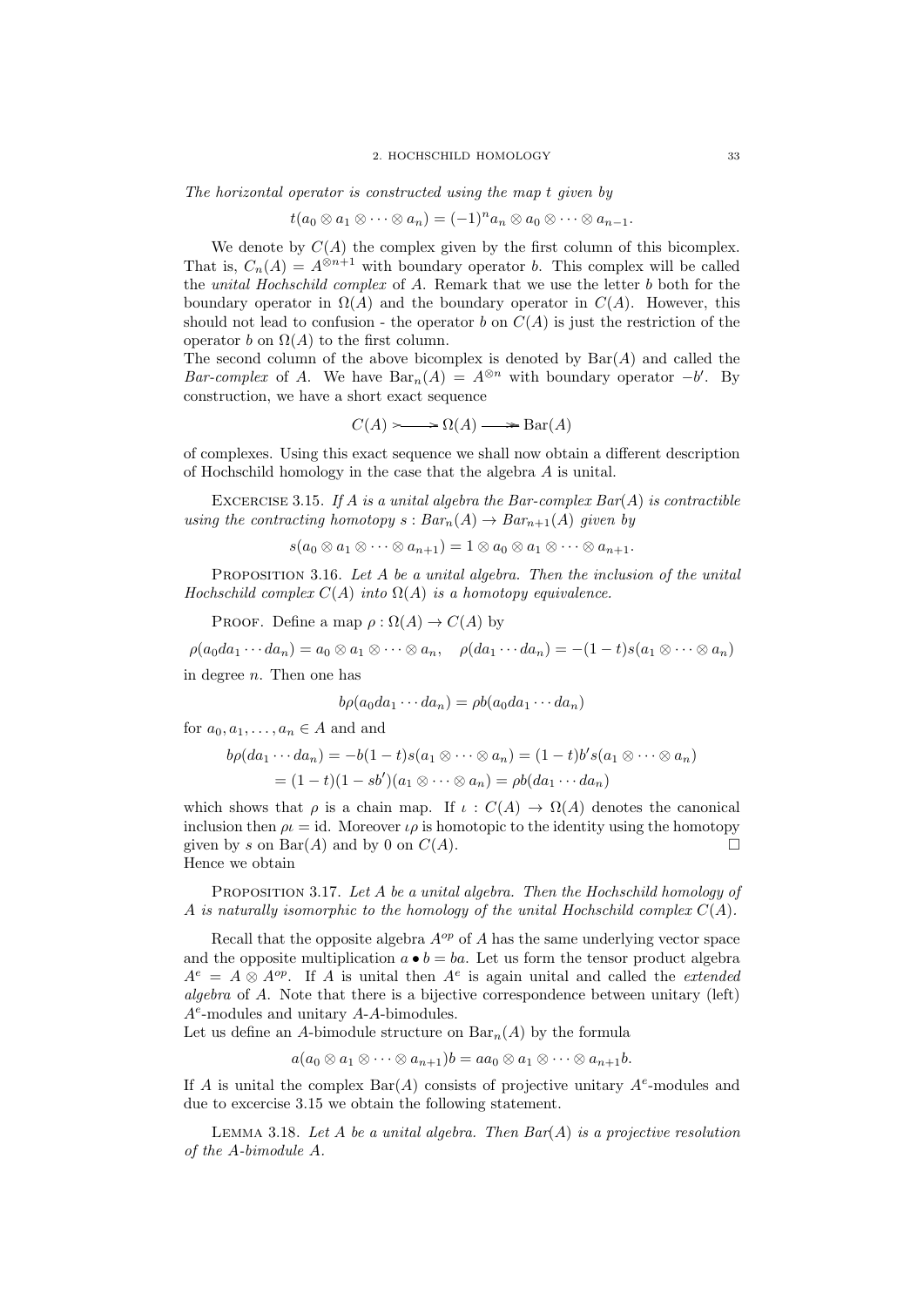*The horizontal operator is constructed using the map $t$ given by*

$$t(a_0 \otimes a_1 \otimes \cdots \otimes a_n) = (-1)^n a_n \otimes a_0 \otimes \cdots \otimes a_{n-1}.$$

We denote by $C(A)$ the complex given by the first column of this bicomplex. That is, $C_n(A) = A^{\otimes n+1}$ with boundary operator $b$. This complex will be called the *unital Hochschild complex* of $A$. Remark that we use the letter $b$ both for the boundary operator in $\Omega(A)$ and the boundary operator in $C(A)$. However, this should not lead to confusion - the operator $b$ on $C(A)$ is just the restriction of the operator $b$ on $\Omega(A)$ to the first column.
The second column of the above bicomplex is denoted by $\mathrm{Bar}(A)$ and called the *Bar-complex* of $A$. We have $\mathrm{Bar}_n(A) = A^{\otimes n}$ with boundary operator $-b'$. By construction, we have a short exact sequence

$$C(A) \rightarrowtail \Omega(A) \twoheadrightarrow \mathrm{Bar}(A)$$

of complexes. Using this exact sequence we shall now obtain a different description of Hochschild homology in the case that the algebra $A$ is unital.

Excercise 3.15. *If $A$ is a unital algebra the Bar-complex $Bar(A)$ is contractible using the contracting homotopy $s : Bar_n(A) \to Bar_{n+1}(A)$ given by*

$$s(a_0 \otimes a_1 \otimes \cdots \otimes a_{n+1}) = 1 \otimes a_0 \otimes a_1 \otimes \cdots \otimes a_{n+1}.$$

Proposition 3.16. *Let $A$ be a unital algebra. Then the inclusion of the unital Hochschild complex $C(A)$ into $\Omega(A)$ is a homotopy equivalence.*

Proof. Define a map $\rho : \Omega(A) \to C(A)$ by

$$\rho(a_0 da_1 \cdots da_n) = a_0 \otimes a_1 \otimes \cdots \otimes a_n, \quad \rho(da_1 \cdots da_n) = -(1-t)s(a_1 \otimes \cdots \otimes a_n)$$

in degree $n$. Then one has

$$b\rho(a_0 da_1 \cdots da_n) = \rho b(a_0 da_1 \cdots da_n)$$

for $a_0, a_1, \ldots, a_n \in A$ and and

$$\begin{aligned} b\rho(da_1 \cdots da_n) &= -b(1-t)s(a_1 \otimes \cdots \otimes a_n) = (1-t)b's(a_1 \otimes \cdots \otimes a_n) \\ &= (1-t)(1-sb')(a_1 \otimes \cdots \otimes a_n) = \rho b(da_1 \cdots da_n) \end{aligned}$$

which shows that $\rho$ is a chain map. If $\iota : C(A) \to \Omega(A)$ denotes the canonical inclusion then $\rho\iota = \mathrm{id}$. Moreover $\iota\rho$ is homotopic to the identity using the homotopy given by $s$ on $\mathrm{Bar}(A)$ and by $0$ on $C(A)$. □
Hence we obtain

Proposition 3.17. *Let $A$ be a unital algebra. Then the Hochschild homology of $A$ is naturally isomorphic to the homology of the unital Hochschild complex $C(A)$.*

Recall that the opposite algebra $A^{op}$ of $A$ has the same underlying vector space and the opposite multiplication $a \bullet b = ba$. Let us form the tensor product algebra $A^e = A \otimes A^{op}$. If $A$ is unital then $A^e$ is again unital and called the *extended algebra* of $A$. Note that there is a bijective correspondence between unitary (left) $A^e$-modules and unitary $A$-$A$-bimodules.
Let us define an $A$-bimodule structure on $\mathrm{Bar}_n(A)$ by the formula

$$a(a_0 \otimes a_1 \otimes \cdots \otimes a_{n+1})b = aa_0 \otimes a_1 \otimes \cdots \otimes a_{n+1}b.$$

If $A$ is unital the complex $\mathrm{Bar}(A)$ consists of projective unitary $A^e$-modules and due to excercise 3.15 we obtain the following statement.

Lemma 3.18. *Let $A$ be a unital algebra. Then $Bar(A)$ is a projective resolution of the $A$-bimodule $A$.*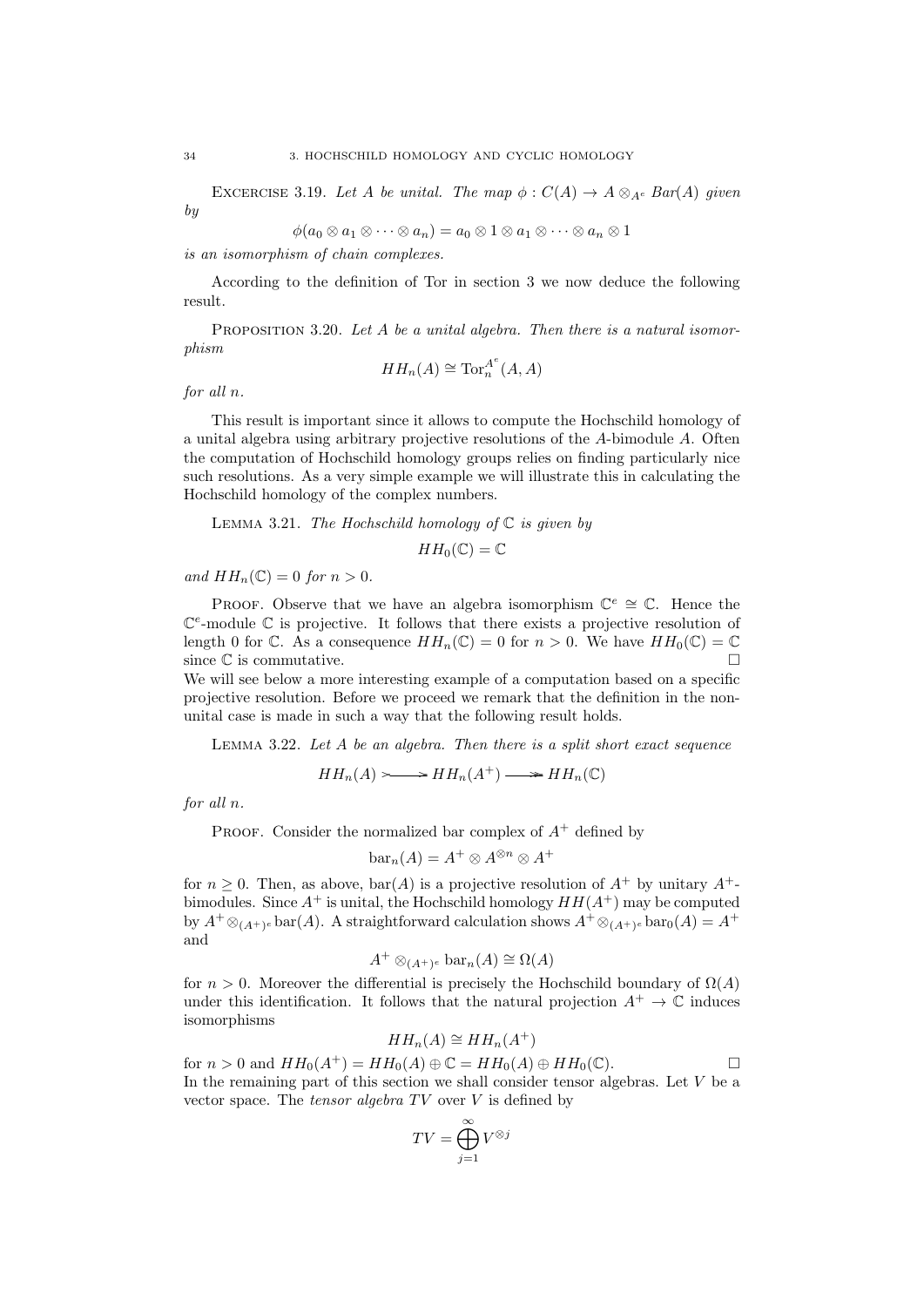Excercise 3.19. *Let $A$ be unital. The map $\phi : C(A) \to A \otimes_{A^e} Bar(A)$ given by*

$$\phi(a_0 \otimes a_1 \otimes \cdots \otimes a_n) = a_0 \otimes 1 \otimes a_1 \otimes \cdots \otimes a_n \otimes 1$$

*is an isomorphism of chain complexes.*

According to the definition of Tor in section 3 we now deduce the following result.

Proposition 3.20. *Let $A$ be a unital algebra. Then there is a natural isomorphism*

$$HH_n(A) \cong \operatorname{Tor}_n^{A^e}(A, A)$$

*for all $n$.*

This result is important since it allows to compute the Hochschild homology of a unital algebra using arbitrary projective resolutions of the $A$-bimodule $A$. Often the computation of Hochschild homology groups relies on finding particularly nice such resolutions. As a very simple example we will illustrate this in calculating the Hochschild homology of the complex numbers.

Lemma 3.21. *The Hochschild homology of $\mathbb{C}$ is given by*

$$HH_0(\mathbb{C}) = \mathbb{C}$$

*and $HH_n(\mathbb{C}) = 0$ for $n > 0$.*

Proof. Observe that we have an algebra isomorphism $\mathbb{C}^e \cong \mathbb{C}$. Hence the $\mathbb{C}^e$-module $\mathbb{C}$ is projective. It follows that there exists a projective resolution of length $0$ for $\mathbb{C}$. As a consequence $HH_n(\mathbb{C}) = 0$ for $n > 0$. We have $HH_0(\mathbb{C}) = \mathbb{C}$ since $\mathbb{C}$ is commutative. □

We will see below a more interesting example of a computation based on a specific projective resolution. Before we proceed we remark that the definition in the non-unital case is made in such a way that the following result holds.

Lemma 3.22. *Let $A$ be an algebra. Then there is a split short exact sequence*

$$HH_n(A) \rightarrowtail HH_n(A^+) \twoheadrightarrow HH_n(\mathbb{C})$$

*for all $n$.*

Proof. Consider the normalized bar complex of $A^+$ defined by

$$\operatorname{bar}_n(A) = A^+ \otimes A^{\otimes n} \otimes A^+$$

for $n \geq 0$. Then, as above, $\operatorname{bar}(A)$ is a projective resolution of $A^+$ by unitary $A^+$-bimodules. Since $A^+$ is unital, the Hochschild homology $HH(A^+)$ may be computed by $A^+ \otimes_{(A^+)^e} \operatorname{bar}(A)$. A straightforward calculation shows $A^+ \otimes_{(A^+)^e} \operatorname{bar}_0(A) = A^+$ and

$$A^+ \otimes_{(A^+)^e} \operatorname{bar}_n(A) \cong \Omega(A)$$

for $n > 0$. Moreover the differential is precisely the Hochschild boundary of $\Omega(A)$ under this identification. It follows that the natural projection $A^+ \to \mathbb{C}$ induces isomorphisms

$$HH_n(A) \cong HH_n(A^+)$$

for $n > 0$ and $HH_0(A^+) = HH_0(A) \oplus \mathbb{C} = HH_0(A) \oplus HH_0(\mathbb{C})$. □

In the remaining part of this section we shall consider tensor algebras. Let $V$ be a vector space. The *tensor algebra* $TV$ over $V$ is defined by

$$TV = \bigoplus_{j=1}^{\infty} V^{\otimes j}$$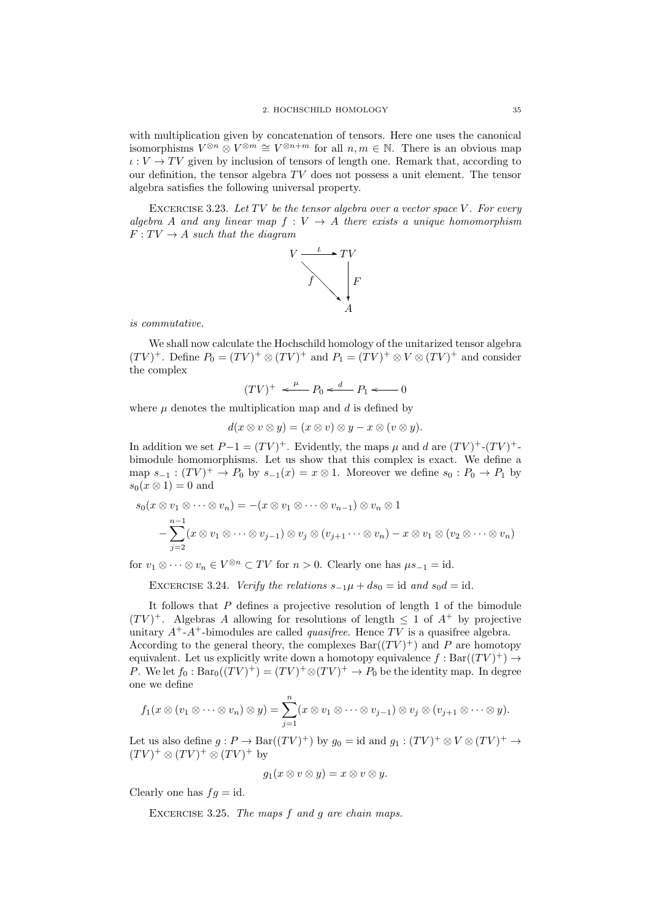with multiplication given by concatenation of tensors. Here one uses the canonical isomorphisms $V^{\otimes n} \otimes V^{\otimes m} \cong V^{\otimes n+m}$ for all $n, m \in \mathbb{N}$. There is an obvious map $\iota : V \to TV$ given by inclusion of tensors of length one. Remark that, according to our definition, the tensor algebra $TV$ does not possess a unit element. The tensor algebra satisfies the following universal property.

Excercise 3.23. *Let $TV$ be the tensor algebra over a vector space $V$. For every algebra $A$ and any linear map $f : V \to A$ there exists a unique homomorphism $F : TV \to A$ such that the diagram*

$$\begin{array}{ccc} V & \xrightarrow{\iota} & TV \\ & \searrow^{f} & \downarrow F \\ & & A \end{array}$$

*is commutative.*

We shall now calculate the Hochschild homology of the unitarized tensor algebra $(TV)^+$. Define $P_0 = (TV)^+ \otimes (TV)^+$ and $P_1 = (TV)^+ \otimes V \otimes (TV)^+$ and consider the complex

$$(TV)^+ \xleftarrow{\mu} P_0 \xleftarrow{d} P_1 \longleftarrow 0$$

where $\mu$ denotes the multiplication map and $d$ is defined by

$$d(x \otimes v \otimes y) = (x \otimes v) \otimes y - x \otimes (v \otimes y).$$

In addition we set $P{-1} = (TV)^+$. Evidently, the maps $\mu$ and $d$ are $(TV)^+$-$(TV)^+$-bimodule homomorphisms. Let us show that this complex is exact. We define a map $s_{-1} : (TV)^+ \to P_0$ by $s_{-1}(x) = x \otimes 1$. Moreover we define $s_0 : P_0 \to P_1$ by $s_0(x \otimes 1) = 0$ and

$$\begin{aligned} s_0(x \otimes v_1 \otimes \cdots \otimes v_n) &= -(x \otimes v_1 \otimes \cdots \otimes v_{n-1}) \otimes v_n \otimes 1 \\ &- \sum_{j=2}^{n-1} (x \otimes v_1 \otimes \cdots \otimes v_{j-1}) \otimes v_j \otimes (v_{j+1} \cdots \otimes v_n) - x \otimes v_1 \otimes (v_2 \otimes \cdots \otimes v_n) \end{aligned}$$

for $v_1 \otimes \cdots \otimes v_n \in V^{\otimes n} \subset TV$ for $n > 0$. Clearly one has $\mu s_{-1} = \mathrm{id}$.

Excercise 3.24. *Verify the relations $s_{-1}\mu + ds_0 = \mathrm{id}$ and $s_0 d = \mathrm{id}$.*

It follows that $P$ defines a projective resolution of length 1 of the bimodule $(TV)^+$. Algebras $A$ allowing for resolutions of length $\leq 1$ of $A^+$ by projective unitary $A^+$-$A^+$-bimodules are called *quasifree*. Hence $TV$ is a quasifree algebra. According to the general theory, the complexes $\mathrm{Bar}((TV)^+)$ and $P$ are homotopy equivalent. Let us explicitly write down a homotopy equivalence $f : \mathrm{Bar}((TV)^+) \to P$. We let $f_0 : \mathrm{Bar}_0((TV)^+) = (TV)^+ \otimes (TV)^+ \to P_0$ be the identity map. In degree one we define

$$f_1(x \otimes (v_1 \otimes \cdots \otimes v_n) \otimes y) = \sum_{j=1}^{n} (x \otimes v_1 \otimes \cdots \otimes v_{j-1}) \otimes v_j \otimes (v_{j+1} \otimes \cdots \otimes y).$$

Let us also define $g : P \to \mathrm{Bar}((TV)^+)$ by $g_0 = \mathrm{id}$ and $g_1 : (TV)^+ \otimes V \otimes (TV)^+ \to (TV)^+ \otimes (TV)^+ \otimes (TV)^+$ by

$$g_1(x \otimes v \otimes y) = x \otimes v \otimes y.$$

Clearly one has $fg = \mathrm{id}$.

Excercise 3.25. *The maps $f$ and $g$ are chain maps.*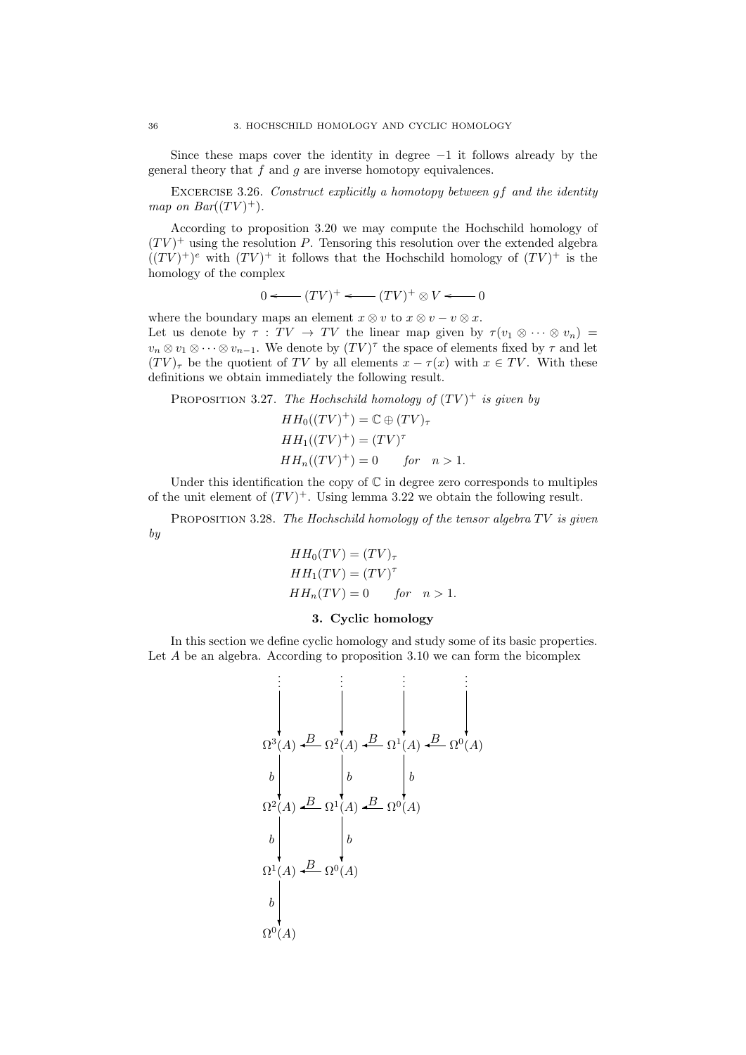Since these maps cover the identity in degree $-1$ it follows already by the general theory that $f$ and $g$ are inverse homotopy equivalences.

Excercise 3.26. *Construct explicitly a homotopy between $gf$ and the identity map on $Bar((TV)^+)$.*

According to proposition 3.20 we may compute the Hochschild homology of $(TV)^+$ using the resolution $P$. Tensoring this resolution over the extended algebra $((TV)^+)^e$ with $(TV)^+$ it follows that the Hochschild homology of $(TV)^+$ is the homology of the complex

$$0 \longleftarrow (TV)^+ \longleftarrow (TV)^+ \otimes V \longleftarrow 0$$

where the boundary maps an element $x \otimes v$ to $x \otimes v - v \otimes x$.
Let us denote by $\tau : TV \to TV$ the linear map given by $\tau(v_1 \otimes \cdots \otimes v_n) = v_n \otimes v_1 \otimes \cdots \otimes v_{n-1}$. We denote by $(TV)^\tau$ the space of elements fixed by $\tau$ and let $(TV)_\tau$ be the quotient of $TV$ by all elements $x - \tau(x)$ with $x \in TV$. With these definitions we obtain immediately the following result.

Proposition 3.27. *The Hochschild homology of $(TV)^+$ is given by*

$$\begin{aligned}
&HH_0((TV)^+) = \mathbb{C} \oplus (TV)_\tau \\
&HH_1((TV)^+) = (TV)^\tau \\
&HH_n((TV)^+) = 0 \qquad \text{for} \quad n > 1.
\end{aligned}$$

Under this identification the copy of $\mathbb{C}$ in degree zero corresponds to multiples of the unit element of $(TV)^+$. Using lemma 3.22 we obtain the following result.

Proposition 3.28. *The Hochschild homology of the tensor algebra $TV$ is given by*

$$\begin{aligned}
&HH_0(TV) = (TV)_\tau \\
&HH_1(TV) = (TV)^\tau \\
&HH_n(TV) = 0 \qquad \text{for} \quad n > 1.
\end{aligned}$$

## 3. Cyclic homology

In this section we define cyclic homology and study some of its basic properties. Let $A$ be an algebra. According to proposition 3.10 we can form the bicomplex

$$\begin{array}{ccccccc}
\vdots & & \vdots & & \vdots & & \vdots \\
\downarrow & & \downarrow & & \downarrow & & \downarrow \\
\Omega^3(A) & \xleftarrow{B} & \Omega^2(A) & \xleftarrow{B} & \Omega^1(A) & \xleftarrow{B} & \Omega^0(A) \\
\downarrow b & & \downarrow b & & \downarrow b & & \\
\Omega^2(A) & \xleftarrow{B} & \Omega^1(A) & \xleftarrow{B} & \Omega^0(A) & & \\
\downarrow b & & \downarrow b & & & & \\
\Omega^1(A) & \xleftarrow{B} & \Omega^0(A) & & & & \\
\downarrow b & & & & & & \\
\Omega^0(A) & & & & & &
\end{array}$$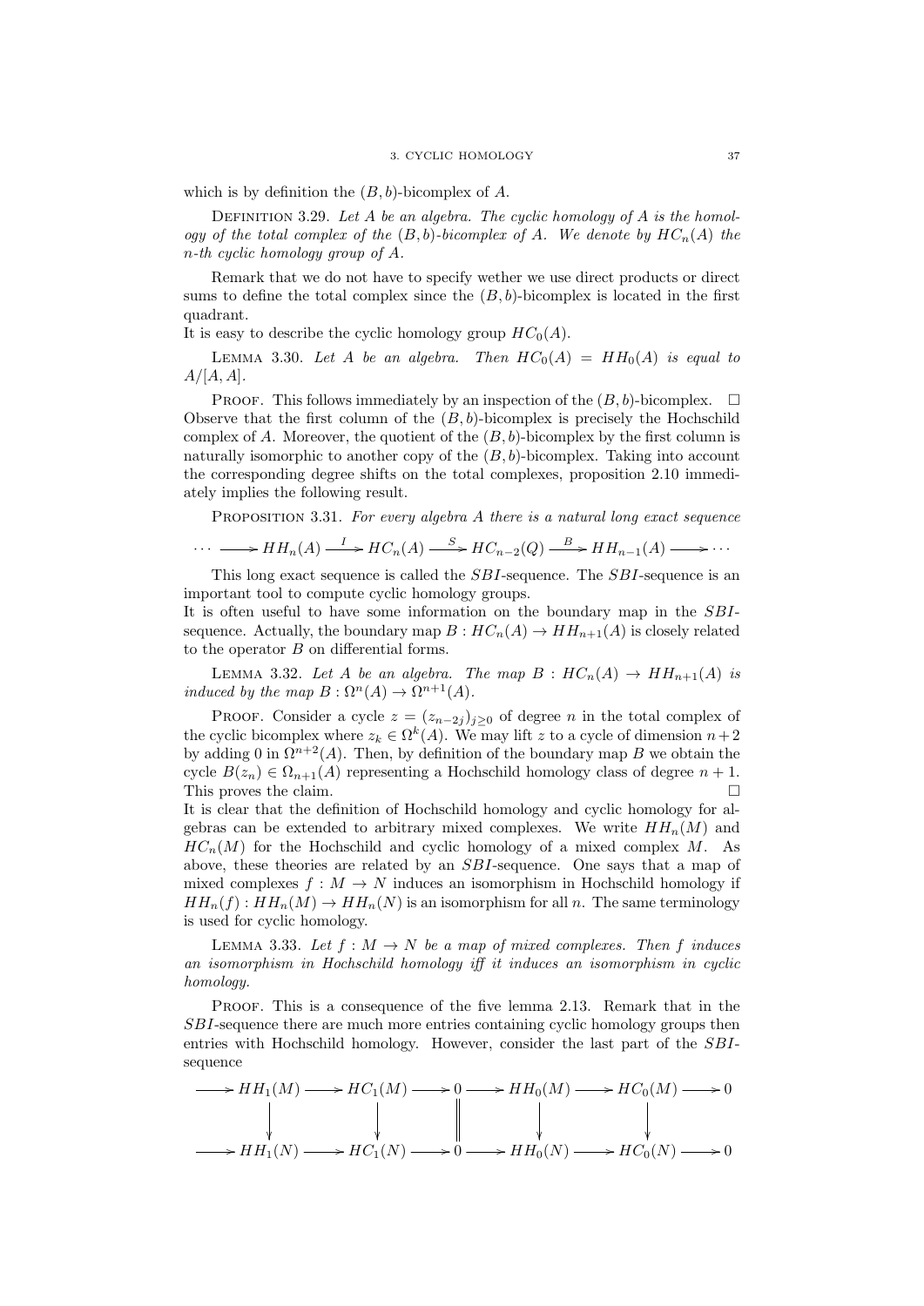which is by definition the $(B, b)$-bicomplex of $A$.

Definition 3.29. *Let $A$ be an algebra. The cyclic homology of $A$ is the homology of the total complex of the $(B, b)$-bicomplex of $A$. We denote by $HC_n(A)$ the $n$-th cyclic homology group of $A$.*

Remark that we do not have to specify wether we use direct products or direct sums to define the total complex since the $(B, b)$-bicomplex is located in the first quadrant.
It is easy to describe the cyclic homology group $HC_0(A)$.

Lemma 3.30. *Let $A$ be an algebra. Then $HC_0(A) = HH_0(A)$ is equal to $A/[A, A]$.*

Proof. This follows immediately by an inspection of the $(B, b)$-bicomplex. □
Observe that the first column of the $(B, b)$-bicomplex is precisely the Hochschild complex of $A$. Moreover, the quotient of the $(B, b)$-bicomplex by the first column is naturally isomorphic to another copy of the $(B, b)$-bicomplex. Taking into account the corresponding degree shifts on the total complexes, proposition 2.10 immediately implies the following result.

Proposition 3.31. *For every algebra $A$ there is a natural long exact sequence*

$$\cdots \longrightarrow HH_n(A) \xrightarrow{I} HC_n(A) \xrightarrow{S} HC_{n-2}(Q) \xrightarrow{B} HH_{n-1}(A) \longrightarrow \cdots$$

This long exact sequence is called the $SBI$-sequence. The $SBI$-sequence is an important tool to compute cyclic homology groups.
It is often useful to have some information on the boundary map in the $SBI$-sequence. Actually, the boundary map $B : HC_n(A) \to HH_{n+1}(A)$ is closely related to the operator $B$ on differential forms.

Lemma 3.32. *Let $A$ be an algebra. The map $B : HC_n(A) \to HH_{n+1}(A)$ is induced by the map $B : \Omega^n(A) \to \Omega^{n+1}(A)$.*

Proof. Consider a cycle $z = (z_{n-2j})_{j \geq 0}$ of degree $n$ in the total complex of the cyclic bicomplex where $z_k \in \Omega^k(A)$. We may lift $z$ to a cycle of dimension $n+2$ by adding 0 in $\Omega^{n+2}(A)$. Then, by definition of the boundary map $B$ we obtain the cycle $B(z_n) \in \Omega_{n+1}(A)$ representing a Hochschild homology class of degree $n+1$. This proves the claim. □
It is clear that the definition of Hochschild homology and cyclic homology for algebras can be extended to arbitrary mixed complexes. We write $HH_n(M)$ and $HC_n(M)$ for the Hochschild and cyclic homology of a mixed complex $M$. As above, these theories are related by an $SBI$-sequence. One says that a map of mixed complexes $f : M \to N$ induces an isomorphism in Hochschild homology if $HH_n(f) : HH_n(M) \to HH_n(N)$ is an isomorphism for all $n$. The same terminology is used for cyclic homology.

Lemma 3.33. *Let $f : M \to N$ be a map of mixed complexes. Then $f$ induces an isomorphism in Hochschild homology iff it induces an isomorphism in cyclic homology.*

Proof. This is a consequence of the five lemma 2.13. Remark that in the $SBI$-sequence there are much more entries containing cyclic homology groups then entries with Hochschild homology. However, consider the last part of the $SBI$-sequence

$$\begin{array}{ccccccccccc}
\longrightarrow & HH_1(M) & \longrightarrow & HC_1(M) & \longrightarrow & 0 & \longrightarrow & HH_0(M) & \longrightarrow & HC_0(M) & \longrightarrow 0 \\
& \downarrow & & \downarrow & & \| & & \downarrow & & \downarrow & \\
\longrightarrow & HH_1(N) & \longrightarrow & HC_1(N) & \longrightarrow & 0 & \longrightarrow & HH_0(N) & \longrightarrow & HC_0(N) & \longrightarrow 0
\end{array}$$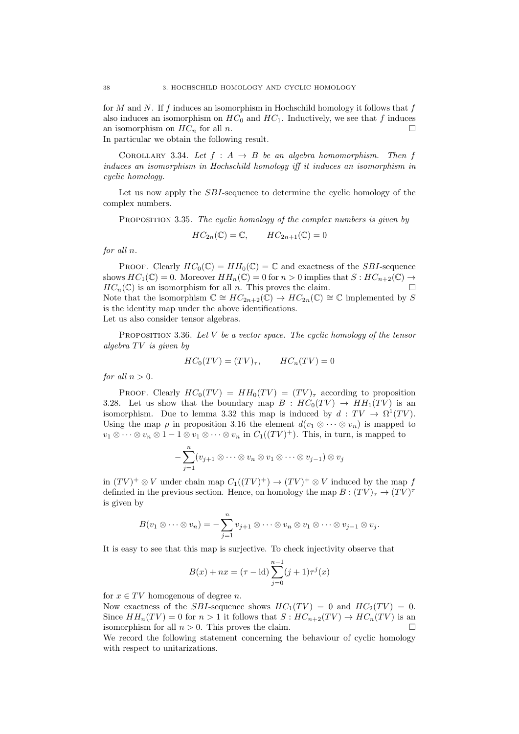for $M$ and $N$. If $f$ induces an isomorphism in Hochschild homology it follows that $f$ also induces an isomorphism on $HC_0$ and $HC_1$. Inductively, we see that $f$ induces an isomorphism on $HC_n$ for all $n$. □

In particular we obtain the following result.

COROLLARY 3.34. *Let $f : A \to B$ be an algebra homomorphism. Then $f$ induces an isomorphism in Hochschild homology iff it induces an isomorphism in cyclic homology.*

Let us now apply the $SBI$-sequence to determine the cyclic homology of the complex numbers.

PROPOSITION 3.35. *The cyclic homology of the complex numbers is given by*

$$HC_{2n}(\mathbb{C}) = \mathbb{C}, \qquad HC_{2n+1}(\mathbb{C}) = 0$$

*for all $n$.*

PROOF. Clearly $HC_0(\mathbb{C}) = HH_0(\mathbb{C}) = \mathbb{C}$ and exactness of the $SBI$-sequence shows $HC_1(\mathbb{C}) = 0$. Moreover $HH_n(\mathbb{C}) = 0$ for $n > 0$ implies that $S : HC_{n+2}(\mathbb{C}) \to HC_n(\mathbb{C})$ is an isomorphism for all $n$. This proves the claim. □

Note that the isomorphism $\mathbb{C} \cong HC_{2n+2}(\mathbb{C}) \to HC_{2n}(\mathbb{C}) \cong \mathbb{C}$ implemented by $S$ is the identity map under the above identifications.

Let us also consider tensor algebras.

PROPOSITION 3.36. *Let $V$ be a vector space. The cyclic homology of the tensor algebra $TV$ is given by*

$$HC_0(TV) = (TV)_\tau, \qquad HC_n(TV) = 0$$

*for all $n > 0$.*

PROOF. Clearly $HC_0(TV) = HH_0(TV) = (TV)_\tau$ according to proposition 3.28. Let us show that the boundary map $B : HC_0(TV) \to HH_1(TV)$ is an isomorphism. Due to lemma 3.32 this map is induced by $d : TV \to \Omega^1(TV)$. Using the map $\rho$ in proposition 3.16 the element $d(v_1 \otimes \cdots \otimes v_n)$ is mapped to $v_1 \otimes \cdots \otimes v_n \otimes 1 - 1 \otimes v_1 \otimes \cdots \otimes v_n$ in $C_1((TV)^+)$. This, in turn, is mapped to

$$-\sum_{j=1}^{n} (v_{j+1} \otimes \cdots \otimes v_n \otimes v_1 \otimes \cdots \otimes v_{j-1}) \otimes v_j$$

in $(TV)^+ \otimes V$ under chain map $C_1((TV)^+) \to (TV)^+ \otimes V$ induced by the map $f$ definded in the previous section. Hence, on homology the map $B : (TV)_\tau \to (TV)^\tau$ is given by

$$B(v_1 \otimes \cdots \otimes v_n) = -\sum_{j=1}^{n} v_{j+1} \otimes \cdots \otimes v_n \otimes v_1 \otimes \cdots \otimes v_{j-1} \otimes v_j.$$

It is easy to see that this map is surjective. To check injectivity observe that

$$B(x) + nx = (\tau - \mathrm{id}) \sum_{j=0}^{n-1} (j+1)\tau^j(x)$$

for $x \in TV$ homogenous of degree $n$.

Now exactness of the $SBI$-sequence shows $HC_1(TV) = 0$ and $HC_2(TV) = 0$. Since $HH_n(TV) = 0$ for $n > 1$ it follows that $S : HC_{n+2}(TV) \to HC_n(TV)$ is an isomorphism for all $n > 0$. This proves the claim. □

We record the following statement concerning the behaviour of cyclic homology with respect to unitarizations.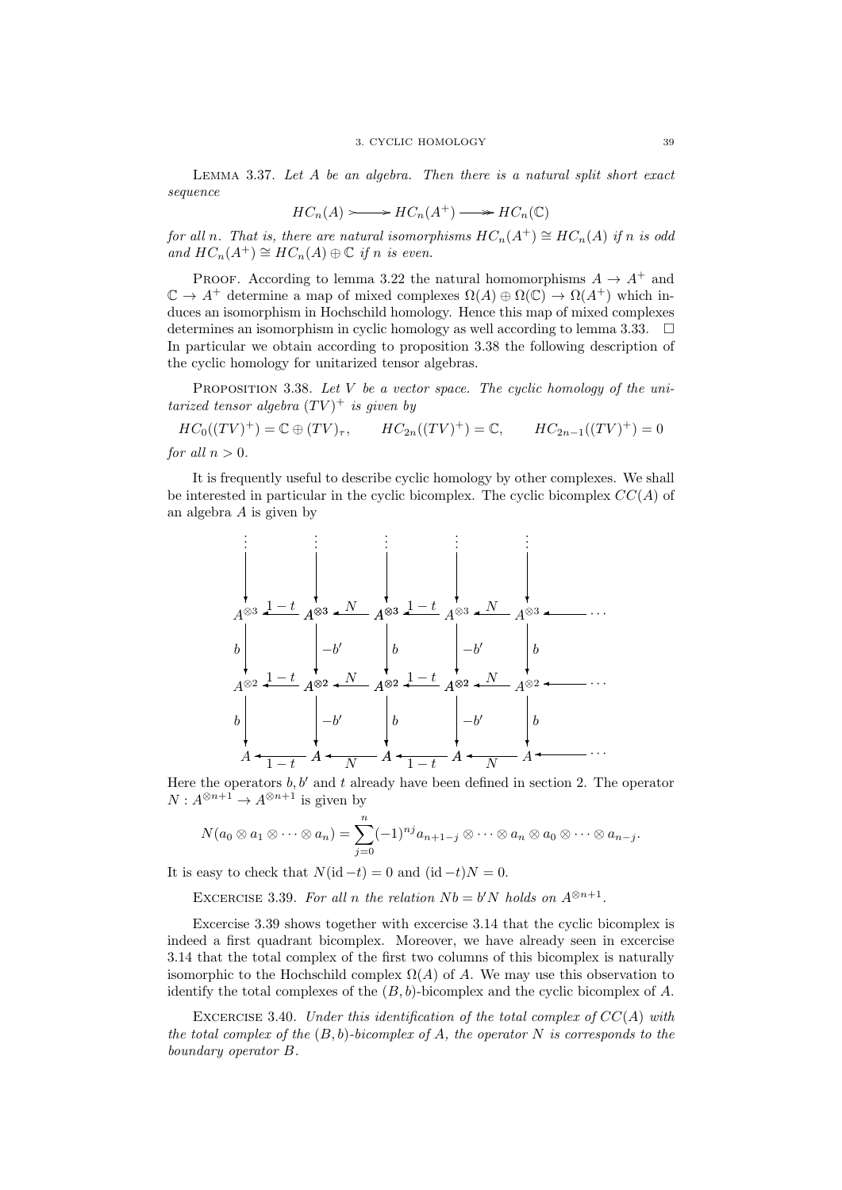**Lemma 3.37.** *Let $A$ be an algebra. Then there is a natural split short exact sequence*

$$HC_n(A) \rightarrowtail HC_n(A^+) \twoheadrightarrow HC_n(\mathbb{C})$$

*for all $n$. That is, there are natural isomorphisms $HC_n(A^+) \cong HC_n(A)$ if $n$ is odd and $HC_n(A^+) \cong HC_n(A) \oplus \mathbb{C}$ if $n$ is even.*

Proof. According to lemma 3.22 the natural homomorphisms $A \to A^+$ and $\mathbb{C} \to A^+$ determine a map of mixed complexes $\Omega(A) \oplus \Omega(\mathbb{C}) \to \Omega(A^+)$ which induces an isomorphism in Hochschild homology. Hence this map of mixed complexes determines an isomorphism in cyclic homology as well according to lemma 3.33. $\square$

In particular we obtain according to proposition 3.38 the following description of the cyclic homology for unitarized tensor algebras.

**Proposition 3.38.** *Let $V$ be a vector space. The cyclic homology of the unitarized tensor algebra $(TV)^+$ is given by*

$$HC_0((TV)^+) = \mathbb{C} \oplus (TV)_\tau, \qquad HC_{2n}((TV)^+) = \mathbb{C}, \qquad HC_{2n-1}((TV)^+) = 0$$

*for all $n > 0$.*

It is frequently useful to describe cyclic homology by other complexes. We shall be interested in particular in the cyclic bicomplex. The cyclic bicomplex $CC(A)$ of an algebra $A$ is given by

$$\begin{array}{ccccccccccc}
\vdots & & \vdots & & \vdots & & \vdots & & \vdots & & \\
\downarrow & & \downarrow & & \downarrow & & \downarrow & & \downarrow & & \\
A^{\otimes 3} & \xleftarrow{1-t} & A^{\otimes 3} & \xleftarrow{N} & A^{\otimes 3} & \xleftarrow{1-t} & A^{\otimes 3} & \xleftarrow{N} & A^{\otimes 3} & \longleftarrow & \cdots \\
\downarrow b & & \downarrow -b' & & \downarrow b & & \downarrow -b' & & \downarrow b & & \\
A^{\otimes 2} & \xleftarrow{1-t} & A^{\otimes 2} & \xleftarrow{N} & A^{\otimes 2} & \xleftarrow{1-t} & A^{\otimes 2} & \xleftarrow{N} & A^{\otimes 2} & \longleftarrow & \cdots \\
\downarrow b & & \downarrow -b' & & \downarrow b & & \downarrow -b' & & \downarrow b & & \\
A & \xleftarrow{1-t} & A & \xleftarrow{N} & A & \xleftarrow{1-t} & A & \xleftarrow{N} & A & \longleftarrow & \cdots
\end{array}$$

Here the operators $b, b'$ and $t$ already have been defined in section 2. The operator $N : A^{\otimes n+1} \to A^{\otimes n+1}$ is given by

$$N(a_0 \otimes a_1 \otimes \cdots \otimes a_n) = \sum_{j=0}^{n} (-1)^{nj} a_{n+1-j} \otimes \cdots \otimes a_n \otimes a_0 \otimes \cdots \otimes a_{n-j}.$$

It is easy to check that $N(\mathrm{id} - t) = 0$ and $(\mathrm{id} - t)N = 0$.

**Excercise 3.39.** *For all $n$ the relation $Nb = b'N$ holds on $A^{\otimes n+1}$.*

Excercise 3.39 shows together with excercise 3.14 that the cyclic bicomplex is indeed a first quadrant bicomplex. Moreover, we have already seen in excercise 3.14 that the total complex of the first two columns of this bicomplex is naturally isomorphic to the Hochschild complex $\Omega(A)$ of $A$. We may use this observation to identify the total complexes of the $(B, b)$-bicomplex and the cyclic bicomplex of $A$.

**Excercise 3.40.** *Under this identification of the total complex of $CC(A)$ with the total complex of the $(B, b)$-bicomplex of $A$, the operator $N$ is corresponds to the boundary operator $B$.*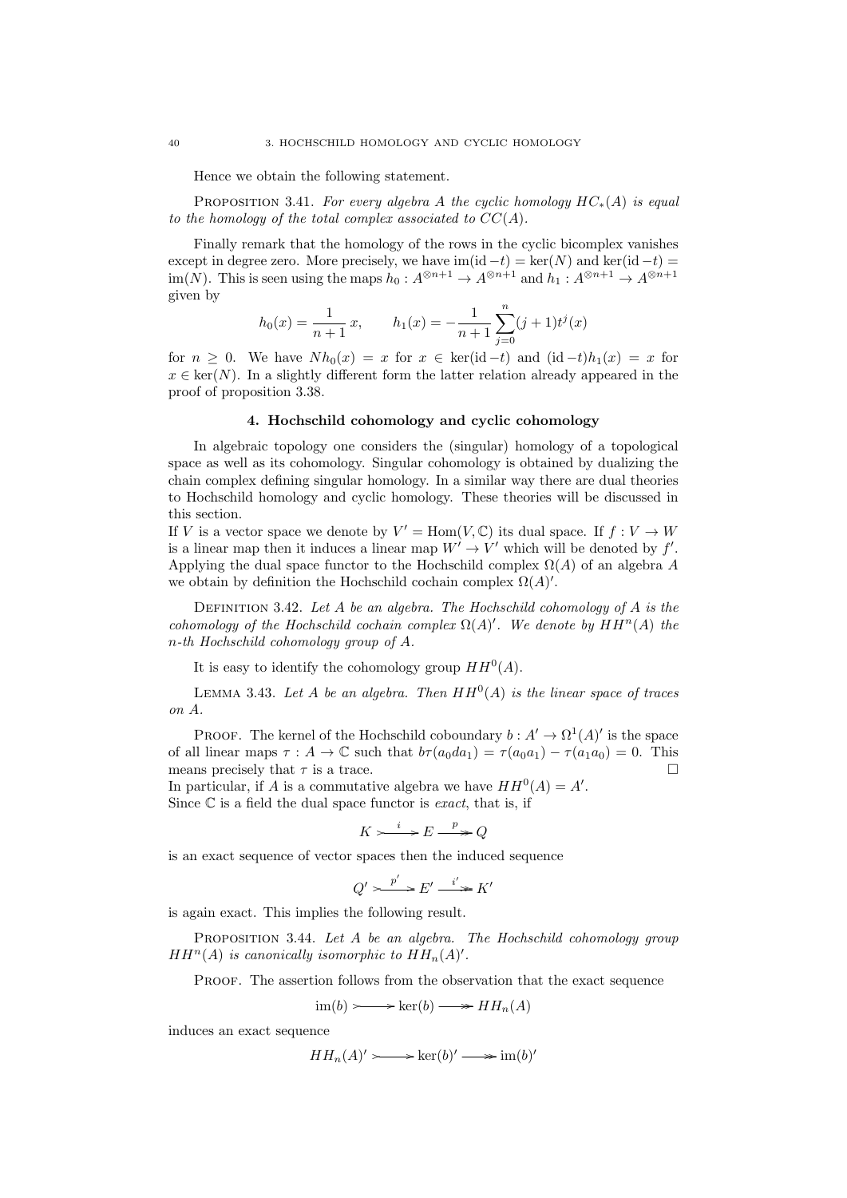Hence we obtain the following statement.

**Proposition 3.41.** *For every algebra $A$ the cyclic homology $HC_*(A)$ is equal to the homology of the total complex associated to $CC(A)$.*

Finally remark that the homology of the rows in the cyclic bicomplex vanishes except in degree zero. More precisely, we have $\mathrm{im}(\mathrm{id} - t) = \ker(N)$ and $\ker(\mathrm{id} - t) = \mathrm{im}(N)$. This is seen using the maps $h_0 : A^{\otimes n+1} \to A^{\otimes n+1}$ and $h_1 : A^{\otimes n+1} \to A^{\otimes n+1}$ given by

$$h_0(x) = \frac{1}{n+1}\, x, \qquad h_1(x) = -\frac{1}{n+1}\sum_{j=0}^{n}(j+1)t^j(x)$$

for $n \geq 0$. We have $Nh_0(x) = x$ for $x \in \ker(\mathrm{id} - t)$ and $(\mathrm{id} - t)h_1(x) = x$ for $x \in \ker(N)$. In a slightly different form the latter relation already appeared in the proof of proposition 3.38.

## 4. Hochschild cohomology and cyclic cohomology

In algebraic topology one considers the (singular) homology of a topological space as well as its cohomology. Singular cohomology is obtained by dualizing the chain complex defining singular homology. In a similar way there are dual theories to Hochschild homology and cyclic homology. These theories will be discussed in this section.

If $V$ is a vector space we denote by $V' = \mathrm{Hom}(V, \mathbb{C})$ its dual space. If $f : V \to W$ is a linear map then it induces a linear map $W' \to V'$ which will be denoted by $f'$. Applying the dual space functor to the Hochschild complex $\Omega(A)$ of an algebra $A$ we obtain by definition the Hochschild cochain complex $\Omega(A)'$.

**Definition 3.42.** *Let $A$ be an algebra. The Hochschild cohomology of $A$ is the cohomology of the Hochschild cochain complex $\Omega(A)'$. We denote by $HH^n(A)$ the $n$-th Hochschild cohomology group of $A$.*

It is easy to identify the cohomology group $HH^0(A)$.

**Lemma 3.43.** *Let $A$ be an algebra. Then $HH^0(A)$ is the linear space of traces on $A$.*

Proof. The kernel of the Hochschild coboundary $b : A' \to \Omega^1(A)'$ is the space of all linear maps $\tau : A \to \mathbb{C}$ such that $b\tau(a_0 da_1) = \tau(a_0 a_1) - \tau(a_1 a_0) = 0$. This means precisely that $\tau$ is a trace. $\square$

In particular, if $A$ is a commutative algebra we have $HH^0(A) = A'$.

Since $\mathbb{C}$ is a field the dual space functor is *exact*, that is, if

$$K \rightarrowtail^{i} E \twoheadrightarrow^{p} Q$$

is an exact sequence of vector spaces then the induced sequence

$$Q' \rightarrowtail^{p'} E' \twoheadrightarrow^{i'} K'$$

is again exact. This implies the following result.

**Proposition 3.44.** *Let $A$ be an algebra. The Hochschild cohomology group $HH^n(A)$ is canonically isomorphic to $HH_n(A)'$.*

Proof. The assertion follows from the observation that the exact sequence

$$\mathrm{im}(b) \rightarrowtail \ker(b) \twoheadrightarrow HH_n(A)$$

induces an exact sequence

$$HH_n(A)' \rightarrowtail \ker(b)' \twoheadrightarrow \mathrm{im}(b)'$$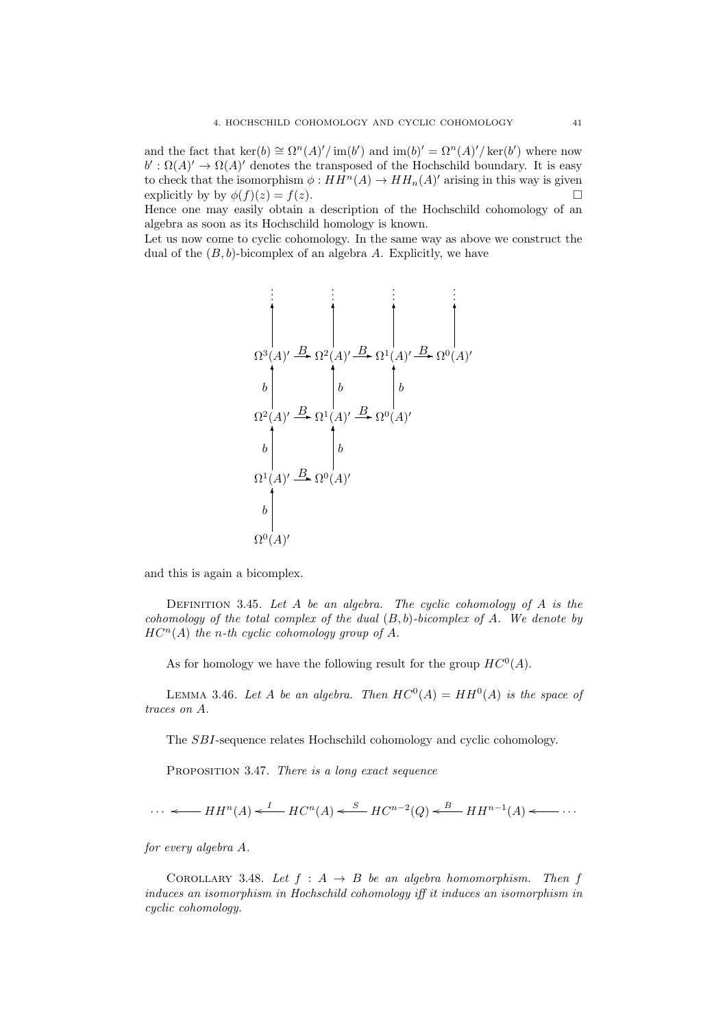and the fact that $\ker(b) \cong \Omega^n(A)'/\operatorname{im}(b')$ and $\operatorname{im}(b)' = \Omega^n(A)'/\ker(b')$ where now $b' : \Omega(A)' \to \Omega(A)'$ denotes the transposed of the Hochschild boundary. It is easy to check that the isomorphism $\phi : HH^n(A) \to HH_n(A)'$ arising in this way is given explicitly by by $\phi(f)(z) = f(z)$. $\square$

Hence one may easily obtain a description of the Hochschild cohomology of an algebra as soon as its Hochschild homology is known.

Let us now come to cyclic cohomology. In the same way as above we construct the dual of the $(B, b)$-bicomplex of an algebra $A$. Explicitly, we have

$$
\begin{array}{ccccccc}
\vdots & & \vdots & & \vdots & & \vdots \\
\uparrow & & \uparrow & & \uparrow & & \uparrow \\
\Omega^3(A)' & \xrightarrow{B} & \Omega^2(A)' & \xrightarrow{B} & \Omega^1(A)' & \xrightarrow{B} & \Omega^0(A)' \\
\uparrow b & & \uparrow b & & \uparrow b & & \\
\Omega^2(A)' & \xrightarrow{B} & \Omega^1(A)' & \xrightarrow{B} & \Omega^0(A)' & & \\
\uparrow b & & \uparrow b & & & & \\
\Omega^1(A)' & \xrightarrow{B} & \Omega^0(A)' & & & & \\
\uparrow b & & & & & & \\
\Omega^0(A)' & & & & & &
\end{array}
$$

and this is again a bicomplex.

Definition 3.45. *Let $A$ be an algebra. The cyclic cohomology of $A$ is the cohomology of the total complex of the dual $(B, b)$-bicomplex of $A$. We denote by $HC^n(A)$ the $n$-th cyclic cohomology group of $A$.*

As for homology we have the following result for the group $HC^0(A)$.

Lemma 3.46. *Let $A$ be an algebra. Then $HC^0(A) = HH^0(A)$ is the space of traces on $A$.*

The $SBI$-sequence relates Hochschild cohomology and cyclic cohomology.

Proposition 3.47. *There is a long exact sequence*

$$
\cdots \longleftarrow HH^n(A) \xleftarrow{I} HC^n(A) \xleftarrow{S} HC^{n-2}(Q) \xleftarrow{B} HH^{n-1}(A) \longleftarrow \cdots
$$

*for every algebra $A$.*

Corollary 3.48. *Let $f : A \to B$ be an algebra homomorphism. Then $f$ induces an isomorphism in Hochschild cohomology iff it induces an isomorphism in cyclic cohomology.*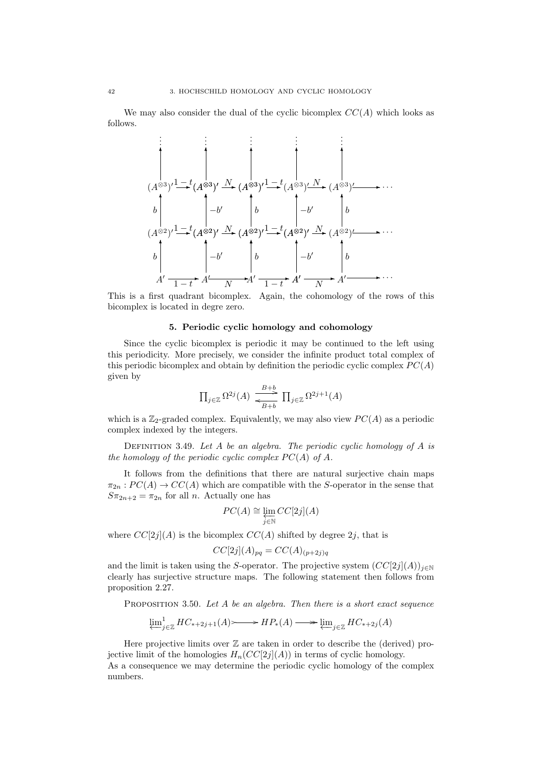We may also consider the dual of the cyclic bicomplex $CC(A)$ which looks as follows.

$$
\begin{array}{ccccccccccc}
\vdots & & \vdots & & \vdots & & \vdots & & \vdots & & \\
\uparrow & & \uparrow & & \uparrow & & \uparrow & & \uparrow & & \\
(A^{\otimes 3})' & \xrightarrow{1-t} & (A^{\otimes 3})' & \xrightarrow{N} & (A^{\otimes 3})' & \xrightarrow{1-t} & (A^{\otimes 3})' & \xrightarrow{N} & (A^{\otimes 3})' & \longrightarrow & \cdots \\
\uparrow b & & \uparrow -b' & & \uparrow b & & \uparrow -b' & & \uparrow b & & \\
(A^{\otimes 2})' & \xrightarrow{1-t} & (A^{\otimes 2})' & \xrightarrow{N} & (A^{\otimes 2})' & \xrightarrow{1-t} & (A^{\otimes 2})' & \xrightarrow{N} & (A^{\otimes 2})' & \longrightarrow & \cdots \\
\uparrow b & & \uparrow -b' & & \uparrow b & & \uparrow -b' & & \uparrow b & & \\
A' & \xrightarrow[1-t]{} & A' & \xrightarrow[N]{} & A' & \xrightarrow[1-t]{} & A' & \xrightarrow[N]{} & A' & \longrightarrow & \cdots
\end{array}
$$

This is a first quadrant bicomplex. Again, the cohomology of the rows of this bicomplex is located in degre zero.

## 5. Periodic cyclic homology and cohomology

Since the cyclic bicomplex is periodic it may be continued to the left using this periodicity. More precisely, we consider the infinite product total complex of this periodic bicomplex and obtain by definition the periodic cyclic complex $PC(A)$ given by

$$\prod_{j\in\mathbb{Z}} \Omega^{2j}(A) \underset{B+b}{\overset{B+b}{\rightleftarrows}} \prod_{j\in\mathbb{Z}} \Omega^{2j+1}(A)$$

which is a $\mathbb{Z}_2$-graded complex. Equivalently, we may also view $PC(A)$ as a periodic complex indexed by the integers.

Definition 3.49. *Let $A$ be an algebra. The periodic cyclic homology of $A$ is the homology of the periodic cyclic complex $PC(A)$ of $A$.*

It follows from the definitions that there are natural surjective chain maps $\pi_{2n} : PC(A) \to CC(A)$ which are compatible with the $S$-operator in the sense that $S\pi_{2n+2} = \pi_{2n}$ for all $n$. Actually one has

$$PC(A) \cong \varprojlim_{j\in\mathbb{N}} CC[2j](A)$$

where $CC[2j](A)$ is the bicomplex $CC(A)$ shifted by degree $2j$, that is

$$CC[2j](A)_{pq} = CC(A)_{(p+2j)q}$$

and the limit is taken using the $S$-operator. The projective system $(CC[2j](A))_{j\in\mathbb{N}}$ clearly has surjective structure maps. The following statement then follows from proposition 2.27.

Proposition 3.50. *Let $A$ be an algebra. Then there is a short exact sequence*

$$\varprojlim\nolimits^1_{j\in\mathbb{Z}} HC_{*+2j+1}(A) \rightarrowtail HP_*(A) \twoheadrightarrow \varprojlim\nolimits_{j\in\mathbb{Z}} HC_{*+2j}(A)$$

Here projective limits over $\mathbb{Z}$ are taken in order to describe the (derived) projective limit of the homologies $H_n(CC[2j](A))$ in terms of cyclic homology.
As a consequence we may determine the periodic cyclic homology of the complex numbers.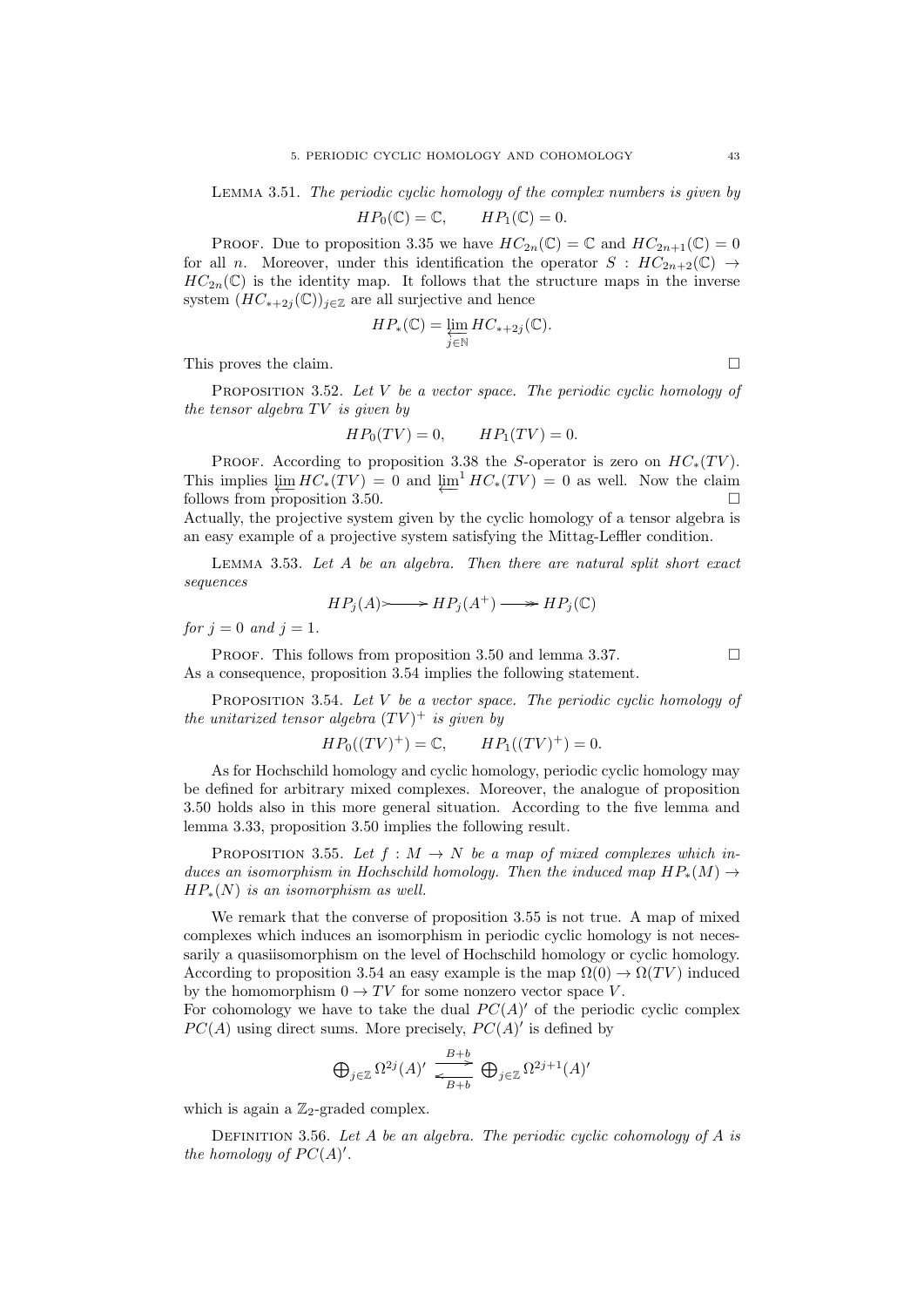**Lemma 3.51.** *The periodic cyclic homology of the complex numbers is given by*

$$HP_0(\mathbb{C}) = \mathbb{C}, \qquad HP_1(\mathbb{C}) = 0.$$

Proof. Due to proposition 3.35 we have $HC_{2n}(\mathbb{C}) = \mathbb{C}$ and $HC_{2n+1}(\mathbb{C}) = 0$ for all $n$. Moreover, under this identification the operator $S : HC_{2n+2}(\mathbb{C}) \to HC_{2n}(\mathbb{C})$ is the identity map. It follows that the structure maps in the inverse system $(HC_{*+2j}(\mathbb{C}))_{j\in\mathbb{Z}}$ are all surjective and hence

$$HP_*(\mathbb{C}) = \varprojlim_{j\in\mathbb{N}} HC_{*+2j}(\mathbb{C}).$$

This proves the claim. □

**Proposition 3.52.** *Let $V$ be a vector space. The periodic cyclic homology of the tensor algebra $TV$ is given by*

$$HP_0(TV) = 0, \qquad HP_1(TV) = 0.$$

Proof. According to proposition 3.38 the $S$-operator is zero on $HC_*(TV)$. This implies $\varprojlim HC_*(TV) = 0$ and $\varprojlim^1 HC_*(TV) = 0$ as well. Now the claim follows from proposition 3.50. □

Actually, the projective system given by the cyclic homology of a tensor algebra is an easy example of a projective system satisfying the Mittag-Leffler condition.

**Lemma 3.53.** *Let $A$ be an algebra. Then there are natural split short exact sequences*

$$HP_j(A) \rightarrowtail HP_j(A^+) \twoheadrightarrow HP_j(\mathbb{C})$$

*for $j = 0$ and $j = 1$.*

Proof. This follows from proposition 3.50 and lemma 3.37. □

As a consequence, proposition 3.54 implies the following statement.

**Proposition 3.54.** *Let $V$ be a vector space. The periodic cyclic homology of the unitarized tensor algebra $(TV)^+$ is given by*

$$HP_0((TV)^+) = \mathbb{C}, \qquad HP_1((TV)^+) = 0.$$

As for Hochschild homology and cyclic homology, periodic cyclic homology may be defined for arbitrary mixed complexes. Moreover, the analogue of proposition 3.50 holds also in this more general situation. According to the five lemma and lemma 3.33, proposition 3.50 implies the following result.

**Proposition 3.55.** *Let $f : M \to N$ be a map of mixed complexes which induces an isomorphism in Hochschild homology. Then the induced map $HP_*(M) \to HP_*(N)$ is an isomorphism as well.*

We remark that the converse of proposition 3.55 is not true. A map of mixed complexes which induces an isomorphism in periodic cyclic homology is not necessarily a quasiisomorphism on the level of Hochschild homology or cyclic homology. According to proposition 3.54 an easy example is the map $\Omega(0) \to \Omega(TV)$ induced by the homomorphism $0 \to TV$ for some nonzero vector space $V$.

For cohomology we have to take the dual $PC(A)'$ of the periodic cyclic complex $PC(A)$ using direct sums. More precisely, $PC(A)'$ is defined by

$$\bigoplus_{j\in\mathbb{Z}} \Omega^{2j}(A)' \underset{B+b}{\overset{B+b}{\rightleftarrows}} \bigoplus_{j\in\mathbb{Z}} \Omega^{2j+1}(A)'$$

which is again a $\mathbb{Z}_2$-graded complex.

**Definition 3.56.** *Let $A$ be an algebra. The periodic cyclic cohomology of $A$ is the homology of $PC(A)'$.*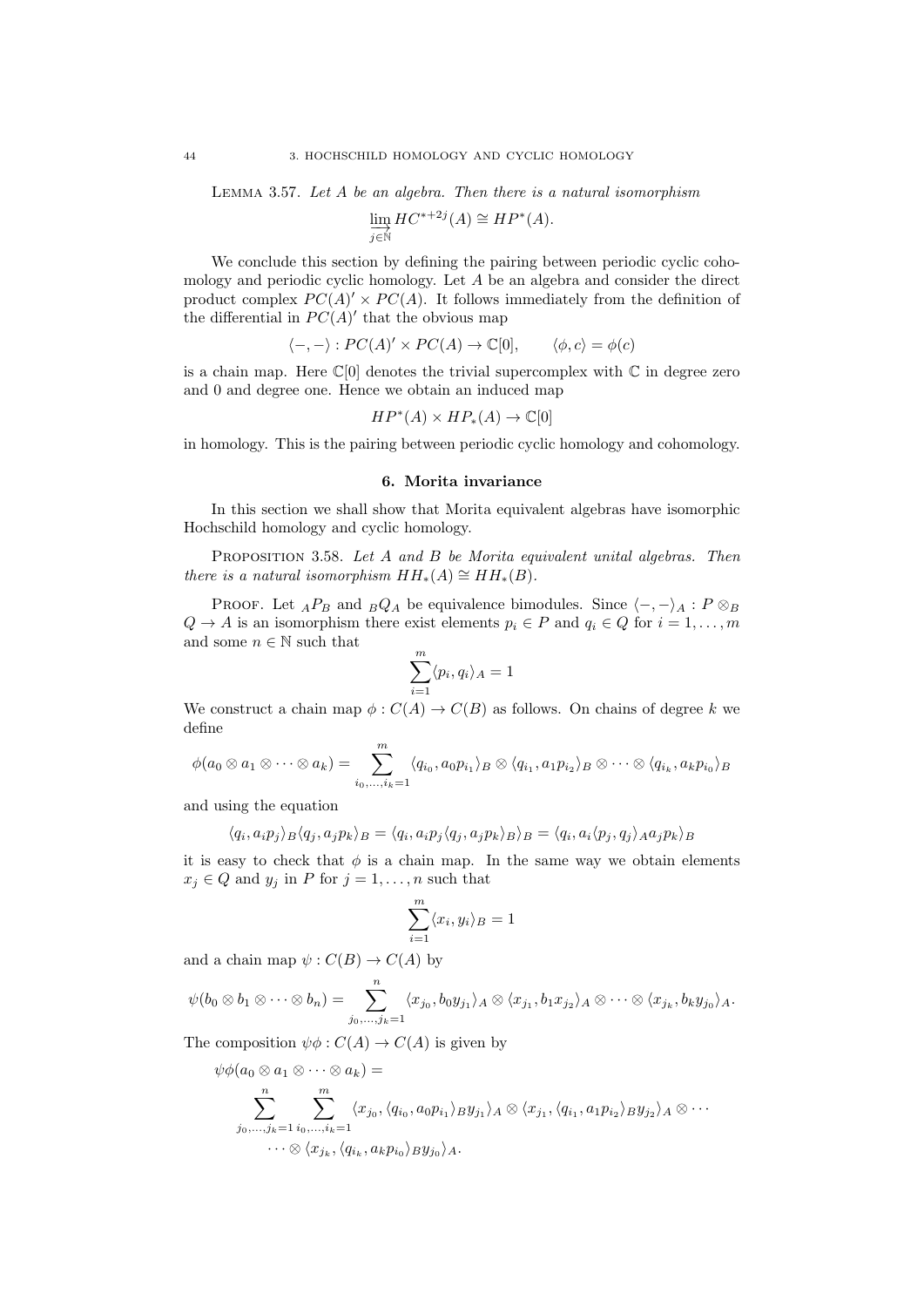LEMMA 3.57. *Let $A$ be an algebra. Then there is a natural isomorphism*

$$\varinjlim_{j\in\mathbb{N}} HC^{*+2j}(A) \cong HP^*(A).$$

We conclude this section by defining the pairing between periodic cyclic cohomology and periodic cyclic homology. Let $A$ be an algebra and consider the direct product complex $PC(A)' \times PC(A)$. It follows immediately from the definition of the differential in $PC(A)'$ that the obvious map

$$\langle -,-\rangle : PC(A)' \times PC(A) \to \mathbb{C}[0], \qquad \langle \phi, c\rangle = \phi(c)$$

is a chain map. Here $\mathbb{C}[0]$ denotes the trivial supercomplex with $\mathbb{C}$ in degree zero and 0 and degree one. Hence we obtain an induced map

$$HP^*(A) \times HP_*(A) \to \mathbb{C}[0]$$

in homology. This is the pairing between periodic cyclic homology and cohomology.

## 6. Morita invariance

In this section we shall show that Morita equivalent algebras have isomorphic Hochschild homology and cyclic homology.

PROPOSITION 3.58. *Let $A$ and $B$ be Morita equivalent unital algebras. Then there is a natural isomorphism $HH_*(A) \cong HH_*(B)$.*

PROOF. Let ${}_AP_B$ and ${}_BQ_A$ be equivalence bimodules. Since $\langle -,-\rangle_A : P \otimes_B Q \to A$ is an isomorphism there exist elements $p_i \in P$ and $q_i \in Q$ for $i = 1,\ldots,m$ and some $n \in \mathbb{N}$ such that

$$\sum_{i=1}^m \langle p_i, q_i\rangle_A = 1$$

We construct a chain map $\phi : C(A) \to C(B)$ as follows. On chains of degree $k$ we define

$$\phi(a_0 \otimes a_1 \otimes \cdots \otimes a_k) = \sum_{i_0,\ldots,i_k=1}^m \langle q_{i_0}, a_0 p_{i_1}\rangle_B \otimes \langle q_{i_1}, a_1 p_{i_2}\rangle_B \otimes \cdots \otimes \langle q_{i_k}, a_k p_{i_0}\rangle_B$$

and using the equation

$$\langle q_i, a_i p_j\rangle_B \langle q_j, a_j p_k\rangle_B = \langle q_i, a_i p_j \langle q_j, a_j p_k\rangle_B\rangle_B = \langle q_i, a_i \langle p_j, q_j\rangle_A a_j p_k\rangle_B$$

it is easy to check that $\phi$ is a chain map. In the same way we obtain elements $x_j \in Q$ and $y_j$ in $P$ for $j = 1,\ldots,n$ such that

$$\sum_{i=1}^m \langle x_i, y_i\rangle_B = 1$$

and a chain map $\psi : C(B) \to C(A)$ by

$$\psi(b_0 \otimes b_1 \otimes \cdots \otimes b_n) = \sum_{j_0,\ldots,j_k=1}^n \langle x_{j_0}, b_0 y_{j_1}\rangle_A \otimes \langle x_{j_1}, b_1 x_{j_2}\rangle_A \otimes \cdots \otimes \langle x_{j_k}, b_k y_{j_0}\rangle_A.$$

The composition $\psi\phi : C(A) \to C(A)$ is given by

$$\begin{aligned}
&\psi\phi(a_0 \otimes a_1 \otimes \cdots \otimes a_k) = \\
&\quad \sum_{j_0,\ldots,j_k=1}^n \sum_{i_0,\ldots,i_k=1}^m \langle x_{j_0}, \langle q_{i_0}, a_0 p_{i_1}\rangle_B y_{j_1}\rangle_A \otimes \langle x_{j_1}, \langle q_{i_1}, a_1 p_{i_2}\rangle_B y_{j_2}\rangle_A \otimes \cdots \\
&\qquad \cdots \otimes \langle x_{j_k}, \langle q_{i_k}, a_k p_{i_0}\rangle_B y_{j_0}\rangle_A.
\end{aligned}$$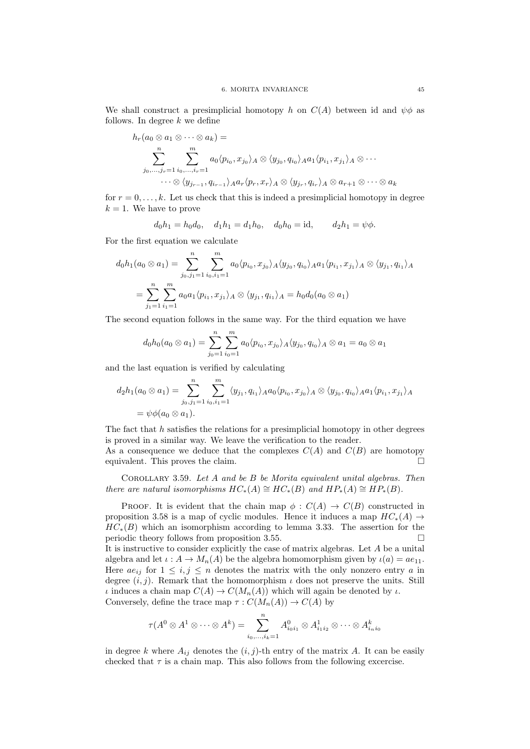We shall construct a presimplicial homotopy $h$ on $C(A)$ between id and $\psi\phi$ as follows. In degree $k$ we define

$$
\begin{aligned}
&h_r(a_0 \otimes a_1 \otimes \cdots \otimes a_k) = \\
&\sum_{j_0,\ldots,j_r=1}^{n} \sum_{i_0,\ldots,i_r=1}^{m} a_0 \langle p_{i_0}, x_{j_0}\rangle_A \otimes \langle y_{j_0}, q_{i_0}\rangle_A a_1 \langle p_{i_1}, x_{j_1}\rangle_A \otimes \cdots \\
&\qquad \cdots \otimes \langle y_{j_{r-1}}, q_{i_{r-1}}\rangle_A a_r \langle p_r, x_r\rangle_A \otimes \langle y_{j_r}, q_{i_r}\rangle_A \otimes a_{r+1} \otimes \cdots \otimes a_k
\end{aligned}
$$

for $r = 0, \ldots, k$. Let us check that this is indeed a presimplicial homotopy in degree $k = 1$. We have to prove

$$
d_0 h_1 = h_0 d_0, \quad d_1 h_1 = d_1 h_0, \quad d_0 h_0 = \mathrm{id}, \qquad d_2 h_1 = \psi\phi.
$$

For the first equation we calculate

$$
\begin{aligned}
d_0 h_1(a_0 \otimes a_1) &= \sum_{j_0,j_1=1}^{n} \sum_{i_0,i_1=1}^{m} a_0 \langle p_{i_0}, x_{j_0}\rangle_A \langle y_{j_0}, q_{i_0}\rangle_A a_1 \langle p_{i_1}, x_{j_1}\rangle_A \otimes \langle y_{j_1}, q_{i_1}\rangle_A \\
&= \sum_{j_1=1}^{n} \sum_{i_1=1}^{m} a_0 a_1 \langle p_{i_1}, x_{j_1}\rangle_A \otimes \langle y_{j_1}, q_{i_1}\rangle_A = h_0 d_0(a_0 \otimes a_1)
\end{aligned}
$$

The second equation follows in the same way. For the third equation we have

$$
d_0 h_0(a_0 \otimes a_1) = \sum_{j_0=1}^{n} \sum_{i_0=1}^{m} a_0 \langle p_{i_0}, x_{j_0}\rangle_A \langle y_{j_0}, q_{i_0}\rangle_A \otimes a_1 = a_0 \otimes a_1
$$

and the last equation is verified by calculating

$$
\begin{aligned}
d_2 h_1(a_0 \otimes a_1) &= \sum_{j_0,j_1=1}^{n} \sum_{i_0,i_1=1}^{m} \langle y_{j_1}, q_{i_1}\rangle_A a_0 \langle p_{i_0}, x_{j_0}\rangle_A \otimes \langle y_{j_0}, q_{i_0}\rangle_A a_1 \langle p_{i_1}, x_{j_1}\rangle_A \\
&= \psi\phi(a_0 \otimes a_1).
\end{aligned}
$$

The fact that $h$ satisfies the relations for a presimplicial homotopy in other degrees is proved in a similar way. We leave the verification to the reader.
As a consequence we deduce that the complexes $C(A)$ and $C(B)$ are homotopy equivalent. This proves the claim. □

Corollary 3.59. *Let $A$ and be $B$ be Morita equivalent unital algebras. Then there are natural isomorphisms $HC_*(A) \cong HC_*(B)$ and $HP_*(A) \cong HP_*(B)$.*

Proof. It is evident that the chain map $\phi : C(A) \to C(B)$ constructed in proposition 3.58 is a map of cyclic modules. Hence it induces a map $HC_*(A) \to HC_*(B)$ which an isomorphism according to lemma 3.33. The assertion for the periodic theory follows from proposition 3.55. □
It is instructive to consider explicitly the case of matrix algebras. Let $A$ be a unital algebra and let $\iota : A \to M_n(A)$ be the algebra homomorphism given by $\iota(a) = ae_{11}$. Here $ae_{ij}$ for $1 \leq i,j \leq n$ denotes the matrix with the only nonzero entry $a$ in degree $(i,j)$. Remark that the homomorphism $\iota$ does not preserve the units. Still $\iota$ induces a chain map $C(A) \to C(M_n(A))$ which will again be denoted by $\iota$.
Conversely, define the trace map $\tau : C(M_n(A)) \to C(A)$ by

$$
\tau(A^0 \otimes A^1 \otimes \cdots \otimes A^k) = \sum_{i_0,\ldots,i_k=1}^{n} A^0_{i_0 i_1} \otimes A^1_{i_1 i_2} \otimes \cdots \otimes A^k_{i_n i_0}
$$

in degree $k$ where $A_{ij}$ denotes the $(i,j)$-th entry of the matrix $A$. It can be easily checked that $\tau$ is a chain map. This also follows from the following excercise.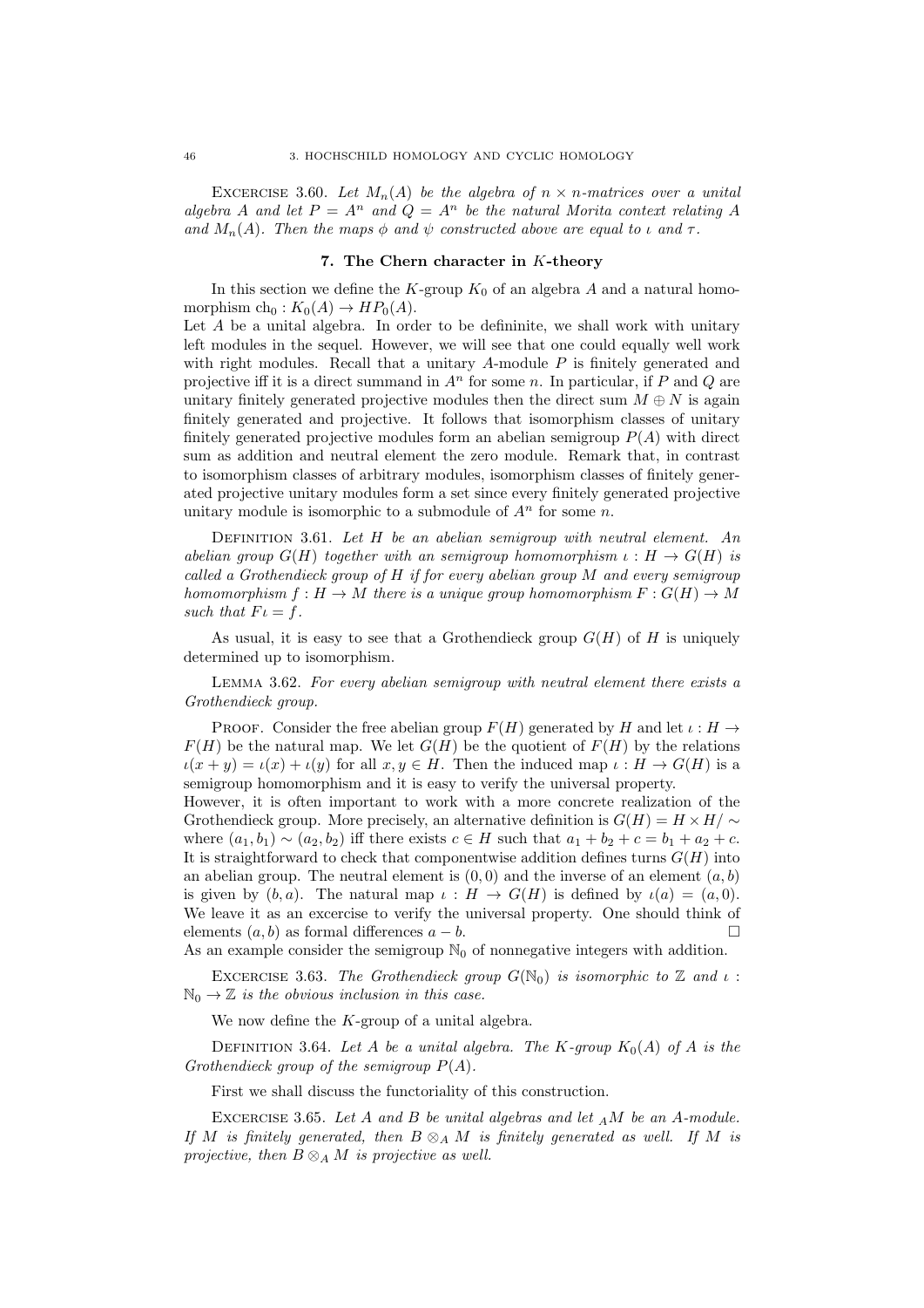EXCERCISE 3.60. *Let $M_n(A)$ be the algebra of $n \times n$-matrices over a unital algebra $A$ and let $P = A^n$ and $Q = A^n$ be the natural Morita context relating $A$ and $M_n(A)$. Then the maps $\phi$ and $\psi$ constructed above are equal to $\iota$ and $\tau$.*

## 7. The Chern character in $K$-theory

In this section we define the $K$-group $K_0$ of an algebra $A$ and a natural homomorphism $\mathrm{ch}_0 : K_0(A) \to HP_0(A)$.

Let $A$ be a unital algebra. In order to be defininite, we shall work with unitary left modules in the sequel. However, we will see that one could equally well work with right modules. Recall that a unitary $A$-module $P$ is finitely generated and projective iff it is a direct summand in $A^n$ for some $n$. In particular, if $P$ and $Q$ are unitary finitely generated projective modules then the direct sum $M \oplus N$ is again finitely generated and projective. It follows that isomorphism classes of unitary finitely generated projective modules form an abelian semigroup $P(A)$ with direct sum as addition and neutral element the zero module. Remark that, in contrast to isomorphism classes of arbitrary modules, isomorphism classes of finitely generated projective unitary modules form a set since every finitely generated projective unitary module is isomorphic to a submodule of $A^n$ for some $n$.

DEFINITION 3.61. *Let $H$ be an abelian semigroup with neutral element. An abelian group $G(H)$ together with an semigroup homomorphism $\iota : H \to G(H)$ is called a Grothendieck group of $H$ if for every abelian group $M$ and every semigroup homomorphism $f : H \to M$ there is a unique group homomorphism $F : G(H) \to M$ such that $F\iota = f$.*

As usual, it is easy to see that a Grothendieck group $G(H)$ of $H$ is uniquely determined up to isomorphism.

LEMMA 3.62. *For every abelian semigroup with neutral element there exists a Grothendieck group.*

PROOF. Consider the free abelian group $F(H)$ generated by $H$ and let $\iota : H \to F(H)$ be the natural map. We let $G(H)$ be the quotient of $F(H)$ by the relations $\iota(x + y) = \iota(x) + \iota(y)$ for all $x, y \in H$. Then the induced map $\iota : H \to G(H)$ is a semigroup homomorphism and it is easy to verify the universal property.

However, it is often important to work with a more concrete realization of the Grothendieck group. More precisely, an alternative definition is $G(H) = H \times H/\sim$ where $(a_1, b_1) \sim (a_2, b_2)$ iff there exists $c \in H$ such that $a_1 + b_2 + c = b_1 + a_2 + c$. It is straightforward to check that componentwise addition defines turns $G(H)$ into an abelian group. The neutral element is $(0, 0)$ and the inverse of an element $(a, b)$ is given by $(b, a)$. The natural map $\iota : H \to G(H)$ is defined by $\iota(a) = (a, 0)$. We leave it as an excercise to verify the universal property. One should think of elements $(a, b)$ as formal differences $a - b$. □

As an example consider the semigroup $\mathbb{N}_0$ of nonnegative integers with addition.

EXCERCISE 3.63. *The Grothendieck group $G(\mathbb{N}_0)$ is isomorphic to $\mathbb{Z}$ and $\iota : \mathbb{N}_0 \to \mathbb{Z}$ is the obvious inclusion in this case.*

We now define the $K$-group of a unital algebra.

DEFINITION 3.64. *Let $A$ be a unital algebra. The $K$-group $K_0(A)$ of $A$ is the Grothendieck group of the semigroup $P(A)$.*

First we shall discuss the functoriality of this construction.

EXCERCISE 3.65. *Let $A$ and $B$ be unital algebras and let ${}_AM$ be an $A$-module. If $M$ is finitely generated, then $B \otimes_A M$ is finitely generated as well. If $M$ is projective, then $B \otimes_A M$ is projective as well.*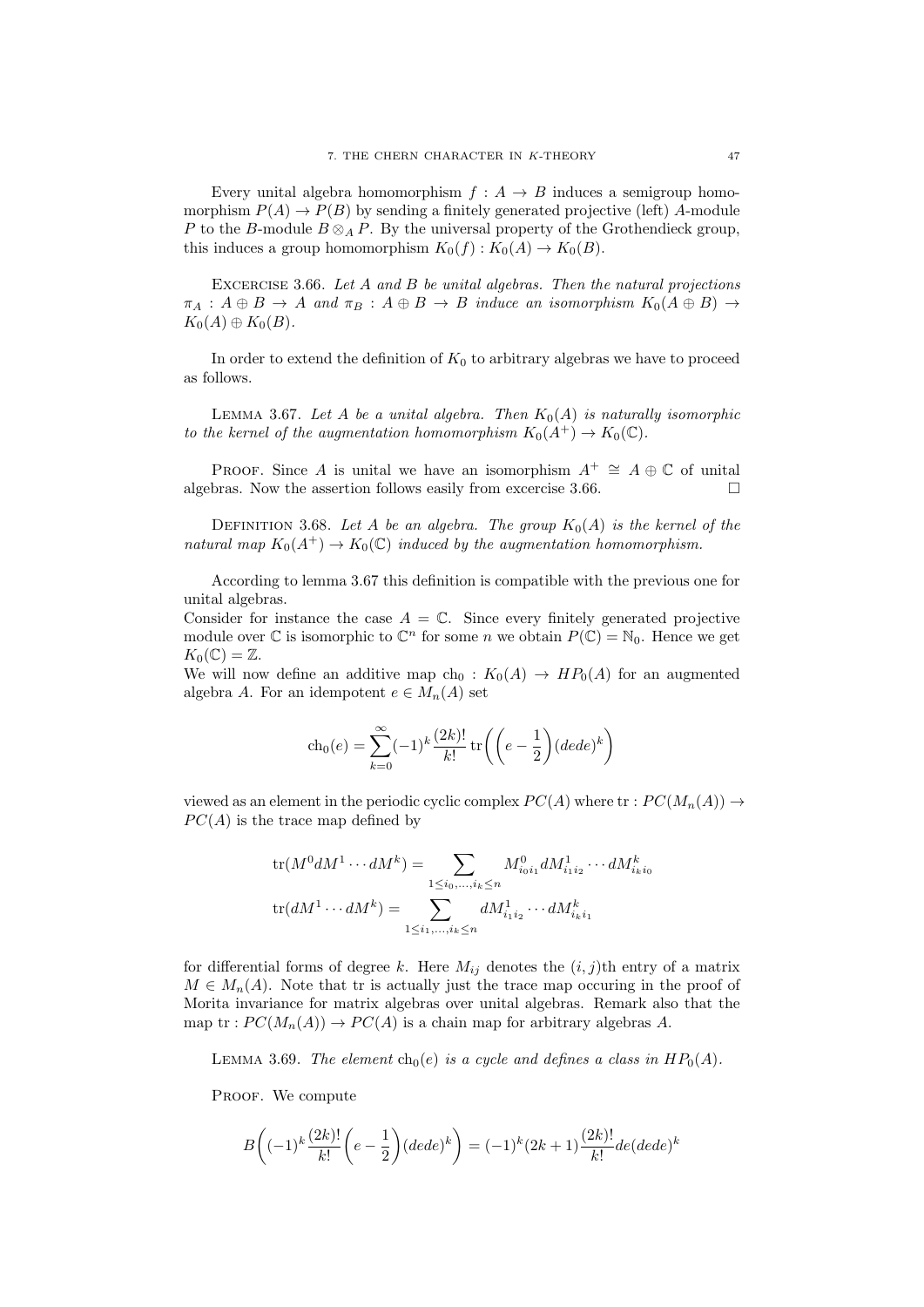Every unital algebra homomorphism $f : A \to B$ induces a semigroup homomorphism $P(A) \to P(B)$ by sending a finitely generated projective (left) $A$-module $P$ to the $B$-module $B \otimes_A P$. By the universal property of the Grothendieck group, this induces a group homomorphism $K_0(f) : K_0(A) \to K_0(B)$.

Excercise 3.66. *Let $A$ and $B$ be unital algebras. Then the natural projections $\pi_A : A \oplus B \to A$ and $\pi_B : A \oplus B \to B$ induce an isomorphism $K_0(A \oplus B) \to K_0(A) \oplus K_0(B)$.*

In order to extend the definition of $K_0$ to arbitrary algebras we have to proceed as follows.

Lemma 3.67. *Let $A$ be a unital algebra. Then $K_0(A)$ is naturally isomorphic to the kernel of the augmentation homomorphism $K_0(A^+) \to K_0(\mathbb{C})$.*

Proof. Since $A$ is unital we have an isomorphism $A^+ \cong A \oplus \mathbb{C}$ of unital algebras. Now the assertion follows easily from excercise 3.66. □

Definition 3.68. *Let $A$ be an algebra. The group $K_0(A)$ is the kernel of the natural map $K_0(A^+) \to K_0(\mathbb{C})$ induced by the augmentation homomorphism.*

According to lemma 3.67 this definition is compatible with the previous one for unital algebras.
Consider for instance the case $A = \mathbb{C}$. Since every finitely generated projective module over $\mathbb{C}$ is isomorphic to $\mathbb{C}^n$ for some $n$ we obtain $P(\mathbb{C}) = \mathbb{N}_0$. Hence we get $K_0(\mathbb{C}) = \mathbb{Z}$.
We will now define an additive map $\mathrm{ch}_0 : K_0(A) \to HP_0(A)$ for an augmented algebra $A$. For an idempotent $e \in M_n(A)$ set

$$\mathrm{ch}_0(e) = \sum_{k=0}^{\infty} (-1)^k \frac{(2k)!}{k!} \operatorname{tr}\biggl( \Bigl( e - \frac{1}{2} \Bigr) (dede)^k \biggr)$$

viewed as an element in the periodic cyclic complex $PC(A)$ where $\operatorname{tr} : PC(M_n(A)) \to PC(A)$ is the trace map defined by

$$\operatorname{tr}(M^0 dM^1 \cdots dM^k) = \sum_{1 \le i_0, \ldots, i_k \le n} M^0_{i_0 i_1} dM^1_{i_1 i_2} \cdots dM^k_{i_k i_0}$$

$$\operatorname{tr}(dM^1 \cdots dM^k) = \sum_{1 \le i_1, \ldots, i_k \le n} dM^1_{i_1 i_2} \cdots dM^k_{i_k i_1}$$

for differential forms of degree $k$. Here $M_{ij}$ denotes the $(i,j)$th entry of a matrix $M \in M_n(A)$. Note that tr is actually just the trace map occuring in the proof of Morita invariance for matrix algebras over unital algebras. Remark also that the map $\operatorname{tr} : PC(M_n(A)) \to PC(A)$ is a chain map for arbitrary algebras $A$.

Lemma 3.69. *The element $\mathrm{ch}_0(e)$ is a cycle and defines a class in $HP_0(A)$.*

Proof. We compute

$$B\biggl( (-1)^k \frac{(2k)!}{k!} \Bigl( e - \frac{1}{2} \Bigr) (dede)^k \biggr) = (-1)^k (2k+1) \frac{(2k)!}{k!} de(dede)^k$$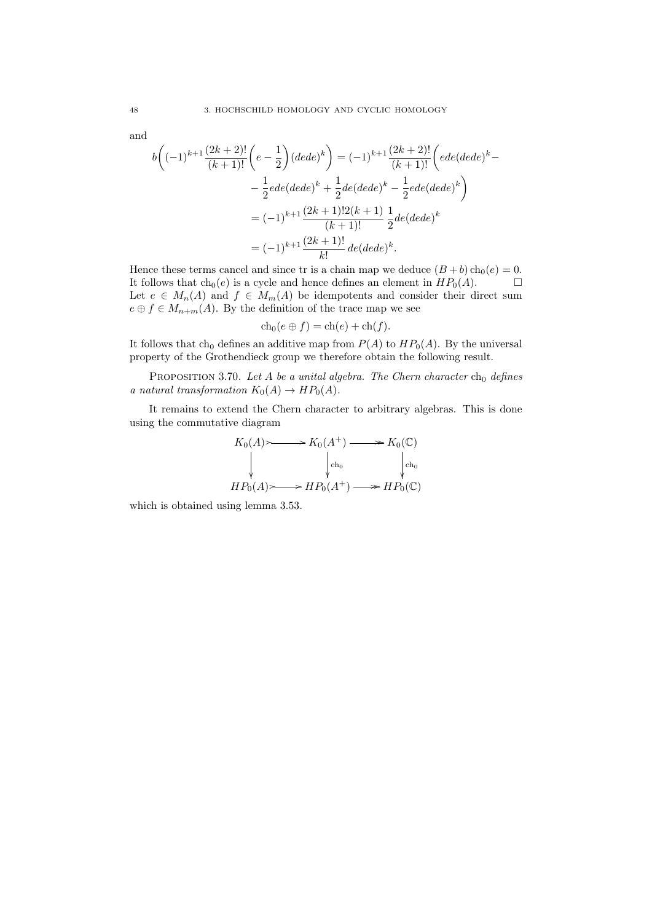and

$$
\begin{aligned}
b\bigg((-1)^{k+1}\frac{(2k+2)!}{(k+1)!}\bigg(e-\frac{1}{2}\bigg)(dede)^k\bigg) &= (-1)^{k+1}\frac{(2k+2)!}{(k+1)!}\bigg(ede(dede)^k - \\
&\quad -\frac{1}{2}ede(dede)^k + \frac{1}{2}de(dede)^k - \frac{1}{2}ede(dede)^k\bigg) \\
&= (-1)^{k+1}\frac{(2k+1)!2(k+1)}{(k+1)!}\,\frac{1}{2}de(dede)^k \\
&= (-1)^{k+1}\frac{(2k+1)!}{k!}\,de(dede)^k.
\end{aligned}
$$

Hence these terms cancel and since tr is a chain map we deduce $(B+b)\,\mathrm{ch}_0(e) = 0$. It follows that $\mathrm{ch}_0(e)$ is a cycle and hence defines an element in $HP_0(A)$. □

Let $e \in M_n(A)$ and $f \in M_m(A)$ be idempotents and consider their direct sum $e \oplus f \in M_{n+m}(A)$. By the definition of the trace map we see

$$\mathrm{ch}_0(e \oplus f) = \mathrm{ch}(e) + \mathrm{ch}(f).$$

It follows that $\mathrm{ch}_0$ defines an additive map from $P(A)$ to $HP_0(A)$. By the universal property of the Grothendieck group we therefore obtain the following result.

**Proposition 3.70.** *Let $A$ be a unital algebra. The Chern character $\mathrm{ch}_0$ defines a natural transformation $K_0(A) \to HP_0(A)$.*

It remains to extend the Chern character to arbitrary algebras. This is done using the commutative diagram

$$
\begin{array}{ccccc}
K_0(A) & \rightarrowtail & K_0(A^+) & \twoheadrightarrow & K_0(\mathbb{C}) \\
\downarrow & & \downarrow{\scriptstyle \mathrm{ch}_0} & & \downarrow{\scriptstyle \mathrm{ch}_0} \\
HP_0(A) & \rightarrowtail & HP_0(A^+) & \twoheadrightarrow & HP_0(\mathbb{C})
\end{array}
$$

which is obtained using lemma 3.53.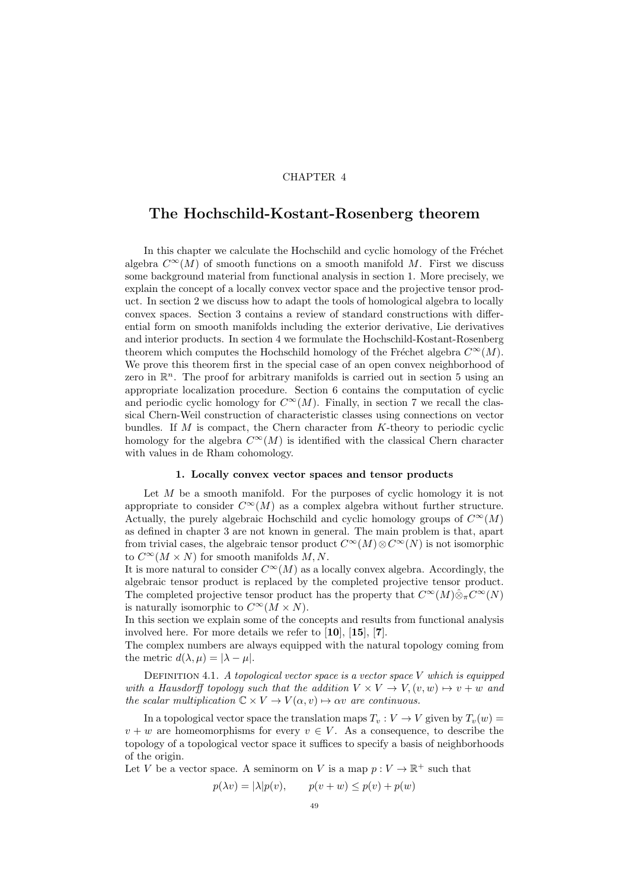CHAPTER 4

# The Hochschild-Kostant-Rosenberg theorem

In this chapter we calculate the Hochschild and cyclic homology of the Fréchet algebra $C^\infty(M)$ of smooth functions on a smooth manifold $M$. First we discuss some background material from functional analysis in section 1. More precisely, we explain the concept of a locally convex vector space and the projective tensor product. In section 2 we discuss how to adapt the tools of homological algebra to locally convex spaces. Section 3 contains a review of standard constructions with differential form on smooth manifolds including the exterior derivative, Lie derivatives and interior products. In section 4 we formulate the Hochschild-Kostant-Rosenberg theorem which computes the Hochschild homology of the Fréchet algebra $C^\infty(M)$. We prove this theorem first in the special case of an open convex neighborhood of zero in $\mathbb{R}^n$. The proof for arbitrary manifolds is carried out in section 5 using an appropriate localization procedure. Section 6 contains the computation of cyclic and periodic cyclic homology for $C^\infty(M)$. Finally, in section 7 we recall the classical Chern-Weil construction of characteristic classes using connections on vector bundles. If $M$ is compact, the Chern character from $K$-theory to periodic cyclic homology for the algebra $C^\infty(M)$ is identified with the classical Chern character with values in de Rham cohomology.

## 1. Locally convex vector spaces and tensor products

Let $M$ be a smooth manifold. For the purposes of cyclic homology it is not appropriate to consider $C^\infty(M)$ as a complex algebra without further structure. Actually, the purely algebraic Hochschild and cyclic homology groups of $C^\infty(M)$ as defined in chapter 3 are not known in general. The main problem is that, apart from trivial cases, the algebraic tensor product $C^\infty(M) \otimes C^\infty(N)$ is not isomorphic to $C^\infty(M \times N)$ for smooth manifolds $M, N$.

It is more natural to consider $C^\infty(M)$ as a locally convex algebra. Accordingly, the algebraic tensor product is replaced by the completed projective tensor product. The completed projective tensor product has the property that $C^\infty(M) \hat{\otimes}_\pi C^\infty(N)$ is naturally isomorphic to $C^\infty(M \times N)$.

In this section we explain some of the concepts and results from functional analysis involved here. For more details we refer to [**10**], [**15**], [**7**].

The complex numbers are always equipped with the natural topology coming from the metric $d(\lambda, \mu) = |\lambda - \mu|$.

Definition 4.1. *A topological vector space is a vector space $V$ which is equipped with a Hausdorff topology such that the addition $V \times V \to V, (v, w) \mapsto v + w$ and the scalar multiplication $\mathbb{C} \times V \to V(\alpha, v) \mapsto \alpha v$ are continuous.*

In a topological vector space the translation maps $T_v : V \to V$ given by $T_v(w) = v + w$ are homeomorphisms for every $v \in V$. As a consequence, to describe the topology of a topological vector space it suffices to specify a basis of neighborhoods of the origin.

Let $V$ be a vector space. A seminorm on $V$ is a map $p : V \to \mathbb{R}^+$ such that

$$p(\lambda v) = |\lambda| p(v), \qquad p(v + w) \leq p(v) + p(w)$$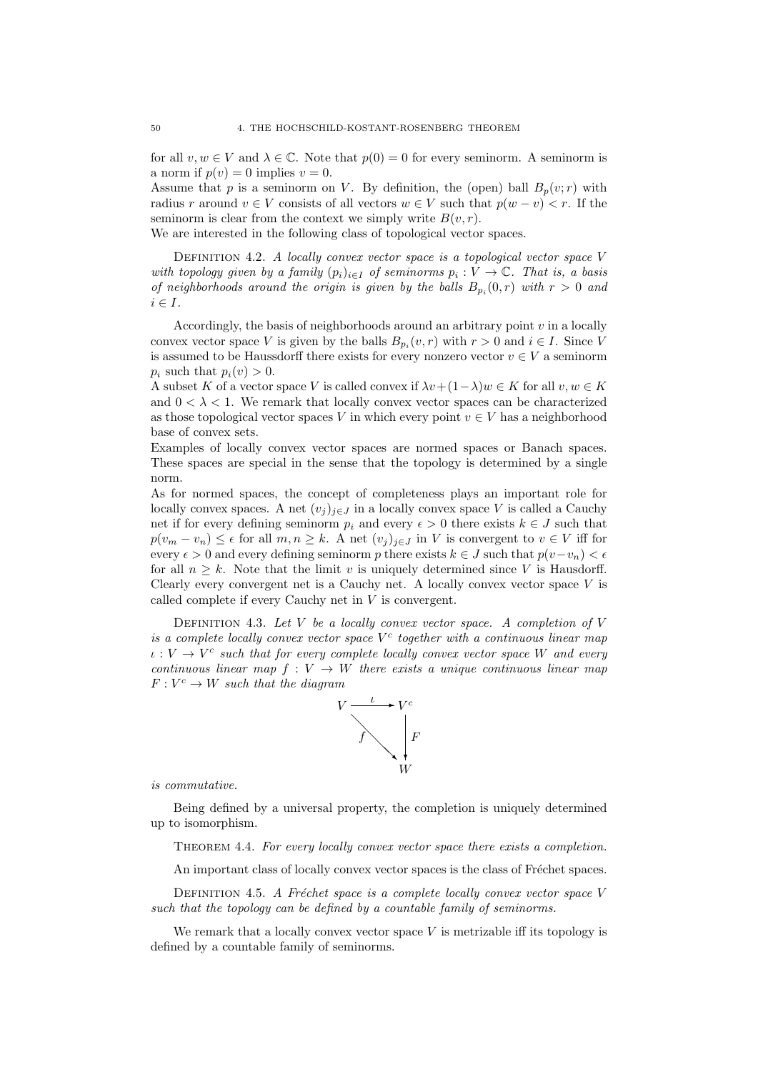for all $v, w \in V$ and $\lambda \in \mathbb{C}$. Note that $p(0) = 0$ for every seminorm. A seminorm is a norm if $p(v) = 0$ implies $v = 0$.

Assume that $p$ is a seminorm on $V$. By definition, the (open) ball $B_p(v; r)$ with radius $r$ around $v \in V$ consists of all vectors $w \in V$ such that $p(w - v) < r$. If the seminorm is clear from the context we simply write $B(v, r)$.

We are interested in the following class of topological vector spaces.

Definition 4.2. *A locally convex vector space is a topological vector space $V$ with topology given by a family $(p_i)_{i \in I}$ of seminorms $p_i : V \to \mathbb{C}$. That is, a basis of neighborhoods around the origin is given by the balls $B_{p_i}(0, r)$ with $r > 0$ and $i \in I$.*

Accordingly, the basis of neighborhoods around an arbitrary point $v$ in a locally convex vector space $V$ is given by the balls $B_{p_i}(v, r)$ with $r > 0$ and $i \in I$. Since $V$ is assumed to be Haussdorff there exists for every nonzero vector $v \in V$ a seminorm $p_i$ such that $p_i(v) > 0$.

A subset $K$ of a vector space $V$ is called convex if $\lambda v + (1-\lambda) w \in K$ for all $v, w \in K$ and $0 < \lambda < 1$. We remark that locally convex vector spaces can be characterized as those topological vector spaces $V$ in which every point $v \in V$ has a neighborhood base of convex sets.

Examples of locally convex vector spaces are normed spaces or Banach spaces. These spaces are special in the sense that the topology is determined by a single norm.

As for normed spaces, the concept of completeness plays an important role for locally convex spaces. A net $(v_j)_{j \in J}$ in a locally convex space $V$ is called a Cauchy net if for every defining seminorm $p_i$ and every $\epsilon > 0$ there exists $k \in J$ such that $p(v_m - v_n) \leq \epsilon$ for all $m, n \geq k$. A net $(v_j)_{j \in J}$ in $V$ is convergent to $v \in V$ iff for every $\epsilon > 0$ and every defining seminorm $p$ there exists $k \in J$ such that $p(v - v_n) < \epsilon$ for all $n \geq k$. Note that the limit $v$ is uniquely determined since $V$ is Hausdorff. Clearly every convergent net is a Cauchy net. A locally convex vector space $V$ is called complete if every Cauchy net in $V$ is convergent.

Definition 4.3. *Let $V$ be a locally convex vector space. A completion of $V$ is a complete locally convex vector space $V^c$ together with a continuous linear map $\iota : V \to V^c$ such that for every complete locally convex vector space $W$ and every continuous linear map $f : V \to W$ there exists a unique continuous linear map $F : V^c \to W$ such that the diagram*

$$\begin{array}{ccc} V & \xrightarrow{\iota} & V^c \\ & \searrow^{f} & \downarrow F \\ & & W \end{array}$$

*is commutative.*

Being defined by a universal property, the completion is uniquely determined up to isomorphism.

Theorem 4.4. *For every locally convex vector space there exists a completion.*

An important class of locally convex vector spaces is the class of Fréchet spaces.

Definition 4.5. *A Fréchet space is a complete locally convex vector space $V$ such that the topology can be defined by a countable family of seminorms.*

We remark that a locally convex vector space $V$ is metrizable iff its topology is defined by a countable family of seminorms.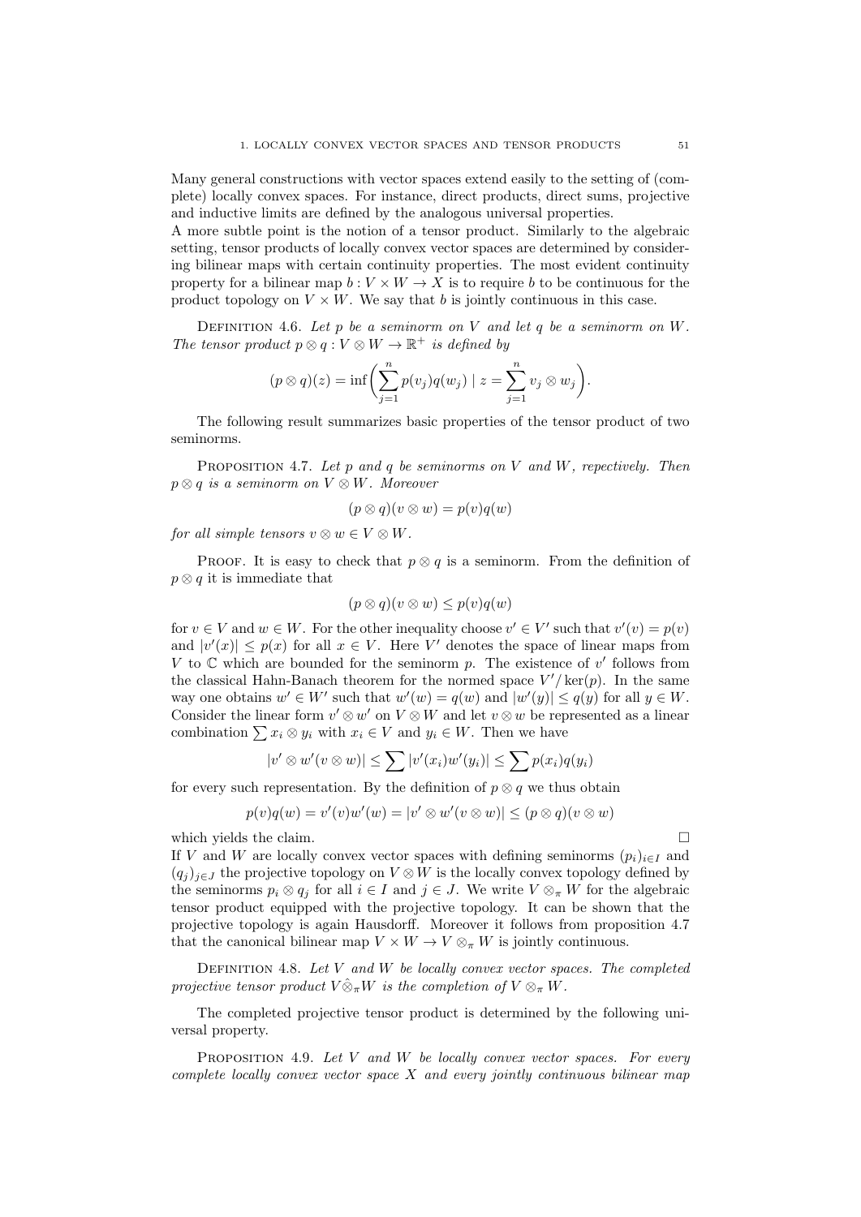Many general constructions with vector spaces extend easily to the setting of (complete) locally convex spaces. For instance, direct products, direct sums, projective and inductive limits are defined by the analogous universal properties.
A more subtle point is the notion of a tensor product. Similarly to the algebraic setting, tensor products of locally convex vector spaces are determined by considering bilinear maps with certain continuity properties. The most evident continuity property for a bilinear map $b : V \times W \to X$ is to require $b$ to be continuous for the product topology on $V \times W$. We say that $b$ is jointly continuous in this case.

Definition 4.6. *Let $p$ be a seminorm on $V$ and let $q$ be a seminorm on $W$. The tensor product $p \otimes q : V \otimes W \to \mathbb{R}^+$ is defined by*

$$(p \otimes q)(z) = \inf\bigg( \sum_{j=1}^n p(v_j) q(w_j) \mid z = \sum_{j=1}^n v_j \otimes w_j \bigg).$$

The following result summarizes basic properties of the tensor product of two seminorms.

Proposition 4.7. *Let $p$ and $q$ be seminorms on $V$ and $W$, repectively. Then $p \otimes q$ is a seminorm on $V \otimes W$. Moreover*

$$(p \otimes q)(v \otimes w) = p(v)q(w)$$

*for all simple tensors $v \otimes w \in V \otimes W$.*

Proof. It is easy to check that $p \otimes q$ is a seminorm. From the definition of $p \otimes q$ it is immediate that

$$(p \otimes q)(v \otimes w) \leq p(v)q(w)$$

for $v \in V$ and $w \in W$. For the other inequality choose $v' \in V'$ such that $v'(v) = p(v)$ and $|v'(x)| \leq p(x)$ for all $x \in V$. Here $V'$ denotes the space of linear maps from $V$ to $\mathbb{C}$ which are bounded for the seminorm $p$. The existence of $v'$ follows from the classical Hahn-Banach theorem for the normed space $V'/\ker(p)$. In the same way one obtains $w' \in W'$ such that $w'(w) = q(w)$ and $|w'(y)| \leq q(y)$ for all $y \in W$. Consider the linear form $v' \otimes w'$ on $V \otimes W$ and let $v \otimes w$ be represented as a linear combination $\sum x_i \otimes y_i$ with $x_i \in V$ and $y_i \in W$. Then we have

$$|v' \otimes w'(v \otimes w)| \leq \sum |v'(x_i)w'(y_i)| \leq \sum p(x_i)q(y_i)$$

for every such representation. By the definition of $p \otimes q$ we thus obtain

$$p(v)q(w) = v'(v)w'(w) = |v' \otimes w'(v \otimes w)| \leq (p \otimes q)(v \otimes w)$$

which yields the claim. □

If $V$ and $W$ are locally convex vector spaces with defining seminorms $(p_i)_{i \in I}$ and $(q_j)_{j \in J}$ the projective topology on $V \otimes W$ is the locally convex topology defined by the seminorms $p_i \otimes q_j$ for all $i \in I$ and $j \in J$. We write $V \otimes_\pi W$ for the algebraic tensor product equipped with the projective topology. It can be shown that the projective topology is again Hausdorff. Moreover it follows from proposition 4.7 that the canonical bilinear map $V \times W \to V \otimes_\pi W$ is jointly continuous.

Definition 4.8. *Let $V$ and $W$ be locally convex vector spaces. The completed projective tensor product $V \hat{\otimes}_\pi W$ is the completion of $V \otimes_\pi W$.*

The completed projective tensor product is determined by the following universal property.

Proposition 4.9. *Let $V$ and $W$ be locally convex vector spaces. For every complete locally convex vector space $X$ and every jointly continuous bilinear map*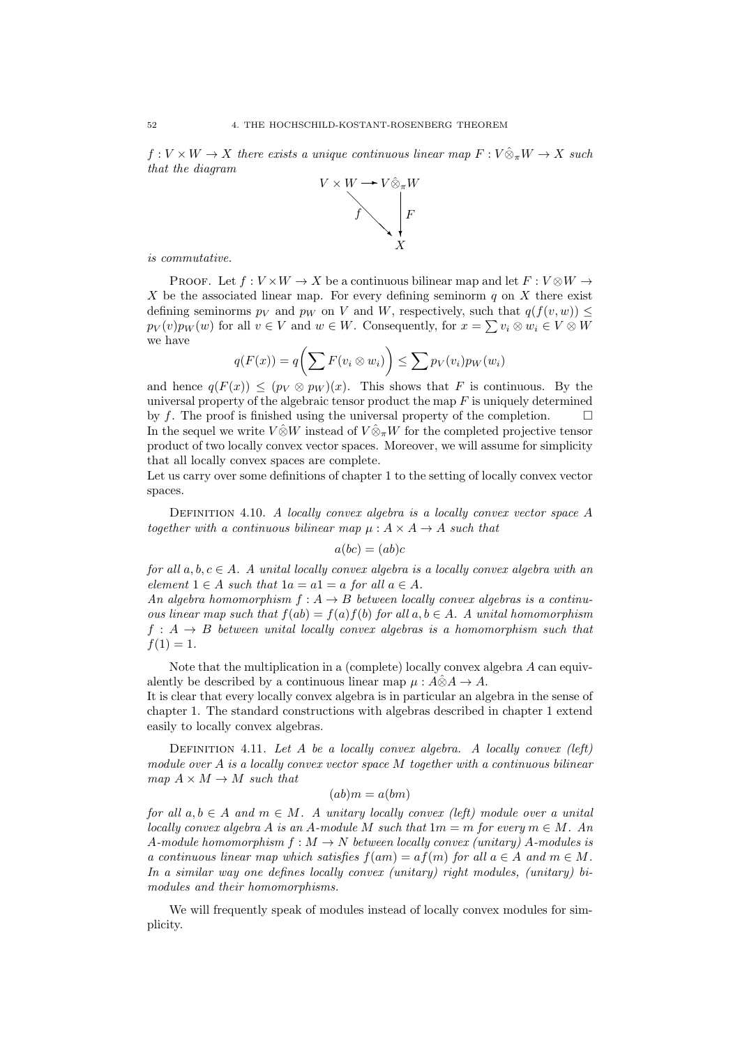*$f : V \times W \to X$ there exists a unique continuous linear map $F : V\hat{\otimes}_\pi W \to X$ such that the diagram*

$$\begin{array}{ccc} V \times W & \longrightarrow & V\hat{\otimes}_\pi W \\ & \searrow^{f} & \downarrow F \\ & & X \end{array}$$

*is commutative.*

Proof. Let $f : V \times W \to X$ be a continuous bilinear map and let $F : V \otimes W \to X$ be the associated linear map. For every defining seminorm $q$ on $X$ there exist defining seminorms $p_V$ and $p_W$ on $V$ and $W$, respectively, such that $q(f(v, w)) \leq p_V(v)p_W(w)$ for all $v \in V$ and $w \in W$. Consequently, for $x = \sum v_i \otimes w_i \in V \otimes W$ we have

$$q(F(x)) = q\bigg(\sum F(v_i \otimes w_i)\bigg) \leq \sum p_V(v_i)p_W(w_i)$$

and hence $q(F(x)) \leq (p_V \otimes p_W)(x)$. This shows that $F$ is continuous. By the universal property of the algebraic tensor product the map $F$ is uniquely determined by $f$. The proof is finished using the universal property of the completion. $\square$

In the sequel we write $V\hat{\otimes}W$ instead of $V\hat{\otimes}_\pi W$ for the completed projective tensor product of two locally convex vector spaces. Moreover, we will assume for simplicity that all locally convex spaces are complete.

Let us carry over some definitions of chapter 1 to the setting of locally convex vector spaces.

Definition 4.10. *A locally convex algebra is a locally convex vector space $A$ together with a continuous bilinear map $\mu : A \times A \to A$ such that*

$$a(bc) = (ab)c$$

*for all $a, b, c \in A$. A unital locally convex algebra is a locally convex algebra with an element $1 \in A$ such that $1a = a1 = a$ for all $a \in A$.*

*An algebra homomorphism $f : A \to B$ between locally convex algebras is a continuous linear map such that $f(ab) = f(a)f(b)$ for all $a, b \in A$. A unital homomorphism $f : A \to B$ between unital locally convex algebras is a homomorphism such that $f(1) = 1$.*

Note that the multiplication in a (complete) locally convex algebra $A$ can equivalently be described by a continuous linear map $\mu : A\hat{\otimes}A \to A$.

It is clear that every locally convex algebra is in particular an algebra in the sense of chapter 1. The standard constructions with algebras described in chapter 1 extend easily to locally convex algebras.

Definition 4.11. *Let $A$ be a locally convex algebra. A locally convex (left) module over $A$ is a locally convex vector space $M$ together with a continuous bilinear map $A \times M \to M$ such that*

$$(ab)m = a(bm)$$

*for all $a, b \in A$ and $m \in M$. A unitary locally convex (left) module over a unital locally convex algebra $A$ is an $A$-module $M$ such that $1m = m$ for every $m \in M$. An $A$-module homomorphism $f : M \to N$ between locally convex (unitary) $A$-modules is a continuous linear map which satisfies $f(am) = af(m)$ for all $a \in A$ and $m \in M$. In a similar way one defines locally convex (unitary) right modules, (unitary) bimodules and their homomorphisms.*

We will frequently speak of modules instead of locally convex modules for simplicity.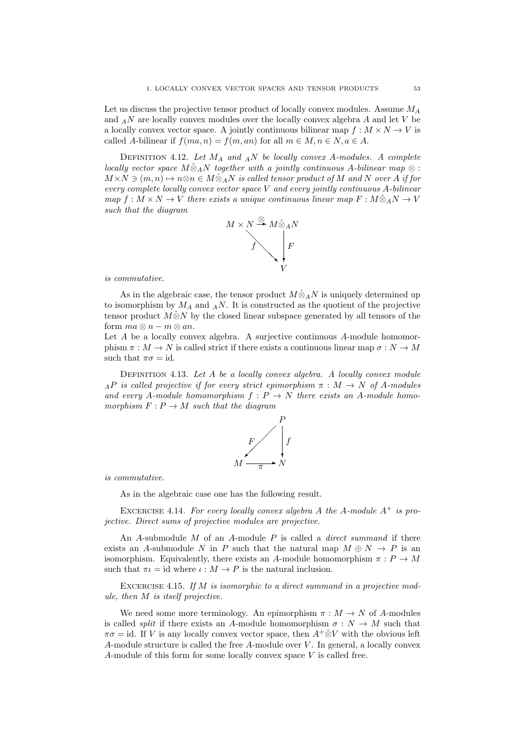Let us discuss the projective tensor product of locally convex modules. Assume $M_A$ and ${}_AN$ are locally convex modules over the locally convex algebra $A$ and let $V$ be a locally convex vector space. A jointly continuous bilinear map $f : M \times N \to V$ is called $A$-bilinear if $f(ma, n) = f(m, an)$ for all $m \in M, n \in N, a \in A$.

DEFINITION 4.12. *Let $M_A$ and ${}_AN$ be locally convex $A$-modules. A complete locally vector space $M\hat{\otimes}_A N$ together with a jointly continuous $A$-bilinear map $\otimes$ : $M \times N \ni (m, n) \mapsto n \otimes n \in M\hat{\otimes}_A N$ is called tensor product of $M$ and $N$ over $A$ if for every complete locally convex vector space $V$ and every jointly continuous $A$-bilinear map $f : M \times N \to V$ there exists a unique continuous linear map $F : M\hat{\otimes}_A N \to V$ such that the diagram*

$$\begin{array}{ccc} M \times N & \xrightarrow{\otimes} & M\hat{\otimes}_A N \\ & \searrow^{f} & \downarrow F \\ & & V \end{array}$$

*is commutative.*

As in the algebraic case, the tensor product $M\hat{\otimes}_A N$ is uniquely determined up to isomorphism by $M_A$ and ${}_AN$. It is constructed as the quotient of the projective tensor product $M\hat{\otimes}N$ by the closed linear subspace generated by all tensors of the form $ma \otimes n - m \otimes an$.

Let $A$ be a locally convex algebra. A surjective continuous $A$-module homomorphism $\pi : M \to N$ is called strict if there exists a continuous linear map $\sigma : N \to M$ such that $\pi\sigma = \mathrm{id}$.

DEFINITION 4.13. *Let $A$ be a locally convex algebra. A locally convex module ${}_AP$ is called projective if for every strict epimorphism $\pi : M \to N$ of $A$-modules and every $A$-module homomorphism $f : P \to N$ there exists an $A$-module homomorphism $F : P \to M$ such that the diagram*

$$\begin{array}{ccc} & & P \\ & \swarrow^{F} & \downarrow f \\ M & \xrightarrow[\pi]{} & N \end{array}$$

*is commutative.*

As in the algebraic case one has the following result.

EXCERCISE 4.14. *For every locally convex algebra $A$ the $A$-module $A^+$ is projective. Direct sums of projective modules are projective.*

An $A$-submodule $M$ of an $A$-module $P$ is called a *direct summand* if there exists an $A$-submodule $N$ in $P$ such that the natural map $M \oplus N \to P$ is an isomorphism. Equivalently, there exists an $A$-module homomorphism $\pi : P \to M$ such that $\pi\iota = \mathrm{id}$ where $\iota : M \to P$ is the natural inclusion.

EXCERCISE 4.15. *If $M$ is isomorphic to a direct summand in a projective module, then $M$ is itself projective.*

We need some more terminology. An epimorphism $\pi : M \to N$ of $A$-modules is called *split* if there exists an $A$-module homomorphism $\sigma : N \to M$ such that $\pi\sigma = \mathrm{id}$. If $V$ is any locally convex vector space, then $A^+\hat{\otimes}V$ with the obvious left $A$-module structure is called the free $A$-module over $V$. In general, a locally convex $A$-module of this form for some locally convex space $V$ is called free.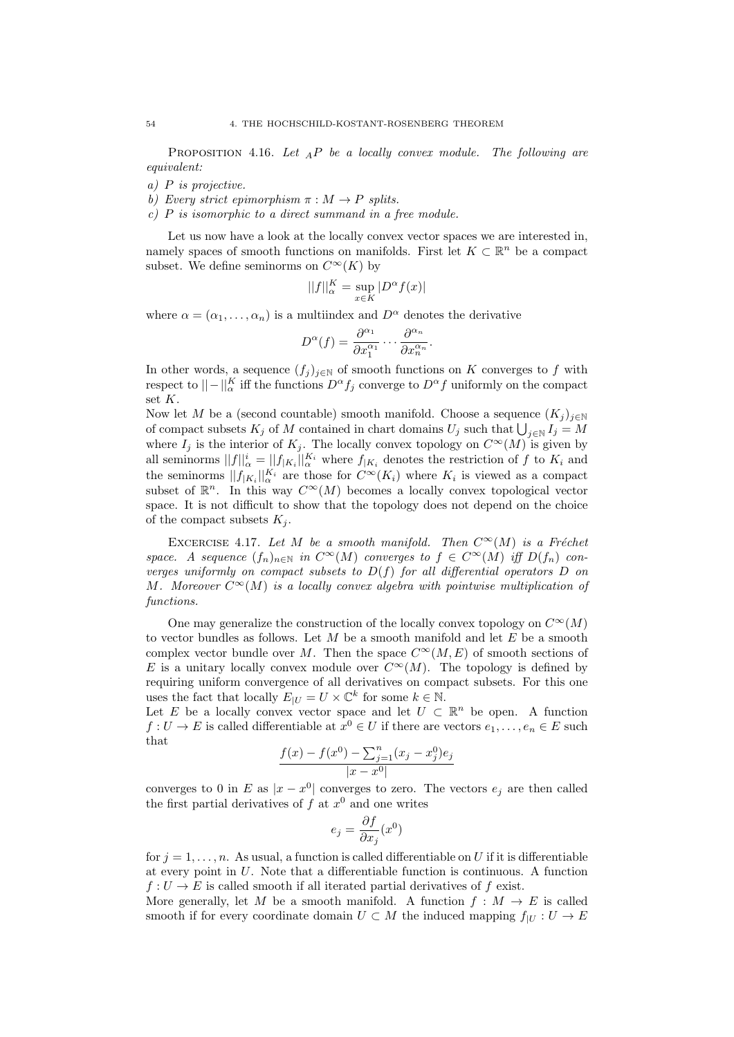PROPOSITION 4.16. *Let ${}_AP$ be a locally convex module. The following are equivalent:*

*a) $P$ is projective.*

*b) Every strict epimorphism $\pi : M \to P$ splits.*

*c) $P$ is isomorphic to a direct summand in a free module.*

Let us now have a look at the locally convex vector spaces we are interested in, namely spaces of smooth functions on manifolds. First let $K \subset \mathbb{R}^n$ be a compact subset. We define seminorms on $C^\infty(K)$ by

$$||f||_\alpha^K = \sup_{x \in K} |D^\alpha f(x)|$$

where $\alpha = (\alpha_1, \ldots, \alpha_n)$ is a multiindex and $D^\alpha$ denotes the derivative

$$D^\alpha(f) = \frac{\partial^{\alpha_1}}{\partial x_1^{\alpha_1}} \cdots \frac{\partial^{\alpha_n}}{\partial x_n^{\alpha_n}}.$$

In other words, a sequence $(f_j)_{j \in \mathbb{N}}$ of smooth functions on $K$ converges to $f$ with respect to $||-||_\alpha^K$ iff the functions $D^\alpha f_j$ converge to $D^\alpha f$ uniformly on the compact set $K$.

Now let $M$ be a (second countable) smooth manifold. Choose a sequence $(K_j)_{j \in \mathbb{N}}$ of compact subsets $K_j$ of $M$ contained in chart domains $U_j$ such that $\bigcup_{j \in \mathbb{N}} I_j = M$ where $I_j$ is the interior of $K_j$. The locally convex topology on $C^\infty(M)$ is given by all seminorms $||f||_\alpha^i = ||f_{|K_i}||_\alpha^{K_i}$ where $f_{|K_i}$ denotes the restriction of $f$ to $K_i$ and the seminorms $||f_{|K_i}||_\alpha^{K_i}$ are those for $C^\infty(K_i)$ where $K_i$ is viewed as a compact subset of $\mathbb{R}^n$. In this way $C^\infty(M)$ becomes a locally convex topological vector space. It is not difficult to show that the topology does not depend on the choice of the compact subsets $K_j$.

EXCERCISE 4.17. *Let $M$ be a smooth manifold. Then $C^\infty(M)$ is a Fréchet space. A sequence $(f_n)_{n \in \mathbb{N}}$ in $C^\infty(M)$ converges to $f \in C^\infty(M)$ iff $D(f_n)$ converges uniformly on compact subsets to $D(f)$ for all differential operators $D$ on $M$. Moreover $C^\infty(M)$ is a locally convex algebra with pointwise multiplication of functions.*

One may generalize the construction of the locally convex topology on $C^\infty(M)$ to vector bundles as follows. Let $M$ be a smooth manifold and let $E$ be a smooth complex vector bundle over $M$. Then the space $C^\infty(M, E)$ of smooth sections of $E$ is a unitary locally convex module over $C^\infty(M)$. The topology is defined by requiring uniform convergence of all derivatives on compact subsets. For this one uses the fact that locally $E_{|U} = U \times \mathbb{C}^k$ for some $k \in \mathbb{N}$.

Let $E$ be a locally convex vector space and let $U \subset \mathbb{R}^n$ be open. A function $f : U \to E$ is called differentiable at $x^0 \in U$ if there are vectors $e_1, \ldots, e_n \in E$ such that

$$\frac{f(x) - f(x^0) - \sum_{j=1}^n (x_j - x_j^0) e_j}{|x - x^0|}$$

converges to 0 in $E$ as $|x - x^0|$ converges to zero. The vectors $e_j$ are then called the first partial derivatives of $f$ at $x^0$ and one writes

$$e_j = \frac{\partial f}{\partial x_j}(x^0)$$

for $j = 1, \ldots, n$. As usual, a function is called differentiable on $U$ if it is differentiable at every point in $U$. Note that a differentiable function is continuous. A function $f : U \to E$ is called smooth if all iterated partial derivatives of $f$ exist.

More generally, let $M$ be a smooth manifold. A function $f : M \to E$ is called smooth if for every coordinate domain $U \subset M$ the induced mapping $f_{|U} : U \to E$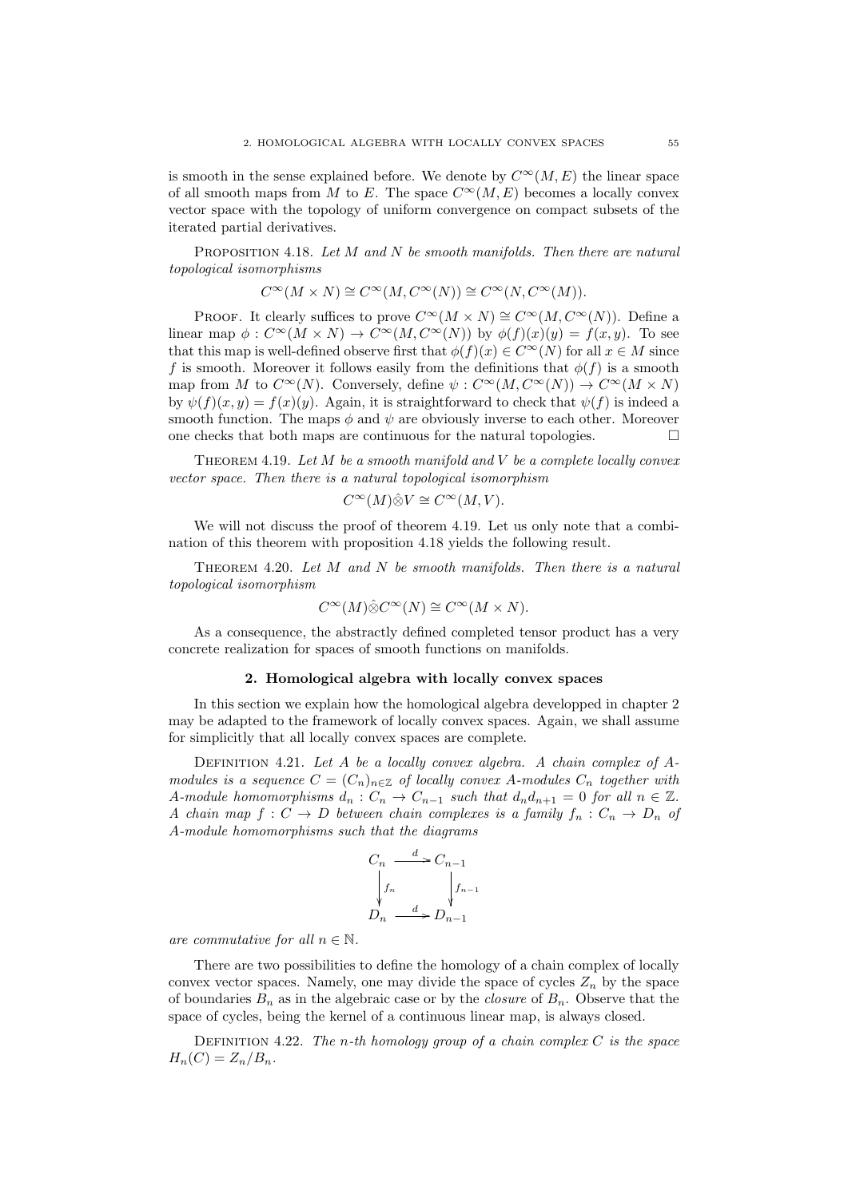is smooth in the sense explained before. We denote by $C^\infty(M, E)$ the linear space of all smooth maps from $M$ to $E$. The space $C^\infty(M, E)$ becomes a locally convex vector space with the topology of uniform convergence on compact subsets of the iterated partial derivatives.

Proposition 4.18. *Let $M$ and $N$ be smooth manifolds. Then there are natural topological isomorphisms*

$$C^\infty(M \times N) \cong C^\infty(M, C^\infty(N)) \cong C^\infty(N, C^\infty(M)).$$

Proof. It clearly suffices to prove $C^\infty(M \times N) \cong C^\infty(M, C^\infty(N))$. Define a linear map $\phi : C^\infty(M \times N) \to C^\infty(M, C^\infty(N))$ by $\phi(f)(x)(y) = f(x, y)$. To see that this map is well-defined observe first that $\phi(f)(x) \in C^\infty(N)$ for all $x \in M$ since $f$ is smooth. Moreover it follows easily from the definitions that $\phi(f)$ is a smooth map from $M$ to $C^\infty(N)$. Conversely, define $\psi : C^\infty(M, C^\infty(N)) \to C^\infty(M \times N)$ by $\psi(f)(x, y) = f(x)(y)$. Again, it is straightforward to check that $\psi(f)$ is indeed a smooth function. The maps $\phi$ and $\psi$ are obviously inverse to each other. Moreover one checks that both maps are continuous for the natural topologies. $\square$

Theorem 4.19. *Let $M$ be a smooth manifold and $V$ be a complete locally convex vector space. Then there is a natural topological isomorphism*

$$C^\infty(M) \hat{\otimes} V \cong C^\infty(M, V).$$

We will not discuss the proof of theorem 4.19. Let us only note that a combination of this theorem with proposition 4.18 yields the following result.

Theorem 4.20. *Let $M$ and $N$ be smooth manifolds. Then there is a natural topological isomorphism*

$$C^\infty(M) \hat{\otimes} C^\infty(N) \cong C^\infty(M \times N).$$

As a consequence, the abstractly defined completed tensor product has a very concrete realization for spaces of smooth functions on manifolds.

## 2. Homological algebra with locally convex spaces

In this section we explain how the homological algebra developped in chapter 2 may be adapted to the framework of locally convex spaces. Again, we shall assume for simplicity that all locally convex spaces are complete.

Definition 4.21. *Let $A$ be a locally convex algebra. A chain complex of $A$-modules is a sequence $C = (C_n)_{n \in \mathbb{Z}}$ of locally convex $A$-modules $C_n$ together with $A$-module homomorphisms $d_n : C_n \to C_{n-1}$ such that $d_n d_{n+1} = 0$ for all $n \in \mathbb{Z}$. A chain map $f : C \to D$ between chain complexes is a family $f_n : C_n \to D_n$ of $A$-module homomorphisms such that the diagrams*

$$\begin{array}{ccc} C_n & \xrightarrow{d} & C_{n-1} \\ \downarrow{\scriptstyle f_n} & & \downarrow{\scriptstyle f_{n-1}} \\ D_n & \xrightarrow{d} & D_{n-1} \end{array}$$

*are commutative for all $n \in \mathbb{N}$.*

There are two possibilities to define the homology of a chain complex of locally convex vector spaces. Namely, one may divide the space of cycles $Z_n$ by the space of boundaries $B_n$ as in the algebraic case or by the *closure* of $B_n$. Observe that the space of cycles, being the kernel of a continuous linear map, is always closed.

Definition 4.22. *The $n$-th homology group of a chain complex $C$ is the space $H_n(C) = Z_n/B_n$.*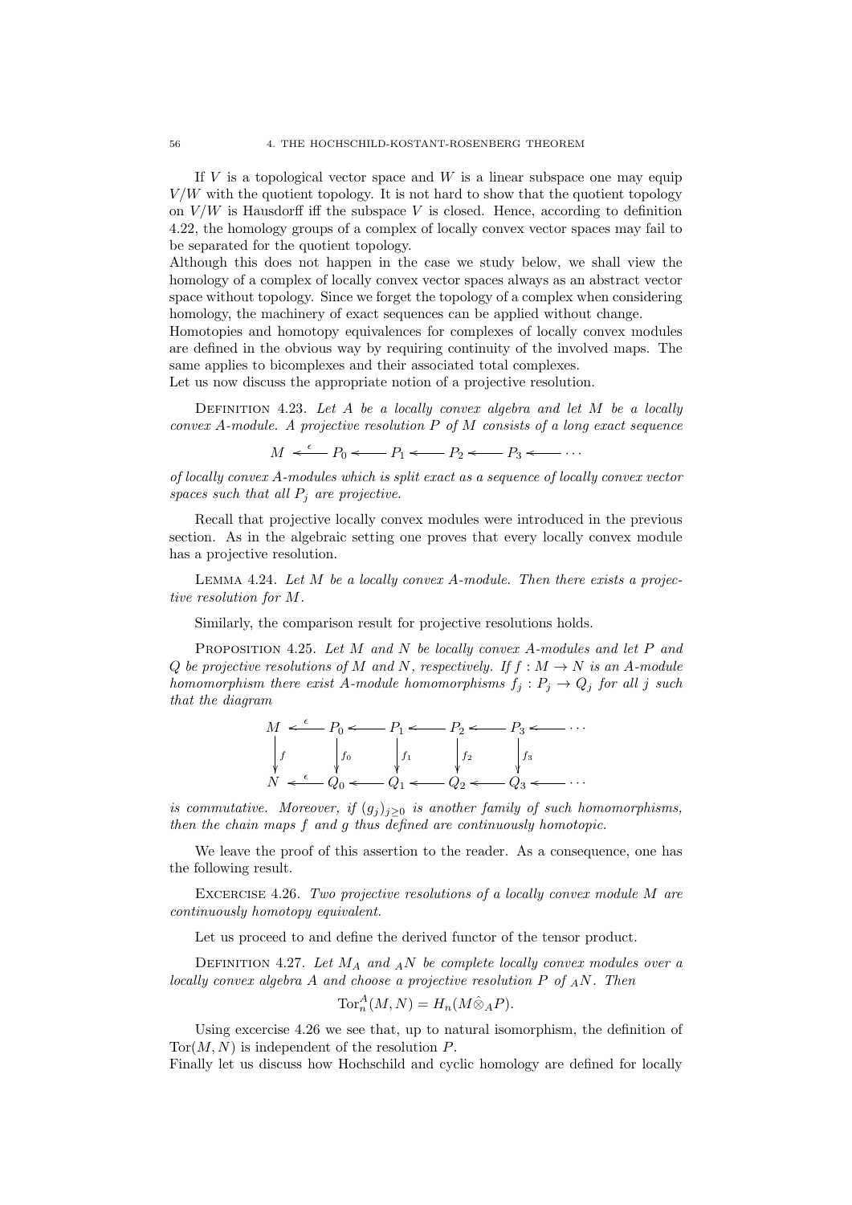If $V$ is a topological vector space and $W$ is a linear subspace one may equip $V/W$ with the quotient topology. It is not hard to show that the quotient topology on $V/W$ is Hausdorff iff the subspace $V$ is closed. Hence, according to definition 4.22, the homology groups of a complex of locally convex vector spaces may fail to be separated for the quotient topology.
Although this does not happen in the case we study below, we shall view the homology of a complex of locally convex vector spaces always as an abstract vector space without topology. Since we forget the topology of a complex when considering homology, the machinery of exact sequences can be applied without change.
Homotopies and homotopy equivalences for complexes of locally convex modules are defined in the obvious way by requiring continuity of the involved maps. The same applies to bicomplexes and their associated total complexes.
Let us now discuss the appropriate notion of a projective resolution.

Definition 4.23. *Let $A$ be a locally convex algebra and let $M$ be a locally convex $A$-module. A projective resolution $P$ of $M$ consists of a long exact sequence*

$$M \xleftarrow{\epsilon} P_0 \longleftarrow P_1 \longleftarrow P_2 \longleftarrow P_3 \longleftarrow \cdots$$

*of locally convex $A$-modules which is split exact as a sequence of locally convex vector spaces such that all $P_j$ are projective.*

Recall that projective locally convex modules were introduced in the previous section. As in the algebraic setting one proves that every locally convex module has a projective resolution.

Lemma 4.24. *Let $M$ be a locally convex $A$-module. Then there exists a projective resolution for $M$.*

Similarly, the comparison result for projective resolutions holds.

Proposition 4.25. *Let $M$ and $N$ be locally convex $A$-modules and let $P$ and $Q$ be projective resolutions of $M$ and $N$, respectively. If $f : M \to N$ is an $A$-module homomorphism there exist $A$-module homomorphisms $f_j : P_j \to Q_j$ for all $j$ such that the diagram*

$$\begin{array}{ccccccccccc}
M & \xleftarrow{\epsilon} & P_0 & \longleftarrow & P_1 & \longleftarrow & P_2 & \longleftarrow & P_3 & \longleftarrow & \cdots \\
\downarrow{\scriptstyle f} & & \downarrow{\scriptstyle f_0} & & \downarrow{\scriptstyle f_1} & & \downarrow{\scriptstyle f_2} & & \downarrow{\scriptstyle f_3} & & \\
N & \xleftarrow{\epsilon} & Q_0 & \longleftarrow & Q_1 & \longleftarrow & Q_2 & \longleftarrow & Q_3 & \longleftarrow & \cdots
\end{array}$$

*is commutative. Moreover, if $(g_j)_{j\geq 0}$ is another family of such homomorphisms, then the chain maps $f$ and $g$ thus defined are continuously homotopic.*

We leave the proof of this assertion to the reader. As a consequence, one has the following result.

Excercise 4.26. *Two projective resolutions of a locally convex module $M$ are continuously homotopy equivalent.*

Let us proceed to and define the derived functor of the tensor product.

Definition 4.27. *Let $M_A$ and ${}_AN$ be complete locally convex modules over a locally convex algebra $A$ and choose a projective resolution $P$ of ${}_AN$. Then*

$$\mathrm{Tor}_n^A(M, N) = H_n(M \hat{\otimes}_A P).$$

Using excercise 4.26 we see that, up to natural isomorphism, the definition of $\mathrm{Tor}(M, N)$ is independent of the resolution $P$.
Finally let us discuss how Hochschild and cyclic homology are defined for locally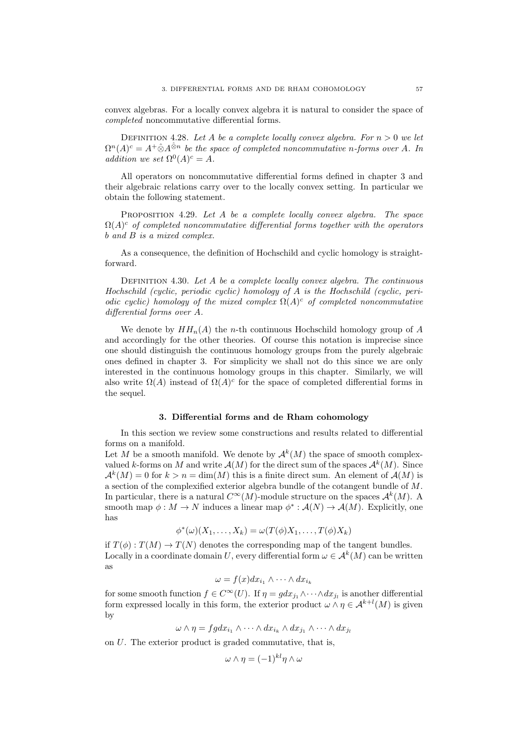convex algebras. For a locally convex algebra it is natural to consider the space of *completed* noncommutative differential forms.

DEFINITION 4.28. *Let $A$ be a complete locally convex algebra. For $n > 0$ we let $\Omega^n(A)^c = A^+ \hat{\otimes} A^{\hat{\otimes} n}$ be the space of completed noncommutative $n$-forms over $A$. In addition we set $\Omega^0(A)^c = A$.*

All operators on noncommutative differential forms defined in chapter 3 and their algebraic relations carry over to the locally convex setting. In particular we obtain the following statement.

PROPOSITION 4.29. *Let $A$ be a complete locally convex algebra. The space $\Omega(A)^c$ of completed noncommutative differential forms together with the operators $b$ and $B$ is a mixed complex.*

As a consequence, the definition of Hochschild and cyclic homology is straightforward.

DEFINITION 4.30. *Let $A$ be a complete locally convex algebra. The continuous Hochschild (cyclic, periodic cyclic) homology of $A$ is the Hochschild (cyclic, periodic cyclic) homology of the mixed complex $\Omega(A)^c$ of completed noncommutative differential forms over $A$.*

We denote by $HH_n(A)$ the $n$-th continuous Hochschild homology group of $A$ and accordingly for the other theories. Of course this notation is imprecise since one should distinguish the continuous homology groups from the purely algebraic ones defined in chapter 3. For simplicity we shall not do this since we are only interested in the continuous homology groups in this chapter. Similarly, we will also write $\Omega(A)$ instead of $\Omega(A)^c$ for the space of completed differential forms in the sequel.

## 3. Differential forms and de Rham cohomology

In this section we review some constructions and results related to differential forms on a manifold.

Let $M$ be a smooth manifold. We denote by $\mathcal{A}^k(M)$ the space of smooth complex-valued $k$-forms on $M$ and write $\mathcal{A}(M)$ for the direct sum of the spaces $\mathcal{A}^k(M)$. Since $\mathcal{A}^k(M) = 0$ for $k > n = \dim(M)$ this is a finite direct sum. An element of $\mathcal{A}(M)$ is a section of the complexified exterior algebra bundle of the cotangent bundle of $M$. In particular, there is a natural $C^\infty(M)$-module structure on the spaces $\mathcal{A}^k(M)$. A smooth map $\phi : M \to N$ induces a linear map $\phi^* : \mathcal{A}(N) \to \mathcal{A}(M)$. Explicitly, one has

$$\phi^*(\omega)(X_1, \ldots, X_k) = \omega(T(\phi)X_1, \ldots, T(\phi)X_k)$$

if $T(\phi) : T(M) \to T(N)$ denotes the corresponding map of the tangent bundles.

Locally in a coordinate domain $U$, every differential form $\omega \in \mathcal{A}^k(M)$ can be written as

$$\omega = f(x) dx_{i_1} \wedge \cdots \wedge dx_{i_k}$$

for some smooth function $f \in C^\infty(U)$. If $\eta = g dx_{j_1} \wedge \cdots \wedge dx_{j_l}$ is another differential form expressed locally in this form, the exterior product $\omega \wedge \eta \in \mathcal{A}^{k+l}(M)$ is given by

$$\omega \wedge \eta = fg dx_{i_1} \wedge \cdots \wedge dx_{i_k} \wedge dx_{j_1} \wedge \cdots \wedge dx_{j_l}$$

on $U$. The exterior product is graded commutative, that is,

$$\omega \wedge \eta = (-1)^{kl} \eta \wedge \omega$$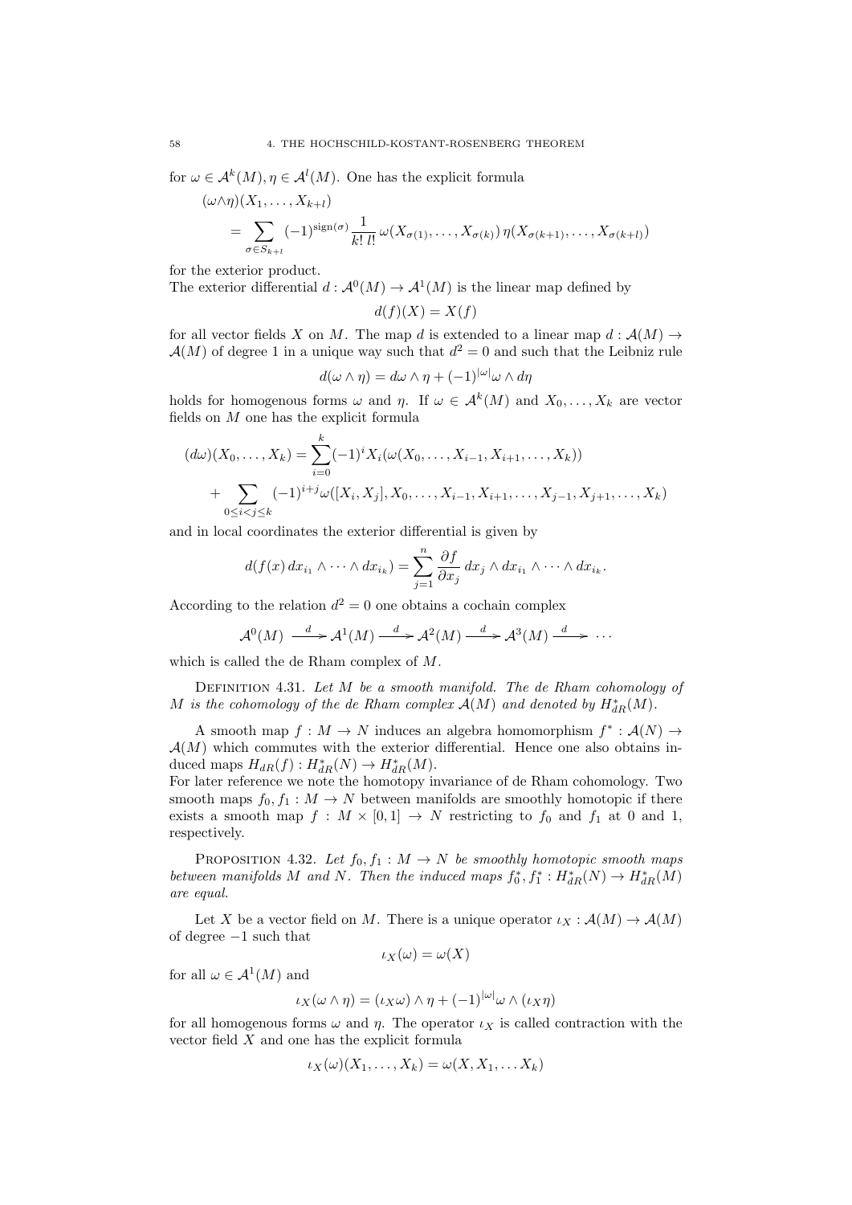for $\omega \in \mathcal{A}^k(M), \eta \in \mathcal{A}^l(M)$. One has the explicit formula

$$(\omega \wedge \eta)(X_1, \ldots, X_{k+l}) = \sum_{\sigma \in S_{k+l}} (-1)^{\mathrm{sign}(\sigma)} \frac{1}{k!\, l!}\, \omega(X_{\sigma(1)}, \ldots, X_{\sigma(k)})\, \eta(X_{\sigma(k+1)}, \ldots, X_{\sigma(k+l)})$$

for the exterior product.

The exterior differential $d : \mathcal{A}^0(M) \to \mathcal{A}^1(M)$ is the linear map defined by

$$d(f)(X) = X(f)$$

for all vector fields $X$ on $M$. The map $d$ is extended to a linear map $d : \mathcal{A}(M) \to \mathcal{A}(M)$ of degree 1 in a unique way such that $d^2 = 0$ and such that the Leibniz rule

$$d(\omega \wedge \eta) = d\omega \wedge \eta + (-1)^{|\omega|} \omega \wedge d\eta$$

holds for homogenous forms $\omega$ and $\eta$. If $\omega \in \mathcal{A}^k(M)$ and $X_0, \ldots, X_k$ are vector fields on $M$ one has the explicit formula

$$\begin{aligned}(d\omega)(X_0, \ldots, X_k) &= \sum_{i=0}^{k} (-1)^i X_i(\omega(X_0, \ldots, X_{i-1}, X_{i+1}, \ldots, X_k)) \\ &+ \sum_{0 \leq i < j \leq k} (-1)^{i+j} \omega([X_i, X_j], X_0, \ldots, X_{i-1}, X_{i+1}, \ldots, X_{j-1}, X_{j+1}, \ldots, X_k)\end{aligned}$$

and in local coordinates the exterior differential is given by

$$d(f(x)\, dx_{i_1} \wedge \cdots \wedge dx_{i_k}) = \sum_{j=1}^{n} \frac{\partial f}{\partial x_j}\, dx_j \wedge dx_{i_1} \wedge \cdots \wedge dx_{i_k}.$$

According to the relation $d^2 = 0$ one obtains a cochain complex

$$\mathcal{A}^0(M) \xrightarrow{d} \mathcal{A}^1(M) \xrightarrow{d} \mathcal{A}^2(M) \xrightarrow{d} \mathcal{A}^3(M) \xrightarrow{d} \cdots$$

which is called the de Rham complex of $M$.

Definition 4.31. *Let $M$ be a smooth manifold. The de Rham cohomology of $M$ is the cohomology of the de Rham complex $\mathcal{A}(M)$ and denoted by $H^*_{dR}(M)$.*

A smooth map $f : M \to N$ induces an algebra homomorphism $f^* : \mathcal{A}(N) \to \mathcal{A}(M)$ which commutes with the exterior differential. Hence one also obtains induced maps $H_{dR}(f) : H^*_{dR}(N) \to H^*_{dR}(M)$.

For later reference we note the homotopy invariance of de Rham cohomology. Two smooth maps $f_0, f_1 : M \to N$ between manifolds are smoothly homotopic if there exists a smooth map $f : M \times [0, 1] \to N$ restricting to $f_0$ and $f_1$ at 0 and 1, respectively.

Proposition 4.32. *Let $f_0, f_1 : M \to N$ be smoothly homotopic smooth maps between manifolds $M$ and $N$. Then the induced maps $f_0^*, f_1^* : H^*_{dR}(N) \to H^*_{dR}(M)$ are equal.*

Let $X$ be a vector field on $M$. There is a unique operator $\iota_X : \mathcal{A}(M) \to \mathcal{A}(M)$ of degree $-1$ such that

$$\iota_X(\omega) = \omega(X)$$

for all $\omega \in \mathcal{A}^1(M)$ and

$$\iota_X(\omega \wedge \eta) = (\iota_X \omega) \wedge \eta + (-1)^{|\omega|} \omega \wedge (\iota_X \eta)$$

for all homogenous forms $\omega$ and $\eta$. The operator $\iota_X$ is called contraction with the vector field $X$ and one has the explicit formula

$$\iota_X(\omega)(X_1, \ldots, X_k) = \omega(X, X_1, \ldots X_k)$$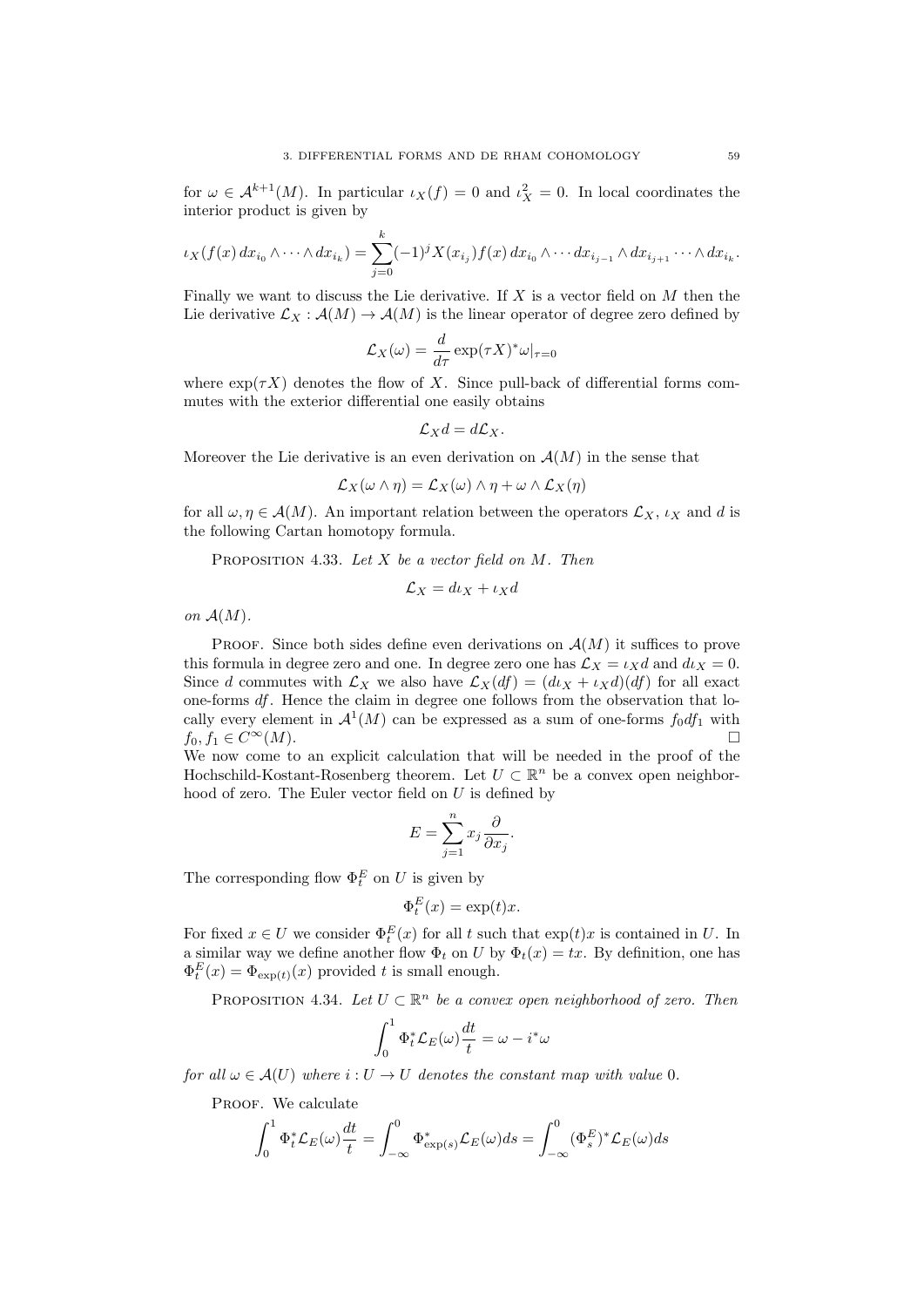for $\omega \in \mathcal{A}^{k+1}(M)$. In particular $\iota_X(f) = 0$ and $\iota_X^2 = 0$. In local coordinates the interior product is given by

$$\iota_X(f(x)\, dx_{i_0} \wedge \cdots \wedge dx_{i_k}) = \sum_{j=0}^{k} (-1)^j X(x_{i_j}) f(x)\, dx_{i_0} \wedge \cdots dx_{i_{j-1}} \wedge dx_{i_{j+1}} \cdots \wedge dx_{i_k}.$$

Finally we want to discuss the Lie derivative. If $X$ is a vector field on $M$ then the Lie derivative $\mathcal{L}_X : \mathcal{A}(M) \to \mathcal{A}(M)$ is the linear operator of degree zero defined by

$$\mathcal{L}_X(\omega) = \frac{d}{d\tau} \exp(\tau X)^* \omega|_{\tau=0}$$

where $\exp(\tau X)$ denotes the flow of $X$. Since pull-back of differential forms commutes with the exterior differential one easily obtains

$$\mathcal{L}_X d = d\mathcal{L}_X.$$

Moreover the Lie derivative is an even derivation on $\mathcal{A}(M)$ in the sense that

$$\mathcal{L}_X(\omega \wedge \eta) = \mathcal{L}_X(\omega) \wedge \eta + \omega \wedge \mathcal{L}_X(\eta)$$

for all $\omega, \eta \in \mathcal{A}(M)$. An important relation between the operators $\mathcal{L}_X$, $\iota_X$ and $d$ is the following Cartan homotopy formula.

Proposition 4.33. *Let $X$ be a vector field on $M$. Then*

$$\mathcal{L}_X = d\iota_X + \iota_X d$$

*on $\mathcal{A}(M)$.*

Proof. Since both sides define even derivations on $\mathcal{A}(M)$ it suffices to prove this formula in degree zero and one. In degree zero one has $\mathcal{L}_X = \iota_X d$ and $d\iota_X = 0$. Since $d$ commutes with $\mathcal{L}_X$ we also have $\mathcal{L}_X(df) = (d\iota_X + \iota_X d)(df)$ for all exact one-forms $df$. Hence the claim in degree one follows from the observation that locally every element in $\mathcal{A}^1(M)$ can be expressed as a sum of one-forms $f_0 df_1$ with $f_0, f_1 \in C^\infty(M)$. □

We now come to an explicit calculation that will be needed in the proof of the Hochschild-Kostant-Rosenberg theorem. Let $U \subset \mathbb{R}^n$ be a convex open neighborhood of zero. The Euler vector field on $U$ is defined by

$$E = \sum_{j=1}^{n} x_j \frac{\partial}{\partial x_j}.$$

The corresponding flow $\Phi_t^E$ on $U$ is given by

$$\Phi_t^E(x) = \exp(t)x.$$

For fixed $x \in U$ we consider $\Phi_t^E(x)$ for all $t$ such that $\exp(t)x$ is contained in $U$. In a similar way we define another flow $\Phi_t$ on $U$ by $\Phi_t(x) = tx$. By definition, one has $\Phi_t^E(x) = \Phi_{\exp(t)}(x)$ provided $t$ is small enough.

Proposition 4.34. *Let $U \subset \mathbb{R}^n$ be a convex open neighborhood of zero. Then*

$$\int_0^1 \Phi_t^* \mathcal{L}_E(\omega) \frac{dt}{t} = \omega - i^*\omega$$

*for all $\omega \in \mathcal{A}(U)$ where $i : U \to U$ denotes the constant map with value $0$.*

Proof. We calculate

$$\int_0^1 \Phi_t^* \mathcal{L}_E(\omega) \frac{dt}{t} = \int_{-\infty}^0 \Phi_{\exp(s)}^* \mathcal{L}_E(\omega) ds = \int_{-\infty}^0 (\Phi_s^E)^* \mathcal{L}_E(\omega) ds$$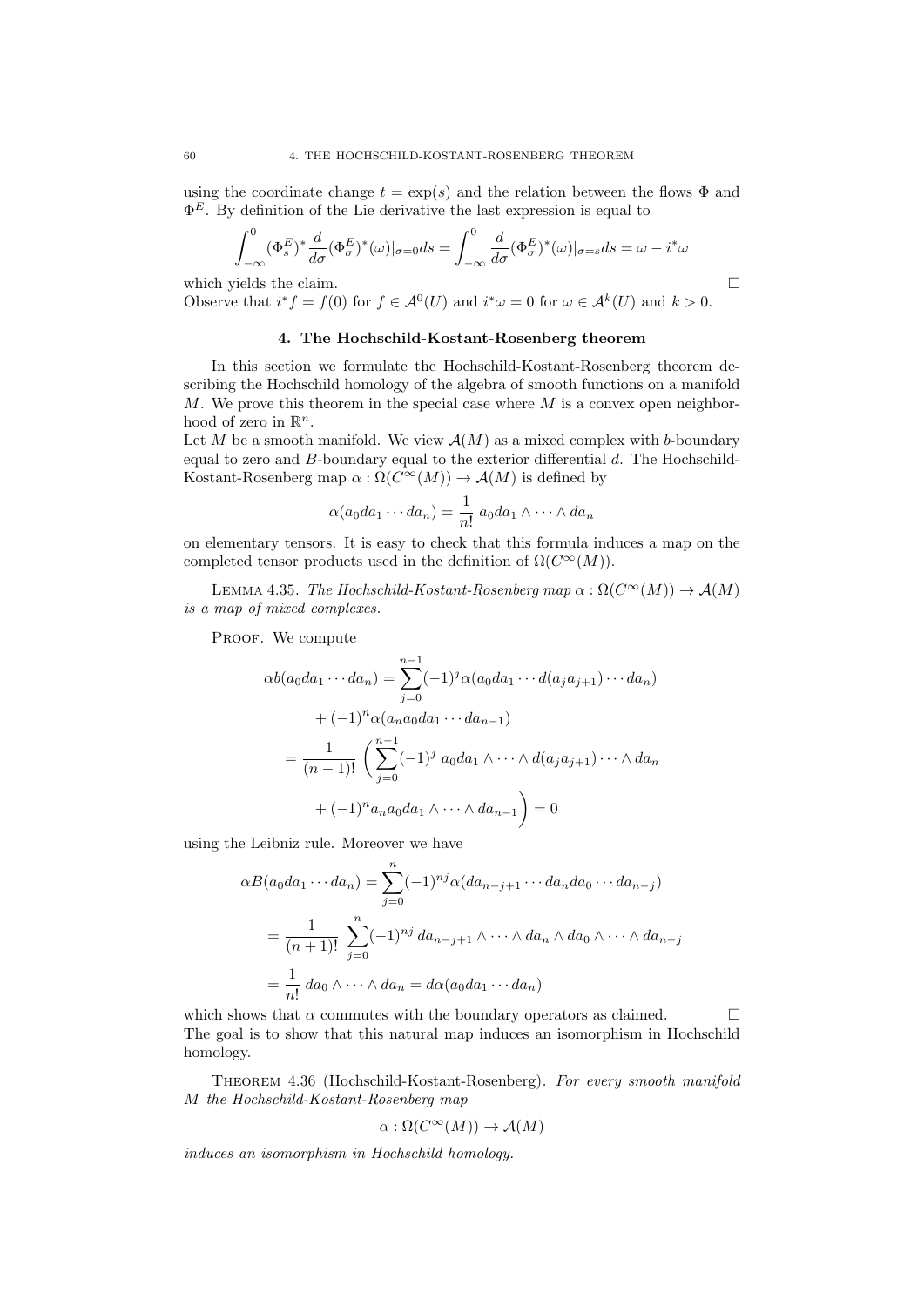using the coordinate change $t = \exp(s)$ and the relation between the flows $\Phi$ and $\Phi^E$. By definition of the Lie derivative the last expression is equal to

$$\int_{-\infty}^{0} (\Phi_s^E)^* \frac{d}{d\sigma}(\Phi_\sigma^E)^*(\omega)|_{\sigma=0} ds = \int_{-\infty}^{0} \frac{d}{d\sigma}(\Phi_\sigma^E)^*(\omega)|_{\sigma=s} ds = \omega - i^*\omega$$

which yields the claim. $\square$

Observe that $i^* f = f(0)$ for $f \in \mathcal{A}^0(U)$ and $i^*\omega = 0$ for $\omega \in \mathcal{A}^k(U)$ and $k > 0$.

### 4. The Hochschild-Kostant-Rosenberg theorem

In this section we formulate the Hochschild-Kostant-Rosenberg theorem describing the Hochschild homology of the algebra of smooth functions on a manifold $M$. We prove this theorem in the special case where $M$ is a convex open neighborhood of zero in $\mathbb{R}^n$.

Let $M$ be a smooth manifold. We view $\mathcal{A}(M)$ as a mixed complex with $b$-boundary equal to zero and $B$-boundary equal to the exterior differential $d$. The Hochschild-Kostant-Rosenberg map $\alpha : \Omega(C^\infty(M)) \to \mathcal{A}(M)$ is defined by

$$\alpha(a_0 da_1 \cdots da_n) = \frac{1}{n!}\, a_0 da_1 \wedge \cdots \wedge da_n$$

on elementary tensors. It is easy to check that this formula induces a map on the completed tensor products used in the definition of $\Omega(C^\infty(M))$.

Lemma 4.35. *The Hochschild-Kostant-Rosenberg map $\alpha : \Omega(C^\infty(M)) \to \mathcal{A}(M)$ is a map of mixed complexes.*

Proof. We compute

$$\begin{aligned}
\alpha b(a_0 da_1 \cdots da_n) &= \sum_{j=0}^{n-1} (-1)^j \alpha(a_0 da_1 \cdots d(a_j a_{j+1}) \cdots da_n) \\
&\quad + (-1)^n \alpha(a_n a_0 da_1 \cdots da_{n-1}) \\
&= \frac{1}{(n-1)!} \Bigg( \sum_{j=0}^{n-1} (-1)^j\, a_0 da_1 \wedge \cdots \wedge d(a_j a_{j+1}) \cdots \wedge da_n \\
&\quad + (-1)^n a_n a_0 da_1 \wedge \cdots \wedge da_{n-1} \Bigg) = 0
\end{aligned}$$

using the Leibniz rule. Moreover we have

$$\begin{aligned}
\alpha B(a_0 da_1 \cdots da_n) &= \sum_{j=0}^{n} (-1)^{nj} \alpha(da_{n-j+1} \cdots da_n da_0 \cdots da_{n-j}) \\
&= \frac{1}{(n+1)!} \sum_{j=0}^{n} (-1)^{nj}\, da_{n-j+1} \wedge \cdots \wedge da_n \wedge da_0 \wedge \cdots \wedge da_{n-j} \\
&= \frac{1}{n!}\, da_0 \wedge \cdots \wedge da_n = d\alpha(a_0 da_1 \cdots da_n)
\end{aligned}$$

which shows that $\alpha$ commutes with the boundary operators as claimed. $\square$

The goal is to show that this natural map induces an isomorphism in Hochschild homology.

Theorem 4.36 (Hochschild-Kostant-Rosenberg). *For every smooth manifold $M$ the Hochschild-Kostant-Rosenberg map*

$$\alpha : \Omega(C^\infty(M)) \to \mathcal{A}(M)$$

*induces an isomorphism in Hochschild homology.*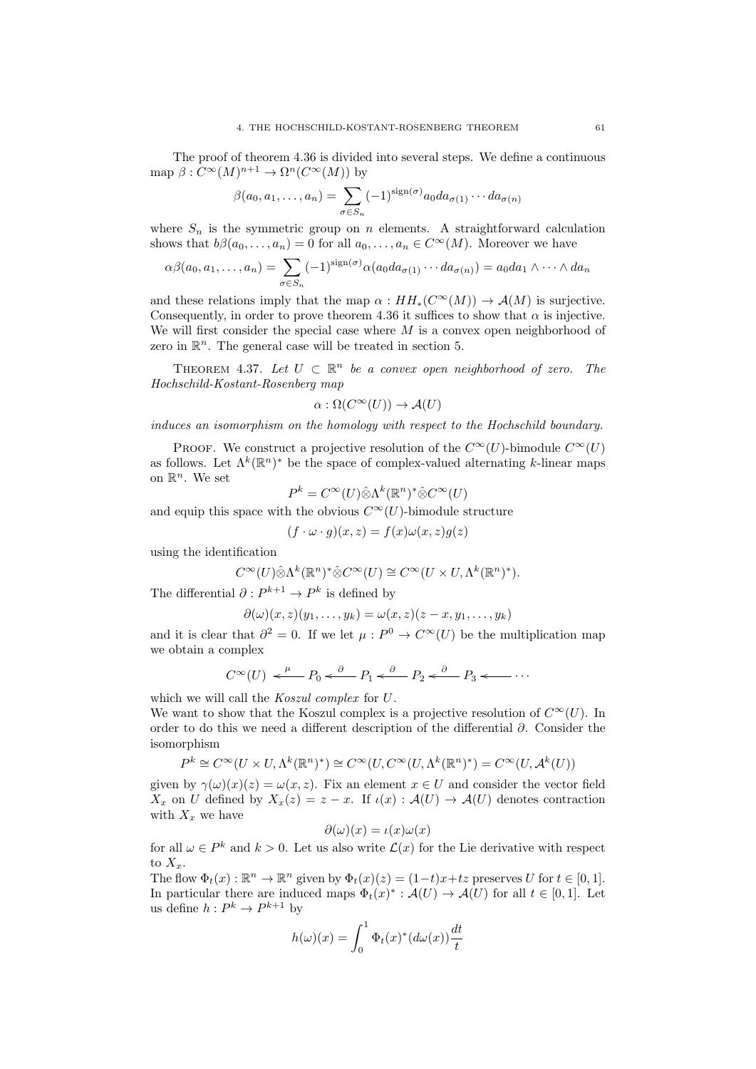The proof of theorem 4.36 is divided into several steps. We define a continuous map $\beta : C^\infty(M)^{n+1} \to \Omega^n(C^\infty(M))$ by

$$\beta(a_0, a_1, \ldots, a_n) = \sum_{\sigma \in S_n} (-1)^{\mathrm{sign}(\sigma)} a_0 da_{\sigma(1)} \cdots da_{\sigma(n)}$$

where $S_n$ is the symmetric group on $n$ elements. A straightforward calculation shows that $b\beta(a_0, \ldots, a_n) = 0$ for all $a_0, \ldots, a_n \in C^\infty(M)$. Moreover we have

$$\alpha\beta(a_0, a_1, \ldots, a_n) = \sum_{\sigma \in S_n} (-1)^{\mathrm{sign}(\sigma)} \alpha(a_0 da_{\sigma(1)} \cdots da_{\sigma(n)}) = a_0 da_1 \wedge \cdots \wedge da_n$$

and these relations imply that the map $\alpha : HH_*(C^\infty(M)) \to \mathcal{A}(M)$ is surjective. Consequently, in order to prove theorem 4.36 it suffices to show that $\alpha$ is injective. We will first consider the special case where $M$ is a convex open neighborhood of zero in $\mathbb{R}^n$. The general case will be treated in section 5.

Theorem 4.37. *Let $U \subset \mathbb{R}^n$ be a convex open neighborhood of zero. The Hochschild-Kostant-Rosenberg map*

$$\alpha : \Omega(C^\infty(U)) \to \mathcal{A}(U)$$

*induces an isomorphism on the homology with respect to the Hochschild boundary.*

Proof. We construct a projective resolution of the $C^\infty(U)$-bimodule $C^\infty(U)$ as follows. Let $\Lambda^k(\mathbb{R}^n)^*$ be the space of complex-valued alternating $k$-linear maps on $\mathbb{R}^n$. We set

$$P^k = C^\infty(U) \hat{\otimes} \Lambda^k(\mathbb{R}^n)^* \hat{\otimes} C^\infty(U)$$

and equip this space with the obvious $C^\infty(U)$-bimodule structure

$$(f \cdot \omega \cdot g)(x, z) = f(x)\omega(x, z)g(z)$$

using the identification

$$C^\infty(U) \hat{\otimes} \Lambda^k(\mathbb{R}^n)^* \hat{\otimes} C^\infty(U) \cong C^\infty(U \times U, \Lambda^k(\mathbb{R}^n)^*).$$

The differential $\partial : P^{k+1} \to P^k$ is defined by

$$\partial(\omega)(x, z)(y_1, \ldots, y_k) = \omega(x, z)(z - x, y_1, \ldots, y_k)$$

and it is clear that $\partial^2 = 0$. If we let $\mu : P^0 \to C^\infty(U)$ be the multiplication map we obtain a complex

$$C^\infty(U) \xleftarrow{\ \mu\ } P_0 \xleftarrow{\ \partial\ } P_1 \xleftarrow{\ \partial\ } P_2 \xleftarrow{\ \partial\ } P_3 \longleftarrow \cdots$$

which we will call the *Koszul complex* for $U$.

We want to show that the Koszul complex is a projective resolution of $C^\infty(U)$. In order to do this we need a different description of the differential $\partial$. Consider the isomorphism

$$P^k \cong C^\infty(U \times U, \Lambda^k(\mathbb{R}^n)^*) \cong C^\infty(U, C^\infty(U, \Lambda^k(\mathbb{R}^n)^*) = C^\infty(U, \mathcal{A}^k(U))$$

given by $\gamma(\omega)(x)(z) = \omega(x, z)$. Fix an element $x \in U$ and consider the vector field $X_x$ on $U$ defined by $X_x(z) = z - x$. If $\iota(x) : \mathcal{A}(U) \to \mathcal{A}(U)$ denotes contraction with $X_x$ we have

$$\partial(\omega)(x) = \iota(x)\omega(x)$$

for all $\omega \in P^k$ and $k > 0$. Let us also write $\mathcal{L}(x)$ for the Lie derivative with respect to $X_x$.

The flow $\Phi_t(x) : \mathbb{R}^n \to \mathbb{R}^n$ given by $\Phi_t(x)(z) = (1-t)x + tz$ preserves $U$ for $t \in [0, 1]$. In particular there are induced maps $\Phi_t(x)^* : \mathcal{A}(U) \to \mathcal{A}(U)$ for all $t \in [0, 1]$. Let us define $h : P^k \to P^{k+1}$ by

$$h(\omega)(x) = \int_0^1 \Phi_t(x)^*(d\omega(x)) \frac{dt}{t}$$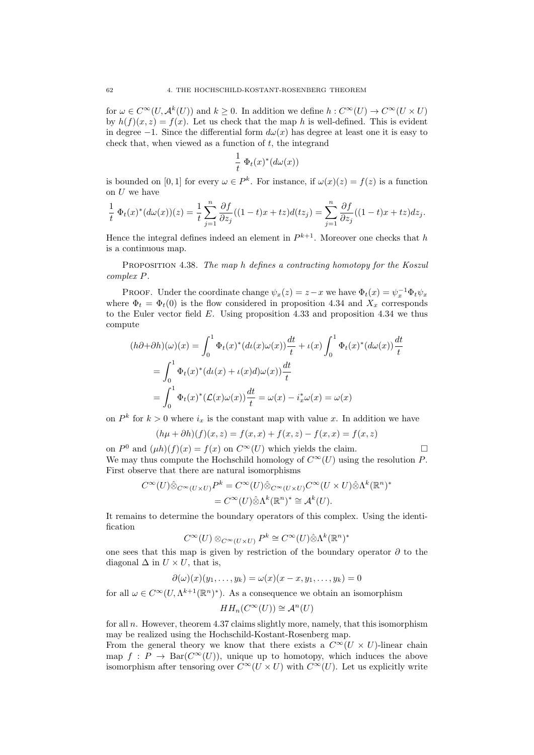for $\omega \in C^\infty(U, \mathcal{A}^k(U))$ and $k \geq 0$. In addition we define $h : C^\infty(U) \to C^\infty(U \times U)$ by $h(f)(x,z) = f(x)$. Let us check that the map $h$ is well-defined. This is evident in degree $-1$. Since the differential form $d\omega(x)$ has degree at least one it is easy to check that, when viewed as a function of $t$, the integrand

$$\frac{1}{t}\ \Phi_t(x)^*(d\omega(x))$$

is bounded on $[0,1]$ for every $\omega \in P^k$. For instance, if $\omega(x)(z) = f(z)$ is a function on $U$ we have

$$\frac{1}{t}\ \Phi_t(x)^*(d\omega(x))(z) = \frac{1}{t}\sum_{j=1}^n \frac{\partial f}{\partial z_j}((1-t)x + tz)d(tz_j) = \sum_{j=1}^n \frac{\partial f}{\partial z_j}((1-t)x + tz)dz_j.$$

Hence the integral defines indeed an element in $P^{k+1}$. Moreover one checks that $h$ is a continuous map.

Proposition 4.38. *The map $h$ defines a contracting homotopy for the Koszul complex $P$.*

Proof. Under the coordinate change $\psi_x(z) = z - x$ we have $\Phi_t(x) = \psi_x^{-1}\Phi_t\psi_x$ where $\Phi_t = \Phi_t(0)$ is the flow considered in proposition 4.34 and $X_x$ corresponds to the Euler vector field $E$. Using proposition 4.33 and proposition 4.34 we thus compute

$$\begin{aligned}
(h\partial + \partial h)(\omega)(x) &= \int_0^1 \Phi_t(x)^*(d\iota(x)\omega(x))\frac{dt}{t} + \iota(x)\int_0^1 \Phi_t(x)^*(d\omega(x))\frac{dt}{t} \\
&= \int_0^1 \Phi_t(x)^*(d\iota(x) + \iota(x)d)\omega(x))\frac{dt}{t} \\
&= \int_0^1 \Phi_t(x)^*(\mathcal{L}(x)\omega(x))\frac{dt}{t} = \omega(x) - i_x^*\omega(x) = \omega(x)
\end{aligned}$$

on $P^k$ for $k > 0$ where $i_x$ is the constant map with value $x$. In addition we have

$$(h\mu + \partial h)(f)(x,z) = f(x,x) + f(x,z) - f(x,x) = f(x,z)$$

on $P^0$ and $(\mu h)(f)(x) = f(x)$ on $C^\infty(U)$ which yields the claim. $\square$

We may thus compute the Hochschild homology of $C^\infty(U)$ using the resolution $P$. First observe that there are natural isomorphisms

$$\begin{aligned}
C^\infty(U)\hat{\otimes}_{C^\infty(U\times U)}P^k &= C^\infty(U)\hat{\otimes}_{C^\infty(U\times U)}C^\infty(U\times U)\hat{\otimes}\Lambda^k(\mathbb{R}^n)^* \\
&= C^\infty(U)\hat{\otimes}\Lambda^k(\mathbb{R}^n)^* \cong \mathcal{A}^k(U).
\end{aligned}$$

It remains to determine the boundary operators of this complex. Using the identification

$$C^\infty(U)\otimes_{C^\infty(U\times U)}P^k \cong C^\infty(U)\hat{\otimes}\Lambda^k(\mathbb{R}^n)^*$$

one sees that this map is given by restriction of the boundary operator $\partial$ to the diagonal $\Delta$ in $U \times U$, that is,

$$\partial(\omega)(x)(y_1,\dots,y_k) = \omega(x)(x - x, y_1, \dots, y_k) = 0$$

for all $\omega \in C^\infty(U, \Lambda^{k+1}(\mathbb{R}^n)^*)$. As a consequence we obtain an isomorphism

$$HH_n(C^\infty(U)) \cong \mathcal{A}^n(U)$$

for all $n$. However, theorem 4.37 claims slightly more, namely, that this isomorphism may be realized using the Hochschild-Kostant-Rosenberg map.

From the general theory we know that there exists a $C^\infty(U \times U)$-linear chain map $f : P \to \mathrm{Bar}(C^\infty(U))$, unique up to homotopy, which induces the above isomorphism after tensoring over $C^\infty(U \times U)$ with $C^\infty(U)$. Let us explicitly write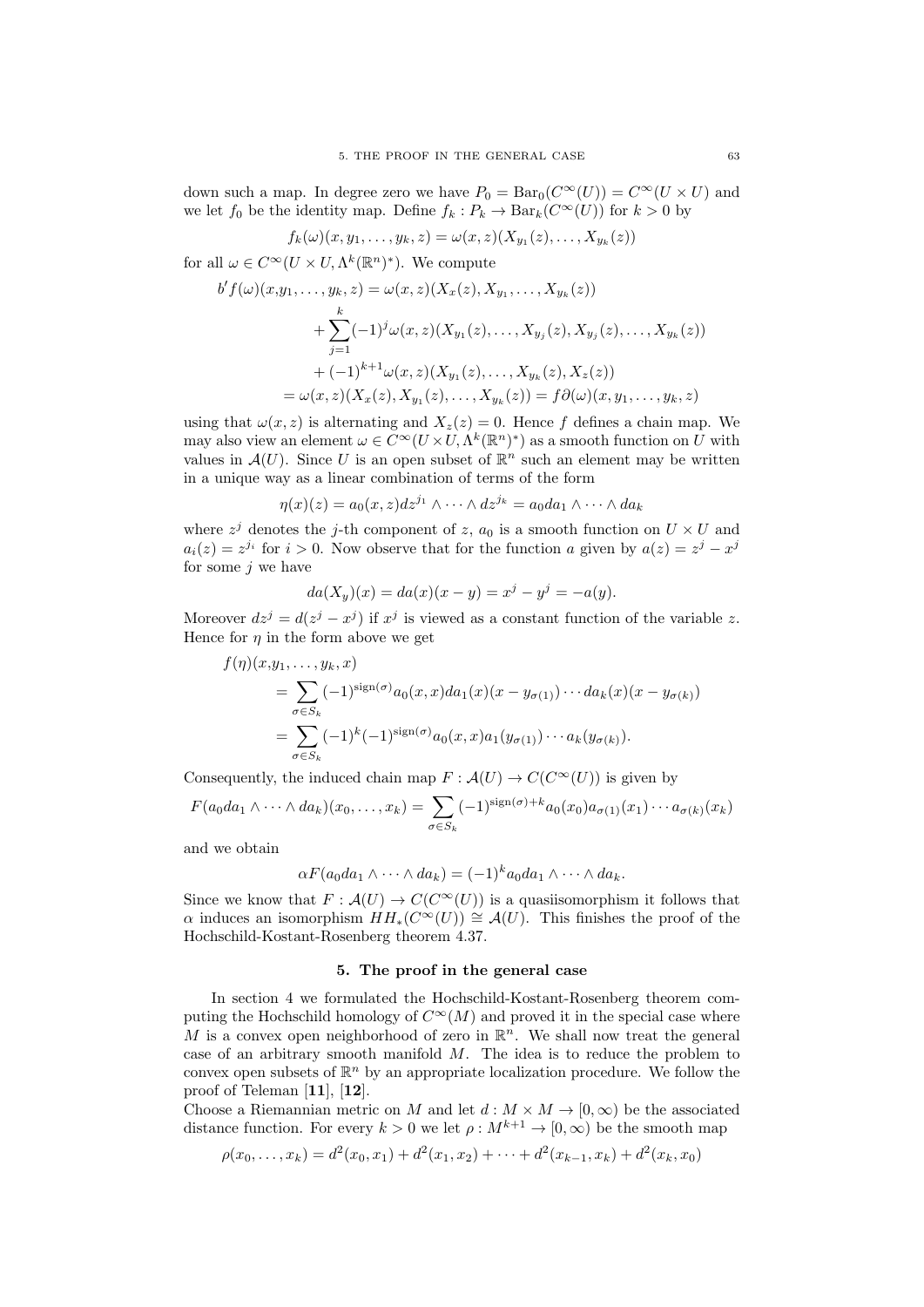down such a map. In degree zero we have $P_0 = \mathrm{Bar}_0(C^\infty(U)) = C^\infty(U \times U)$ and we let $f_0$ be the identity map. Define $f_k : P_k \to \mathrm{Bar}_k(C^\infty(U))$ for $k > 0$ by

$$f_k(\omega)(x, y_1, \dots, y_k, z) = \omega(x, z)(X_{y_1}(z), \dots, X_{y_k}(z))$$

for all $\omega \in C^\infty(U \times U, \Lambda^k(\mathbb{R}^n)^*)$. We compute

$$\begin{aligned}
b'f(\omega)(x, &y_1, \dots, y_k, z) = \omega(x, z)(X_x(z), X_{y_1}, \dots, X_{y_k}(z)) \\
&+ \sum_{j=1}^{k} (-1)^j \omega(x, z)(X_{y_1}(z), \dots, X_{y_j}(z), X_{y_j}(z), \dots, X_{y_k}(z)) \\
&+ (-1)^{k+1} \omega(x, z)(X_{y_1}(z), \dots, X_{y_k}(z), X_z(z)) \\
&= \omega(x, z)(X_x(z), X_{y_1}(z), \dots, X_{y_k}(z)) = f\partial(\omega)(x, y_1, \dots, y_k, z)
\end{aligned}$$

using that $\omega(x, z)$ is alternating and $X_z(z) = 0$. Hence $f$ defines a chain map. We may also view an element $\omega \in C^\infty(U \times U, \Lambda^k(\mathbb{R}^n)^*)$ as a smooth function on $U$ with values in $\mathcal{A}(U)$. Since $U$ is an open subset of $\mathbb{R}^n$ such an element may be written in a unique way as a linear combination of terms of the form

$$\eta(x)(z) = a_0(x, z) dz^{j_1} \wedge \cdots \wedge dz^{j_k} = a_0 da_1 \wedge \cdots \wedge da_k$$

where $z^j$ denotes the $j$-th component of $z$, $a_0$ is a smooth function on $U \times U$ and $a_i(z) = z^{j_i}$ for $i > 0$. Now observe that for the function $a$ given by $a(z) = z^j - x^j$ for some $j$ we have

$$da(X_y)(x) = da(x)(x - y) = x^j - y^j = -a(y).$$

Moreover $dz^j = d(z^j - x^j)$ if $x^j$ is viewed as a constant function of the variable $z$. Hence for $\eta$ in the form above we get

$$\begin{aligned}
f(\eta)(x, &y_1, \dots, y_k, x) \\
&= \sum_{\sigma \in S_k} (-1)^{\mathrm{sign}(\sigma)} a_0(x, x) da_1(x)(x - y_{\sigma(1)}) \cdots da_k(x)(x - y_{\sigma(k)}) \\
&= \sum_{\sigma \in S_k} (-1)^k (-1)^{\mathrm{sign}(\sigma)} a_0(x, x) a_1(y_{\sigma(1)}) \cdots a_k(y_{\sigma(k)}).
\end{aligned}$$

Consequently, the induced chain map $F : \mathcal{A}(U) \to C(C^\infty(U))$ is given by

$$F(a_0 da_1 \wedge \cdots \wedge da_k)(x_0, \dots, x_k) = \sum_{\sigma \in S_k} (-1)^{\mathrm{sign}(\sigma) + k} a_0(x_0) a_{\sigma(1)}(x_1) \cdots a_{\sigma(k)}(x_k)$$

and we obtain

$$\alpha F(a_0 da_1 \wedge \cdots \wedge da_k) = (-1)^k a_0 da_1 \wedge \cdots \wedge da_k.$$

Since we know that $F : \mathcal{A}(U) \to C(C^\infty(U))$ is a quasiisomorphism it follows that $\alpha$ induces an isomorphism $HH_*(C^\infty(U)) \cong \mathcal{A}(U)$. This finishes the proof of the Hochschild-Kostant-Rosenberg theorem 4.37.

## 5. The proof in the general case

In section 4 we formulated the Hochschild-Kostant-Rosenberg theorem computing the Hochschild homology of $C^\infty(M)$ and proved it in the special case where $M$ is a convex open neighborhood of zero in $\mathbb{R}^n$. We shall now treat the general case of an arbitrary smooth manifold $M$. The idea is to reduce the problem to convex open subsets of $\mathbb{R}^n$ by an appropriate localization procedure. We follow the proof of Teleman [**11**], [**12**].

Choose a Riemannian metric on $M$ and let $d : M \times M \to [0, \infty)$ be the associated distance function. For every $k > 0$ we let $\rho : M^{k+1} \to [0, \infty)$ be the smooth map

$$\rho(x_0, \dots, x_k) = d^2(x_0, x_1) + d^2(x_1, x_2) + \cdots + d^2(x_{k-1}, x_k) + d^2(x_k, x_0)$$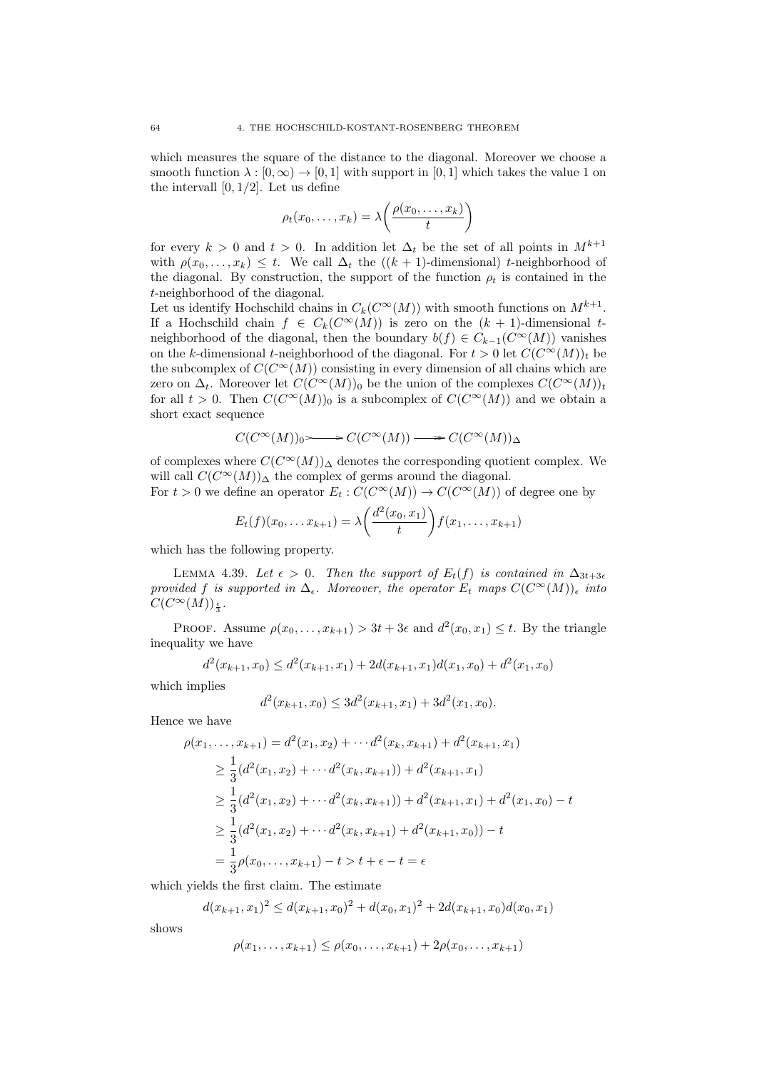which measures the square of the distance to the diagonal. Moreover we choose a smooth function $\lambda : [0, \infty) \to [0, 1]$ with support in $[0, 1]$ which takes the value 1 on the intervall $[0, 1/2]$. Let us define

$$\rho_t(x_0, \dots, x_k) = \lambda\bigg(\frac{\rho(x_0, \dots, x_k)}{t}\bigg)$$

for every $k > 0$ and $t > 0$. In addition let $\Delta_t$ be the set of all points in $M^{k+1}$ with $\rho(x_0, \dots, x_k) \leq t$. We call $\Delta_t$ the ($(k+1)$-dimensional) $t$-neighborhood of the diagonal. By construction, the support of the function $\rho_t$ is contained in the $t$-neighborhood of the diagonal.

Let us identify Hochschild chains in $C_k(C^\infty(M))$ with smooth functions on $M^{k+1}$. If a Hochschild chain $f \in C_k(C^\infty(M))$ is zero on the $(k+1)$-dimensional $t$-neighborhood of the diagonal, then the boundary $b(f) \in C_{k-1}(C^\infty(M))$ vanishes on the $k$-dimensional $t$-neighborhood of the diagonal. For $t > 0$ let $C(C^\infty(M))_t$ be the subcomplex of $C(C^\infty(M))$ consisting in every dimension of all chains which are zero on $\Delta_t$. Moreover let $C(C^\infty(M))_0$ be the union of the complexes $C(C^\infty(M))_t$ for all $t > 0$. Then $C(C^\infty(M))_0$ is a subcomplex of $C(C^\infty(M))$ and we obtain a short exact sequence

$$C(C^\infty(M))_0 \rightarrowtail C(C^\infty(M)) \twoheadrightarrow C(C^\infty(M))_\Delta$$

of complexes where $C(C^\infty(M))_\Delta$ denotes the corresponding quotient complex. We will call $C(C^\infty(M))_\Delta$ the complex of germs around the diagonal.

For $t > 0$ we define an operator $E_t : C(C^\infty(M)) \to C(C^\infty(M))$ of degree one by

$$E_t(f)(x_0, \dots x_{k+1}) = \lambda\bigg(\frac{d^2(x_0, x_1)}{t}\bigg) f(x_1, \dots, x_{k+1})$$

which has the following property.

Lemma 4.39. *Let $\epsilon > 0$. Then the support of $E_t(f)$ is contained in $\Delta_{3t+3\epsilon}$ provided $f$ is supported in $\Delta_\epsilon$. Moreover, the operator $E_t$ maps $C(C^\infty(M))_\epsilon$ into $C(C^\infty(M))_{\frac{\epsilon}{3}}$.*

Proof. Assume $\rho(x_0, \dots, x_{k+1}) > 3t + 3\epsilon$ and $d^2(x_0, x_1) \leq t$. By the triangle inequality we have

$$d^2(x_{k+1}, x_0) \leq d^2(x_{k+1}, x_1) + 2d(x_{k+1}, x_1)d(x_1, x_0) + d^2(x_1, x_0)$$

which implies

$$d^2(x_{k+1}, x_0) \leq 3d^2(x_{k+1}, x_1) + 3d^2(x_1, x_0).$$

Hence we have

$$\begin{aligned}
\rho(x_1, \dots, x_{k+1}) &= d^2(x_1, x_2) + \cdots d^2(x_k, x_{k+1}) + d^2(x_{k+1}, x_1) \\
&\geq \frac{1}{3}(d^2(x_1, x_2) + \cdots d^2(x_k, x_{k+1})) + d^2(x_{k+1}, x_1) \\
&\geq \frac{1}{3}(d^2(x_1, x_2) + \cdots d^2(x_k, x_{k+1})) + d^2(x_{k+1}, x_1) + d^2(x_1, x_0) - t \\
&\geq \frac{1}{3}(d^2(x_1, x_2) + \cdots d^2(x_k, x_{k+1}) + d^2(x_{k+1}, x_0)) - t \\
&= \frac{1}{3}\rho(x_0, \dots, x_{k+1}) - t > t + \epsilon - t = \epsilon
\end{aligned}$$

which yields the first claim. The estimate

$$d(x_{k+1}, x_1)^2 \leq d(x_{k+1}, x_0)^2 + d(x_0, x_1)^2 + 2d(x_{k+1}, x_0)d(x_0, x_1)$$

shows

$$\rho(x_1, \dots, x_{k+1}) \leq \rho(x_0, \dots, x_{k+1}) + 2\rho(x_0, \dots, x_{k+1})$$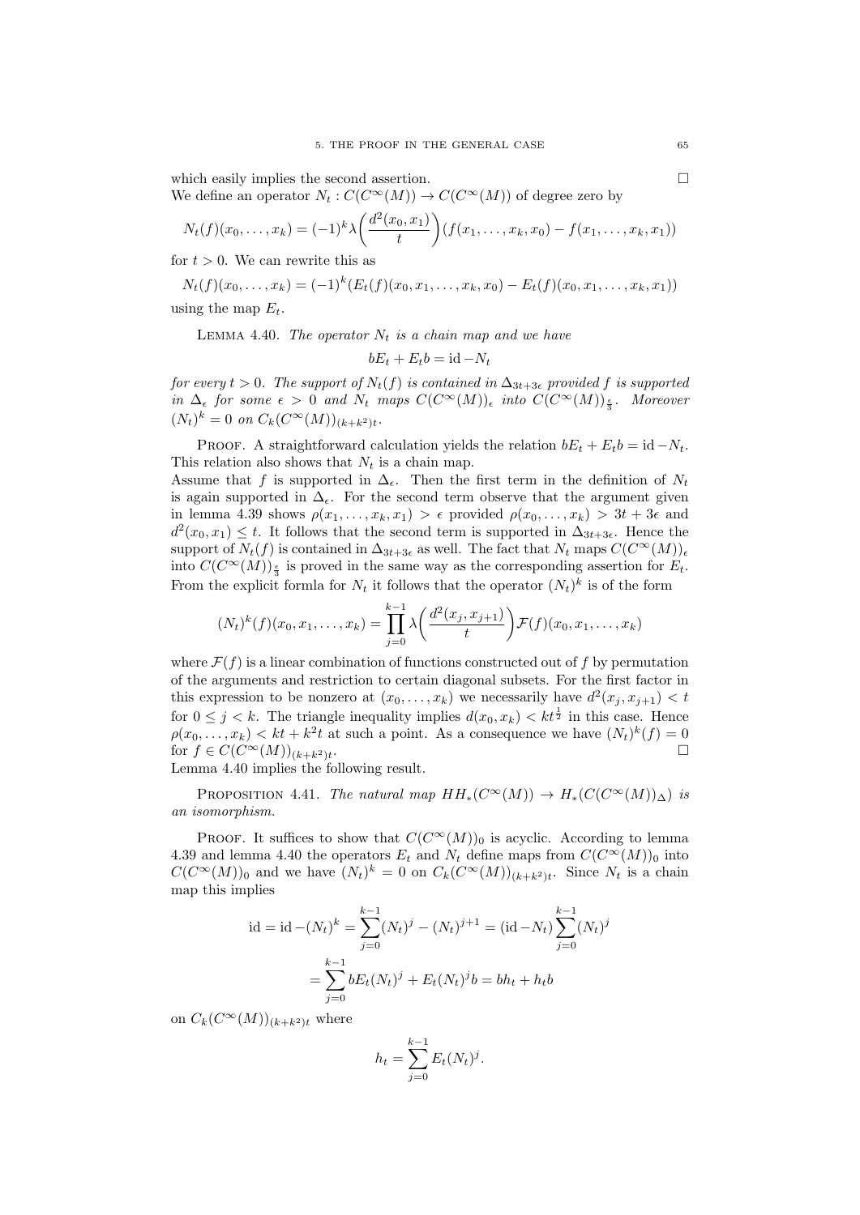which easily implies the second assertion. $\square$

We define an operator $N_t : C(C^\infty(M)) \to C(C^\infty(M))$ of degree zero by

$$N_t(f)(x_0, \ldots, x_k) = (-1)^k \lambda\left(\frac{d^2(x_0, x_1)}{t}\right)(f(x_1, \ldots, x_k, x_0) - f(x_1, \ldots, x_k, x_1))$$

for $t > 0$. We can rewrite this as

$$N_t(f)(x_0, \ldots, x_k) = (-1)^k (E_t(f)(x_0, x_1, \ldots, x_k, x_0) - E_t(f)(x_0, x_1, \ldots, x_k, x_1))$$

using the map $E_t$.

Lemma 4.40. *The operator $N_t$ is a chain map and we have*

$$bE_t + E_t b = \mathrm{id} - N_t$$

*for every $t > 0$. The support of $N_t(f)$ is contained in $\Delta_{3t+3\epsilon}$ provided $f$ is supported in $\Delta_\epsilon$ for some $\epsilon > 0$ and $N_t$ maps $C(C^\infty(M))_\epsilon$ into $C(C^\infty(M))_{\frac{\epsilon}{3}}$. Moreover $(N_t)^k = 0$ on $C_k(C^\infty(M))_{(k+k^2)t}$.*

Proof. A straightforward calculation yields the relation $bE_t + E_t b = \mathrm{id} - N_t$. This relation also shows that $N_t$ is a chain map.

Assume that $f$ is supported in $\Delta_\epsilon$. Then the first term in the definition of $N_t$ is again supported in $\Delta_\epsilon$. For the second term observe that the argument given in lemma 4.39 shows $\rho(x_1, \ldots, x_k, x_1) > \epsilon$ provided $\rho(x_0, \ldots, x_k) > 3t + 3\epsilon$ and $d^2(x_0, x_1) \leq t$. It follows that the second term is supported in $\Delta_{3t+3\epsilon}$. Hence the support of $N_t(f)$ is contained in $\Delta_{3t+3\epsilon}$ as well. The fact that $N_t$ maps $C(C^\infty(M))_\epsilon$ into $C(C^\infty(M))_{\frac{\epsilon}{3}}$ is proved in the same way as the corresponding assertion for $E_t$.

From the explicit formla for $N_t$ it follows that the operator $(N_t)^k$ is of the form

$$(N_t)^k(f)(x_0, x_1, \ldots, x_k) = \prod_{j=0}^{k-1} \lambda\left(\frac{d^2(x_j, x_{j+1})}{t}\right)\mathcal{F}(f)(x_0, x_1, \ldots, x_k)$$

where $\mathcal{F}(f)$ is a linear combination of functions constructed out of $f$ by permutation of the arguments and restriction to certain diagonal subsets. For the first factor in this expression to be nonzero at $(x_0, \ldots, x_k)$ we necessarily have $d^2(x_j, x_{j+1}) < t$ for $0 \leq j < k$. The triangle inequality implies $d(x_0, x_k) < kt^{\frac{1}{2}}$ in this case. Hence $\rho(x_0, \ldots, x_k) < kt + k^2 t$ at such a point. As a consequence we have $(N_t)^k(f) = 0$ for $f \in C(C^\infty(M))_{(k+k^2)t}$. $\square$

Lemma 4.40 implies the following result.

Proposition 4.41. *The natural map $HH_*(C^\infty(M)) \to H_*(C(C^\infty(M))_\Delta)$ is an isomorphism.*

Proof. It suffices to show that $C(C^\infty(M))_0$ is acyclic. According to lemma 4.39 and lemma 4.40 the operators $E_t$ and $N_t$ define maps from $C(C^\infty(M))_0$ into $C(C^\infty(M))_0$ and we have $(N_t)^k = 0$ on $C_k(C^\infty(M))_{(k+k^2)t}$. Since $N_t$ is a chain map this implies

$$\begin{aligned}
\mathrm{id} = \mathrm{id} - (N_t)^k &= \sum_{j=0}^{k-1} (N_t)^j - (N_t)^{j+1} = (\mathrm{id} - N_t)\sum_{j=0}^{k-1}(N_t)^j \\
&= \sum_{j=0}^{k-1} bE_t(N_t)^j + E_t(N_t)^j b = bh_t + h_t b
\end{aligned}$$

on $C_k(C^\infty(M))_{(k+k^2)t}$ where

$$h_t = \sum_{j=0}^{k-1} E_t(N_t)^j.$$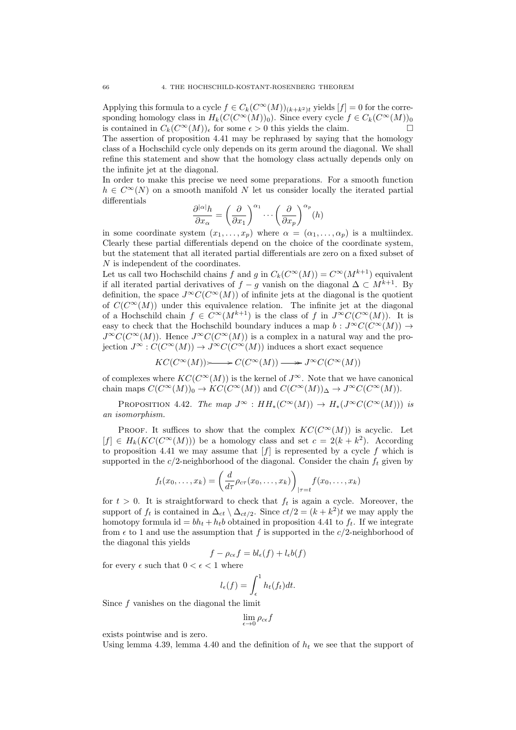Applying this formula to a cycle $f \in C_k(C^\infty(M))_{(k+k^2)t}$ yields $[f] = 0$ for the corresponding homology class in $H_k(C(C^\infty(M))_0)$. Since every cycle $f \in C_k(C^\infty(M))_0$ is contained in $C_k(C^\infty(M))_\epsilon$ for some $\epsilon > 0$ this yields the claim. □

The assertion of proposition 4.41 may be rephrased by saying that the homology class of a Hochschild cycle only depends on its germ around the diagonal. We shall refine this statement and show that the homology class actually depends only on the infinite jet at the diagonal.

In order to make this precise we need some preparations. For a smooth function $h \in C^\infty(N)$ on a smooth manifold $N$ let us consider locally the iterated partial differentials

$$\frac{\partial^{|\alpha|}h}{\partial x_\alpha} = \left(\frac{\partial}{\partial x_1}\right)^{\alpha_1} \cdots \left(\frac{\partial}{\partial x_p}\right)^{\alpha_p}(h)$$

in some coordinate system $(x_1, \ldots, x_p)$ where $\alpha = (\alpha_1, \ldots, \alpha_p)$ is a multiindex. Clearly these partial differentials depend on the choice of the coordinate system, but the statement that all iterated partial differentials are zero on a fixed subset of $N$ is independent of the coordinates.

Let us call two Hochschild chains $f$ and $g$ in $C_k(C^\infty(M)) = C^\infty(M^{k+1})$ equivalent if all iterated partial derivatives of $f - g$ vanish on the diagonal $\Delta \subset M^{k+1}$. By definition, the space $J^\infty C(C^\infty(M))$ of infinite jets at the diagonal is the quotient of $C(C^\infty(M))$ under this equivalence relation. The infinite jet at the diagonal of a Hochschild chain $f \in C^\infty(M^{k+1})$ is the class of $f$ in $J^\infty C(C^\infty(M))$. It is easy to check that the Hochschild boundary induces a map $b : J^\infty C(C^\infty(M)) \to J^\infty C(C^\infty(M))$. Hence $J^\infty C(C^\infty(M))$ is a complex in a natural way and the projection $J^\infty : C(C^\infty(M)) \to J^\infty C(C^\infty(M))$ induces a short exact sequence

$$KC(C^\infty(M)) \rightarrowtail C(C^\infty(M)) \twoheadrightarrow J^\infty C(C^\infty(M))$$

of complexes where $KC(C^\infty(M))$ is the kernel of $J^\infty$. Note that we have canonical chain maps $C(C^\infty(M))_0 \to KC(C^\infty(M))$ and $C(C^\infty(M))_\Delta \to J^\infty C(C^\infty(M))$.

Proposition 4.42. *The map $J^\infty : HH_*(C^\infty(M)) \to H_*(J^\infty C(C^\infty(M)))$ is an isomorphism.*

Proof. It suffices to show that the complex $KC(C^\infty(M))$ is acyclic. Let $[f] \in H_k(KC(C^\infty(M)))$ be a homology class and set $c = 2(k + k^2)$. According to proposition 4.41 we may assume that $[f]$ is represented by a cycle $f$ which is supported in the $c/2$-neighborhood of the diagonal. Consider the chain $f_t$ given by

$$f_t(x_0, \ldots, x_k) = \left(\frac{d}{d\tau}\rho_{c\tau}(x_0, \ldots, x_k)\right)_{|\tau=t} f(x_0, \ldots, x_k)$$

for $t > 0$. It is straightforward to check that $f_t$ is again a cycle. Moreover, the support of $f_t$ is contained in $\Delta_{ct} \setminus \Delta_{ct/2}$. Since $ct/2 = (k + k^2)t$ we may apply the homotopy formula $\mathrm{id} = bh_t + h_t b$ obtained in proposition 4.41 to $f_t$. If we integrate from $\epsilon$ to 1 and use the assumption that $f$ is supported in the $c/2$-neighborhood of the diagonal this yields

$$f - \rho_{c\epsilon}f = bl_\epsilon(f) + l_\epsilon b(f)$$

for every $\epsilon$ such that $0 < \epsilon < 1$ where

$$l_\epsilon(f) = \int_\epsilon^1 h_t(f_t)dt.$$

Since $f$ vanishes on the diagonal the limit

$$\lim_{\epsilon \to 0} \rho_{c\epsilon} f$$

exists pointwise and is zero.

Using lemma 4.39, lemma 4.40 and the definition of $h_t$ we see that the support of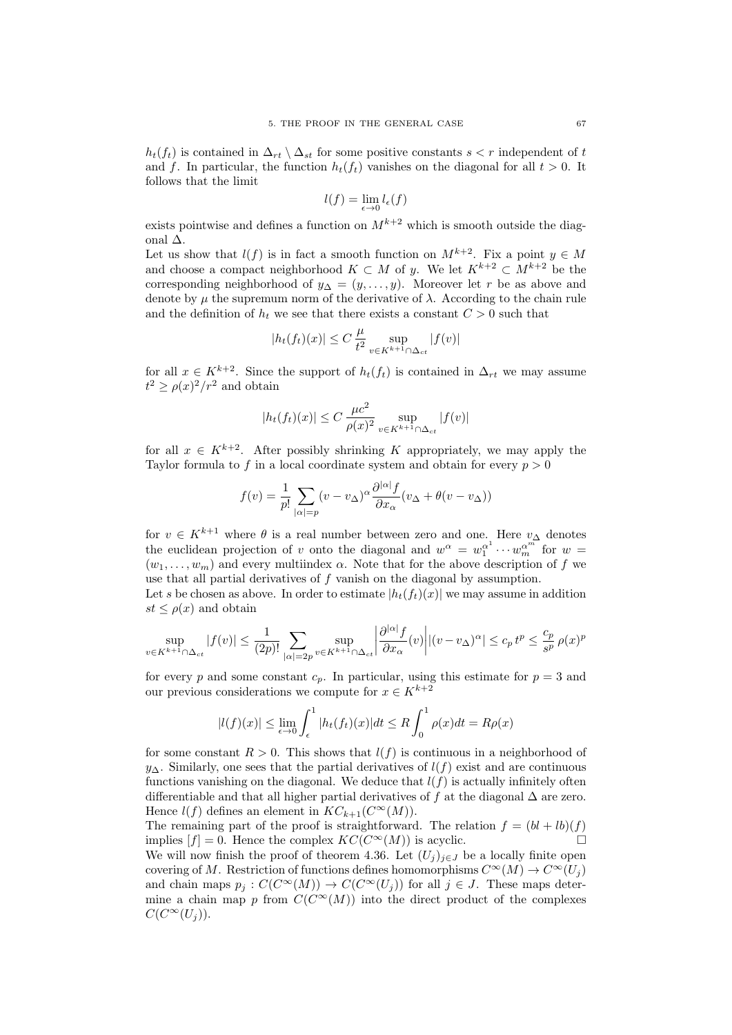$h_t(f_t)$ is contained in $\Delta_{rt} \setminus \Delta_{st}$ for some positive constants $s < r$ independent of $t$ and $f$. In particular, the function $h_t(f_t)$ vanishes on the diagonal for all $t > 0$. It follows that the limit

$$l(f) = \lim_{\epsilon \to 0} l_\epsilon(f)$$

exists pointwise and defines a function on $M^{k+2}$ which is smooth outside the diagonal $\Delta$.

Let us show that $l(f)$ is in fact a smooth function on $M^{k+2}$. Fix a point $y \in M$ and choose a compact neighborhood $K \subset M$ of $y$. We let $K^{k+2} \subset M^{k+2}$ be the corresponding neighborhood of $y_\Delta = (y, \dots, y)$. Moreover let $r$ be as above and denote by $\mu$ the supremum norm of the derivative of $\lambda$. According to the chain rule and the definition of $h_t$ we see that there exists a constant $C > 0$ such that

$$|h_t(f_t)(x)| \leq C \frac{\mu}{t^2} \sup_{v \in K^{k+1} \cap \Delta_{ct}} |f(v)|$$

for all $x \in K^{k+2}$. Since the support of $h_t(f_t)$ is contained in $\Delta_{rt}$ we may assume $t^2 \geq \rho(x)^2/r^2$ and obtain

$$|h_t(f_t)(x)| \leq C \frac{\mu c^2}{\rho(x)^2} \sup_{v \in K^{k+1} \cap \Delta_{ct}} |f(v)|$$

for all $x \in K^{k+2}$. After possibly shrinking $K$ appropriately, we may apply the Taylor formula to $f$ in a local coordinate system and obtain for every $p > 0$

$$f(v) = \frac{1}{p!} \sum_{|\alpha|=p} (v - v_\Delta)^\alpha \frac{\partial^{|\alpha|} f}{\partial x_\alpha}(v_\Delta + \theta(v - v_\Delta))$$

for $v \in K^{k+1}$ where $\theta$ is a real number between zero and one. Here $v_\Delta$ denotes the euclidean projection of $v$ onto the diagonal and $w^\alpha = w_1^{\alpha^1} \cdots w_m^{\alpha^m}$ for $w = (w_1, \dots, w_m)$ and every multiindex $\alpha$. Note that for the above description of $f$ we use that all partial derivatives of $f$ vanish on the diagonal by assumption.

Let $s$ be chosen as above. In order to estimate $|h_t(f_t)(x)|$ we may assume in addition $st \leq \rho(x)$ and obtain

$$\sup_{v \in K^{k+1} \cap \Delta_{ct}} |f(v)| \leq \frac{1}{(2p)!} \sum_{|\alpha|=2p} \sup_{v \in K^{k+1} \cap \Delta_{ct}} \left| \frac{\partial^{|\alpha|} f}{\partial x_\alpha}(v) \right| |(v - v_\Delta)^\alpha| \leq c_p \, t^p \leq \frac{c_p}{s^p} \rho(x)^p$$

for every $p$ and some constant $c_p$. In particular, using this estimate for $p = 3$ and our previous considerations we compute for $x \in K^{k+2}$

$$|l(f)(x)| \leq \lim_{\epsilon \to 0} \int_\epsilon^1 |h_t(f_t)(x)| dt \leq R \int_0^1 \rho(x) dt = R\rho(x)$$

for some constant $R > 0$. This shows that $l(f)$ is continuous in a neighborhood of $y_\Delta$. Similarly, one sees that the partial derivatives of $l(f)$ exist and are continuous functions vanishing on the diagonal. We deduce that $l(f)$ is actually infinitely often differentiable and that all higher partial derivatives of $f$ at the diagonal $\Delta$ are zero. Hence $l(f)$ defines an element in $KC_{k+1}(C^\infty(M))$.

The remaining part of the proof is straightforward. The relation $f = (bl + lb)(f)$ implies $[f] = 0$. Hence the complex $KC(C^\infty(M))$ is acyclic. □

We will now finish the proof of theorem 4.36. Let $(U_j)_{j \in J}$ be a locally finite open covering of $M$. Restriction of functions defines homomorphisms $C^\infty(M) \to C^\infty(U_j)$ and chain maps $p_j : C(C^\infty(M)) \to C(C^\infty(U_j))$ for all $j \in J$. These maps determine a chain map $p$ from $C(C^\infty(M))$ into the direct product of the complexes $C(C^\infty(U_j))$.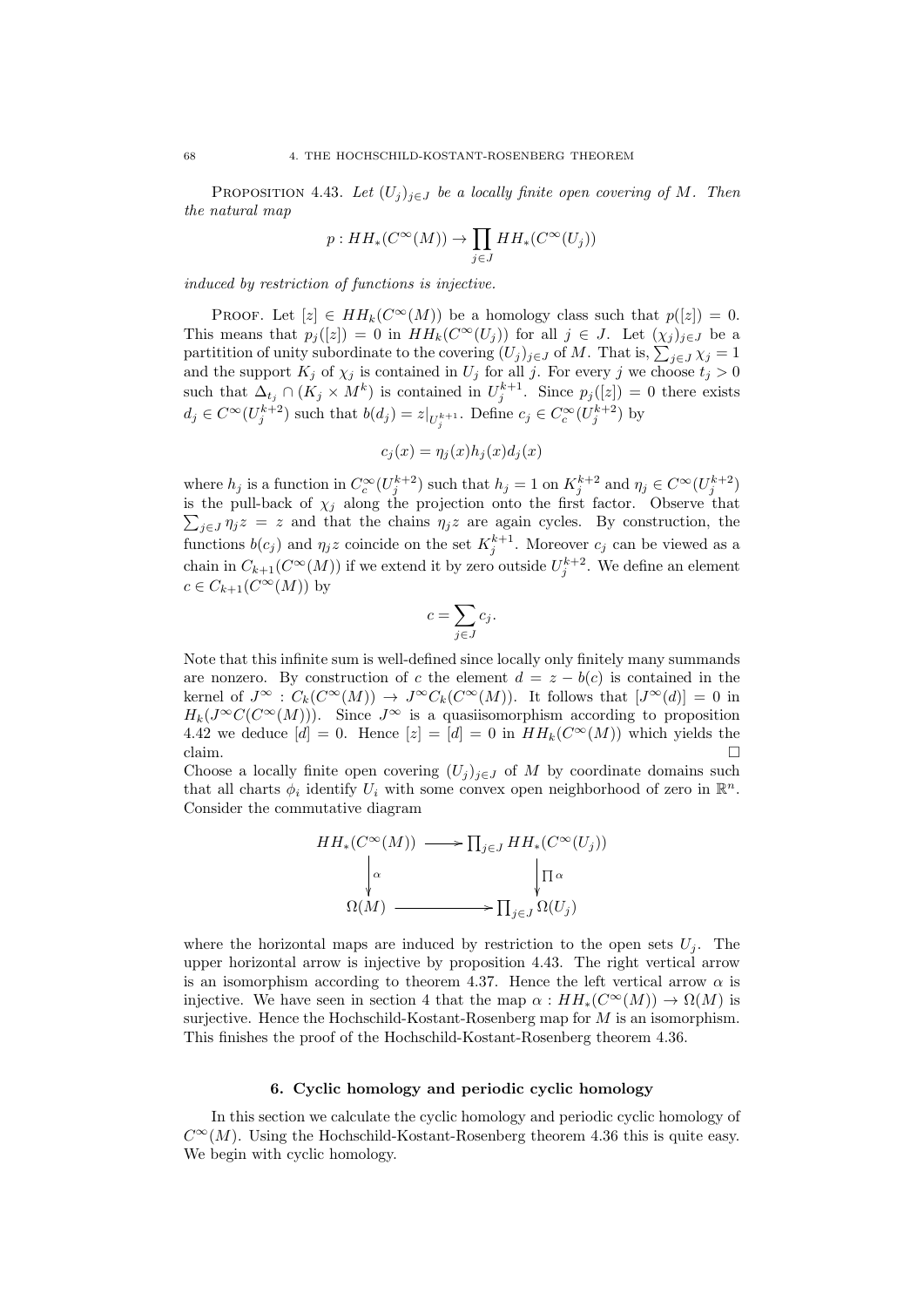Proposition 4.43. *Let $(U_j)_{j\in J}$ be a locally finite open covering of $M$. Then the natural map*

$$p : HH_*(C^\infty(M)) \to \prod_{j\in J} HH_*(C^\infty(U_j))$$

*induced by restriction of functions is injective.*

Proof. Let $[z] \in HH_k(C^\infty(M))$ be a homology class such that $p([z]) = 0$. This means that $p_j([z]) = 0$ in $HH_k(C^\infty(U_j))$ for all $j \in J$. Let $(\chi_j)_{j\in J}$ be a partitition of unity subordinate to the covering $(U_j)_{j\in J}$ of $M$. That is, $\sum_{j\in J} \chi_j = 1$ and the support $K_j$ of $\chi_j$ is contained in $U_j$ for all $j$. For every $j$ we choose $t_j > 0$ such that $\Delta_{t_j} \cap (K_j \times M^k)$ is contained in $U_j^{k+1}$. Since $p_j([z]) = 0$ there exists $d_j \in C^\infty(U_j^{k+2})$ such that $b(d_j) = z|_{U_j^{k+1}}$. Define $c_j \in C_c^\infty(U_j^{k+2})$ by

$$c_j(x) = \eta_j(x)h_j(x)d_j(x)$$

where $h_j$ is a function in $C_c^\infty(U_j^{k+2})$ such that $h_j = 1$ on $K_j^{k+2}$ and $\eta_j \in C^\infty(U_j^{k+2})$ is the pull-back of $\chi_j$ along the projection onto the first factor. Observe that $\sum_{j\in J} \eta_j z = z$ and that the chains $\eta_j z$ are again cycles. By construction, the functions $b(c_j)$ and $\eta_j z$ coincide on the set $K_j^{k+1}$. Moreover $c_j$ can be viewed as a chain in $C_{k+1}(C^\infty(M))$ if we extend it by zero outside $U_j^{k+2}$. We define an element $c \in C_{k+1}(C^\infty(M))$ by

$$c = \sum_{j\in J} c_j.$$

Note that this infinite sum is well-defined since locally only finitely many summands are nonzero. By construction of $c$ the element $d = z - b(c)$ is contained in the kernel of $J^\infty : C_k(C^\infty(M)) \to J^\infty C_k(C^\infty(M))$. It follows that $[J^\infty(d)] = 0$ in $H_k(J^\infty C(C^\infty(M)))$. Since $J^\infty$ is a quasiisomorphism according to proposition 4.42 we deduce $[d] = 0$. Hence $[z] = [d] = 0$ in $HH_k(C^\infty(M))$ which yields the claim. □

Choose a locally finite open covering $(U_j)_{j\in J}$ of $M$ by coordinate domains such that all charts $\phi_i$ identify $U_i$ with some convex open neighborhood of zero in $\mathbb{R}^n$. Consider the commutative diagram

$$\begin{array}{ccc} HH_*(C^\infty(M)) & \longrightarrow & \prod_{j\in J} HH_*(C^\infty(U_j)) \\ \Big\downarrow \alpha & & \Big\downarrow \prod \alpha \\ \Omega(M) & \longrightarrow & \prod_{j\in J} \Omega(U_j) \end{array}$$

where the horizontal maps are induced by restriction to the open sets $U_j$. The upper horizontal arrow is injective by proposition 4.43. The right vertical arrow is an isomorphism according to theorem 4.37. Hence the left vertical arrow $\alpha$ is injective. We have seen in section 4 that the map $\alpha : HH_*(C^\infty(M)) \to \Omega(M)$ is surjective. Hence the Hochschild-Kostant-Rosenberg map for $M$ is an isomorphism. This finishes the proof of the Hochschild-Kostant-Rosenberg theorem 4.36.

## 6. Cyclic homology and periodic cyclic homology

In this section we calculate the cyclic homology and periodic cyclic homology of $C^\infty(M)$. Using the Hochschild-Kostant-Rosenberg theorem 4.36 this is quite easy. We begin with cyclic homology.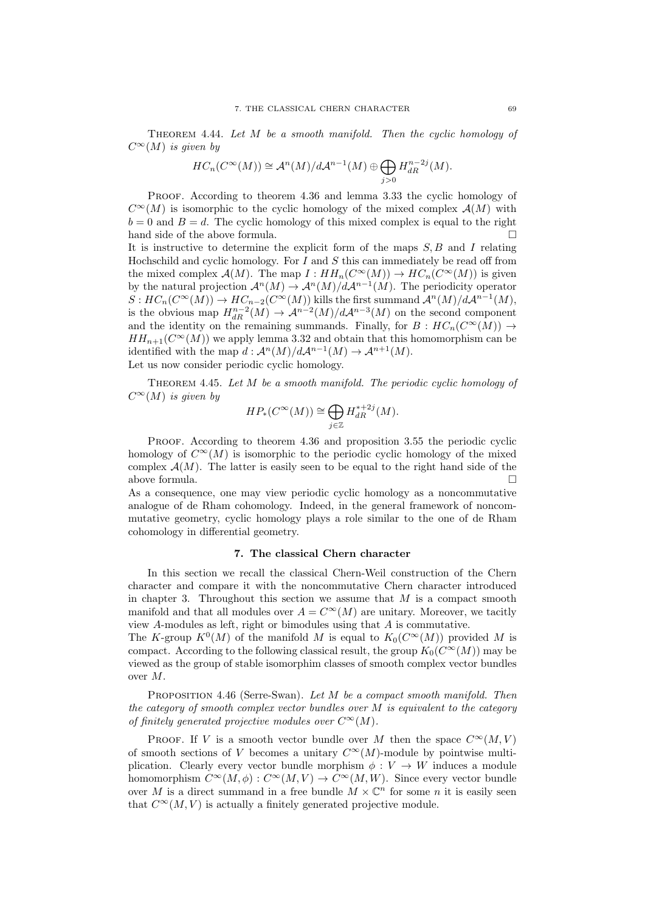Theorem 4.44. *Let $M$ be a smooth manifold. Then the cyclic homology of $C^\infty(M)$ is given by*

$$HC_n(C^\infty(M)) \cong \mathcal{A}^n(M)/d\mathcal{A}^{n-1}(M) \oplus \bigoplus_{j>0} H^{n-2j}_{dR}(M).$$

Proof. According to theorem 4.36 and lemma 3.33 the cyclic homology of $C^\infty(M)$ is isomorphic to the cyclic homology of the mixed complex $\mathcal{A}(M)$ with $b = 0$ and $B = d$. The cyclic homology of this mixed complex is equal to the right hand side of the above formula. □

It is instructive to determine the explicit form of the maps $S, B$ and $I$ relating Hochschild and cyclic homology. For $I$ and $S$ this can immediately be read off from the mixed complex $\mathcal{A}(M)$. The map $I : HH_n(C^\infty(M)) \to HC_n(C^\infty(M))$ is given by the natural projection $\mathcal{A}^n(M) \to \mathcal{A}^n(M)/d\mathcal{A}^{n-1}(M)$. The periodicity operator $S : HC_n(C^\infty(M)) \to HC_{n-2}(C^\infty(M))$ kills the first summand $\mathcal{A}^n(M)/d\mathcal{A}^{n-1}(M)$, is the obvious map $H^{n-2}_{dR}(M) \to \mathcal{A}^{n-2}(M)/d\mathcal{A}^{n-3}(M)$ on the second component and the identity on the remaining summands. Finally, for $B : HC_n(C^\infty(M)) \to HH_{n+1}(C^\infty(M))$ we apply lemma 3.32 and obtain that this homomorphism can be identified with the map $d : \mathcal{A}^n(M)/d\mathcal{A}^{n-1}(M) \to \mathcal{A}^{n+1}(M)$.

Let us now consider periodic cyclic homology.

Theorem 4.45. *Let $M$ be a smooth manifold. The periodic cyclic homology of $C^\infty(M)$ is given by*

$$HP_*(C^\infty(M)) \cong \bigoplus_{j\in\mathbb{Z}} H^{*+2j}_{dR}(M).$$

Proof. According to theorem 4.36 and proposition 3.55 the periodic cyclic homology of $C^\infty(M)$ is isomorphic to the periodic cyclic homology of the mixed complex $\mathcal{A}(M)$. The latter is easily seen to be equal to the right hand side of the above formula. □

As a consequence, one may view periodic cyclic homology as a noncommutative analogue of de Rham cohomology. Indeed, in the general framework of noncommutative geometry, cyclic homology plays a role similar to the one of de Rham cohomology in differential geometry.

## 7. The classical Chern character

In this section we recall the classical Chern-Weil construction of the Chern character and compare it with the noncommutative Chern character introduced in chapter 3. Throughout this section we assume that $M$ is a compact smooth manifold and that all modules over $A = C^\infty(M)$ are unitary. Moreover, we tacitly view $A$-modules as left, right or bimodules using that $A$ is commutative.

The $K$-group $K^0(M)$ of the manifold $M$ is equal to $K_0(C^\infty(M))$ provided $M$ is compact. According to the following classical result, the group $K_0(C^\infty(M))$ may be viewed as the group of stable isomorphim classes of smooth complex vector bundles over $M$.

Proposition 4.46 (Serre-Swan). *Let $M$ be a compact smooth manifold. Then the category of smooth complex vector bundles over $M$ is equivalent to the category of finitely generated projective modules over $C^\infty(M)$.*

Proof. If $V$ is a smooth vector bundle over $M$ then the space $C^\infty(M, V)$ of smooth sections of $V$ becomes a unitary $C^\infty(M)$-module by pointwise multiplication. Clearly every vector bundle morphism $\phi : V \to W$ induces a module homomorphism $C^\infty(M, \phi) : C^\infty(M, V) \to C^\infty(M, W)$. Since every vector bundle over $M$ is a direct summand in a free bundle $M \times \mathbb{C}^n$ for some $n$ it is easily seen that $C^\infty(M, V)$ is actually a finitely generated projective module.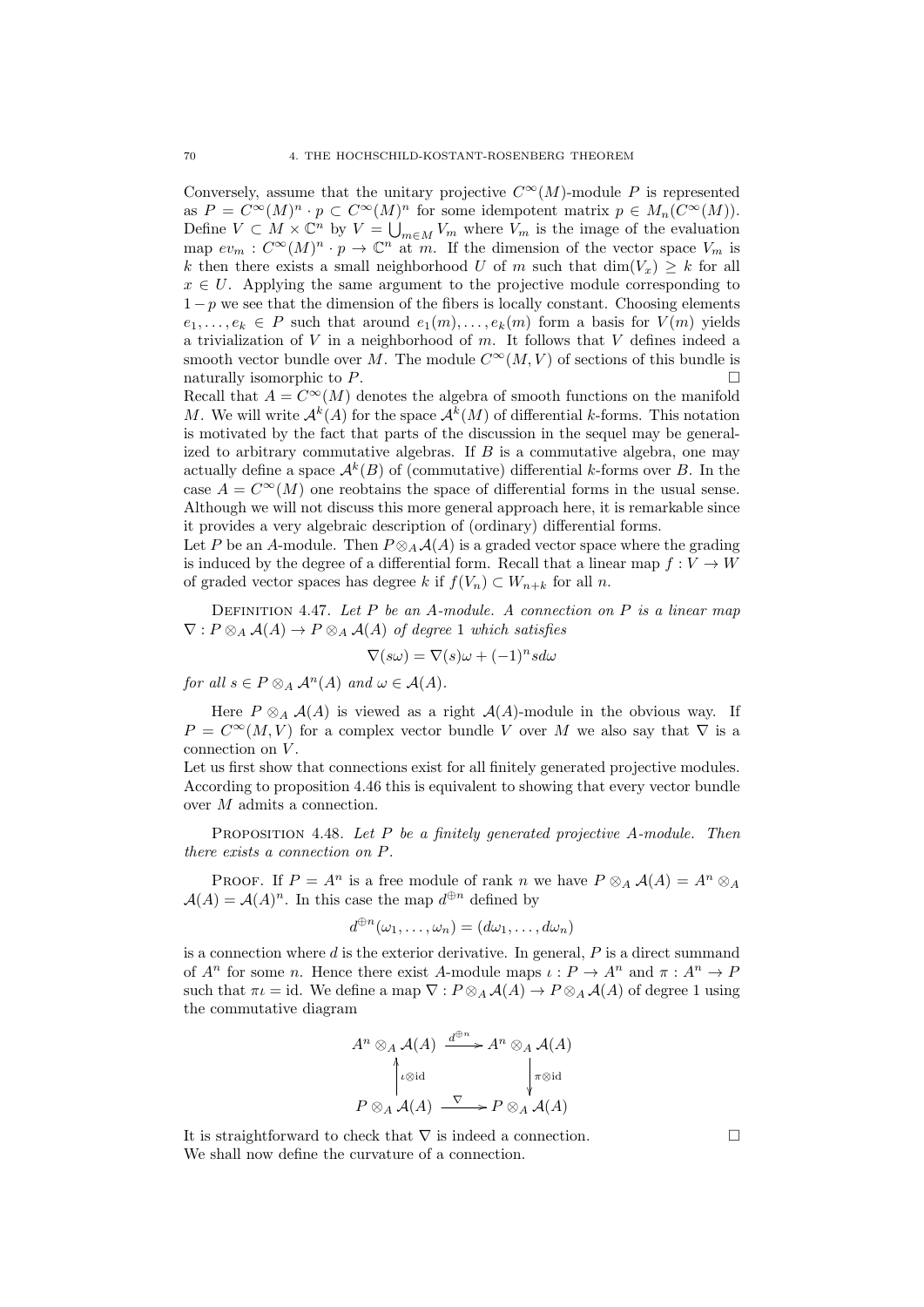Conversely, assume that the unitary projective $C^\infty(M)$-module $P$ is represented as $P = C^\infty(M)^n \cdot p \subset C^\infty(M)^n$ for some idempotent matrix $p \in M_n(C^\infty(M))$. Define $V \subset M \times \mathbb{C}^n$ by $V = \bigcup_{m \in M} V_m$ where $V_m$ is the image of the evaluation map $ev_m : C^\infty(M)^n \cdot p \to \mathbb{C}^n$ at $m$. If the dimension of the vector space $V_m$ is $k$ then there exists a small neighborhood $U$ of $m$ such that $\dim(V_x) \geq k$ for all $x \in U$. Applying the same argument to the projective module corresponding to $1-p$ we see that the dimension of the fibers is locally constant. Choosing elements $e_1, \dots, e_k \in P$ such that around $e_1(m), \dots, e_k(m)$ form a basis for $V(m)$ yields a trivialization of $V$ in a neighborhood of $m$. It follows that $V$ defines indeed a smooth vector bundle over $M$. The module $C^\infty(M, V)$ of sections of this bundle is naturally isomorphic to $P$. $\square$

Recall that $A = C^\infty(M)$ denotes the algebra of smooth functions on the manifold $M$. We will write $\mathcal{A}^k(A)$ for the space $\mathcal{A}^k(M)$ of differential $k$-forms. This notation is motivated by the fact that parts of the discussion in the sequel may be generalized to arbitrary commutative algebras. If $B$ is a commutative algebra, one may actually define a space $\mathcal{A}^k(B)$ of (commutative) differential $k$-forms over $B$. In the case $A = C^\infty(M)$ one reobtains the space of differential forms in the usual sense. Although we will not discuss this more general approach here, it is remarkable since it provides a very algebraic description of (ordinary) differential forms.

Let $P$ be an $A$-module. Then $P \otimes_A \mathcal{A}(A)$ is a graded vector space where the grading is induced by the degree of a differential form. Recall that a linear map $f : V \to W$ of graded vector spaces has degree $k$ if $f(V_n) \subset W_{n+k}$ for all $n$.

Definition 4.47. *Let $P$ be an $A$-module. A connection on $P$ is a linear map $\nabla : P \otimes_A \mathcal{A}(A) \to P \otimes_A \mathcal{A}(A)$ of degree 1 which satisfies*

$$\nabla(s\omega) = \nabla(s)\omega + (-1)^n s d\omega$$

*for all $s \in P \otimes_A \mathcal{A}^n(A)$ and $\omega \in \mathcal{A}(A)$.*

Here $P \otimes_A \mathcal{A}(A)$ is viewed as a right $\mathcal{A}(A)$-module in the obvious way. If $P = C^\infty(M, V)$ for a complex vector bundle $V$ over $M$ we also say that $\nabla$ is a connection on $V$.

Let us first show that connections exist for all finitely generated projective modules. According to proposition 4.46 this is equivalent to showing that every vector bundle over $M$ admits a connection.

Proposition 4.48. *Let $P$ be a finitely generated projective $A$-module. Then there exists a connection on $P$.*

Proof. If $P = A^n$ is a free module of rank $n$ we have $P \otimes_A \mathcal{A}(A) = A^n \otimes_A \mathcal{A}(A) = \mathcal{A}(A)^n$. In this case the map $d^{\oplus n}$ defined by

$$d^{\oplus n}(\omega_1, \dots, \omega_n) = (d\omega_1, \dots, d\omega_n)$$

is a connection where $d$ is the exterior derivative. In general, $P$ is a direct summand of $A^n$ for some $n$. Hence there exist $A$-module maps $\iota : P \to A^n$ and $\pi : A^n \to P$ such that $\pi\iota = \mathrm{id}$. We define a map $\nabla : P \otimes_A \mathcal{A}(A) \to P \otimes_A \mathcal{A}(A)$ of degree 1 using the commutative diagram

$$\begin{array}{ccc} A^n \otimes_A \mathcal{A}(A) & \xrightarrow{d^{\oplus n}} & A^n \otimes_A \mathcal{A}(A) \\ \uparrow{\scriptstyle \iota \otimes \mathrm{id}} & & \downarrow{\scriptstyle \pi \otimes \mathrm{id}} \\ P \otimes_A \mathcal{A}(A) & \xrightarrow{\nabla} & P \otimes_A \mathcal{A}(A) \end{array}$$

It is straightforward to check that $\nabla$ is indeed a connection. $\square$

We shall now define the curvature of a connection.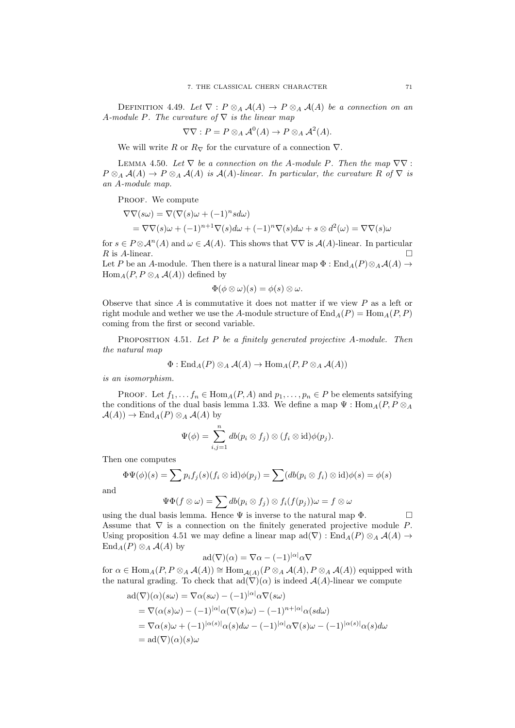Definition 4.49. *Let $\nabla : P \otimes_A \mathcal{A}(A) \to P \otimes_A \mathcal{A}(A)$ be a connection on an $A$-module $P$. The curvature of $\nabla$ is the linear map*

$$\nabla\nabla : P = P \otimes_A \mathcal{A}^0(A) \to P \otimes_A \mathcal{A}^2(A).$$

We will write $R$ or $R_\nabla$ for the curvature of a connection $\nabla$.

Lemma 4.50. *Let $\nabla$ be a connection on the $A$-module $P$. Then the map $\nabla\nabla : P \otimes_A \mathcal{A}(A) \to P \otimes_A \mathcal{A}(A)$ is $\mathcal{A}(A)$-linear. In particular, the curvature $R$ of $\nabla$ is an $A$-module map.*

Proof. We compute

$$\begin{aligned}
\nabla\nabla(s\omega) &= \nabla(\nabla(s)\omega + (-1)^n s d\omega) \\
&= \nabla\nabla(s)\omega + (-1)^{n+1}\nabla(s)d\omega + (-1)^n\nabla(s)d\omega + s \otimes d^2(\omega) = \nabla\nabla(s)\omega
\end{aligned}$$

for $s \in P \otimes \mathcal{A}^n(A)$ and $\omega \in \mathcal{A}(A)$. This shows that $\nabla\nabla$ is $\mathcal{A}(A)$-linear. In particular $R$ is $A$-linear. □

Let $P$ be an $A$-module. Then there is a natural linear map $\Phi : \mathrm{End}_A(P) \otimes_A \mathcal{A}(A) \to \mathrm{Hom}_A(P, P \otimes_A \mathcal{A}(A))$ defined by

$$\Phi(\phi \otimes \omega)(s) = \phi(s) \otimes \omega.$$

Observe that since $A$ is commutative it does not matter if we view $P$ as a left or right module and wether we use the $A$-module structure of $\mathrm{End}_A(P) = \mathrm{Hom}_A(P, P)$ coming from the first or second variable.

Proposition 4.51. *Let $P$ be a finitely generated projective $A$-module. Then the natural map*

$$\Phi : \mathrm{End}_A(P) \otimes_A \mathcal{A}(A) \to \mathrm{Hom}_A(P, P \otimes_A \mathcal{A}(A))$$

*is an isomorphism.*

Proof. Let $f_1, \dots f_n \in \mathrm{Hom}_A(P, A)$ and $p_1, \dots, p_n \in P$ be elements satsifying the conditions of the dual basis lemma 1.33. We define a map $\Psi : \mathrm{Hom}_A(P, P \otimes_A \mathcal{A}(A)) \to \mathrm{End}_A(P) \otimes_A \mathcal{A}(A)$ by

$$\Psi(\phi) = \sum_{i,j=1}^{n} db(p_i \otimes f_j) \otimes (f_i \otimes \mathrm{id})\phi(p_j).$$

Then one computes

$$\Phi\Psi(\phi)(s) = \sum p_i f_j(s)(f_i \otimes \mathrm{id})\phi(p_j) = \sum (db(p_i \otimes f_i) \otimes \mathrm{id})\phi(s) = \phi(s)$$

and

$$\Psi\Phi(f \otimes \omega) = \sum db(p_i \otimes f_j) \otimes f_i(f(p_j))\omega = f \otimes \omega$$

using the dual basis lemma. Hence $\Psi$ is inverse to the natural map $\Phi$. □

Assume that $\nabla$ is a connection on the finitely generated projective module $P$. Using proposition 4.51 we may define a linear map $\mathrm{ad}(\nabla) : \mathrm{End}_A(P) \otimes_A \mathcal{A}(A) \to \mathrm{End}_A(P) \otimes_A \mathcal{A}(A)$ by

$$\mathrm{ad}(\nabla)(\alpha) = \nabla\alpha - (-1)^{|\alpha|}\alpha\nabla$$

for $\alpha \in \mathrm{Hom}_A(P, P \otimes_A \mathcal{A}(A)) \cong \mathrm{Hom}_{\mathcal{A}(A)}(P \otimes_A \mathcal{A}(A), P \otimes_A \mathcal{A}(A))$ equipped with the natural grading. To check that $\mathrm{ad}(\nabla)(\alpha)$ is indeed $\mathcal{A}(A)$-linear we compute

$$\begin{aligned}
\mathrm{ad}(\nabla)(\alpha)(s\omega) &= \nabla\alpha(s\omega) - (-1)^{|\alpha|}\alpha\nabla(s\omega) \\
&= \nabla(\alpha(s)\omega) - (-1)^{|\alpha|}\alpha(\nabla(s)\omega) - (-1)^{n+|\alpha|}\alpha(sd\omega) \\
&= \nabla\alpha(s)\omega + (-1)^{|\alpha(s)|}\alpha(s)d\omega - (-1)^{|\alpha|}\alpha\nabla(s)\omega - (-1)^{|\alpha(s)|}\alpha(s)d\omega \\
&= \mathrm{ad}(\nabla)(\alpha)(s)\omega
\end{aligned}$$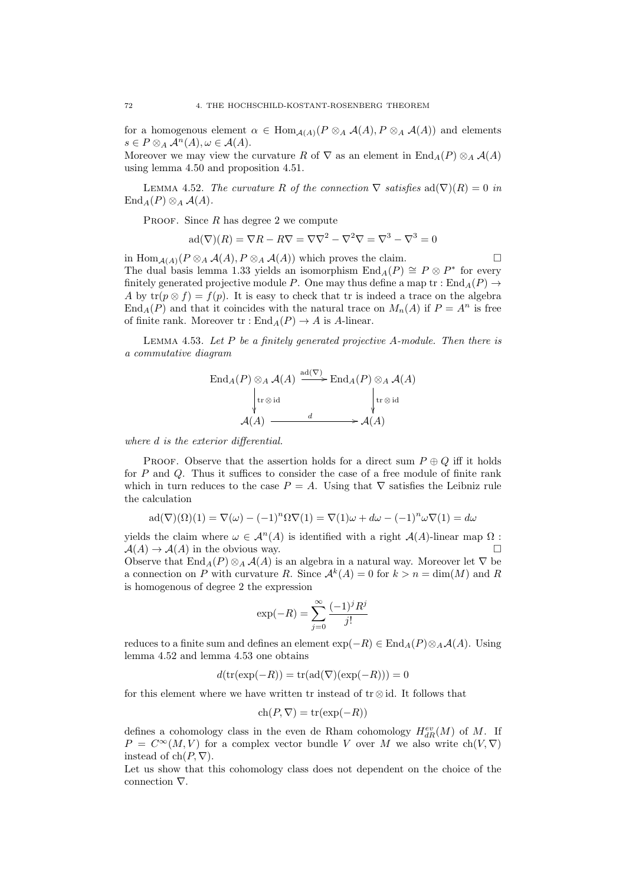for a homogenous element $\alpha \in \operatorname{Hom}_{\mathcal{A}(A)}(P \otimes_A \mathcal{A}(A), P \otimes_A \mathcal{A}(A))$ and elements $s \in P \otimes_A \mathcal{A}^n(A), \omega \in \mathcal{A}(A)$.
Moreover we may view the curvature $R$ of $\nabla$ as an element in $\operatorname{End}_A(P) \otimes_A \mathcal{A}(A)$ using lemma 4.50 and proposition 4.51.

Lemma 4.52. *The curvature $R$ of the connection $\nabla$ satisfies $\operatorname{ad}(\nabla)(R) = 0$ in $\operatorname{End}_A(P) \otimes_A \mathcal{A}(A)$.*

Proof. Since $R$ has degree 2 we compute

$$\operatorname{ad}(\nabla)(R) = \nabla R - R\nabla = \nabla\nabla^2 - \nabla^2\nabla = \nabla^3 - \nabla^3 = 0$$

in $\operatorname{Hom}_{\mathcal{A}(A)}(P \otimes_A \mathcal{A}(A), P \otimes_A \mathcal{A}(A))$ which proves the claim. □

The dual basis lemma 1.33 yields an isomorphism $\operatorname{End}_A(P) \cong P \otimes P^*$ for every finitely generated projective module $P$. One may thus define a map $\operatorname{tr} : \operatorname{End}_A(P) \to A$ by $\operatorname{tr}(p \otimes f) = f(p)$. It is easy to check that tr is indeed a trace on the algebra $\operatorname{End}_A(P)$ and that it coincides with the natural trace on $M_n(A)$ if $P = A^n$ is free of finite rank. Moreover $\operatorname{tr} : \operatorname{End}_A(P) \to A$ is $A$-linear.

Lemma 4.53. *Let $P$ be a finitely generated projective $A$-module. Then there is a commutative diagram*

$$\begin{array}{ccc} \operatorname{End}_A(P) \otimes_A \mathcal{A}(A) & \xrightarrow{\operatorname{ad}(\nabla)} & \operatorname{End}_A(P) \otimes_A \mathcal{A}(A) \\ \downarrow{\scriptstyle \operatorname{tr} \otimes \operatorname{id}} & & \downarrow{\scriptstyle \operatorname{tr} \otimes \operatorname{id}} \\ \mathcal{A}(A) & \xrightarrow{\quad d \quad} & \mathcal{A}(A) \end{array}$$

*where $d$ is the exterior differential.*

Proof. Observe that the assertion holds for a direct sum $P \oplus Q$ iff it holds for $P$ and $Q$. Thus it suffices to consider the case of a free module of finite rank which in turn reduces to the case $P = A$. Using that $\nabla$ satisfies the Leibniz rule the calculation

$$\operatorname{ad}(\nabla)(\Omega)(1) = \nabla(\omega) - (-1)^n \Omega\nabla(1) = \nabla(1)\omega + d\omega - (-1)^n \omega\nabla(1) = d\omega$$

yields the claim where $\omega \in \mathcal{A}^n(A)$ is identified with a right $\mathcal{A}(A)$-linear map $\Omega : \mathcal{A}(A) \to \mathcal{A}(A)$ in the obvious way. □

Observe that $\operatorname{End}_A(P) \otimes_A \mathcal{A}(A)$ is an algebra in a natural way. Moreover let $\nabla$ be a connection on $P$ with curvature $R$. Since $\mathcal{A}^k(A) = 0$ for $k > n = \dim(M)$ and $R$ is homogenous of degree 2 the expression

$$\exp(-R) = \sum_{j=0}^{\infty} \frac{(-1)^j R^j}{j!}$$

reduces to a finite sum and defines an element $\exp(-R) \in \operatorname{End}_A(P) \otimes_A \mathcal{A}(A)$. Using lemma 4.52 and lemma 4.53 one obtains

$$d(\operatorname{tr}(\exp(-R)) = \operatorname{tr}(\operatorname{ad}(\nabla)(\exp(-R))) = 0$$

for this element where we have written tr instead of $\operatorname{tr} \otimes \operatorname{id}$. It follows that

$$\operatorname{ch}(P, \nabla) = \operatorname{tr}(\exp(-R))$$

defines a cohomology class in the even de Rham cohomology $H^{ev}_{dR}(M)$ of $M$. If $P = C^\infty(M, V)$ for a complex vector bundle $V$ over $M$ we also write $\operatorname{ch}(V, \nabla)$ instead of $\operatorname{ch}(P, \nabla)$.
Let us show that this cohomology class does not dependent on the choice of the connection $\nabla$.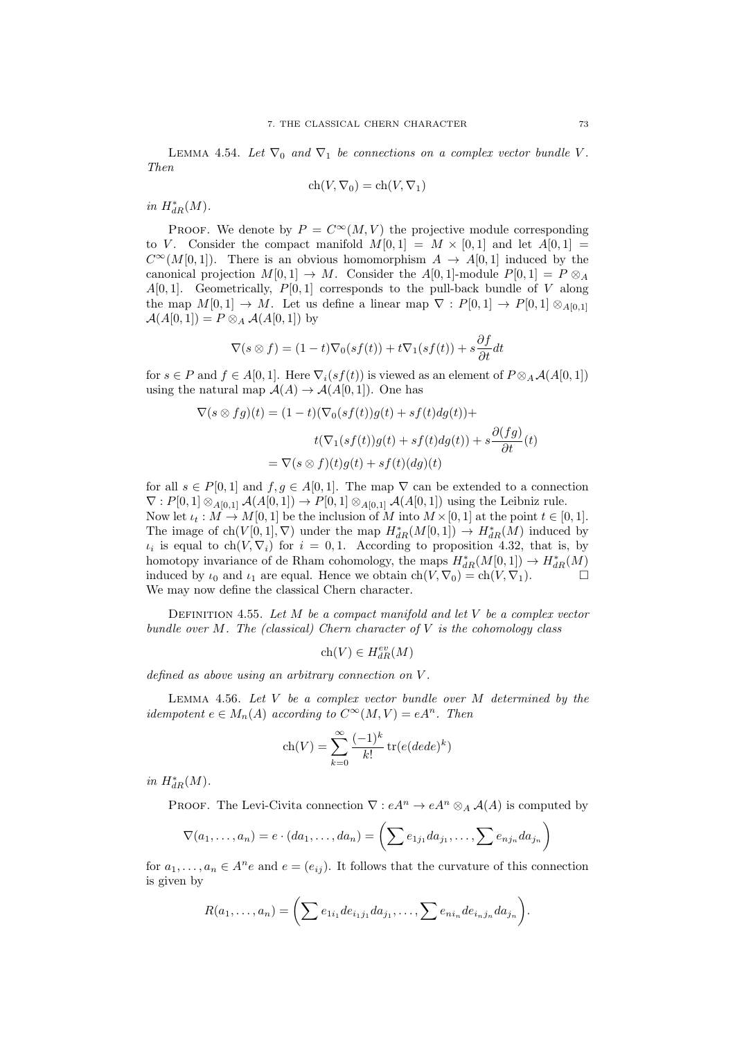**Lemma 4.54.** *Let $\nabla_0$ and $\nabla_1$ be connections on a complex vector bundle $V$. Then*

$$\operatorname{ch}(V, \nabla_0) = \operatorname{ch}(V, \nabla_1)$$

*in $H^*_{dR}(M)$.*

Proof. We denote by $P = C^\infty(M, V)$ the projective module corresponding to $V$. Consider the compact manifold $M[0,1] = M \times [0,1]$ and let $A[0,1] = C^\infty(M[0,1])$. There is an obvious homomorphism $A \to A[0,1]$ induced by the canonical projection $M[0,1] \to M$. Consider the $A[0,1]$-module $P[0,1] = P \otimes_A A[0,1]$. Geometrically, $P[0,1]$ corresponds to the pull-back bundle of $V$ along the map $M[0,1] \to M$. Let us define a linear map $\nabla : P[0,1] \to P[0,1] \otimes_{A[0,1]} \mathcal{A}(A[0,1]) = P \otimes_A \mathcal{A}(A[0,1])$ by

$$\nabla(s \otimes f) = (1-t)\nabla_0(sf(t)) + t\nabla_1(sf(t)) + s\frac{\partial f}{\partial t}dt$$

for $s \in P$ and $f \in A[0,1]$. Here $\nabla_i(sf(t))$ is viewed as an element of $P \otimes_A \mathcal{A}(A[0,1])$ using the natural map $\mathcal{A}(A) \to \mathcal{A}(A[0,1])$. One has

$$\begin{aligned}
\nabla(s \otimes fg)(t) &= (1-t)(\nabla_0(sf(t))g(t) + sf(t)dg(t)) + \\
&\qquad t(\nabla_1(sf(t))g(t) + sf(t)dg(t)) + s\frac{\partial(fg)}{\partial t}(t) \\
&= \nabla(s \otimes f)(t)g(t) + sf(t)(dg)(t)
\end{aligned}$$

for all $s \in P[0,1]$ and $f, g \in A[0,1]$. The map $\nabla$ can be extended to a connection $\nabla : P[0,1] \otimes_{A[0,1]} \mathcal{A}(A[0,1]) \to P[0,1] \otimes_{A[0,1]} \mathcal{A}(A[0,1])$ using the Leibniz rule. Now let $\iota_t : M \to M[0,1]$ be the inclusion of $M$ into $M \times [0,1]$ at the point $t \in [0,1]$. The image of $\operatorname{ch}(V[0,1], \nabla)$ under the map $H^*_{dR}(M[0,1]) \to H^*_{dR}(M)$ induced by $\iota_i$ is equal to $\operatorname{ch}(V, \nabla_i)$ for $i = 0, 1$. According to proposition 4.32, that is, by homotopy invariance of de Rham cohomology, the maps $H^*_{dR}(M[0,1]) \to H^*_{dR}(M)$ induced by $\iota_0$ and $\iota_1$ are equal. Hence we obtain $\operatorname{ch}(V, \nabla_0) = \operatorname{ch}(V, \nabla_1)$. $\square$

We may now define the classical Chern character.

**Definition 4.55.** *Let $M$ be a compact manifold and let $V$ be a complex vector bundle over $M$. The (classical) Chern character of $V$ is the cohomology class*

$$\operatorname{ch}(V) \in H^{ev}_{dR}(M)$$

*defined as above using an arbitrary connection on $V$.*

**Lemma 4.56.** *Let $V$ be a complex vector bundle over $M$ determined by the idempotent $e \in M_n(A)$ according to $C^\infty(M, V) = eA^n$. Then*

$$\operatorname{ch}(V) = \sum_{k=0}^{\infty} \frac{(-1)^k}{k!} \operatorname{tr}(e(dede)^k)$$

*in $H^*_{dR}(M)$.*

Proof. The Levi-Civita connection $\nabla : eA^n \to eA^n \otimes_A \mathcal{A}(A)$ is computed by

$$\nabla(a_1, \ldots, a_n) = e \cdot (da_1, \ldots, da_n) = \left(\sum e_{1j_1} da_{j_1}, \ldots, \sum e_{nj_n} da_{j_n}\right)$$

for $a_1, \ldots, a_n \in A^n e$ and $e = (e_{ij})$. It follows that the curvature of this connection is given by

$$R(a_1, \ldots, a_n) = \left(\sum e_{1i_1} de_{i_1 j_1} da_{j_1}, \ldots, \sum e_{ni_n} de_{i_n j_n} da_{j_n}\right).$$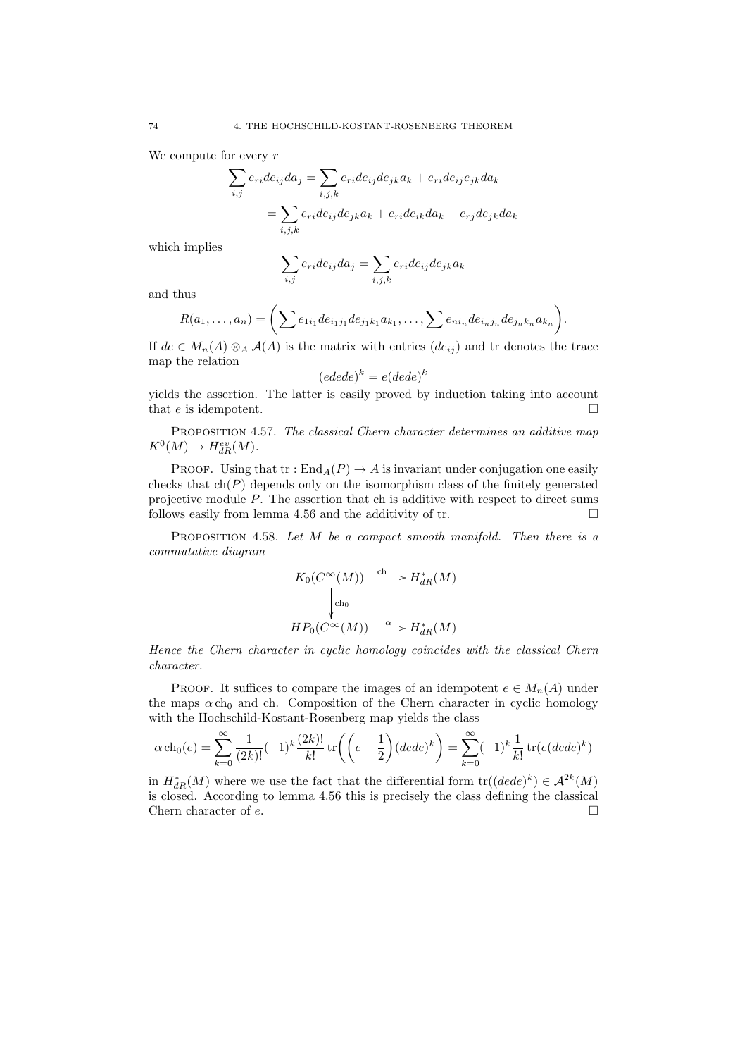We compute for every $r$

$$\begin{aligned}\sum_{i,j} e_{ri} de_{ij} da_j &= \sum_{i,j,k} e_{ri} de_{ij} de_{jk} a_k + e_{ri} de_{ij} e_{jk} da_k \\ &= \sum_{i,j,k} e_{ri} de_{ij} de_{jk} a_k + e_{ri} de_{ik} da_k - e_{rj} de_{jk} da_k\end{aligned}$$

which implies

$$\sum_{i,j} e_{ri} de_{ij} da_j = \sum_{i,j,k} e_{ri} de_{ij} de_{jk} a_k$$

and thus

$$R(a_1, \ldots, a_n) = \left( \sum e_{1i_1} de_{i_1 j_1} de_{j_1 k_1} a_{k_1}, \ldots, \sum e_{ni_n} de_{i_n j_n} de_{j_n k_n} a_{k_n} \right).$$

If $de \in M_n(A) \otimes_A \mathcal{A}(A)$ is the matrix with entries $(de_{ij})$ and tr denotes the trace map the relation

$$(edede)^k = e(dede)^k$$

yields the assertion. The latter is easily proved by induction taking into account that $e$ is idempotent. □

Proposition 4.57. *The classical Chern character determines an additive map* $K^0(M) \to H^{ev}_{dR}(M)$.

Proof. Using that $\operatorname{tr} : \operatorname{End}_A(P) \to A$ is invariant under conjugation one easily checks that $\operatorname{ch}(P)$ depends only on the isomorphism class of the finitely generated projective module $P$. The assertion that ch is additive with respect to direct sums follows easily from lemma 4.56 and the additivity of tr. □

Proposition 4.58. *Let $M$ be a compact smooth manifold. Then there is a commutative diagram*

$$\begin{array}{ccc} K_0(C^\infty(M)) & \xrightarrow{\operatorname{ch}} & H^*_{dR}(M) \\ \downarrow{\scriptstyle \operatorname{ch}_0} & & \| \\ HP_0(C^\infty(M)) & \xrightarrow{\alpha} & H^*_{dR}(M) \end{array}$$

*Hence the Chern character in cyclic homology coincides with the classical Chern character.*

Proof. It suffices to compare the images of an idempotent $e \in M_n(A)$ under the maps $\alpha \operatorname{ch}_0$ and ch. Composition of the Chern character in cyclic homology with the Hochschild-Kostant-Rosenberg map yields the class

$$\alpha \operatorname{ch}_0(e) = \sum_{k=0}^\infty \frac{1}{(2k)!} (-1)^k \frac{(2k)!}{k!} \operatorname{tr}\left( \left( e - \frac{1}{2} \right) (dede)^k \right) = \sum_{k=0}^\infty (-1)^k \frac{1}{k!} \operatorname{tr}(e(dede)^k)$$

in $H^*_{dR}(M)$ where we use the fact that the differential form $\operatorname{tr}((dede)^k) \in \mathcal{A}^{2k}(M)$ is closed. According to lemma 4.56 this is precisely the class defining the classical Chern character of $e$. □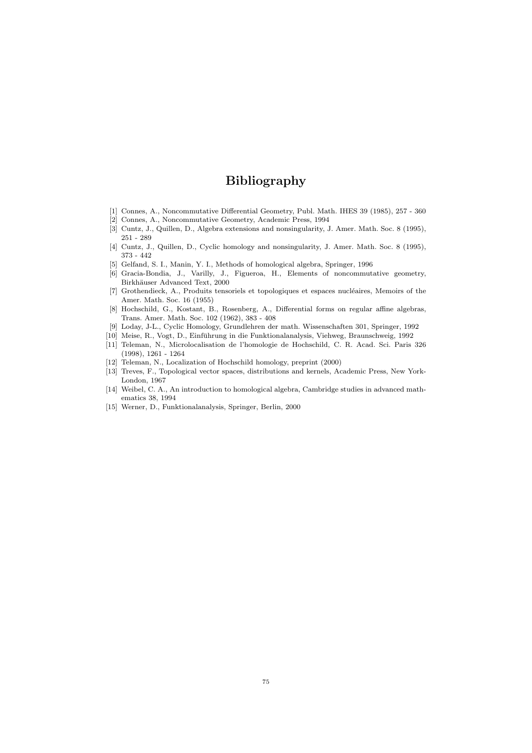# Bibliography

[1] Connes, A., Noncommutative Differential Geometry, Publ. Math. IHES 39 (1985), 257 - 360

[2] Connes, A., Noncommutative Geometry, Academic Press, 1994

[3] Cuntz, J., Quillen, D., Algebra extensions and nonsingularity, J. Amer. Math. Soc. 8 (1995), 251 - 289

[4] Cuntz, J., Quillen, D., Cyclic homology and nonsingularity, J. Amer. Math. Soc. 8 (1995), 373 - 442

[5] Gelfand, S. I., Manin, Y. I., Methods of homological algebra, Springer, 1996

[6] Gracia-Bondia, J., Varilly, J., Figueroa, H., Elements of noncommutative geometry, Birkhäuser Advanced Text, 2000

[7] Grothendieck, A., Produits tensoriels et topologiques et espaces nucléaires, Memoirs of the Amer. Math. Soc. 16 (1955)

[8] Hochschild, G., Kostant, B., Rosenberg, A., Differential forms on regular affine algebras, Trans. Amer. Math. Soc. 102 (1962), 383 - 408

[9] Loday, J-L., Cyclic Homology, Grundlehren der math. Wissenschaften 301, Springer, 1992

[10] Meise, R., Vogt, D., Einführung in die Funktionalanalysis, Viehweg, Braunschweig, 1992

[11] Teleman, N., Microlocalisation de l'homologie de Hochschild, C. R. Acad. Sci. Paris 326 (1998), 1261 - 1264

[12] Teleman, N., Localization of Hochschild homology, preprint (2000)

[13] Treves, F., Topological vector spaces, distributions and kernels, Academic Press, New York-London, 1967

[14] Weibel, C. A., An introduction to homological algebra, Cambridge studies in advanced mathematics 38, 1994

[15] Werner, D., Funktionalanalysis, Springer, Berlin, 2000